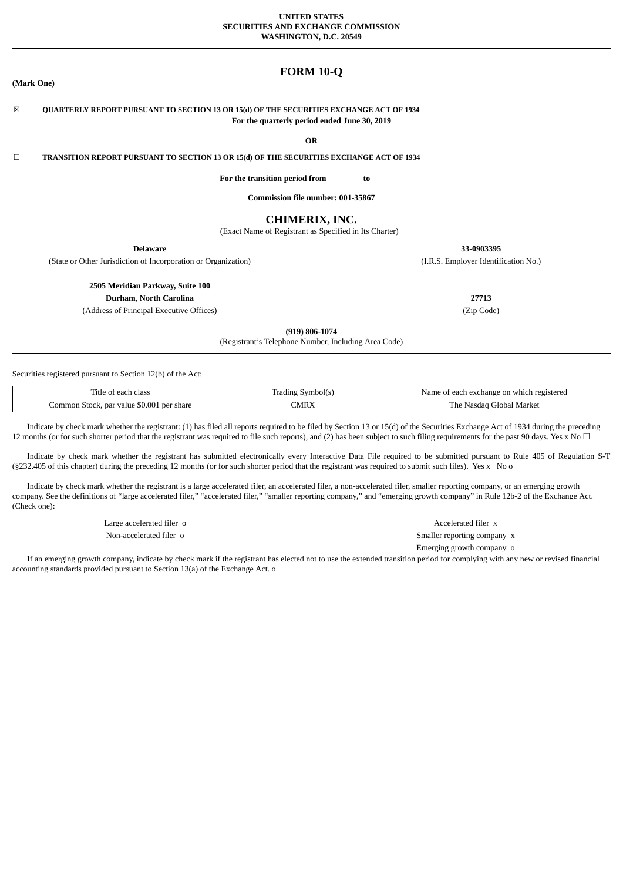**UNITED STATES**
**SECURITIES AND EXCHANGE COMMISSION**
**WASHINGTON, D.C. 20549**

# FORM 10-Q

**(Mark One)**

☒ **QUARTERLY REPORT PURSUANT TO SECTION 13 OR 15(d) OF THE SECURITIES EXCHANGE ACT OF 1934**
**For the quarterly period ended June 30, 2019**

**OR**

☐ **TRANSITION REPORT PURSUANT TO SECTION 13 OR 15(d) OF THE SECURITIES EXCHANGE ACT OF 1934**

**For the transition period from to**

**Commission file number: 001-35867**

## CHIMERIX, INC.

(Exact Name of Registrant as Specified in Its Charter)

| **Delaware** | **33-0903395** |
|---|---|
| (State or Other Jurisdiction of Incorporation or Organization) | (I.R.S. Employer Identification No.) |

| **2505 Meridian Parkway, Suite 100** | |
|---|---|
| **Durham, North Carolina** | **27713** |
| (Address of Principal Executive Offices) | (Zip Code) |

**(919) 806-1074**
(Registrant's Telephone Number, Including Area Code)

Securities registered pursuant to Section 12(b) of the Act:

| Title of each class | Trading Symbol(s) | Name of each exchange on which registered |
|---|---|---|
| Common Stock, par value $0.001 per share | CMRX | The Nasdaq Global Market |

Indicate by check mark whether the registrant: (1) has filed all reports required to be filed by Section 13 or 15(d) of the Securities Exchange Act of 1934 during the preceding 12 months (or for such shorter period that the registrant was required to file such reports), and (2) has been subject to such filing requirements for the past 90 days. Yes x No ☐

Indicate by check mark whether the registrant has submitted electronically every Interactive Data File required to be submitted pursuant to Rule 405 of Regulation S-T (§232.405 of this chapter) during the preceding 12 months (or for such shorter period that the registrant was required to submit such files). Yes x No o

Indicate by check mark whether the registrant is a large accelerated filer, an accelerated filer, a non-accelerated filer, smaller reporting company, or an emerging growth company. See the definitions of "large accelerated filer," "accelerated filer," "smaller reporting company," and "emerging growth company" in Rule 12b-2 of the Exchange Act. (Check one):

| | |
|---|---|
| Large accelerated filer o | Accelerated filer x |
| Non-accelerated filer o | Smaller reporting company x |
| | Emerging growth company o |

If an emerging growth company, indicate by check mark if the registrant has elected not to use the extended transition period for complying with any new or revised financial accounting standards provided pursuant to Section 13(a) of the Exchange Act. o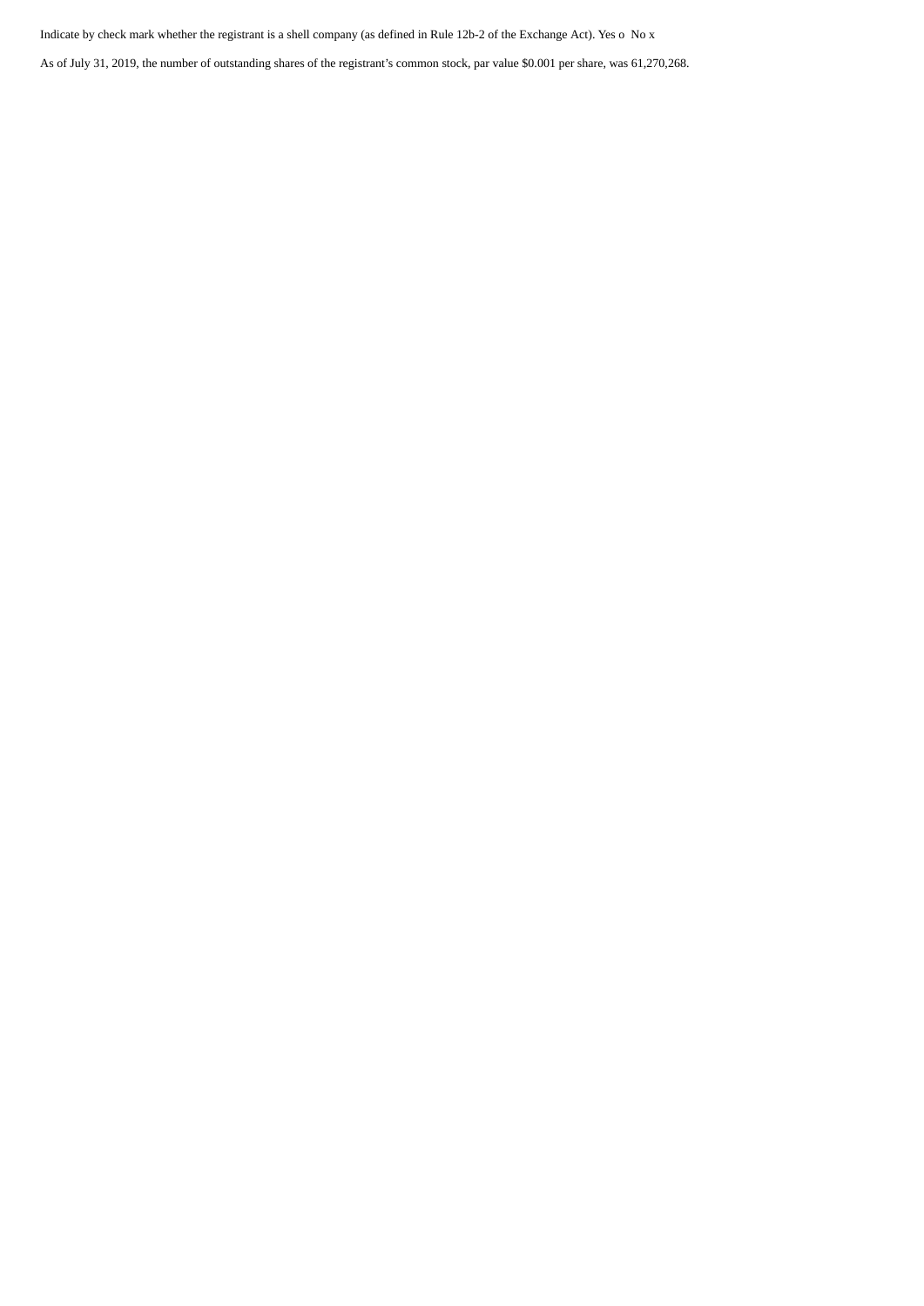Indicate by check mark whether the registrant is a shell company (as defined in Rule 12b-2 of the Exchange Act). Yes o No x

As of July 31, 2019, the number of outstanding shares of the registrant’s common stock, par value $0.001 per share, was 61,270,268.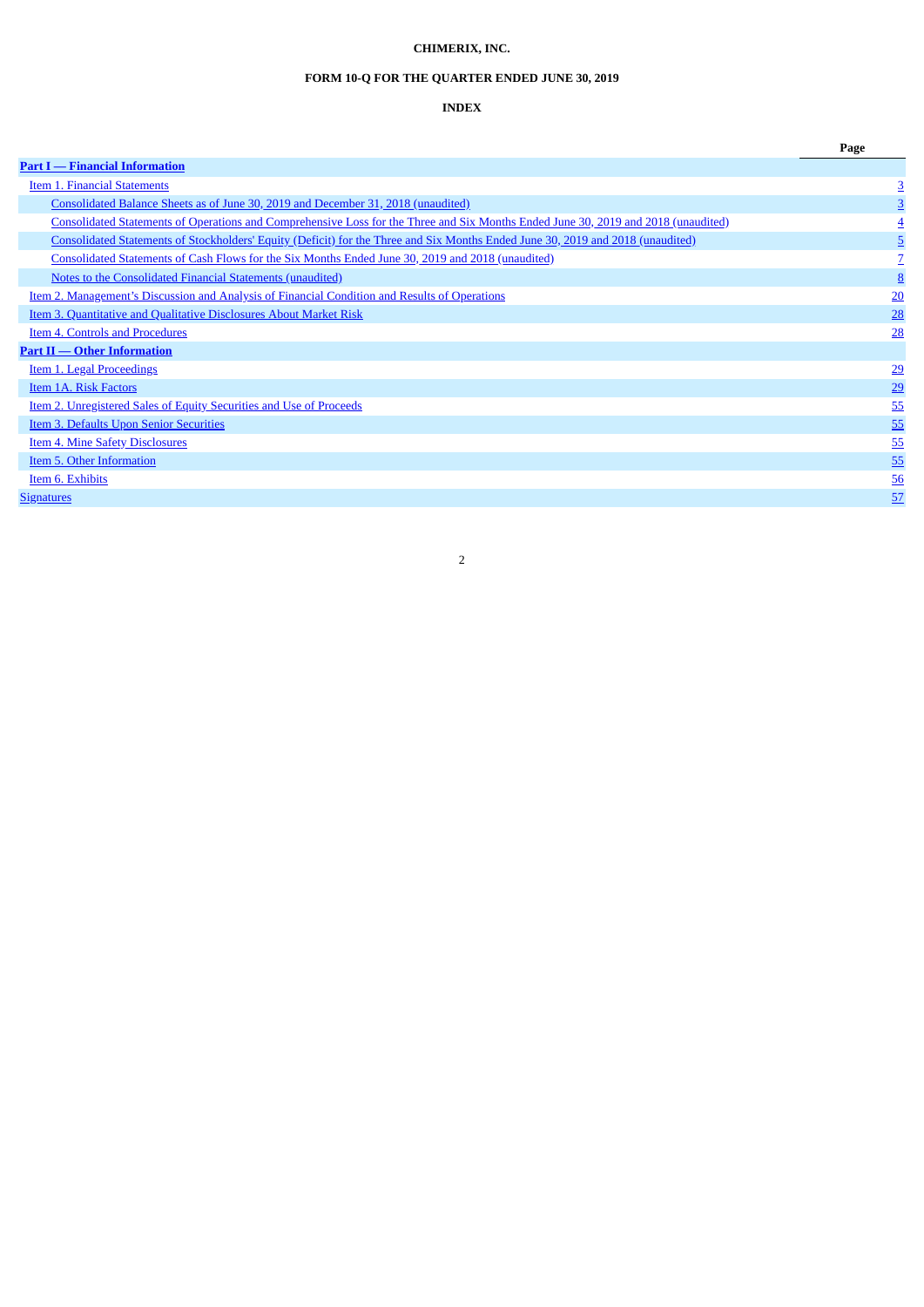**CHIMERIX, INC.**

**FORM 10-Q FOR THE QUARTER ENDED JUNE 30, 2019**

**INDEX**

| | Page |
|---|---|
| **Part I — Financial Information** | |
| Item 1. Financial Statements | 3 |
| Consolidated Balance Sheets as of June 30, 2019 and December 31, 2018 (unaudited) | 3 |
| Consolidated Statements of Operations and Comprehensive Loss for the Three and Six Months Ended June 30, 2019 and 2018 (unaudited) | 4 |
| Consolidated Statements of Stockholders' Equity (Deficit) for the Three and Six Months Ended June 30, 2019 and 2018 (unaudited) | 5 |
| Consolidated Statements of Cash Flows for the Six Months Ended June 30, 2019 and 2018 (unaudited) | 7 |
| Notes to the Consolidated Financial Statements (unaudited) | 8 |
| Item 2. Management's Discussion and Analysis of Financial Condition and Results of Operations | 20 |
| Item 3. Quantitative and Qualitative Disclosures About Market Risk | 28 |
| Item 4. Controls and Procedures | 28 |
| **Part II — Other Information** | |
| Item 1. Legal Proceedings | 29 |
| Item 1A. Risk Factors | 29 |
| Item 2. Unregistered Sales of Equity Securities and Use of Proceeds | 55 |
| Item 3. Defaults Upon Senior Securities | 55 |
| Item 4. Mine Safety Disclosures | 55 |
| Item 5. Other Information | 55 |
| Item 6. Exhibits | 56 |
| Signatures | 57 |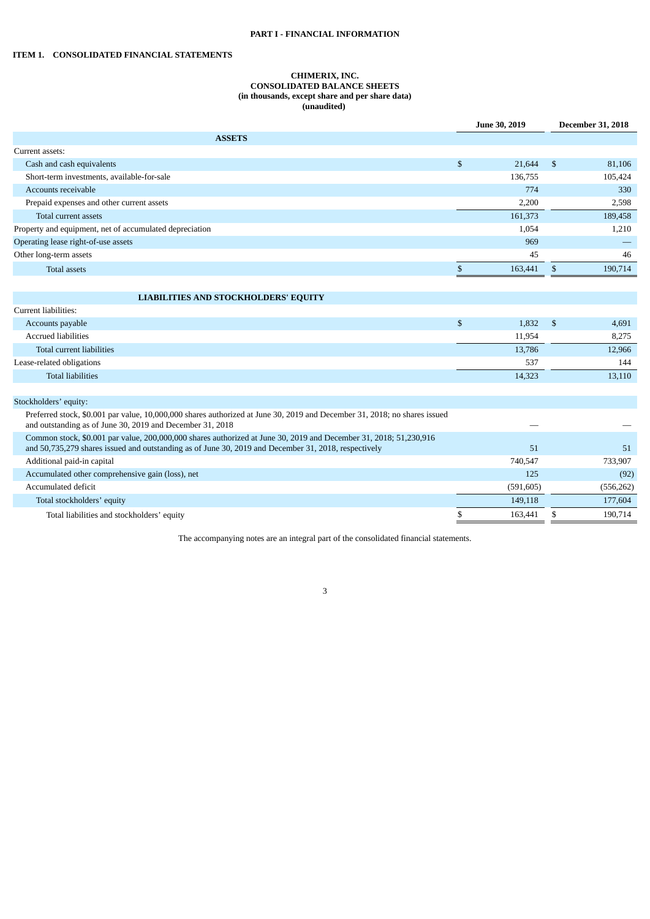**PART I - FINANCIAL INFORMATION**

**ITEM 1. CONSOLIDATED FINANCIAL STATEMENTS**

**CHIMERIX, INC.**
**CONSOLIDATED BALANCE SHEETS**
**(in thousands, except share and per share data)**
**(unaudited)**

| | June 30, 2019 | December 31, 2018 |
|---|---|---|
| **ASSETS** | | |
| Current assets: | | |
| Cash and cash equivalents | $ 21,644 | $ 81,106 |
| Short-term investments, available-for-sale | 136,755 | 105,424 |
| Accounts receivable | 774 | 330 |
| Prepaid expenses and other current assets | 2,200 | 2,598 |
| Total current assets | 161,373 | 189,458 |
| Property and equipment, net of accumulated depreciation | 1,054 | 1,210 |
| Operating lease right-of-use assets | 969 | — |
| Other long-term assets | 45 | 46 |
| Total assets | $ 163,441 | $ 190,714 |
| **LIABILITIES AND STOCKHOLDERS' EQUITY** | | |
| Current liabilities: | | |
| Accounts payable | $ 1,832 | $ 4,691 |
| Accrued liabilities | 11,954 | 8,275 |
| Total current liabilities | 13,786 | 12,966 |
| Lease-related obligations | 537 | 144 |
| Total liabilities | 14,323 | 13,110 |
| Stockholders' equity: | | |
| Preferred stock, $0.001 par value, 10,000,000 shares authorized at June 30, 2019 and December 31, 2018; no shares issued and outstanding as of June 30, 2019 and December 31, 2018 | — | — |
| Common stock, $0.001 par value, 200,000,000 shares authorized at June 30, 2019 and December 31, 2018; 51,230,916 and 50,735,279 shares issued and outstanding as of June 30, 2019 and December 31, 2018, respectively | 51 | 51 |
| Additional paid-in capital | 740,547 | 733,907 |
| Accumulated other comprehensive gain (loss), net | 125 | (92) |
| Accumulated deficit | (591,605) | (556,262) |
| Total stockholders' equity | 149,118 | 177,604 |
| Total liabilities and stockholders' equity | $ 163,441 | $ 190,714 |

The accompanying notes are an integral part of the consolidated financial statements.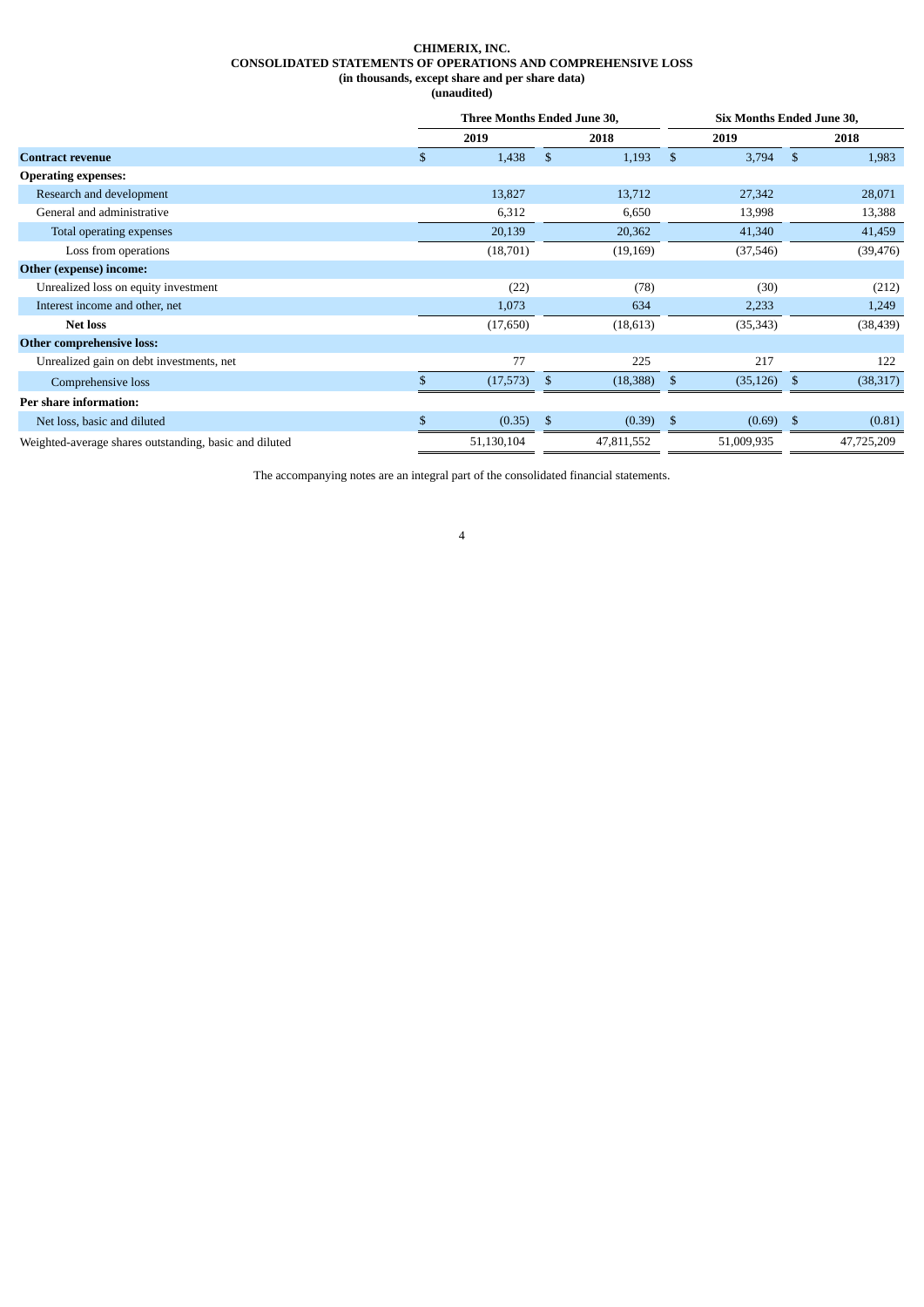**CHIMERIX, INC.**
**CONSOLIDATED STATEMENTS OF OPERATIONS AND COMPREHENSIVE LOSS**
**(in thousands, except share and per share data)**
**(unaudited)**

| | Three Months Ended June 30, | | Six Months Ended June 30, | |
|---|---|---|---|---|
| | 2019 | 2018 | 2019 | 2018 |
| **Contract revenue** | $ 1,438 | $ 1,193 | $ 3,794 | $ 1,983 |
| **Operating expenses:** | | | | |
| Research and development | 13,827 | 13,712 | 27,342 | 28,071 |
| General and administrative | 6,312 | 6,650 | 13,998 | 13,388 |
| Total operating expenses | 20,139 | 20,362 | 41,340 | 41,459 |
| Loss from operations | (18,701) | (19,169) | (37,546) | (39,476) |
| **Other (expense) income:** | | | | |
| Unrealized loss on equity investment | (22) | (78) | (30) | (212) |
| Interest income and other, net | 1,073 | 634 | 2,233 | 1,249 |
| **Net loss** | (17,650) | (18,613) | (35,343) | (38,439) |
| **Other comprehensive loss:** | | | | |
| Unrealized gain on debt investments, net | 77 | 225 | 217 | 122 |
| Comprehensive loss | $ (17,573) | $ (18,388) | $ (35,126) | $ (38,317) |
| **Per share information:** | | | | |
| Net loss, basic and diluted | $ (0.35) | $ (0.39) | $ (0.69) | $ (0.81) |
| Weighted-average shares outstanding, basic and diluted | 51,130,104 | 47,811,552 | 51,009,935 | 47,725,209 |

The accompanying notes are an integral part of the consolidated financial statements.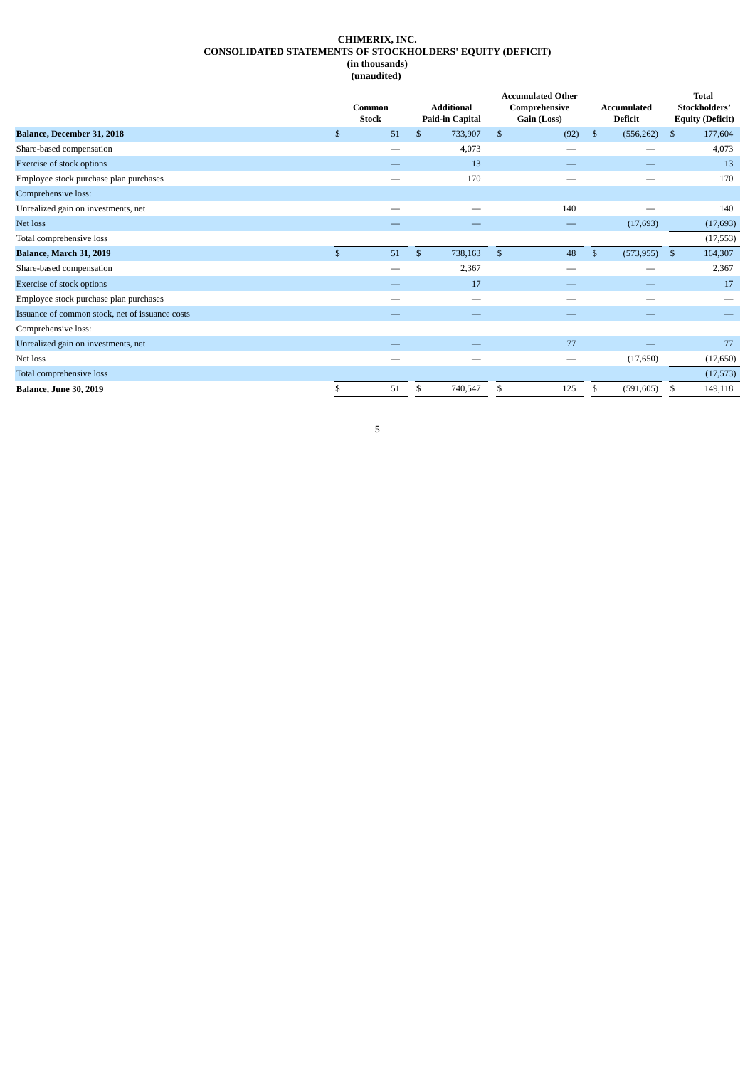**CHIMERIX, INC.**
**CONSOLIDATED STATEMENTS OF STOCKHOLDERS' EQUITY (DEFICIT)**
**(in thousands)**
**(unaudited)**

| | Common Stock | Additional Paid-in Capital | Accumulated Other Comprehensive Gain (Loss) | Accumulated Deficit | Total Stockholders' Equity (Deficit) |
|---|---|---|---|---|---|
| **Balance, December 31, 2018** | $ 51 | $ 733,907 | $ (92) | $ (556,262) | $ 177,604 |
| Share-based compensation | — | 4,073 | — | — | 4,073 |
| Exercise of stock options | — | 13 | — | — | 13 |
| Employee stock purchase plan purchases | — | 170 | — | — | 170 |
| Comprehensive loss: | | | | | |
| Unrealized gain on investments, net | — | — | 140 | — | 140 |
| Net loss | — | — | — | (17,693) | (17,693) |
| Total comprehensive loss | | | | | (17,553) |
| **Balance, March 31, 2019** | $ 51 | $ 738,163 | $ 48 | $ (573,955) | $ 164,307 |
| Share-based compensation | — | 2,367 | — | — | 2,367 |
| Exercise of stock options | — | 17 | — | — | 17 |
| Employee stock purchase plan purchases | — | — | — | — | — |
| Issuance of common stock, net of issuance costs | — | — | — | — | — |
| Comprehensive loss: | | | | | |
| Unrealized gain on investments, net | — | — | 77 | — | 77 |
| Net loss | — | — | — | (17,650) | (17,650) |
| Total comprehensive loss | | | | | (17,573) |
| **Balance, June 30, 2019** | $ 51 | $ 740,547 | $ 125 | $ (591,605) | $ 149,118 |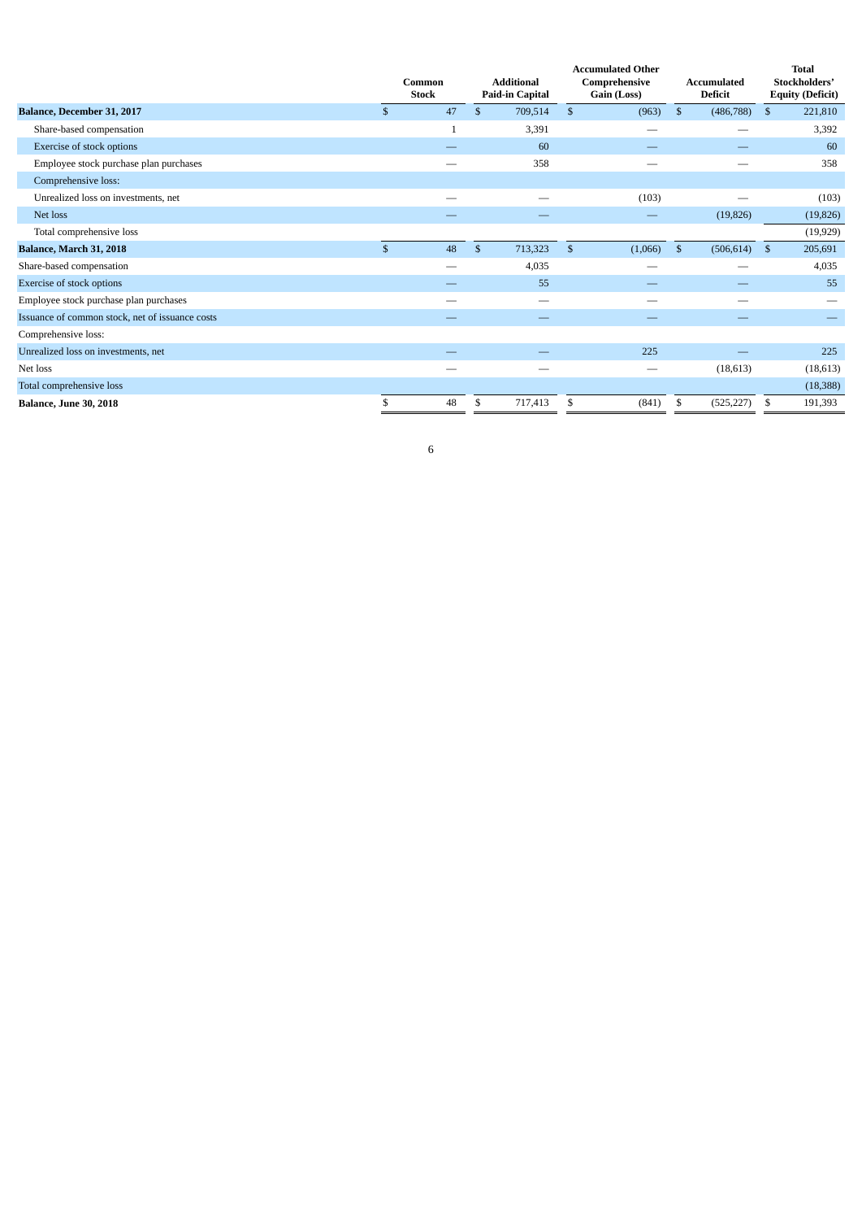|  | Common Stock | | Additional Paid-in Capital | | Accumulated Other Comprehensive Gain (Loss) | | Accumulated Deficit | | Total Stockholders' Equity (Deficit) |
|---|---|---|---|---|---|---|---|---|---|
| **Balance, December 31, 2017** | $ | 47 | $ | 709,514 | $ | (963) | $ | (486,788) | $ 221,810 |
| Share-based compensation |  | 1 |  | 3,391 |  | — |  | — | 3,392 |
| Exercise of stock options |  | — |  | 60 |  | — |  | — | 60 |
| Employee stock purchase plan purchases |  | — |  | 358 |  | — |  | — | 358 |
| Comprehensive loss: |  |  |  |  |  |  |  |  |  |
| Unrealized loss on investments, net |  | — |  | — |  | (103) |  | — | (103) |
| Net loss |  | — |  | — |  | — |  | (19,826) | (19,826) |
| Total comprehensive loss |  |  |  |  |  |  |  |  | (19,929) |
| **Balance, March 31, 2018** | $ | 48 | $ | 713,323 | $ | (1,066) | $ | (506,614) | $ 205,691 |
| Share-based compensation |  | — |  | 4,035 |  | — |  | — | 4,035 |
| Exercise of stock options |  | — |  | 55 |  | — |  | — | 55 |
| Employee stock purchase plan purchases |  | — |  | — |  | — |  | — | — |
| Issuance of common stock, net of issuance costs |  | — |  | — |  | — |  | — | — |
| Comprehensive loss: |  |  |  |  |  |  |  |  |  |
| Unrealized loss on investments, net |  | — |  | — |  | 225 |  | — | 225 |
| Net loss |  | — |  | — |  | — |  | (18,613) | (18,613) |
| Total comprehensive loss |  |  |  |  |  |  |  |  | (18,388) |
| **Balance, June 30, 2018** | $ | 48 | $ | 717,413 | $ | (841) | $ | (525,227) | $ 191,393 |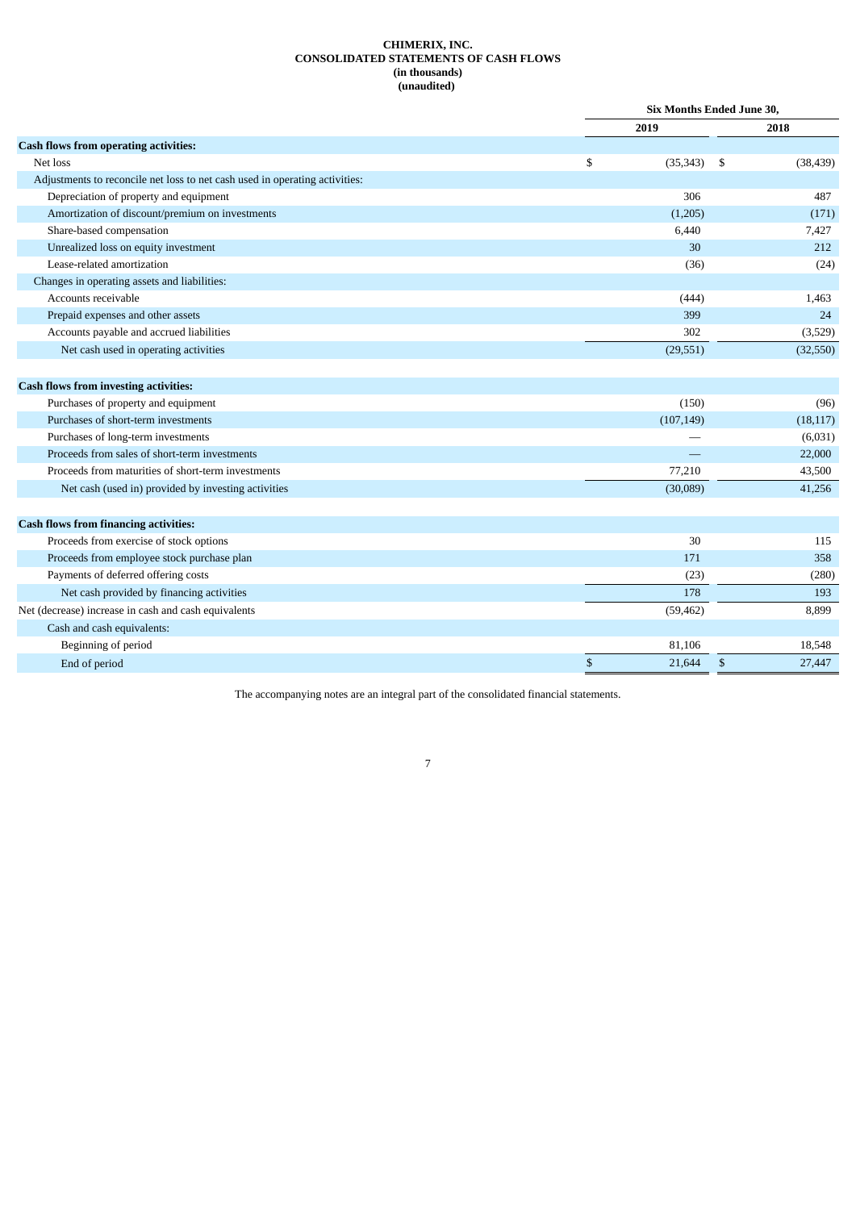**CHIMERIX, INC.**
**CONSOLIDATED STATEMENTS OF CASH FLOWS**
**(in thousands)**
**(unaudited)**

| | Six Months Ended June 30, | |
|---|---|---|
| | 2019 | 2018 |
| **Cash flows from operating activities:** | | |
| Net loss | $ (35,343) | $ (38,439) |
| Adjustments to reconcile net loss to net cash used in operating activities: | | |
| Depreciation of property and equipment | 306 | 487 |
| Amortization of discount/premium on investments | (1,205) | (171) |
| Share-based compensation | 6,440 | 7,427 |
| Unrealized loss on equity investment | 30 | 212 |
| Lease-related amortization | (36) | (24) |
| Changes in operating assets and liabilities: | | |
| Accounts receivable | (444) | 1,463 |
| Prepaid expenses and other assets | 399 | 24 |
| Accounts payable and accrued liabilities | 302 | (3,529) |
| Net cash used in operating activities | (29,551) | (32,550) |
| **Cash flows from investing activities:** | | |
| Purchases of property and equipment | (150) | (96) |
| Purchases of short-term investments | (107,149) | (18,117) |
| Purchases of long-term investments | — | (6,031) |
| Proceeds from sales of short-term investments | — | 22,000 |
| Proceeds from maturities of short-term investments | 77,210 | 43,500 |
| Net cash (used in) provided by investing activities | (30,089) | 41,256 |
| **Cash flows from financing activities:** | | |
| Proceeds from exercise of stock options | 30 | 115 |
| Proceeds from employee stock purchase plan | 171 | 358 |
| Payments of deferred offering costs | (23) | (280) |
| Net cash provided by financing activities | 178 | 193 |
| Net (decrease) increase in cash and cash equivalents | (59,462) | 8,899 |
| Cash and cash equivalents: | | |
| Beginning of period | 81,106 | 18,548 |
| End of period | $ 21,644 | $ 27,447 |

The accompanying notes are an integral part of the consolidated financial statements.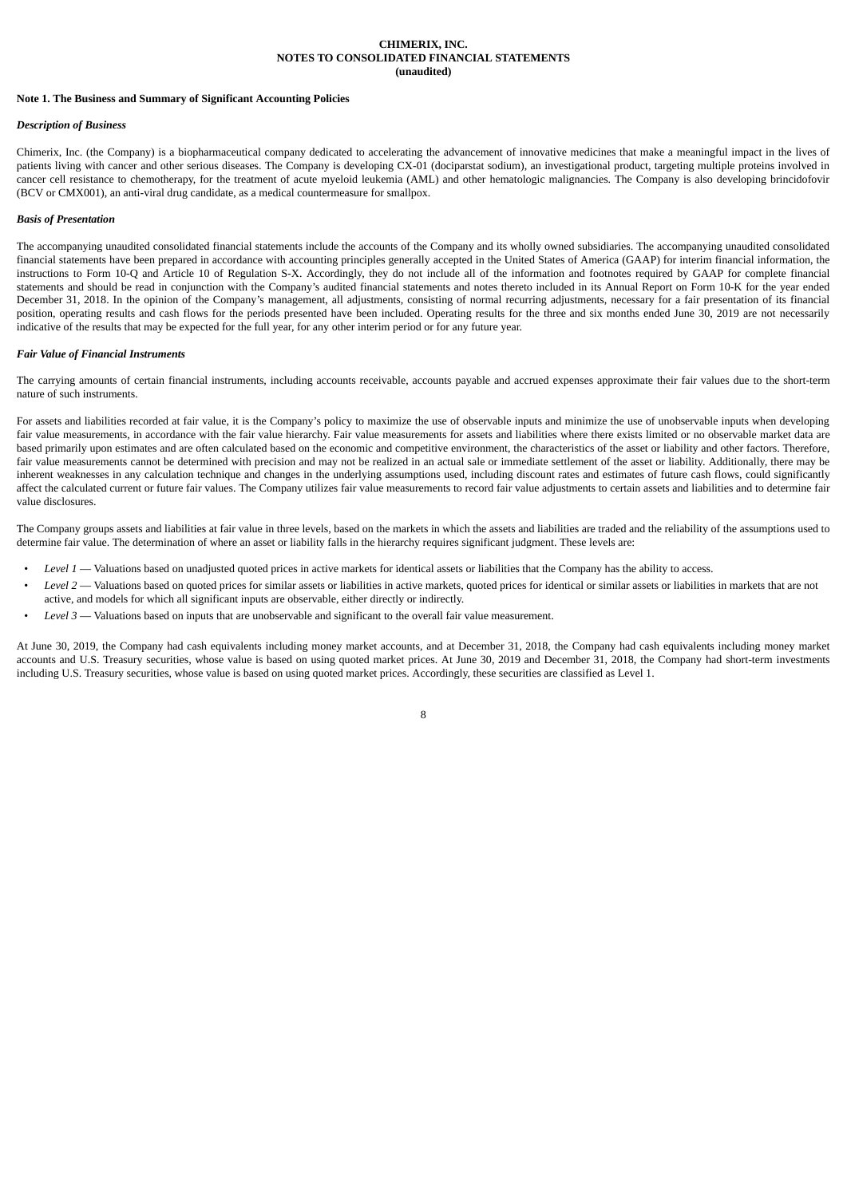**CHIMERIX, INC.**
**NOTES TO CONSOLIDATED FINANCIAL STATEMENTS**
**(unaudited)**

**Note 1. The Business and Summary of Significant Accounting Policies**

***Description of Business***

Chimerix, Inc. (the Company) is a biopharmaceutical company dedicated to accelerating the advancement of innovative medicines that make a meaningful impact in the lives of patients living with cancer and other serious diseases. The Company is developing CX-01 (dociparstat sodium), an investigational product, targeting multiple proteins involved in cancer cell resistance to chemotherapy, for the treatment of acute myeloid leukemia (AML) and other hematologic malignancies. The Company is also developing brincidofovir (BCV or CMX001), an anti-viral drug candidate, as a medical countermeasure for smallpox.

***Basis of Presentation***

The accompanying unaudited consolidated financial statements include the accounts of the Company and its wholly owned subsidiaries. The accompanying unaudited consolidated financial statements have been prepared in accordance with accounting principles generally accepted in the United States of America (GAAP) for interim financial information, the instructions to Form 10-Q and Article 10 of Regulation S-X. Accordingly, they do not include all of the information and footnotes required by GAAP for complete financial statements and should be read in conjunction with the Company's audited financial statements and notes thereto included in its Annual Report on Form 10-K for the year ended December 31, 2018. In the opinion of the Company's management, all adjustments, consisting of normal recurring adjustments, necessary for a fair presentation of its financial position, operating results and cash flows for the periods presented have been included. Operating results for the three and six months ended June 30, 2019 are not necessarily indicative of the results that may be expected for the full year, for any other interim period or for any future year.

***Fair Value of Financial Instruments***

The carrying amounts of certain financial instruments, including accounts receivable, accounts payable and accrued expenses approximate their fair values due to the short-term nature of such instruments.

For assets and liabilities recorded at fair value, it is the Company's policy to maximize the use of observable inputs and minimize the use of unobservable inputs when developing fair value measurements, in accordance with the fair value hierarchy. Fair value measurements for assets and liabilities where there exists limited or no observable market data are based primarily upon estimates and are often calculated based on the economic and competitive environment, the characteristics of the asset or liability and other factors. Therefore, fair value measurements cannot be determined with precision and may not be realized in an actual sale or immediate settlement of the asset or liability. Additionally, there may be inherent weaknesses in any calculation technique and changes in the underlying assumptions used, including discount rates and estimates of future cash flows, could significantly affect the calculated current or future fair values. The Company utilizes fair value measurements to record fair value adjustments to certain assets and liabilities and to determine fair value disclosures.

The Company groups assets and liabilities at fair value in three levels, based on the markets in which the assets and liabilities are traded and the reliability of the assumptions used to determine fair value. The determination of where an asset or liability falls in the hierarchy requires significant judgment. These levels are:

- *Level 1* — Valuations based on unadjusted quoted prices in active markets for identical assets or liabilities that the Company has the ability to access.
- *Level 2* — Valuations based on quoted prices for similar assets or liabilities in active markets, quoted prices for identical or similar assets or liabilities in markets that are not active, and models for which all significant inputs are observable, either directly or indirectly.
- *Level 3* — Valuations based on inputs that are unobservable and significant to the overall fair value measurement.

At June 30, 2019, the Company had cash equivalents including money market accounts, and at December 31, 2018, the Company had cash equivalents including money market accounts and U.S. Treasury securities, whose value is based on using quoted market prices. At June 30, 2019 and December 31, 2018, the Company had short-term investments including U.S. Treasury securities, whose value is based on using quoted market prices. Accordingly, these securities are classified as Level 1.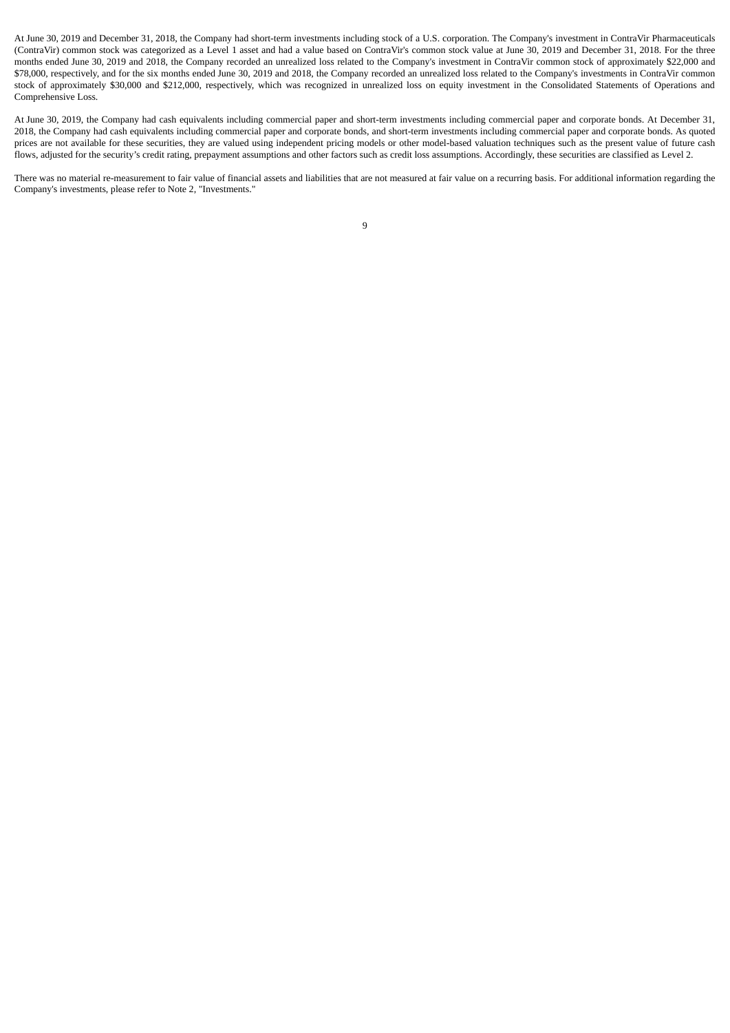At June 30, 2019 and December 31, 2018, the Company had short-term investments including stock of a U.S. corporation. The Company's investment in ContraVir Pharmaceuticals (ContraVir) common stock was categorized as a Level 1 asset and had a value based on ContraVir's common stock value at June 30, 2019 and December 31, 2018. For the three months ended June 30, 2019 and 2018, the Company recorded an unrealized loss related to the Company's investment in ContraVir common stock of approximately $22,000 and $78,000, respectively, and for the six months ended June 30, 2019 and 2018, the Company recorded an unrealized loss related to the Company's investments in ContraVir common stock of approximately $30,000 and $212,000, respectively, which was recognized in unrealized loss on equity investment in the Consolidated Statements of Operations and Comprehensive Loss.

At June 30, 2019, the Company had cash equivalents including commercial paper and short-term investments including commercial paper and corporate bonds. At December 31, 2018, the Company had cash equivalents including commercial paper and corporate bonds, and short-term investments including commercial paper and corporate bonds. As quoted prices are not available for these securities, they are valued using independent pricing models or other model-based valuation techniques such as the present value of future cash flows, adjusted for the security's credit rating, prepayment assumptions and other factors such as credit loss assumptions. Accordingly, these securities are classified as Level 2.

There was no material re-measurement to fair value of financial assets and liabilities that are not measured at fair value on a recurring basis. For additional information regarding the Company's investments, please refer to Note 2, "Investments."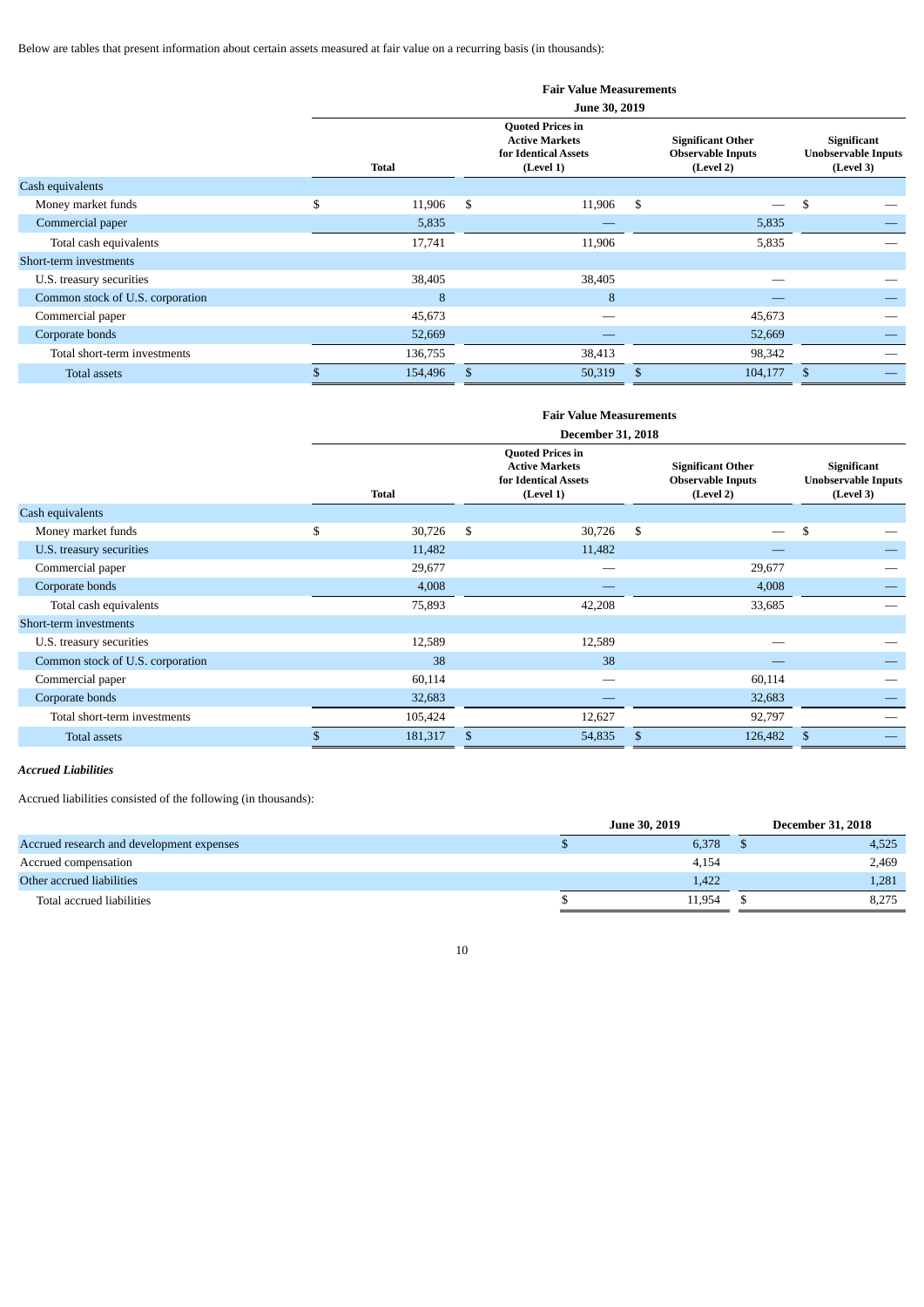Below are tables that present information about certain assets measured at fair value on a recurring basis (in thousands):

| | Fair Value Measurements | | | |
|---|---|---|---|---|
| | June 30, 2019 | | | |
| | Total | Quoted Prices in Active Markets for Identical Assets (Level 1) | Significant Other Observable Inputs (Level 2) | Significant Unobservable Inputs (Level 3) |
| Cash equivalents | | | | |
| Money market funds | $ 11,906 | $ 11,906 | $ — | $ — |
| Commercial paper | 5,835 | — | 5,835 | — |
| Total cash equivalents | 17,741 | 11,906 | 5,835 | — |
| Short-term investments | | | | |
| U.S. treasury securities | 38,405 | 38,405 | — | — |
| Common stock of U.S. corporation | 8 | 8 | — | — |
| Commercial paper | 45,673 | — | 45,673 | — |
| Corporate bonds | 52,669 | — | 52,669 | — |
| Total short-term investments | 136,755 | 38,413 | 98,342 | — |
| Total assets | $ 154,496 | $ 50,319 | $ 104,177 | $ — |

| | Fair Value Measurements | | | |
|---|---|---|---|---|
| | December 31, 2018 | | | |
| | Total | Quoted Prices in Active Markets for Identical Assets (Level 1) | Significant Other Observable Inputs (Level 2) | Significant Unobservable Inputs (Level 3) |
| Cash equivalents | | | | |
| Money market funds | $ 30,726 | $ 30,726 | $ — | $ — |
| U.S. treasury securities | 11,482 | 11,482 | — | — |
| Commercial paper | 29,677 | — | 29,677 | — |
| Corporate bonds | 4,008 | — | 4,008 | — |
| Total cash equivalents | 75,893 | 42,208 | 33,685 | — |
| Short-term investments | | | | |
| U.S. treasury securities | 12,589 | 12,589 | — | — |
| Common stock of U.S. corporation | 38 | 38 | — | — |
| Commercial paper | 60,114 | — | 60,114 | — |
| Corporate bonds | 32,683 | — | 32,683 | — |
| Total short-term investments | 105,424 | 12,627 | 92,797 | — |
| Total assets | $ 181,317 | $ 54,835 | $ 126,482 | $ — |

***Accrued Liabilities***

Accrued liabilities consisted of the following (in thousands):

| | June 30, 2019 | December 31, 2018 |
|---|---|---|
| Accrued research and development expenses | $ 6,378 | $ 4,525 |
| Accrued compensation | 4,154 | 2,469 |
| Other accrued liabilities | 1,422 | 1,281 |
| Total accrued liabilities | $ 11,954 | $ 8,275 |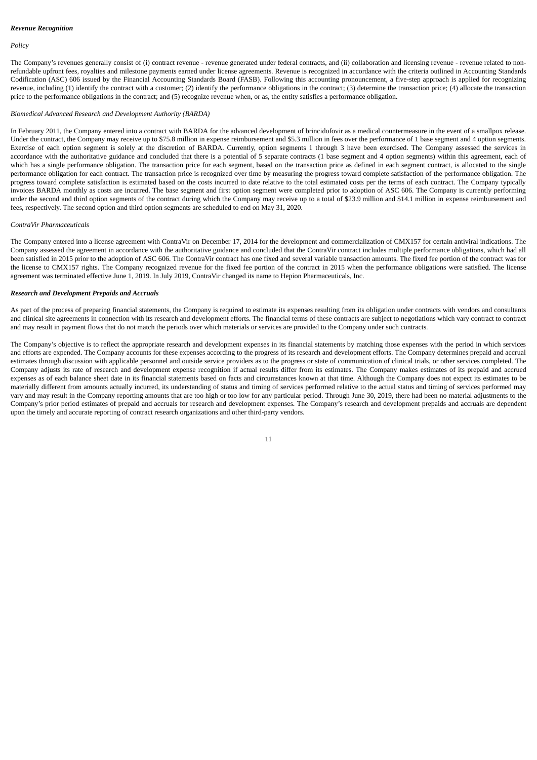***Revenue Recognition***

*Policy*

The Company's revenues generally consist of (i) contract revenue - revenue generated under federal contracts, and (ii) collaboration and licensing revenue - revenue related to non-refundable upfront fees, royalties and milestone payments earned under license agreements. Revenue is recognized in accordance with the criteria outlined in Accounting Standards Codification (ASC) 606 issued by the Financial Accounting Standards Board (FASB). Following this accounting pronouncement, a five-step approach is applied for recognizing revenue, including (1) identify the contract with a customer; (2) identify the performance obligations in the contract; (3) determine the transaction price; (4) allocate the transaction price to the performance obligations in the contract; and (5) recognize revenue when, or as, the entity satisfies a performance obligation.

*Biomedical Advanced Research and Development Authority (BARDA)*

In February 2011, the Company entered into a contract with BARDA for the advanced development of brincidofovir as a medical countermeasure in the event of a smallpox release. Under the contract, the Company may receive up to $75.8 million in expense reimbursement and $5.3 million in fees over the performance of 1 base segment and 4 option segments. Exercise of each option segment is solely at the discretion of BARDA. Currently, option segments 1 through 3 have been exercised. The Company assessed the services in accordance with the authoritative guidance and concluded that there is a potential of 5 separate contracts (1 base segment and 4 option segments) within this agreement, each of which has a single performance obligation. The transaction price for each segment, based on the transaction price as defined in each segment contract, is allocated to the single performance obligation for each contract. The transaction price is recognized over time by measuring the progress toward complete satisfaction of the performance obligation. The progress toward complete satisfaction is estimated based on the costs incurred to date relative to the total estimated costs per the terms of each contract. The Company typically invoices BARDA monthly as costs are incurred. The base segment and first option segment were completed prior to adoption of ASC 606. The Company is currently performing under the second and third option segments of the contract during which the Company may receive up to a total of $23.9 million and $14.1 million in expense reimbursement and fees, respectively. The second option and third option segments are scheduled to end on May 31, 2020.

*ContraVir Pharmaceuticals*

The Company entered into a license agreement with ContraVir on December 17, 2014 for the development and commercialization of CMX157 for certain antiviral indications. The Company assessed the agreement in accordance with the authoritative guidance and concluded that the ContraVir contract includes multiple performance obligations, which had all been satisfied in 2015 prior to the adoption of ASC 606. The ContraVir contract has one fixed and several variable transaction amounts. The fixed fee portion of the contract was for the license to CMX157 rights. The Company recognized revenue for the fixed fee portion of the contract in 2015 when the performance obligations were satisfied. The license agreement was terminated effective June 1, 2019. In July 2019, ContraVir changed its name to Hepion Pharmaceuticals, Inc.

***Research and Development Prepaids and Accruals***

As part of the process of preparing financial statements, the Company is required to estimate its expenses resulting from its obligation under contracts with vendors and consultants and clinical site agreements in connection with its research and development efforts. The financial terms of these contracts are subject to negotiations which vary contract to contract and may result in payment flows that do not match the periods over which materials or services are provided to the Company under such contracts.

The Company's objective is to reflect the appropriate research and development expenses in its financial statements by matching those expenses with the period in which services and efforts are expended. The Company accounts for these expenses according to the progress of its research and development efforts. The Company determines prepaid and accrual estimates through discussion with applicable personnel and outside service providers as to the progress or state of communication of clinical trials, or other services completed. The Company adjusts its rate of research and development expense recognition if actual results differ from its estimates. The Company makes estimates of its prepaid and accrued expenses as of each balance sheet date in its financial statements based on facts and circumstances known at that time. Although the Company does not expect its estimates to be materially different from amounts actually incurred, its understanding of status and timing of services performed relative to the actual status and timing of services performed may vary and may result in the Company reporting amounts that are too high or too low for any particular period. Through June 30, 2019, there had been no material adjustments to the Company's prior period estimates of prepaid and accruals for research and development expenses. The Company's research and development prepaids and accruals are dependent upon the timely and accurate reporting of contract research organizations and other third-party vendors.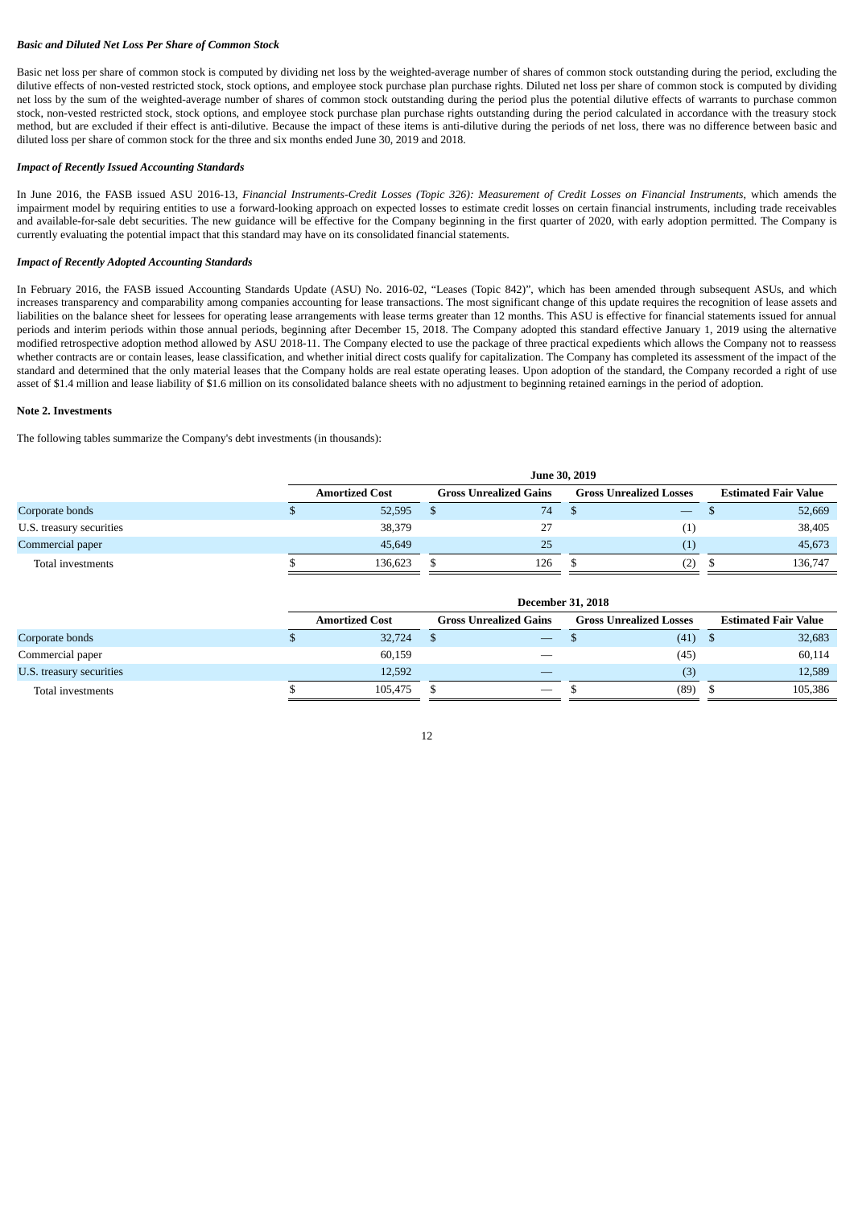***Basic and Diluted Net Loss Per Share of Common Stock***

Basic net loss per share of common stock is computed by dividing net loss by the weighted-average number of shares of common stock outstanding during the period, excluding the dilutive effects of non-vested restricted stock, stock options, and employee stock purchase plan purchase rights. Diluted net loss per share of common stock is computed by dividing net loss by the sum of the weighted-average number of shares of common stock outstanding during the period plus the potential dilutive effects of warrants to purchase common stock, non-vested restricted stock, stock options, and employee stock purchase plan purchase rights outstanding during the period calculated in accordance with the treasury stock method, but are excluded if their effect is anti-dilutive. Because the impact of these items is anti-dilutive during the periods of net loss, there was no difference between basic and diluted loss per share of common stock for the three and six months ended June 30, 2019 and 2018.

***Impact of Recently Issued Accounting Standards***

In June 2016, the FASB issued ASU 2016-13, *Financial Instruments-Credit Losses (Topic 326): Measurement of Credit Losses on Financial Instruments*, which amends the impairment model by requiring entities to use a forward-looking approach on expected losses to estimate credit losses on certain financial instruments, including trade receivables and available-for-sale debt securities. The new guidance will be effective for the Company beginning in the first quarter of 2020, with early adoption permitted. The Company is currently evaluating the potential impact that this standard may have on its consolidated financial statements.

***Impact of Recently Adopted Accounting Standards***

In February 2016, the FASB issued Accounting Standards Update (ASU) No. 2016-02, "Leases (Topic 842)", which has been amended through subsequent ASUs, and which increases transparency and comparability among companies accounting for lease transactions. The most significant change of this update requires the recognition of lease assets and liabilities on the balance sheet for lessees for operating lease arrangements with lease terms greater than 12 months. This ASU is effective for financial statements issued for annual periods and interim periods within those annual periods, beginning after December 15, 2018. The Company adopted this standard effective January 1, 2019 using the alternative modified retrospective adoption method allowed by ASU 2018-11. The Company elected to use the package of three practical expedients which allows the Company not to reassess whether contracts are or contain leases, lease classification, and whether initial direct costs qualify for capitalization. The Company has completed its assessment of the impact of the standard and determined that the only material leases that the Company holds are real estate operating leases. Upon adoption of the standard, the Company recorded a right of use asset of $1.4 million and lease liability of $1.6 million on its consolidated balance sheets with no adjustment to beginning retained earnings in the period of adoption.

**Note 2. Investments**

The following tables summarize the Company's debt investments (in thousands):

| | June 30, 2019 | | | |
|---|---|---|---|---|
| | Amortized Cost | Gross Unrealized Gains | Gross Unrealized Losses | Estimated Fair Value |
| Corporate bonds | $ 52,595 | $ 74 | $ — | $ 52,669 |
| U.S. treasury securities | 38,379 | 27 | (1) | 38,405 |
| Commercial paper | 45,649 | 25 | (1) | 45,673 |
| Total investments | $ 136,623 | $ 126 | $ (2) | $ 136,747 |

| | December 31, 2018 | | | |
|---|---|---|---|---|
| | Amortized Cost | Gross Unrealized Gains | Gross Unrealized Losses | Estimated Fair Value |
| Corporate bonds | $ 32,724 | $ — | $ (41) | $ 32,683 |
| Commercial paper | 60,159 | — | (45) | 60,114 |
| U.S. treasury securities | 12,592 | — | (3) | 12,589 |
| Total investments | $ 105,475 | $ — | $ (89) | $ 105,386 |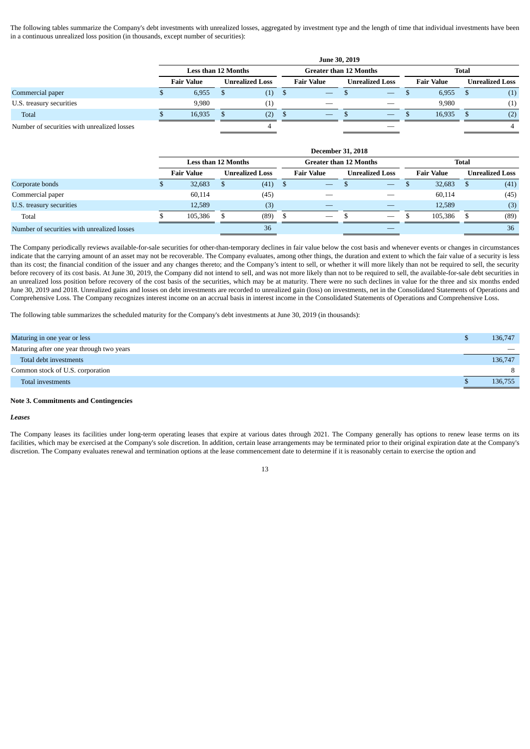The following tables summarize the Company's debt investments with unrealized losses, aggregated by investment type and the length of time that individual investments have been in a continuous unrealized loss position (in thousands, except number of securities):

| | June 30, 2019 | | | | | |
|---|---|---|---|---|---|---|
| | Less than 12 Months | | Greater than 12 Months | | Total | |
| | Fair Value | Unrealized Loss | Fair Value | Unrealized Loss | Fair Value | Unrealized Loss |
| Commercial paper | $ 6,955 | $ (1) | $ — | $ — | $ 6,955 | $ (1) |
| U.S. treasury securities | 9,980 | (1) | — | — | 9,980 | (1) |
| Total | $ 16,935 | $ (2) | $ — | $ — | $ 16,935 | $ (2) |
| Number of securities with unrealized losses | | 4 | | — | | 4 |

| | December 31, 2018 | | | | | |
|---|---|---|---|---|---|---|
| | Less than 12 Months | | Greater than 12 Months | | Total | |
| | Fair Value | Unrealized Loss | Fair Value | Unrealized Loss | Fair Value | Unrealized Loss |
| Corporate bonds | $ 32,683 | $ (41) | $ — | $ — | $ 32,683 | $ (41) |
| Commercial paper | 60,114 | (45) | — | — | 60,114 | (45) |
| U.S. treasury securities | 12,589 | (3) | — | — | 12,589 | (3) |
| Total | $ 105,386 | $ (89) | $ — | $ — | $ 105,386 | $ (89) |
| Number of securities with unrealized losses | | 36 | | — | | 36 |

The Company periodically reviews available-for-sale securities for other-than-temporary declines in fair value below the cost basis and whenever events or changes in circumstances indicate that the carrying amount of an asset may not be recoverable. The Company evaluates, among other things, the duration and extent to which the fair value of a security is less than its cost; the financial condition of the issuer and any changes thereto; and the Company's intent to sell, or whether it will more likely than not be required to sell, the security before recovery of its cost basis. At June 30, 2019, the Company did not intend to sell, and was not more likely than not to be required to sell, the available-for-sale debt securities in an unrealized loss position before recovery of the cost basis of the securities, which may be at maturity. There were no such declines in value for the three and six months ended June 30, 2019 and 2018. Unrealized gains and losses on debt investments are recorded to unrealized gain (loss) on investments, net in the Consolidated Statements of Operations and Comprehensive Loss. The Company recognizes interest income on an accrual basis in interest income in the Consolidated Statements of Operations and Comprehensive Loss.

The following table summarizes the scheduled maturity for the Company's debt investments at June 30, 2019 (in thousands):

| | |
|---|---|
| Maturing in one year or less | $ 136,747 |
| Maturing after one year through two years | — |
| Total debt investments | 136,747 |
| Common stock of U.S. corporation | 8 |
| Total investments | $ 136,755 |

**Note 3. Commitments and Contingencies**

***Leases***

The Company leases its facilities under long-term operating leases that expire at various dates through 2021. The Company generally has options to renew lease terms on its facilities, which may be exercised at the Company's sole discretion. In addition, certain lease arrangements may be terminated prior to their original expiration date at the Company's discretion. The Company evaluates renewal and termination options at the lease commencement date to determine if it is reasonably certain to exercise the option and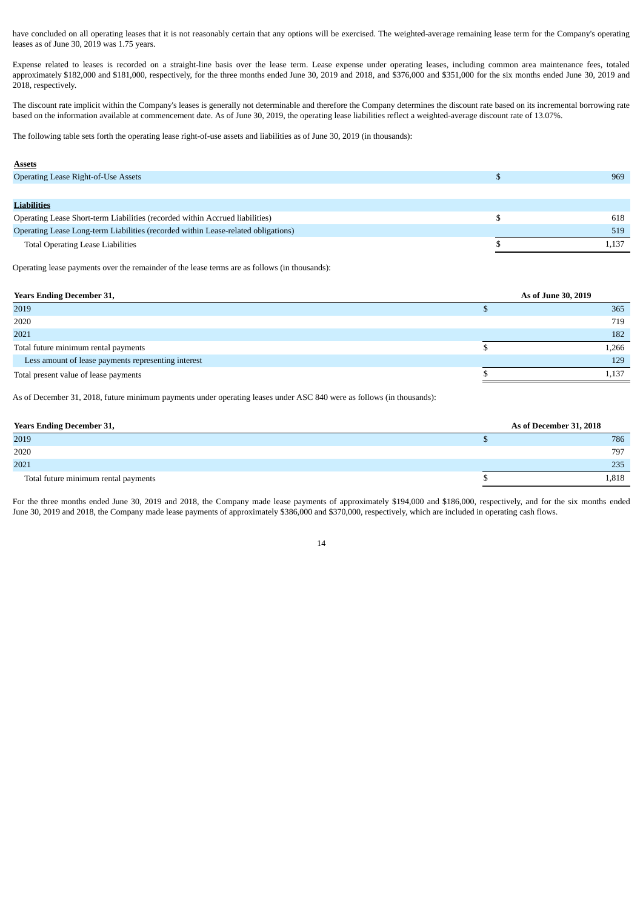have concluded on all operating leases that it is not reasonably certain that any options will be exercised. The weighted-average remaining lease term for the Company's operating leases as of June 30, 2019 was 1.75 years.

Expense related to leases is recorded on a straight-line basis over the lease term. Lease expense under operating leases, including common area maintenance fees, totaled approximately $182,000 and $181,000, respectively, for the three months ended June 30, 2019 and 2018, and $376,000 and $351,000 for the six months ended June 30, 2019 and 2018, respectively.

The discount rate implicit within the Company's leases is generally not determinable and therefore the Company determines the discount rate based on its incremental borrowing rate based on the information available at commencement date. As of June 30, 2019, the operating lease liabilities reflect a weighted-average discount rate of 13.07%.

The following table sets forth the operating lease right-of-use assets and liabilities as of June 30, 2019 (in thousands):

| | | |
|---|---|---|
| **Assets** | | |
| Operating Lease Right-of-Use Assets | $ | 969 |
| | | |
| **Liabilities** | | |
| Operating Lease Short-term Liabilities (recorded within Accrued liabilities) | $ | 618 |
| Operating Lease Long-term Liabilities (recorded within Lease-related obligations) | | 519 |
| Total Operating Lease Liabilities | $ | 1,137 |

Operating lease payments over the remainder of the lease terms are as follows (in thousands):

| Years Ending December 31, | As of June 30, 2019 | |
|---|---|---|
| 2019 | $ | 365 |
| 2020 | | 719 |
| 2021 | | 182 |
| Total future minimum rental payments | $ | 1,266 |
| Less amount of lease payments representing interest | | 129 |
| Total present value of lease payments | $ | 1,137 |

As of December 31, 2018, future minimum payments under operating leases under ASC 840 were as follows (in thousands):

| Years Ending December 31, | As of December 31, 2018 | |
|---|---|---|
| 2019 | $ | 786 |
| 2020 | | 797 |
| 2021 | | 235 |
| Total future minimum rental payments | $ | 1,818 |

For the three months ended June 30, 2019 and 2018, the Company made lease payments of approximately $194,000 and $186,000, respectively, and for the six months ended June 30, 2019 and 2018, the Company made lease payments of approximately $386,000 and $370,000, respectively, which are included in operating cash flows.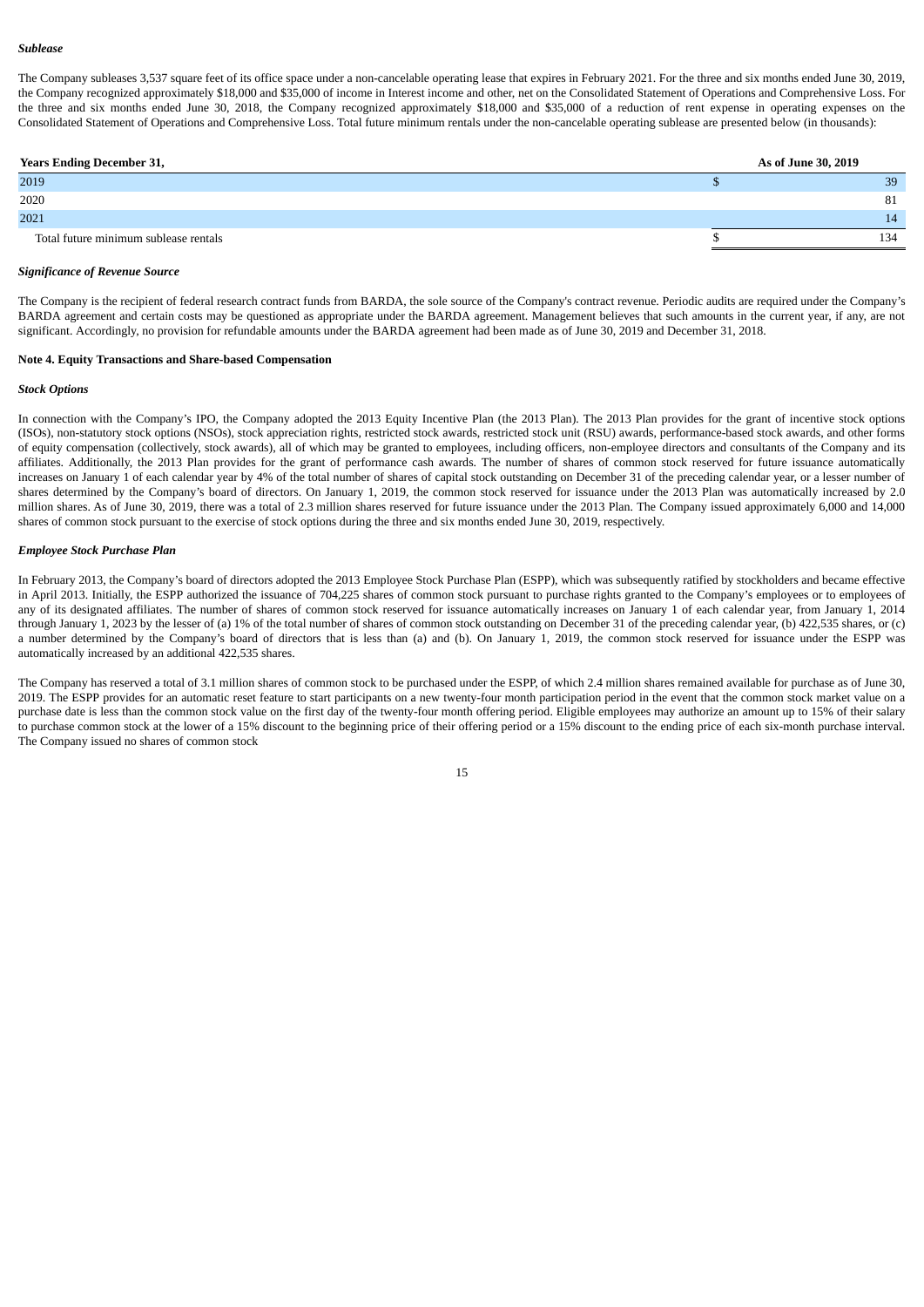***Sublease***

The Company subleases 3,537 square feet of its office space under a non-cancelable operating lease that expires in February 2021. For the three and six months ended June 30, 2019, the Company recognized approximately $18,000 and $35,000 of income in Interest income and other, net on the Consolidated Statement of Operations and Comprehensive Loss. For the three and six months ended June 30, 2018, the Company recognized approximately $18,000 and $35,000 of a reduction of rent expense in operating expenses on the Consolidated Statement of Operations and Comprehensive Loss. Total future minimum rentals under the non-cancelable operating sublease are presented below (in thousands):

| Years Ending December 31, | As of June 30, 2019 |
|---|---|
| 2019 | $ 39 |
| 2020 | 81 |
| 2021 | 14 |
| Total future minimum sublease rentals | $ 134 |

***Significance of Revenue Source***

The Company is the recipient of federal research contract funds from BARDA, the sole source of the Company's contract revenue. Periodic audits are required under the Company's BARDA agreement and certain costs may be questioned as appropriate under the BARDA agreement. Management believes that such amounts in the current year, if any, are not significant. Accordingly, no provision for refundable amounts under the BARDA agreement had been made as of June 30, 2019 and December 31, 2018.

**Note 4. Equity Transactions and Share-based Compensation**

***Stock Options***

In connection with the Company's IPO, the Company adopted the 2013 Equity Incentive Plan (the 2013 Plan). The 2013 Plan provides for the grant of incentive stock options (ISOs), non-statutory stock options (NSOs), stock appreciation rights, restricted stock awards, restricted stock unit (RSU) awards, performance-based stock awards, and other forms of equity compensation (collectively, stock awards), all of which may be granted to employees, including officers, non-employee directors and consultants of the Company and its affiliates. Additionally, the 2013 Plan provides for the grant of performance cash awards. The number of shares of common stock reserved for future issuance automatically increases on January 1 of each calendar year by 4% of the total number of shares of capital stock outstanding on December 31 of the preceding calendar year, or a lesser number of shares determined by the Company's board of directors. On January 1, 2019, the common stock reserved for issuance under the 2013 Plan was automatically increased by 2.0 million shares. As of June 30, 2019, there was a total of 2.3 million shares reserved for future issuance under the 2013 Plan. The Company issued approximately 6,000 and 14,000 shares of common stock pursuant to the exercise of stock options during the three and six months ended June 30, 2019, respectively.

***Employee Stock Purchase Plan***

In February 2013, the Company's board of directors adopted the 2013 Employee Stock Purchase Plan (ESPP), which was subsequently ratified by stockholders and became effective in April 2013. Initially, the ESPP authorized the issuance of 704,225 shares of common stock pursuant to purchase rights granted to the Company's employees or to employees of any of its designated affiliates. The number of shares of common stock reserved for issuance automatically increases on January 1 of each calendar year, from January 1, 2014 through January 1, 2023 by the lesser of (a) 1% of the total number of shares of common stock outstanding on December 31 of the preceding calendar year, (b) 422,535 shares, or (c) a number determined by the Company's board of directors that is less than (a) and (b). On January 1, 2019, the common stock reserved for issuance under the ESPP was automatically increased by an additional 422,535 shares.

The Company has reserved a total of 3.1 million shares of common stock to be purchased under the ESPP, of which 2.4 million shares remained available for purchase as of June 30, 2019. The ESPP provides for an automatic reset feature to start participants on a new twenty-four month participation period in the event that the common stock market value on a purchase date is less than the common stock value on the first day of the twenty-four month offering period. Eligible employees may authorize an amount up to 15% of their salary to purchase common stock at the lower of a 15% discount to the beginning price of their offering period or a 15% discount to the ending price of each six-month purchase interval. The Company issued no shares of common stock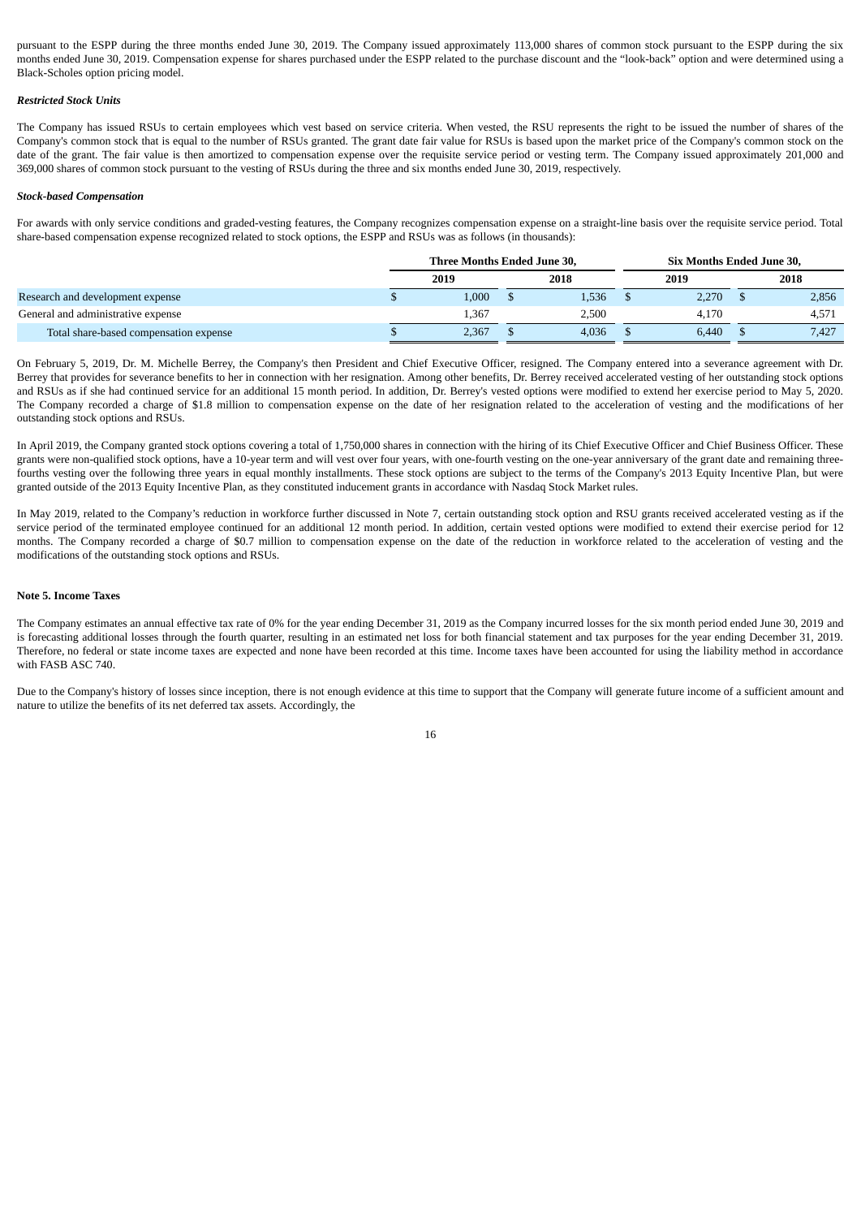pursuant to the ESPP during the three months ended June 30, 2019. The Company issued approximately 113,000 shares of common stock pursuant to the ESPP during the six months ended June 30, 2019. Compensation expense for shares purchased under the ESPP related to the purchase discount and the "look-back" option and were determined using a Black-Scholes option pricing model.

***Restricted Stock Units***

The Company has issued RSUs to certain employees which vest based on service criteria. When vested, the RSU represents the right to be issued the number of shares of the Company's common stock that is equal to the number of RSUs granted. The grant date fair value for RSUs is based upon the market price of the Company's common stock on the date of the grant. The fair value is then amortized to compensation expense over the requisite service period or vesting term. The Company issued approximately 201,000 and 369,000 shares of common stock pursuant to the vesting of RSUs during the three and six months ended June 30, 2019, respectively.

***Stock-based Compensation***

For awards with only service conditions and graded-vesting features, the Company recognizes compensation expense on a straight-line basis over the requisite service period. Total share-based compensation expense recognized related to stock options, the ESPP and RSUs was as follows (in thousands):

| | Three Months Ended June 30, | | Six Months Ended June 30, | |
|---|---|---|---|---|
| | 2019 | 2018 | 2019 | 2018 |
| Research and development expense | $ 1,000 | $ 1,536 | $ 2,270 | $ 2,856 |
| General and administrative expense | 1,367 | 2,500 | 4,170 | 4,571 |
| Total share-based compensation expense | $ 2,367 | $ 4,036 | $ 6,440 | $ 7,427 |

On February 5, 2019, Dr. M. Michelle Berrey, the Company's then President and Chief Executive Officer, resigned. The Company entered into a severance agreement with Dr. Berrey that provides for severance benefits to her in connection with her resignation. Among other benefits, Dr. Berrey received accelerated vesting of her outstanding stock options and RSUs as if she had continued service for an additional 15 month period. In addition, Dr. Berrey's vested options were modified to extend her exercise period to May 5, 2020. The Company recorded a charge of $1.8 million to compensation expense on the date of her resignation related to the acceleration of vesting and the modifications of her outstanding stock options and RSUs.

In April 2019, the Company granted stock options covering a total of 1,750,000 shares in connection with the hiring of its Chief Executive Officer and Chief Business Officer. These grants were non-qualified stock options, have a 10-year term and will vest over four years, with one-fourth vesting on the one-year anniversary of the grant date and remaining three-fourths vesting over the following three years in equal monthly installments. These stock options are subject to the terms of the Company's 2013 Equity Incentive Plan, but were granted outside of the 2013 Equity Incentive Plan, as they constituted inducement grants in accordance with Nasdaq Stock Market rules.

In May 2019, related to the Company's reduction in workforce further discussed in Note 7, certain outstanding stock option and RSU grants received accelerated vesting as if the service period of the terminated employee continued for an additional 12 month period. In addition, certain vested options were modified to extend their exercise period for 12 months. The Company recorded a charge of $0.7 million to compensation expense on the date of the reduction in workforce related to the acceleration of vesting and the modifications of the outstanding stock options and RSUs.

**Note 5. Income Taxes**

The Company estimates an annual effective tax rate of 0% for the year ending December 31, 2019 as the Company incurred losses for the six month period ended June 30, 2019 and is forecasting additional losses through the fourth quarter, resulting in an estimated net loss for both financial statement and tax purposes for the year ending December 31, 2019. Therefore, no federal or state income taxes are expected and none have been recorded at this time. Income taxes have been accounted for using the liability method in accordance with FASB ASC 740.

Due to the Company's history of losses since inception, there is not enough evidence at this time to support that the Company will generate future income of a sufficient amount and nature to utilize the benefits of its net deferred tax assets. Accordingly, the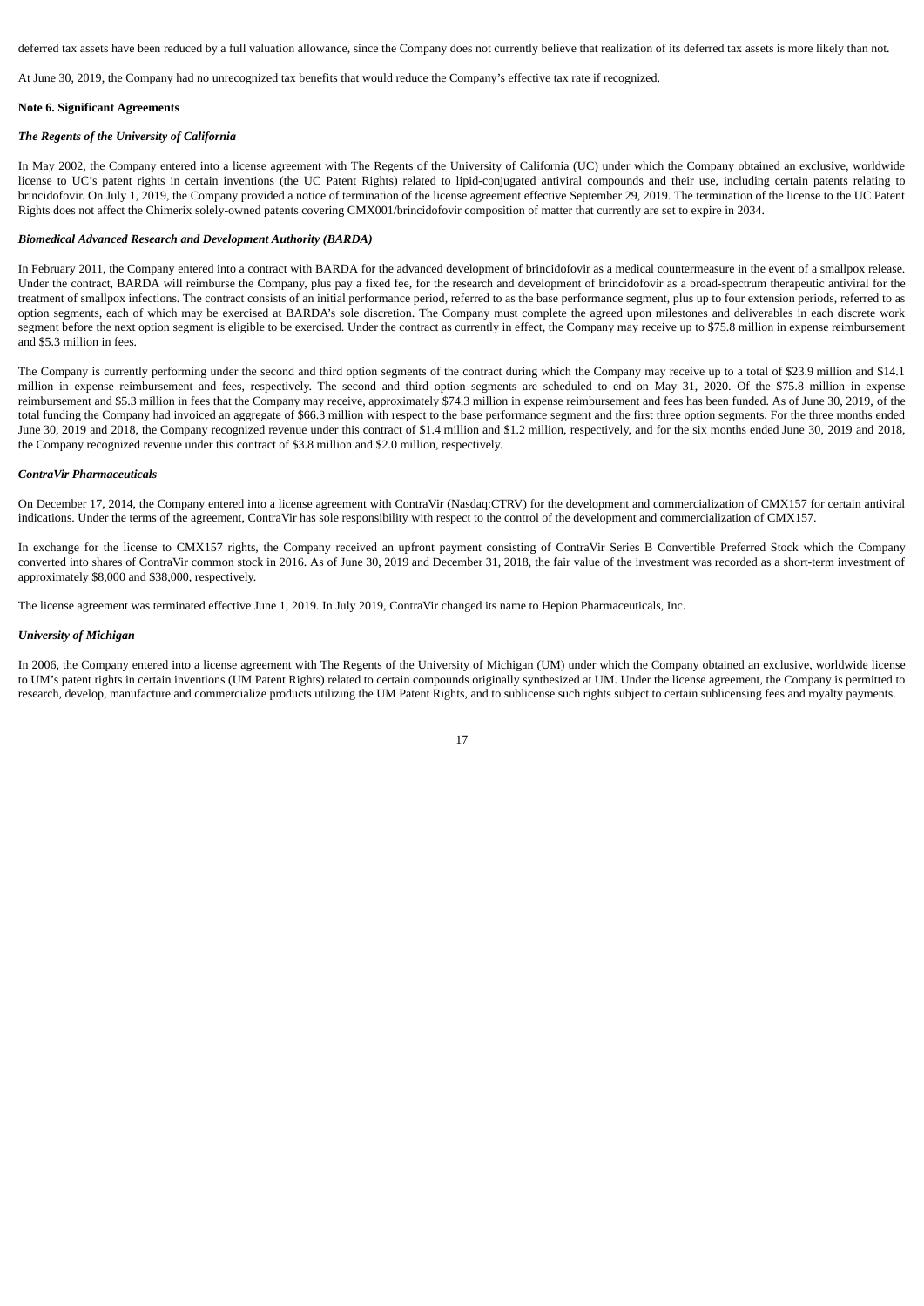deferred tax assets have been reduced by a full valuation allowance, since the Company does not currently believe that realization of its deferred tax assets is more likely than not.

At June 30, 2019, the Company had no unrecognized tax benefits that would reduce the Company's effective tax rate if recognized.

**Note 6. Significant Agreements**

***The Regents of the University of California***

In May 2002, the Company entered into a license agreement with The Regents of the University of California (UC) under which the Company obtained an exclusive, worldwide license to UC's patent rights in certain inventions (the UC Patent Rights) related to lipid-conjugated antiviral compounds and their use, including certain patents relating to brincidofovir. On July 1, 2019, the Company provided a notice of termination of the license agreement effective September 29, 2019. The termination of the license to the UC Patent Rights does not affect the Chimerix solely-owned patents covering CMX001/brincidofovir composition of matter that currently are set to expire in 2034.

***Biomedical Advanced Research and Development Authority (BARDA)***

In February 2011, the Company entered into a contract with BARDA for the advanced development of brincidofovir as a medical countermeasure in the event of a smallpox release. Under the contract, BARDA will reimburse the Company, plus pay a fixed fee, for the research and development of brincidofovir as a broad-spectrum therapeutic antiviral for the treatment of smallpox infections. The contract consists of an initial performance period, referred to as the base performance segment, plus up to four extension periods, referred to as option segments, each of which may be exercised at BARDA's sole discretion. The Company must complete the agreed upon milestones and deliverables in each discrete work segment before the next option segment is eligible to be exercised. Under the contract as currently in effect, the Company may receive up to $75.8 million in expense reimbursement and $5.3 million in fees.

The Company is currently performing under the second and third option segments of the contract during which the Company may receive up to a total of $23.9 million and $14.1 million in expense reimbursement and fees, respectively. The second and third option segments are scheduled to end on May 31, 2020. Of the $75.8 million in expense reimbursement and $5.3 million in fees that the Company may receive, approximately $74.3 million in expense reimbursement and fees has been funded. As of June 30, 2019, of the total funding the Company had invoiced an aggregate of $66.3 million with respect to the base performance segment and the first three option segments. For the three months ended June 30, 2019 and 2018, the Company recognized revenue under this contract of $1.4 million and $1.2 million, respectively, and for the six months ended June 30, 2019 and 2018, the Company recognized revenue under this contract of $3.8 million and $2.0 million, respectively.

***ContraVir Pharmaceuticals***

On December 17, 2014, the Company entered into a license agreement with ContraVir (Nasdaq:CTRV) for the development and commercialization of CMX157 for certain antiviral indications. Under the terms of the agreement, ContraVir has sole responsibility with respect to the control of the development and commercialization of CMX157.

In exchange for the license to CMX157 rights, the Company received an upfront payment consisting of ContraVir Series B Convertible Preferred Stock which the Company converted into shares of ContraVir common stock in 2016. As of June 30, 2019 and December 31, 2018, the fair value of the investment was recorded as a short-term investment of approximately $8,000 and $38,000, respectively.

The license agreement was terminated effective June 1, 2019. In July 2019, ContraVir changed its name to Hepion Pharmaceuticals, Inc.

***University of Michigan***

In 2006, the Company entered into a license agreement with The Regents of the University of Michigan (UM) under which the Company obtained an exclusive, worldwide license to UM's patent rights in certain inventions (UM Patent Rights) related to certain compounds originally synthesized at UM. Under the license agreement, the Company is permitted to research, develop, manufacture and commercialize products utilizing the UM Patent Rights, and to sublicense such rights subject to certain sublicensing fees and royalty payments.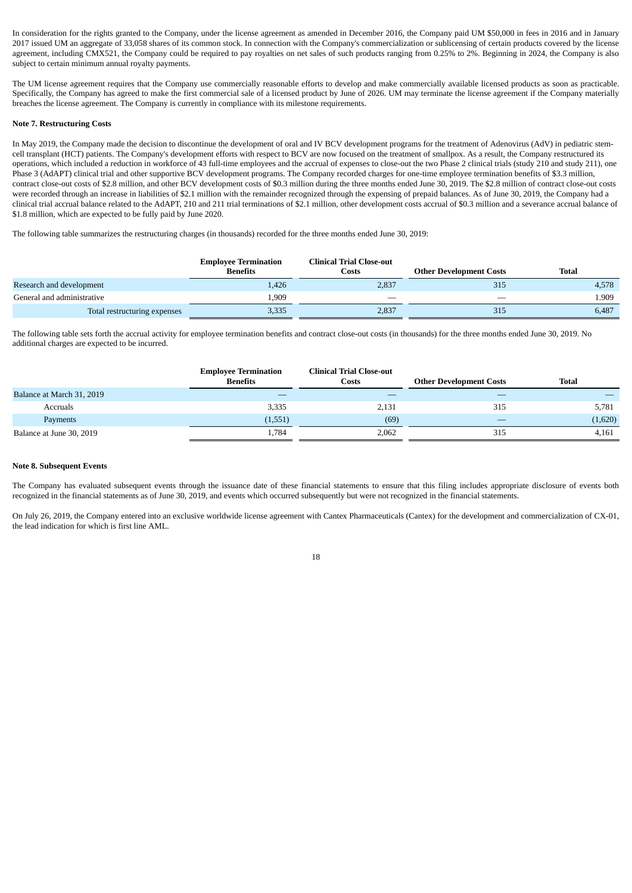In consideration for the rights granted to the Company, under the license agreement as amended in December 2016, the Company paid UM $50,000 in fees in 2016 and in January 2017 issued UM an aggregate of 33,058 shares of its common stock. In connection with the Company's commercialization or sublicensing of certain products covered by the license agreement, including CMX521, the Company could be required to pay royalties on net sales of such products ranging from 0.25% to 2%. Beginning in 2024, the Company is also subject to certain minimum annual royalty payments.

The UM license agreement requires that the Company use commercially reasonable efforts to develop and make commercially available licensed products as soon as practicable. Specifically, the Company has agreed to make the first commercial sale of a licensed product by June of 2026. UM may terminate the license agreement if the Company materially breaches the license agreement. The Company is currently in compliance with its milestone requirements.

**Note 7. Restructuring Costs**

In May 2019, the Company made the decision to discontinue the development of oral and IV BCV development programs for the treatment of Adenovirus (AdV) in pediatric stem-cell transplant (HCT) patients. The Company's development efforts with respect to BCV are now focused on the treatment of smallpox. As a result, the Company restructured its operations, which included a reduction in workforce of 43 full-time employees and the accrual of expenses to close-out the two Phase 2 clinical trials (study 210 and study 211), one Phase 3 (AdAPT) clinical trial and other supportive BCV development programs. The Company recorded charges for one-time employee termination benefits of $3.3 million, contract close-out costs of $2.8 million, and other BCV development costs of $0.3 million during the three months ended June 30, 2019. The $2.8 million of contract close-out costs were recorded through an increase in liabilities of $2.1 million with the remainder recognized through the expensing of prepaid balances. As of June 30, 2019, the Company had a clinical trial accrual balance related to the AdAPT, 210 and 211 trial terminations of $2.1 million, other development costs accrual of $0.3 million and a severance accrual balance of $1.8 million, which are expected to be fully paid by June 2020.

The following table summarizes the restructuring charges (in thousands) recorded for the three months ended June 30, 2019:

| | Employee Termination Benefits | Clinical Trial Close-out Costs | Other Development Costs | Total |
|---|---|---|---|---|
| Research and development | 1,426 | 2,837 | 315 | 4,578 |
| General and administrative | 1,909 | — | — | 1,909 |
| Total restructuring expenses | 3,335 | 2,837 | 315 | 6,487 |

The following table sets forth the accrual activity for employee termination benefits and contract close-out costs (in thousands) for the three months ended June 30, 2019. No additional charges are expected to be incurred.

| | Employee Termination Benefits | Clinical Trial Close-out Costs | Other Development Costs | Total |
|---|---|---|---|---|
| Balance at March 31, 2019 | — | — | — | — |
| Accruals | 3,335 | 2,131 | 315 | 5,781 |
| Payments | (1,551) | (69) | — | (1,620) |
| Balance at June 30, 2019 | 1,784 | 2,062 | 315 | 4,161 |

**Note 8. Subsequent Events**

The Company has evaluated subsequent events through the issuance date of these financial statements to ensure that this filing includes appropriate disclosure of events both recognized in the financial statements as of June 30, 2019, and events which occurred subsequently but were not recognized in the financial statements.

On July 26, 2019, the Company entered into an exclusive worldwide license agreement with Cantex Pharmaceuticals (Cantex) for the development and commercialization of CX-01, the lead indication for which is first line AML.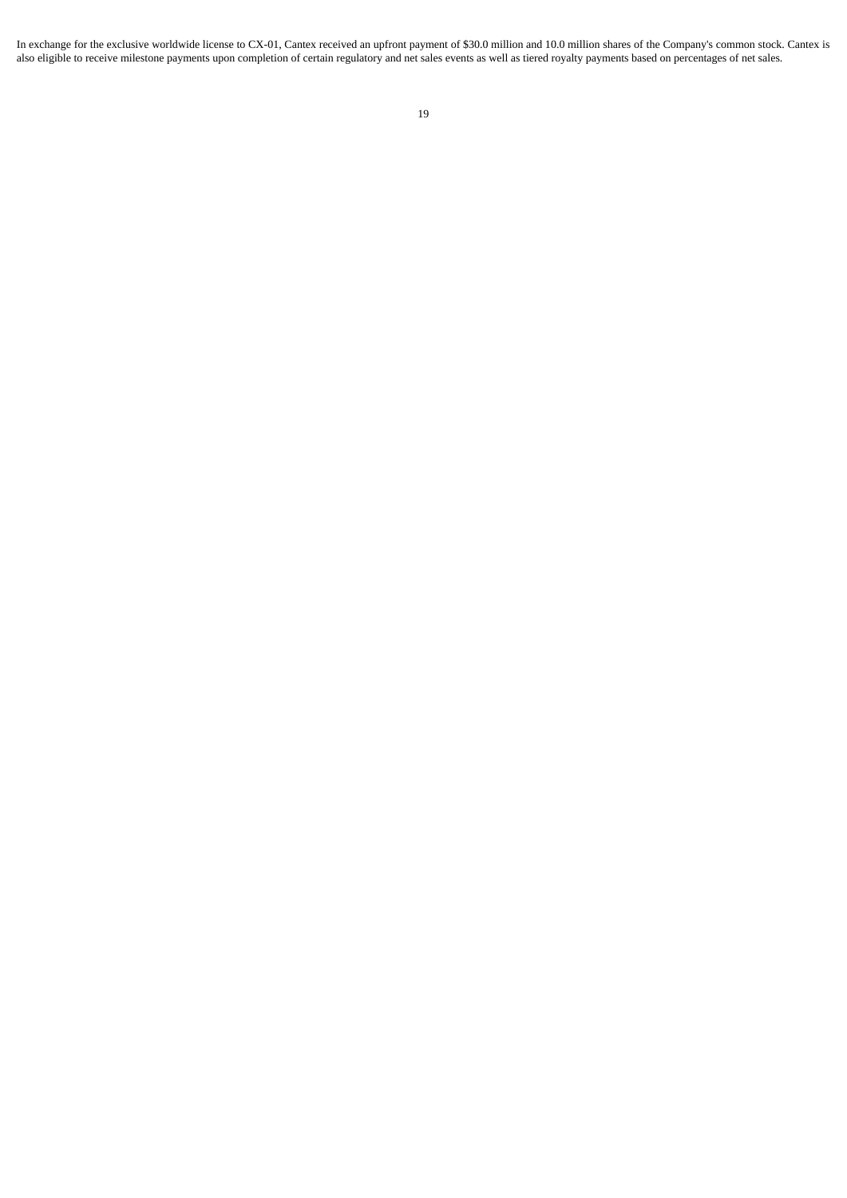In exchange for the exclusive worldwide license to CX-01, Cantex received an upfront payment of $30.0 million and 10.0 million shares of the Company's common stock. Cantex is also eligible to receive milestone payments upon completion of certain regulatory and net sales events as well as tiered royalty payments based on percentages of net sales.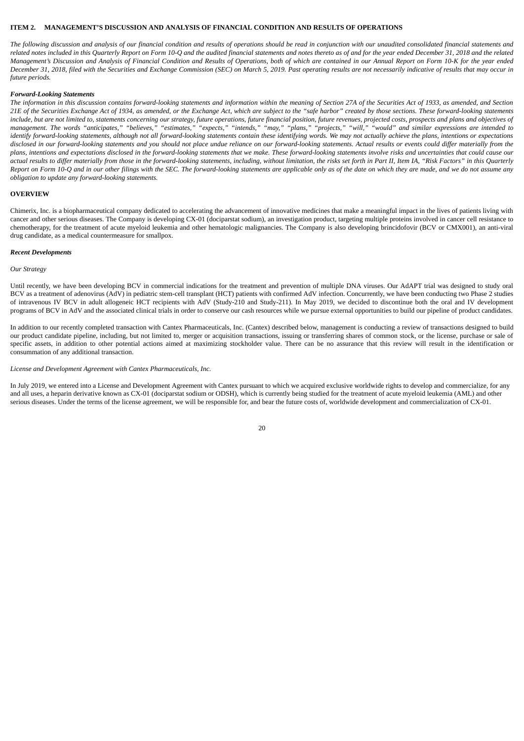## ITEM 2. MANAGEMENT'S DISCUSSION AND ANALYSIS OF FINANCIAL CONDITION AND RESULTS OF OPERATIONS

*The following discussion and analysis of our financial condition and results of operations should be read in conjunction with our unaudited consolidated financial statements and related notes included in this Quarterly Report on Form 10-Q and the audited financial statements and notes thereto as of and for the year ended December 31, 2018 and the related Management's Discussion and Analysis of Financial Condition and Results of Operations, both of which are contained in our Annual Report on Form 10-K for the year ended December 31, 2018, filed with the Securities and Exchange Commission (SEC) on March 5, 2019. Past operating results are not necessarily indicative of results that may occur in future periods.*

### *Forward-Looking Statements*

*The information in this discussion contains forward-looking statements and information within the meaning of Section 27A of the Securities Act of 1933, as amended, and Section 21E of the Securities Exchange Act of 1934, as amended, or the Exchange Act, which are subject to the "safe harbor" created by those sections. These forward-looking statements include, but are not limited to, statements concerning our strategy, future operations, future financial position, future revenues, projected costs, prospects and plans and objectives of management. The words "anticipates," "believes," "estimates," "expects," "intends," "may," "plans," "projects," "will," "would" and similar expressions are intended to identify forward-looking statements, although not all forward-looking statements contain these identifying words. We may not actually achieve the plans, intentions or expectations disclosed in our forward-looking statements and you should not place undue reliance on our forward-looking statements. Actual results or events could differ materially from the plans, intentions and expectations disclosed in the forward-looking statements that we make. These forward-looking statements involve risks and uncertainties that could cause our actual results to differ materially from those in the forward-looking statements, including, without limitation, the risks set forth in Part II, Item IA, "Risk Factors" in this Quarterly Report on Form 10-Q and in our other filings with the SEC. The forward-looking statements are applicable only as of the date on which they are made, and we do not assume any obligation to update any forward-looking statements.*

## OVERVIEW

Chimerix, Inc. is a biopharmaceutical company dedicated to accelerating the advancement of innovative medicines that make a meaningful impact in the lives of patients living with cancer and other serious diseases. The Company is developing CX-01 (dociparstat sodium), an investigation product, targeting multiple proteins involved in cancer cell resistance to chemotherapy, for the treatment of acute myeloid leukemia and other hematologic malignancies. The Company is also developing brincidofovir (BCV or CMX001), an anti-viral drug candidate, as a medical countermeasure for smallpox.

### *Recent Developments*

*Our Strategy*

Until recently, we have been developing BCV in commercial indications for the treatment and prevention of multiple DNA viruses. Our AdAPT trial was designed to study oral BCV as a treatment of adenovirus (AdV) in pediatric stem-cell transplant (HCT) patients with confirmed AdV infection. Concurrently, we have been conducting two Phase 2 studies of intravenous IV BCV in adult allogeneic HCT recipients with AdV (Study-210 and Study-211). In May 2019, we decided to discontinue both the oral and IV development programs of BCV in AdV and the associated clinical trials in order to conserve our cash resources while we pursue external opportunities to build our pipeline of product candidates.

In addition to our recently completed transaction with Cantex Pharmaceuticals, Inc. (Cantex) described below, management is conducting a review of transactions designed to build our product candidate pipeline, including, but not limited to, merger or acquisition transactions, issuing or transferring shares of common stock, or the license, purchase or sale of specific assets, in addition to other potential actions aimed at maximizing stockholder value. There can be no assurance that this review will result in the identification or consummation of any additional transaction.

*License and Development Agreement with Cantex Pharmaceuticals, Inc.*

In July 2019, we entered into a License and Development Agreement with Cantex pursuant to which we acquired exclusive worldwide rights to develop and commercialize, for any and all uses, a heparin derivative known as CX-01 (dociparstat sodium or ODSH), which is currently being studied for the treatment of acute myeloid leukemia (AML) and other serious diseases. Under the terms of the license agreement, we will be responsible for, and bear the future costs of, worldwide development and commercialization of CX-01.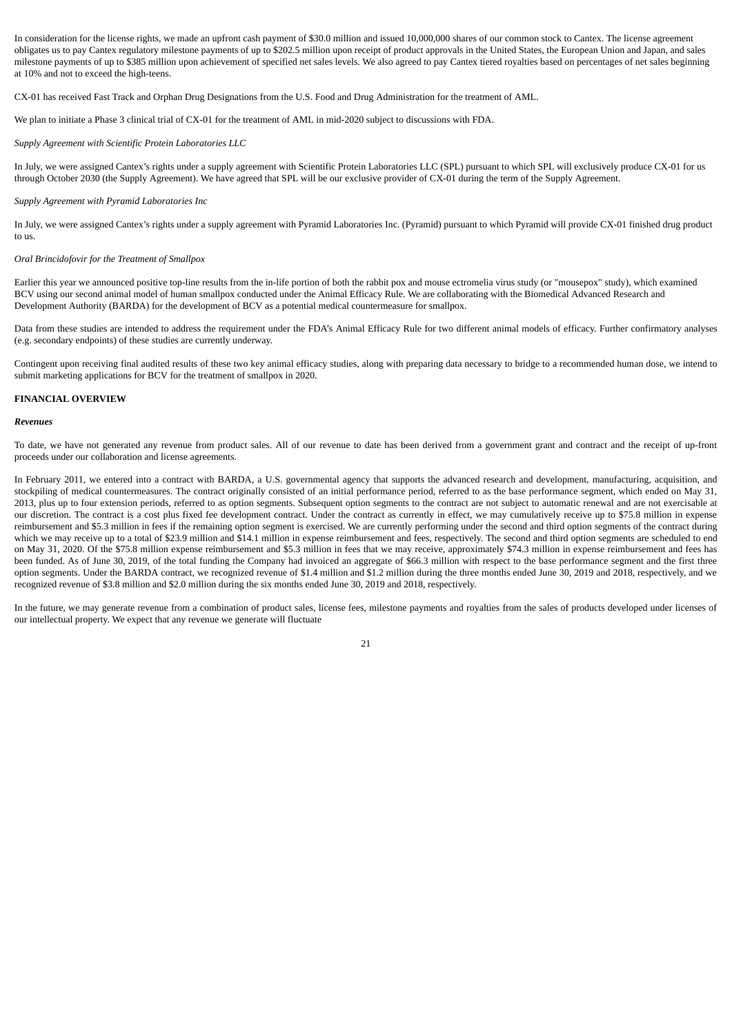In consideration for the license rights, we made an upfront cash payment of $30.0 million and issued 10,000,000 shares of our common stock to Cantex. The license agreement obligates us to pay Cantex regulatory milestone payments of up to $202.5 million upon receipt of product approvals in the United States, the European Union and Japan, and sales milestone payments of up to $385 million upon achievement of specified net sales levels. We also agreed to pay Cantex tiered royalties based on percentages of net sales beginning at 10% and not to exceed the high-teens.

CX-01 has received Fast Track and Orphan Drug Designations from the U.S. Food and Drug Administration for the treatment of AML.

We plan to initiate a Phase 3 clinical trial of CX-01 for the treatment of AML in mid-2020 subject to discussions with FDA.

*Supply Agreement with Scientific Protein Laboratories LLC*

In July, we were assigned Cantex's rights under a supply agreement with Scientific Protein Laboratories LLC (SPL) pursuant to which SPL will exclusively produce CX-01 for us through October 2030 (the Supply Agreement). We have agreed that SPL will be our exclusive provider of CX-01 during the term of the Supply Agreement.

*Supply Agreement with Pyramid Laboratories Inc*

In July, we were assigned Cantex's rights under a supply agreement with Pyramid Laboratories Inc. (Pyramid) pursuant to which Pyramid will provide CX-01 finished drug product to us.

*Oral Brincidofovir for the Treatment of Smallpox*

Earlier this year we announced positive top-line results from the in-life portion of both the rabbit pox and mouse ectromelia virus study (or "mousepox" study), which examined BCV using our second animal model of human smallpox conducted under the Animal Efficacy Rule. We are collaborating with the Biomedical Advanced Research and Development Authority (BARDA) for the development of BCV as a potential medical countermeasure for smallpox.

Data from these studies are intended to address the requirement under the FDA's Animal Efficacy Rule for two different animal models of efficacy. Further confirmatory analyses (e.g. secondary endpoints) of these studies are currently underway.

Contingent upon receiving final audited results of these two key animal efficacy studies, along with preparing data necessary to bridge to a recommended human dose, we intend to submit marketing applications for BCV for the treatment of smallpox in 2020.

**FINANCIAL OVERVIEW**

***Revenues***

To date, we have not generated any revenue from product sales. All of our revenue to date has been derived from a government grant and contract and the receipt of up-front proceeds under our collaboration and license agreements.

In February 2011, we entered into a contract with BARDA, a U.S. governmental agency that supports the advanced research and development, manufacturing, acquisition, and stockpiling of medical countermeasures. The contract originally consisted of an initial performance period, referred to as the base performance segment, which ended on May 31, 2013, plus up to four extension periods, referred to as option segments. Subsequent option segments to the contract are not subject to automatic renewal and are not exercisable at our discretion. The contract is a cost plus fixed fee development contract. Under the contract as currently in effect, we may cumulatively receive up to $75.8 million in expense reimbursement and $5.3 million in fees if the remaining option segment is exercised. We are currently performing under the second and third option segments of the contract during which we may receive up to a total of $23.9 million and $14.1 million in expense reimbursement and fees, respectively. The second and third option segments are scheduled to end on May 31, 2020. Of the $75.8 million expense reimbursement and $5.3 million in fees that we may receive, approximately $74.3 million in expense reimbursement and fees has been funded. As of June 30, 2019, of the total funding the Company had invoiced an aggregate of $66.3 million with respect to the base performance segment and the first three option segments. Under the BARDA contract, we recognized revenue of $1.4 million and $1.2 million during the three months ended June 30, 2019 and 2018, respectively, and we recognized revenue of $3.8 million and $2.0 million during the six months ended June 30, 2019 and 2018, respectively.

In the future, we may generate revenue from a combination of product sales, license fees, milestone payments and royalties from the sales of products developed under licenses of our intellectual property. We expect that any revenue we generate will fluctuate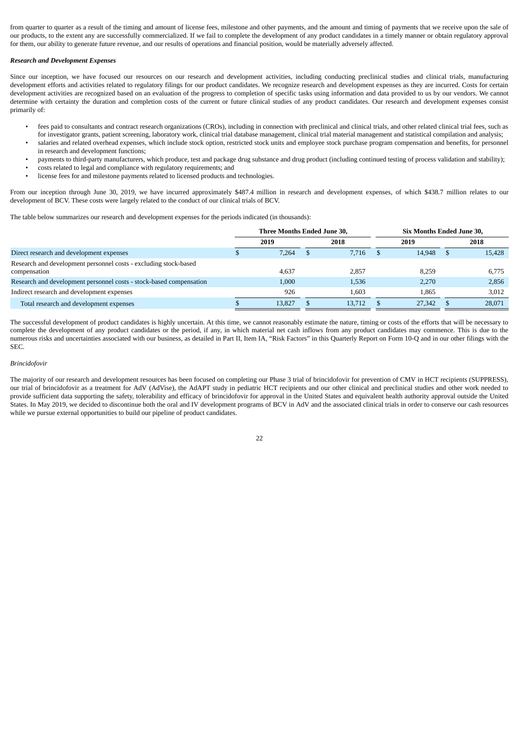from quarter to quarter as a result of the timing and amount of license fees, milestone and other payments, and the amount and timing of payments that we receive upon the sale of our products, to the extent any are successfully commercialized. If we fail to complete the development of any product candidates in a timely manner or obtain regulatory approval for them, our ability to generate future revenue, and our results of operations and financial position, would be materially adversely affected.

***Research and Development Expenses***

Since our inception, we have focused our resources on our research and development activities, including conducting preclinical studies and clinical trials, manufacturing development efforts and activities related to regulatory filings for our product candidates. We recognize research and development expenses as they are incurred. Costs for certain development activities are recognized based on an evaluation of the progress to completion of specific tasks using information and data provided to us by our vendors. We cannot determine with certainty the duration and completion costs of the current or future clinical studies of any product candidates. Our research and development expenses consist primarily of:

- fees paid to consultants and contract research organizations (CROs), including in connection with preclinical and clinical trials, and other related clinical trial fees, such as for investigator grants, patient screening, laboratory work, clinical trial database management, clinical trial material management and statistical compilation and analysis;
- salaries and related overhead expenses, which include stock option, restricted stock units and employee stock purchase program compensation and benefits, for personnel in research and development functions;
- payments to third-party manufacturers, which produce, test and package drug substance and drug product (including continued testing of process validation and stability);
- costs related to legal and compliance with regulatory requirements; and
- license fees for and milestone payments related to licensed products and technologies.

From our inception through June 30, 2019, we have incurred approximately $487.4 million in research and development expenses, of which $438.7 million relates to our development of BCV. These costs were largely related to the conduct of our clinical trials of BCV.

The table below summarizes our research and development expenses for the periods indicated (in thousands):

| | Three Months Ended June 30, | | Six Months Ended June 30, | |
|---|---|---|---|---|
| | 2019 | 2018 | 2019 | 2018 |
| Direct research and development expenses | $ 7,264 | $ 7,716 | $ 14,948 | $ 15,428 |
| Research and development personnel costs - excluding stock-based compensation | 4,637 | 2,857 | 8,259 | 6,775 |
| Research and development personnel costs - stock-based compensation | 1,000 | 1,536 | 2,270 | 2,856 |
| Indirect research and development expenses | 926 | 1,603 | 1,865 | 3,012 |
| Total research and development expenses | $ 13,827 | $ 13,712 | $ 27,342 | $ 28,071 |

The successful development of product candidates is highly uncertain. At this time, we cannot reasonably estimate the nature, timing or costs of the efforts that will be necessary to complete the development of any product candidates or the period, if any, in which material net cash inflows from any product candidates may commence. This is due to the numerous risks and uncertainties associated with our business, as detailed in Part II, Item IA, "Risk Factors" in this Quarterly Report on Form 10-Q and in our other filings with the SEC.

*Brincidofovir*

The majority of our research and development resources has been focused on completing our Phase 3 trial of brincidofovir for prevention of CMV in HCT recipients (SUPPRESS), our trial of brincidofovir as a treatment for AdV (AdVise), the AdAPT study in pediatric HCT recipients and our other clinical and preclinical studies and other work needed to provide sufficient data supporting the safety, tolerability and efficacy of brincidofovir for approval in the United States and equivalent health authority approval outside the United States. In May 2019, we decided to discontinue both the oral and IV development programs of BCV in AdV and the associated clinical trials in order to conserve our cash resources while we pursue external opportunities to build our pipeline of product candidates.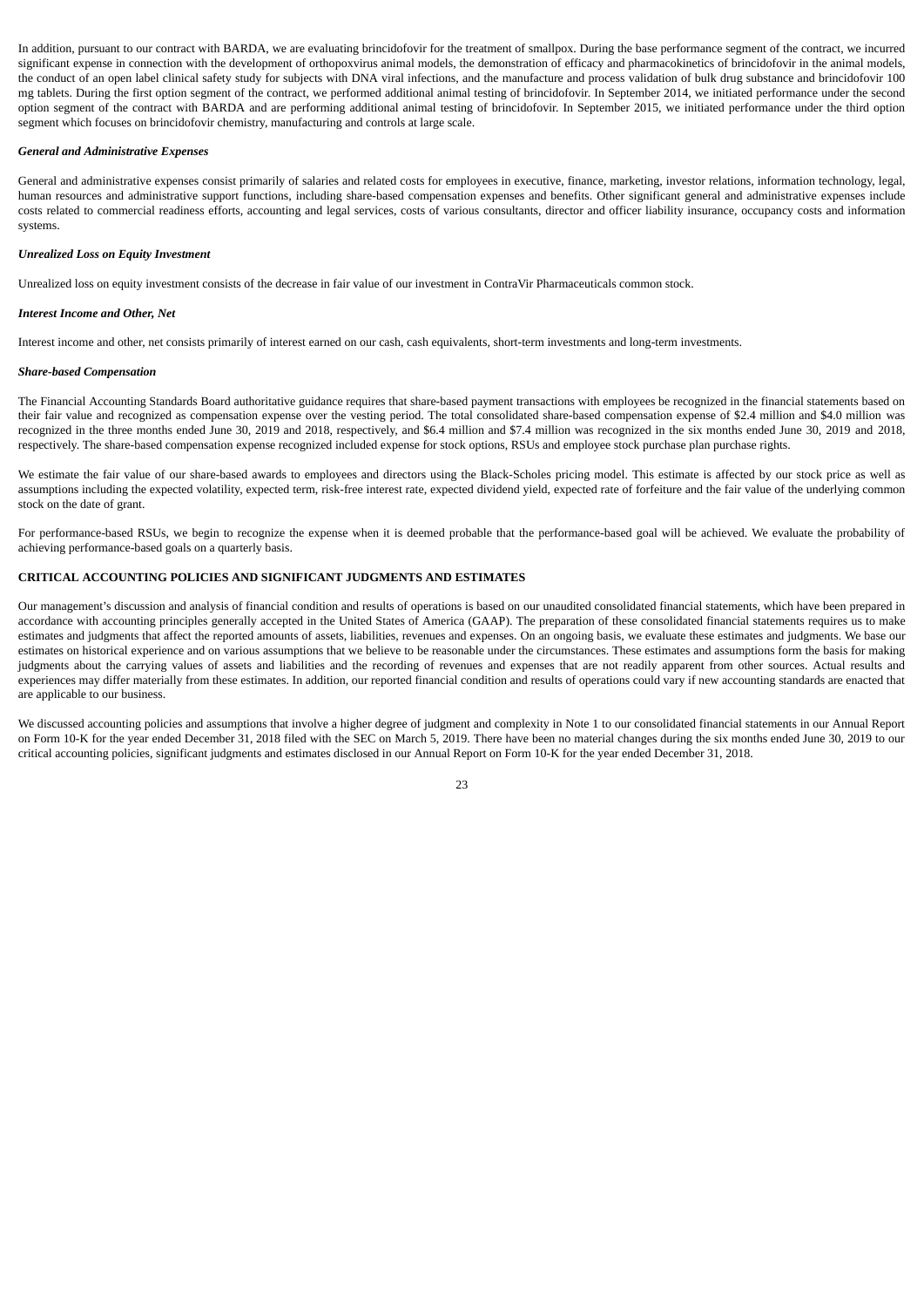In addition, pursuant to our contract with BARDA, we are evaluating brincidofovir for the treatment of smallpox. During the base performance segment of the contract, we incurred significant expense in connection with the development of orthopoxvirus animal models, the demonstration of efficacy and pharmacokinetics of brincidofovir in the animal models, the conduct of an open label clinical safety study for subjects with DNA viral infections, and the manufacture and process validation of bulk drug substance and brincidofovir 100 mg tablets. During the first option segment of the contract, we performed additional animal testing of brincidofovir. In September 2014, we initiated performance under the second option segment of the contract with BARDA and are performing additional animal testing of brincidofovir. In September 2015, we initiated performance under the third option segment which focuses on brincidofovir chemistry, manufacturing and controls at large scale.

***General and Administrative Expenses***

General and administrative expenses consist primarily of salaries and related costs for employees in executive, finance, marketing, investor relations, information technology, legal, human resources and administrative support functions, including share-based compensation expenses and benefits. Other significant general and administrative expenses include costs related to commercial readiness efforts, accounting and legal services, costs of various consultants, director and officer liability insurance, occupancy costs and information systems.

***Unrealized Loss on Equity Investment***

Unrealized loss on equity investment consists of the decrease in fair value of our investment in ContraVir Pharmaceuticals common stock.

***Interest Income and Other, Net***

Interest income and other, net consists primarily of interest earned on our cash, cash equivalents, short-term investments and long-term investments.

***Share-based Compensation***

The Financial Accounting Standards Board authoritative guidance requires that share-based payment transactions with employees be recognized in the financial statements based on their fair value and recognized as compensation expense over the vesting period. The total consolidated share-based compensation expense of $2.4 million and $4.0 million was recognized in the three months ended June 30, 2019 and 2018, respectively, and $6.4 million and $7.4 million was recognized in the six months ended June 30, 2019 and 2018, respectively. The share-based compensation expense recognized included expense for stock options, RSUs and employee stock purchase plan purchase rights.

We estimate the fair value of our share-based awards to employees and directors using the Black-Scholes pricing model. This estimate is affected by our stock price as well as assumptions including the expected volatility, expected term, risk-free interest rate, expected dividend yield, expected rate of forfeiture and the fair value of the underlying common stock on the date of grant.

For performance-based RSUs, we begin to recognize the expense when it is deemed probable that the performance-based goal will be achieved. We evaluate the probability of achieving performance-based goals on a quarterly basis.

**CRITICAL ACCOUNTING POLICIES AND SIGNIFICANT JUDGMENTS AND ESTIMATES**

Our management's discussion and analysis of financial condition and results of operations is based on our unaudited consolidated financial statements, which have been prepared in accordance with accounting principles generally accepted in the United States of America (GAAP). The preparation of these consolidated financial statements requires us to make estimates and judgments that affect the reported amounts of assets, liabilities, revenues and expenses. On an ongoing basis, we evaluate these estimates and judgments. We base our estimates on historical experience and on various assumptions that we believe to be reasonable under the circumstances. These estimates and assumptions form the basis for making judgments about the carrying values of assets and liabilities and the recording of revenues and expenses that are not readily apparent from other sources. Actual results and experiences may differ materially from these estimates. In addition, our reported financial condition and results of operations could vary if new accounting standards are enacted that are applicable to our business.

We discussed accounting policies and assumptions that involve a higher degree of judgment and complexity in Note 1 to our consolidated financial statements in our Annual Report on Form 10-K for the year ended December 31, 2018 filed with the SEC on March 5, 2019. There have been no material changes during the six months ended June 30, 2019 to our critical accounting policies, significant judgments and estimates disclosed in our Annual Report on Form 10-K for the year ended December 31, 2018.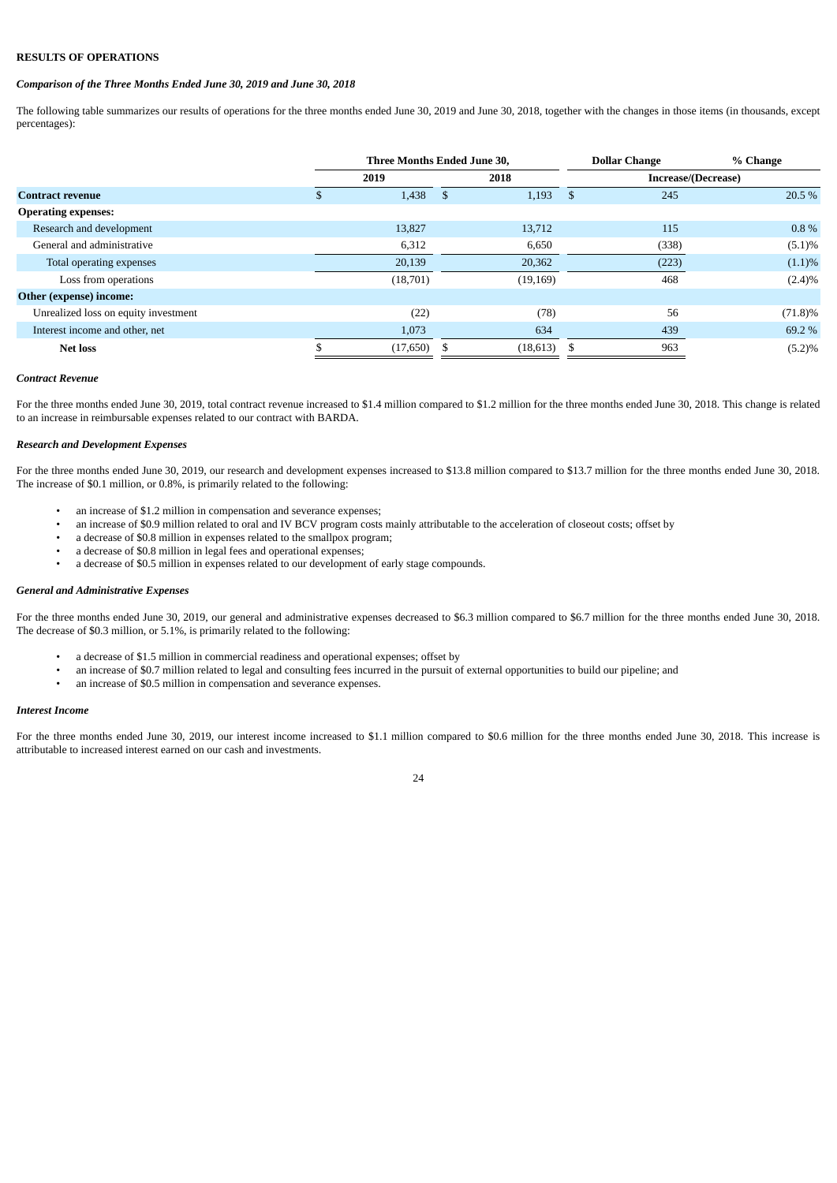## RESULTS OF OPERATIONS

### *Comparison of the Three Months Ended June 30, 2019 and June 30, 2018*

The following table summarizes our results of operations for the three months ended June 30, 2019 and June 30, 2018, together with the changes in those items (in thousands, except percentages):

| | Three Months Ended June 30, | | Dollar Change | % Change |
|---|---|---|---|---|
| | 2019 | 2018 | Increase/(Decrease) | |
| **Contract revenue** | $ 1,438 | $ 1,193 | $ 245 | 20.5 % |
| **Operating expenses:** | | | | |
| Research and development | 13,827 | 13,712 | 115 | 0.8 % |
| General and administrative | 6,312 | 6,650 | (338) | (5.1)% |
| Total operating expenses | 20,139 | 20,362 | (223) | (1.1)% |
| Loss from operations | (18,701) | (19,169) | 468 | (2.4)% |
| **Other (expense) income:** | | | | |
| Unrealized loss on equity investment | (22) | (78) | 56 | (71.8)% |
| Interest income and other, net | 1,073 | 634 | 439 | 69.2 % |
| **Net loss** | $ (17,650) | $ (18,613) | $ 963 | (5.2)% |

#### *Contract Revenue*

For the three months ended June 30, 2019, total contract revenue increased to $1.4 million compared to $1.2 million for the three months ended June 30, 2018. This change is related to an increase in reimbursable expenses related to our contract with BARDA.

#### *Research and Development Expenses*

For the three months ended June 30, 2019, our research and development expenses increased to $13.8 million compared to $13.7 million for the three months ended June 30, 2018. The increase of $0.1 million, or 0.8%, is primarily related to the following:

- an increase of $1.2 million in compensation and severance expenses;
- an increase of $0.9 million related to oral and IV BCV program costs mainly attributable to the acceleration of closeout costs; offset by
- a decrease of $0.8 million in expenses related to the smallpox program;
- a decrease of $0.8 million in legal fees and operational expenses;
- a decrease of $0.5 million in expenses related to our development of early stage compounds.

#### *General and Administrative Expenses*

For the three months ended June 30, 2019, our general and administrative expenses decreased to $6.3 million compared to $6.7 million for the three months ended June 30, 2018. The decrease of $0.3 million, or 5.1%, is primarily related to the following:

- a decrease of $1.5 million in commercial readiness and operational expenses; offset by
- an increase of $0.7 million related to legal and consulting fees incurred in the pursuit of external opportunities to build our pipeline; and
- an increase of $0.5 million in compensation and severance expenses.

#### *Interest Income*

For the three months ended June 30, 2019, our interest income increased to $1.1 million compared to $0.6 million for the three months ended June 30, 2018. This increase is attributable to increased interest earned on our cash and investments.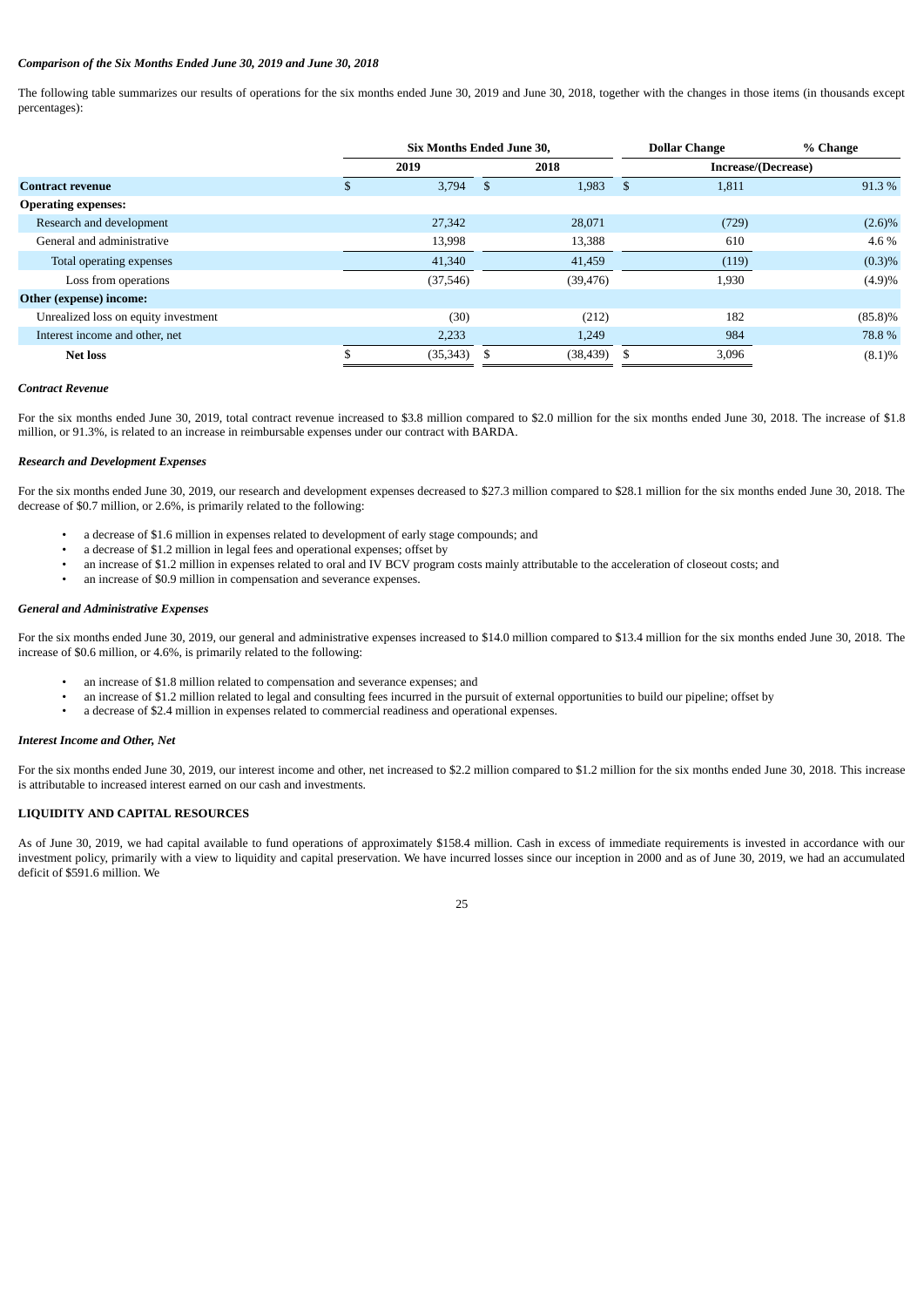*Comparison of the Six Months Ended June 30, 2019 and June 30, 2018*

The following table summarizes our results of operations for the six months ended June 30, 2019 and June 30, 2018, together with the changes in those items (in thousands except percentages):

| | Six Months Ended June 30, | | Dollar Change | % Change |
|---|---|---|---|---|
| | 2019 | 2018 | Increase/(Decrease) | |
| **Contract revenue** | $ 3,794 | $ 1,983 | $ 1,811 | 91.3 % |
| **Operating expenses:** | | | | |
| Research and development | 27,342 | 28,071 | (729) | (2.6)% |
| General and administrative | 13,998 | 13,388 | 610 | 4.6 % |
| Total operating expenses | 41,340 | 41,459 | (119) | (0.3)% |
| Loss from operations | (37,546) | (39,476) | 1,930 | (4.9)% |
| **Other (expense) income:** | | | | |
| Unrealized loss on equity investment | (30) | (212) | 182 | (85.8)% |
| Interest income and other, net | 2,233 | 1,249 | 984 | 78.8 % |
| **Net loss** | $ (35,343) | $ (38,439) | $ 3,096 | (8.1)% |

*Contract Revenue*

For the six months ended June 30, 2019, total contract revenue increased to $3.8 million compared to $2.0 million for the six months ended June 30, 2018. The increase of $1.8 million, or 91.3%, is related to an increase in reimbursable expenses under our contract with BARDA.

*Research and Development Expenses*

For the six months ended June 30, 2019, our research and development expenses decreased to $27.3 million compared to $28.1 million for the six months ended June 30, 2018. The decrease of $0.7 million, or 2.6%, is primarily related to the following:

- a decrease of $1.6 million in expenses related to development of early stage compounds; and
- a decrease of $1.2 million in legal fees and operational expenses; offset by
- an increase of $1.2 million in expenses related to oral and IV BCV program costs mainly attributable to the acceleration of closeout costs; and
- an increase of $0.9 million in compensation and severance expenses.

*General and Administrative Expenses*

For the six months ended June 30, 2019, our general and administrative expenses increased to $14.0 million compared to $13.4 million for the six months ended June 30, 2018. The increase of $0.6 million, or 4.6%, is primarily related to the following:

- an increase of $1.8 million related to compensation and severance expenses; and
- an increase of $1.2 million related to legal and consulting fees incurred in the pursuit of external opportunities to build our pipeline; offset by
- a decrease of $2.4 million in expenses related to commercial readiness and operational expenses.

*Interest Income and Other, Net*

For the six months ended June 30, 2019, our interest income and other, net increased to $2.2 million compared to $1.2 million for the six months ended June 30, 2018. This increase is attributable to increased interest earned on our cash and investments.

**LIQUIDITY AND CAPITAL RESOURCES**

As of June 30, 2019, we had capital available to fund operations of approximately $158.4 million. Cash in excess of immediate requirements is invested in accordance with our investment policy, primarily with a view to liquidity and capital preservation. We have incurred losses since our inception in 2000 and as of June 30, 2019, we had an accumulated deficit of $591.6 million. We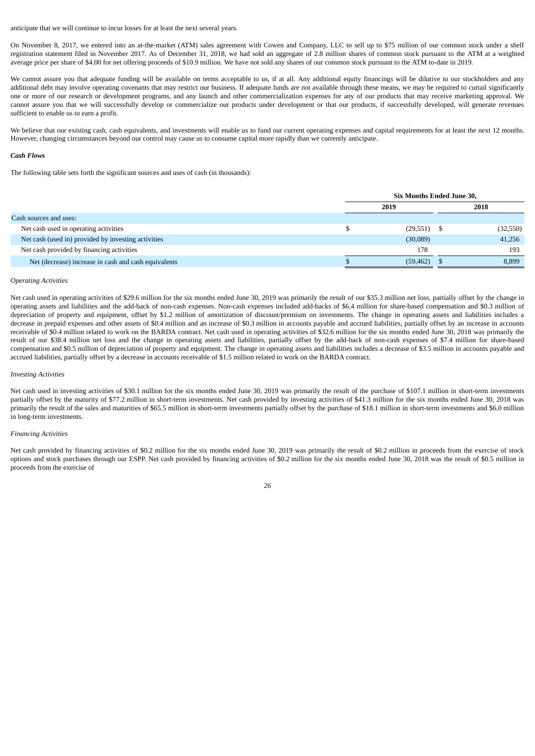anticipate that we will continue to incur losses for at least the next several years.

On November 8, 2017, we entered into an at-the-market (ATM) sales agreement with Cowen and Company, LLC to sell up to $75 million of our common stock under a shelf registration statement filed in November 2017. As of December 31, 2018, we had sold an aggregate of 2.8 million shares of common stock pursuant to the ATM at a weighted average price per share of $4.00 for net offering proceeds of $10.9 million. We have not sold any shares of our common stock pursuant to the ATM to-date in 2019.

We cannot assure you that adequate funding will be available on terms acceptable to us, if at all. Any additional equity financings will be dilutive to our stockholders and any additional debt may involve operating covenants that may restrict our business. If adequate funds are not available through these means, we may be required to curtail significantly one or more of our research or development programs, and any launch and other commercialization expenses for any of our products that may receive marketing approval. We cannot assure you that we will successfully develop or commercialize our products under development or that our products, if successfully developed, will generate revenues sufficient to enable us to earn a profit.

We believe that our existing cash, cash equivalents, and investments will enable us to fund our current operating expenses and capital requirements for at least the next 12 months. However, changing circumstances beyond our control may cause us to consume capital more rapidly than we currently anticipate.

***Cash Flows***

The following table sets forth the significant sources and uses of cash (in thousands):

| | Six Months Ended June 30, | |
|---|---|---|
| | **2019** | **2018** |
| Cash sources and uses: | | |
| Net cash used in operating activities | $ (29,551) | $ (32,550) |
| Net cash (used in) provided by investing activities | (30,089) | 41,256 |
| Net cash provided by financing activities | 178 | 193 |
| Net (decrease) increase in cash and cash equivalents | $ (59,462) | $ 8,899 |

*Operating Activities*

Net cash used in operating activities of $29.6 million for the six months ended June 30, 2019 was primarily the result of our $35.3 million net loss, partially offset by the change in operating assets and liabilities and the add-back of non-cash expenses. Non-cash expenses included add-backs of $6.4 million for share-based compensation and $0.3 million of depreciation of property and equipment, offset by $1.2 million of amortization of discount/premium on investments. The change in operating assets and liabilities includes a decrease in prepaid expenses and other assets of $0.4 million and an increase of $0.3 million in accounts payable and accrued liabilities, partially offset by an increase in accounts receivable of $0.4 million related to work on the BARDA contract. Net cash used in operating activities of $32.6 million for the six months ended June 30, 2018 was primarily the result of our $38.4 million net loss and the change in operating assets and liabilities, partially offset by the add-back of non-cash expenses of $7.4 million for share-based compensation and $0.5 million of depreciation of property and equipment. The change in operating assets and liabilities includes a decrease of $3.5 million in accounts payable and accrued liabilities, partially offset by a decrease in accounts receivable of $1.5 million related to work on the BARDA contract.

*Investing Activities*

Net cash used in investing activities of $30.1 million for the six months ended June 30, 2019 was primarily the result of the purchase of $107.1 million in short-term investments partially offset by the maturity of $77.2 million in short-term investments. Net cash provided by investing activities of $41.3 million for the six months ended June 30, 2018 was primarily the result of the sales and maturities of $65.5 million in short-term investments partially offset by the purchase of $18.1 million in short-term investments and $6.0 million in long-term investments.

*Financing Activities*

Net cash provided by financing activities of $0.2 million for the six months ended June 30, 2019 was primarily the result of $0.2 million in proceeds from the exercise of stock options and stock purchases through our ESPP. Net cash provided by financing activities of $0.2 million for the six months ended June 30, 2018 was the result of $0.5 million in proceeds from the exercise of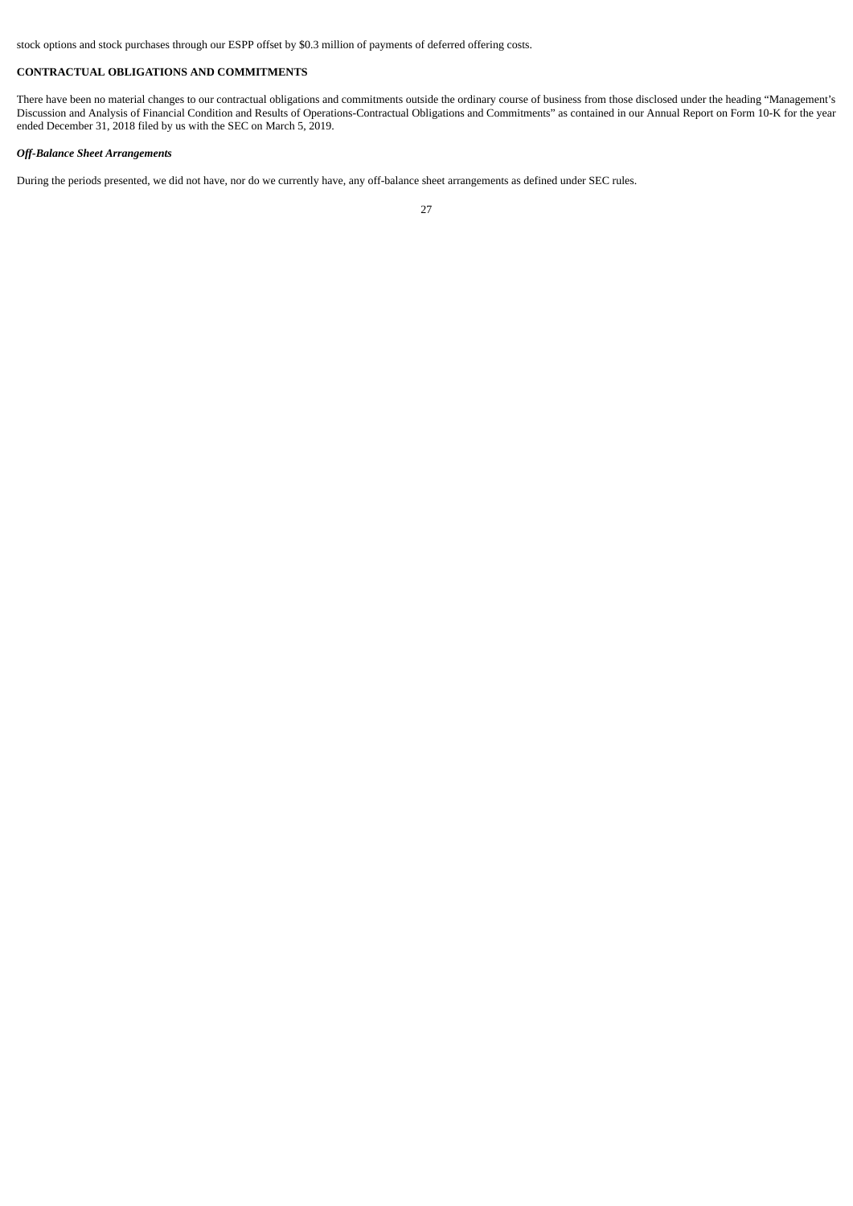stock options and stock purchases through our ESPP offset by $0.3 million of payments of deferred offering costs.

## CONTRACTUAL OBLIGATIONS AND COMMITMENTS

There have been no material changes to our contractual obligations and commitments outside the ordinary course of business from those disclosed under the heading "Management's Discussion and Analysis of Financial Condition and Results of Operations-Contractual Obligations and Commitments" as contained in our Annual Report on Form 10-K for the year ended December 31, 2018 filed by us with the SEC on March 5, 2019.

### *Off-Balance Sheet Arrangements*

During the periods presented, we did not have, nor do we currently have, any off-balance sheet arrangements as defined under SEC rules.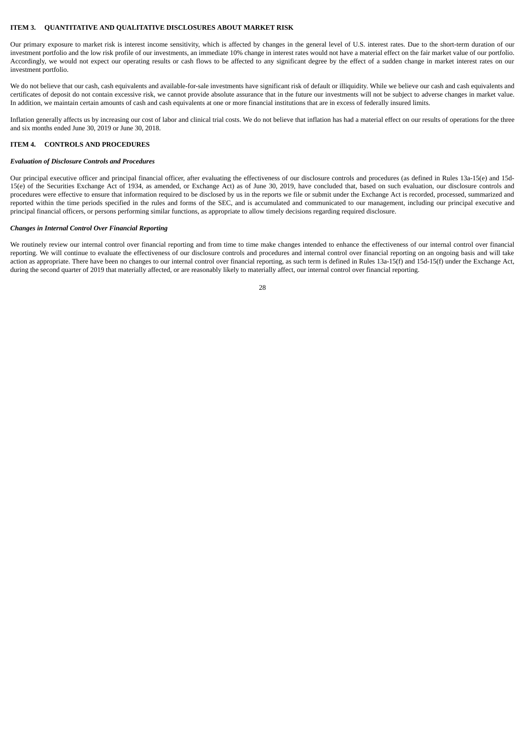## ITEM 3. QUANTITATIVE AND QUALITATIVE DISCLOSURES ABOUT MARKET RISK

Our primary exposure to market risk is interest income sensitivity, which is affected by changes in the general level of U.S. interest rates. Due to the short-term duration of our investment portfolio and the low risk profile of our investments, an immediate 10% change in interest rates would not have a material effect on the fair market value of our portfolio. Accordingly, we would not expect our operating results or cash flows to be affected to any significant degree by the effect of a sudden change in market interest rates on our investment portfolio.

We do not believe that our cash, cash equivalents and available-for-sale investments have significant risk of default or illiquidity. While we believe our cash and cash equivalents and certificates of deposit do not contain excessive risk, we cannot provide absolute assurance that in the future our investments will not be subject to adverse changes in market value. In addition, we maintain certain amounts of cash and cash equivalents at one or more financial institutions that are in excess of federally insured limits.

Inflation generally affects us by increasing our cost of labor and clinical trial costs. We do not believe that inflation has had a material effect on our results of operations for the three and six months ended June 30, 2019 or June 30, 2018.

## ITEM 4. CONTROLS AND PROCEDURES

### *Evaluation of Disclosure Controls and Procedures*

Our principal executive officer and principal financial officer, after evaluating the effectiveness of our disclosure controls and procedures (as defined in Rules 13a-15(e) and 15d-15(e) of the Securities Exchange Act of 1934, as amended, or Exchange Act) as of June 30, 2019, have concluded that, based on such evaluation, our disclosure controls and procedures were effective to ensure that information required to be disclosed by us in the reports we file or submit under the Exchange Act is recorded, processed, summarized and reported within the time periods specified in the rules and forms of the SEC, and is accumulated and communicated to our management, including our principal executive and principal financial officers, or persons performing similar functions, as appropriate to allow timely decisions regarding required disclosure.

### *Changes in Internal Control Over Financial Reporting*

We routinely review our internal control over financial reporting and from time to time make changes intended to enhance the effectiveness of our internal control over financial reporting. We will continue to evaluate the effectiveness of our disclosure controls and procedures and internal control over financial reporting on an ongoing basis and will take action as appropriate. There have been no changes to our internal control over financial reporting, as such term is defined in Rules 13a-15(f) and 15d-15(f) under the Exchange Act, during the second quarter of 2019 that materially affected, or are reasonably likely to materially affect, our internal control over financial reporting.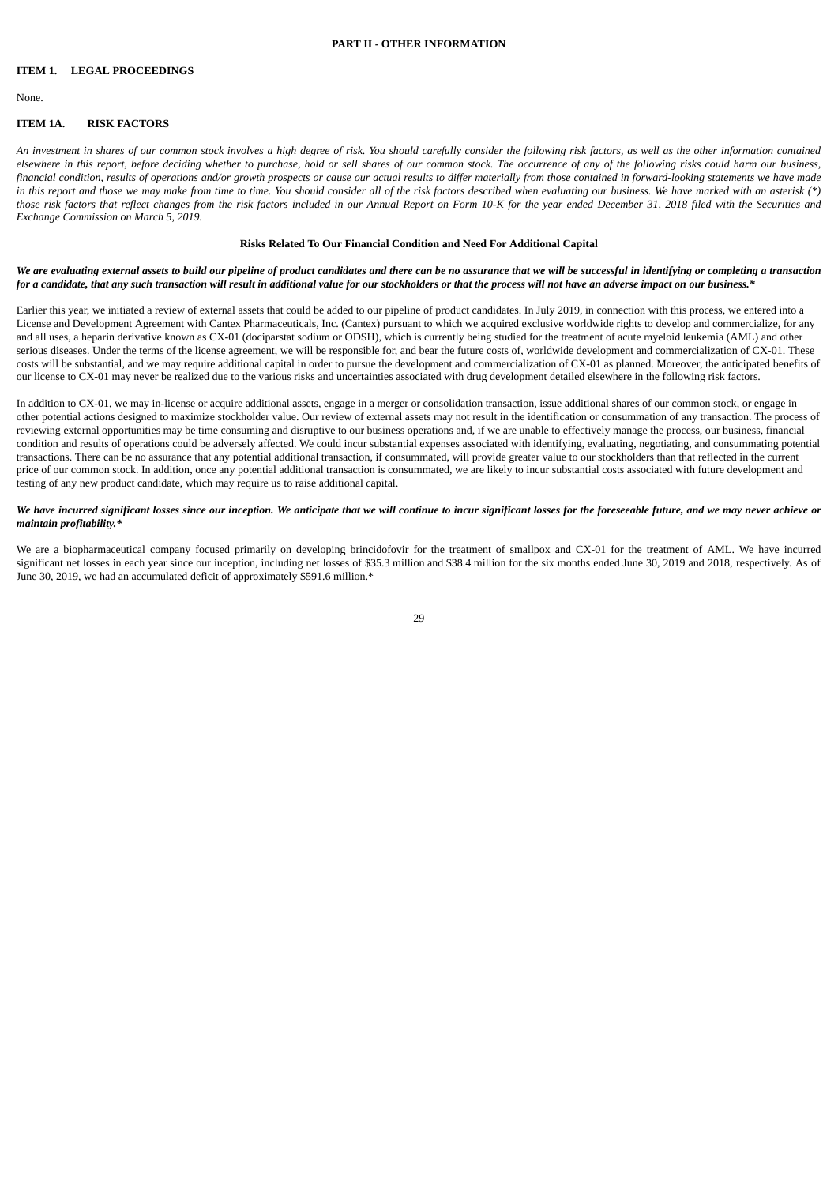# PART II - OTHER INFORMATION

## ITEM 1. LEGAL PROCEEDINGS

None.

## ITEM 1A. RISK FACTORS

*An investment in shares of our common stock involves a high degree of risk. You should carefully consider the following risk factors, as well as the other information contained elsewhere in this report, before deciding whether to purchase, hold or sell shares of our common stock. The occurrence of any of the following risks could harm our business, financial condition, results of operations and/or growth prospects or cause our actual results to differ materially from those contained in forward-looking statements we have made in this report and those we may make from time to time. You should consider all of the risk factors described when evaluating our business. We have marked with an asterisk (*) those risk factors that reflect changes from the risk factors included in our Annual Report on Form 10-K for the year ended December 31, 2018 filed with the Securities and Exchange Commission on March 5, 2019.*

### Risks Related To Our Financial Condition and Need For Additional Capital

***We are evaluating external assets to build our pipeline of product candidates and there can be no assurance that we will be successful in identifying or completing a transaction for a candidate, that any such transaction will result in additional value for our stockholders or that the process will not have an adverse impact on our business.****

Earlier this year, we initiated a review of external assets that could be added to our pipeline of product candidates. In July 2019, in connection with this process, we entered into a License and Development Agreement with Cantex Pharmaceuticals, Inc. (Cantex) pursuant to which we acquired exclusive worldwide rights to develop and commercialize, for any and all uses, a heparin derivative known as CX-01 (dociparstat sodium or ODSH), which is currently being studied for the treatment of acute myeloid leukemia (AML) and other serious diseases. Under the terms of the license agreement, we will be responsible for, and bear the future costs of, worldwide development and commercialization of CX-01. These costs will be substantial, and we may require additional capital in order to pursue the development and commercialization of CX-01 as planned. Moreover, the anticipated benefits of our license to CX-01 may never be realized due to the various risks and uncertainties associated with drug development detailed elsewhere in the following risk factors.

In addition to CX-01, we may in-license or acquire additional assets, engage in a merger or consolidation transaction, issue additional shares of our common stock, or engage in other potential actions designed to maximize stockholder value. Our review of external assets may not result in the identification or consummation of any transaction. The process of reviewing external opportunities may be time consuming and disruptive to our business operations and, if we are unable to effectively manage the process, our business, financial condition and results of operations could be adversely affected. We could incur substantial expenses associated with identifying, evaluating, negotiating, and consummating potential transactions. There can be no assurance that any potential additional transaction, if consummated, will provide greater value to our stockholders than that reflected in the current price of our common stock. In addition, once any potential additional transaction is consummated, we are likely to incur substantial costs associated with future development and testing of any new product candidate, which may require us to raise additional capital.

***We have incurred significant losses since our inception. We anticipate that we will continue to incur significant losses for the foreseeable future, and we may never achieve or maintain profitability.****

We are a biopharmaceutical company focused primarily on developing brincidofovir for the treatment of smallpox and CX-01 for the treatment of AML. We have incurred significant net losses in each year since our inception, including net losses of $35.3 million and $38.4 million for the six months ended June 30, 2019 and 2018, respectively. As of June 30, 2019, we had an accumulated deficit of approximately $591.6 million.*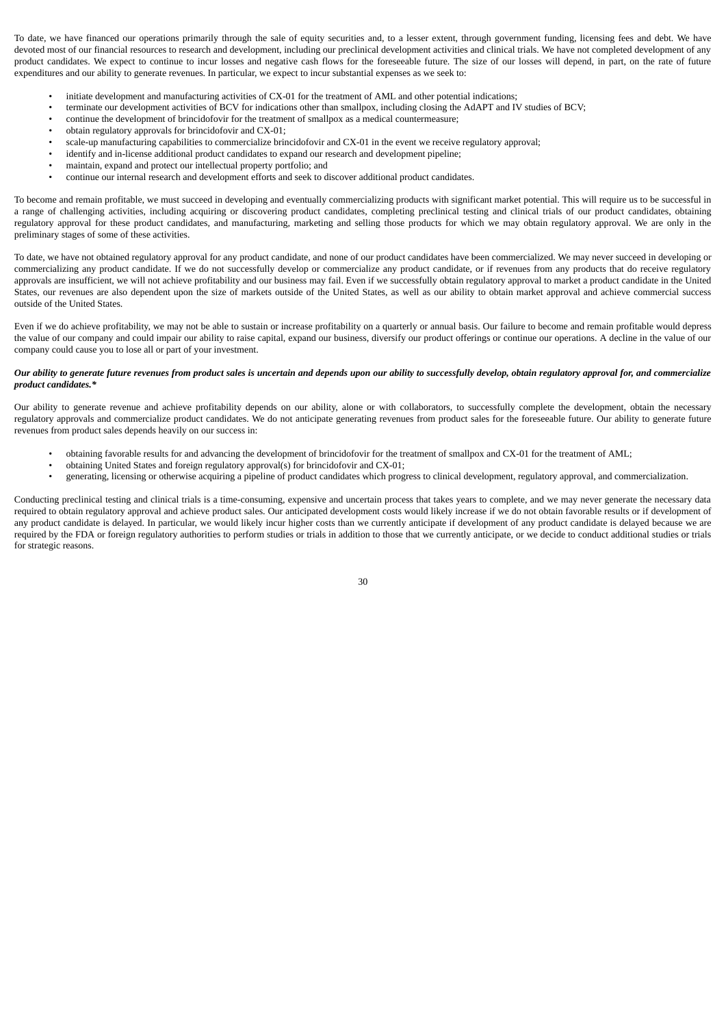To date, we have financed our operations primarily through the sale of equity securities and, to a lesser extent, through government funding, licensing fees and debt. We have devoted most of our financial resources to research and development, including our preclinical development activities and clinical trials. We have not completed development of any product candidates. We expect to continue to incur losses and negative cash flows for the foreseeable future. The size of our losses will depend, in part, on the rate of future expenditures and our ability to generate revenues. In particular, we expect to incur substantial expenses as we seek to:

- initiate development and manufacturing activities of CX-01 for the treatment of AML and other potential indications;
- terminate our development activities of BCV for indications other than smallpox, including closing the AdAPT and IV studies of BCV;
- continue the development of brincidofovir for the treatment of smallpox as a medical countermeasure;
- obtain regulatory approvals for brincidofovir and CX-01;
- scale-up manufacturing capabilities to commercialize brincidofovir and CX-01 in the event we receive regulatory approval;
- identify and in-license additional product candidates to expand our research and development pipeline;
- maintain, expand and protect our intellectual property portfolio; and
- continue our internal research and development efforts and seek to discover additional product candidates.

To become and remain profitable, we must succeed in developing and eventually commercializing products with significant market potential. This will require us to be successful in a range of challenging activities, including acquiring or discovering product candidates, completing preclinical testing and clinical trials of our product candidates, obtaining regulatory approval for these product candidates, and manufacturing, marketing and selling those products for which we may obtain regulatory approval. We are only in the preliminary stages of some of these activities.

To date, we have not obtained regulatory approval for any product candidate, and none of our product candidates have been commercialized. We may never succeed in developing or commercializing any product candidate. If we do not successfully develop or commercialize any product candidate, or if revenues from any products that do receive regulatory approvals are insufficient, we will not achieve profitability and our business may fail. Even if we successfully obtain regulatory approval to market a product candidate in the United States, our revenues are also dependent upon the size of markets outside of the United States, as well as our ability to obtain market approval and achieve commercial success outside of the United States.

Even if we do achieve profitability, we may not be able to sustain or increase profitability on a quarterly or annual basis. Our failure to become and remain profitable would depress the value of our company and could impair our ability to raise capital, expand our business, diversify our product offerings or continue our operations. A decline in the value of our company could cause you to lose all or part of your investment.

***Our ability to generate future revenues from product sales is uncertain and depends upon our ability to successfully develop, obtain regulatory approval for, and commercialize product candidates.****

Our ability to generate revenue and achieve profitability depends on our ability, alone or with collaborators, to successfully complete the development, obtain the necessary regulatory approvals and commercialize product candidates. We do not anticipate generating revenues from product sales for the foreseeable future. Our ability to generate future revenues from product sales depends heavily on our success in:

- obtaining favorable results for and advancing the development of brincidofovir for the treatment of smallpox and CX-01 for the treatment of AML;
- obtaining United States and foreign regulatory approval(s) for brincidofovir and CX-01;
- generating, licensing or otherwise acquiring a pipeline of product candidates which progress to clinical development, regulatory approval, and commercialization.

Conducting preclinical testing and clinical trials is a time-consuming, expensive and uncertain process that takes years to complete, and we may never generate the necessary data required to obtain regulatory approval and achieve product sales. Our anticipated development costs would likely increase if we do not obtain favorable results or if development of any product candidate is delayed. In particular, we would likely incur higher costs than we currently anticipate if development of any product candidate is delayed because we are required by the FDA or foreign regulatory authorities to perform studies or trials in addition to those that we currently anticipate, or we decide to conduct additional studies or trials for strategic reasons.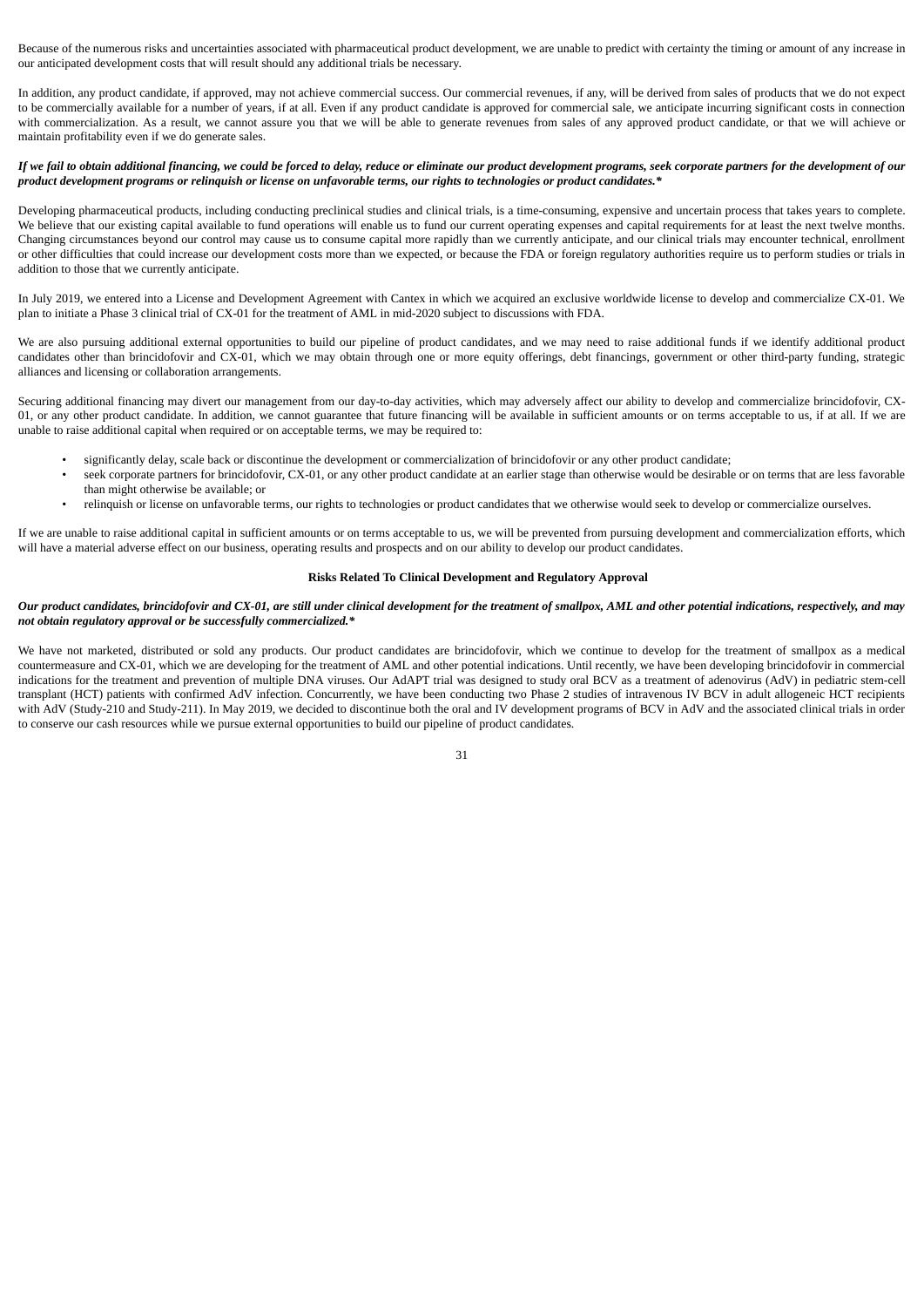Because of the numerous risks and uncertainties associated with pharmaceutical product development, we are unable to predict with certainty the timing or amount of any increase in our anticipated development costs that will result should any additional trials be necessary.

In addition, any product candidate, if approved, may not achieve commercial success. Our commercial revenues, if any, will be derived from sales of products that we do not expect to be commercially available for a number of years, if at all. Even if any product candidate is approved for commercial sale, we anticipate incurring significant costs in connection with commercialization. As a result, we cannot assure you that we will be able to generate revenues from sales of any approved product candidate, or that we will achieve or maintain profitability even if we do generate sales.

***If we fail to obtain additional financing, we could be forced to delay, reduce or eliminate our product development programs, seek corporate partners for the development of our product development programs or relinquish or license on unfavorable terms, our rights to technologies or product candidates.****

Developing pharmaceutical products, including conducting preclinical studies and clinical trials, is a time-consuming, expensive and uncertain process that takes years to complete. We believe that our existing capital available to fund operations will enable us to fund our current operating expenses and capital requirements for at least the next twelve months. Changing circumstances beyond our control may cause us to consume capital more rapidly than we currently anticipate, and our clinical trials may encounter technical, enrollment or other difficulties that could increase our development costs more than we expected, or because the FDA or foreign regulatory authorities require us to perform studies or trials in addition to those that we currently anticipate.

In July 2019, we entered into a License and Development Agreement with Cantex in which we acquired an exclusive worldwide license to develop and commercialize CX-01. We plan to initiate a Phase 3 clinical trial of CX-01 for the treatment of AML in mid-2020 subject to discussions with FDA.

We are also pursuing additional external opportunities to build our pipeline of product candidates, and we may need to raise additional funds if we identify additional product candidates other than brincidofovir and CX-01, which we may obtain through one or more equity offerings, debt financings, government or other third-party funding, strategic alliances and licensing or collaboration arrangements.

Securing additional financing may divert our management from our day-to-day activities, which may adversely affect our ability to develop and commercialize brincidofovir, CX-01, or any other product candidate. In addition, we cannot guarantee that future financing will be available in sufficient amounts or on terms acceptable to us, if at all. If we are unable to raise additional capital when required or on acceptable terms, we may be required to:

- significantly delay, scale back or discontinue the development or commercialization of brincidofovir or any other product candidate;
- seek corporate partners for brincidofovir, CX-01, or any other product candidate at an earlier stage than otherwise would be desirable or on terms that are less favorable than might otherwise be available; or
- relinquish or license on unfavorable terms, our rights to technologies or product candidates that we otherwise would seek to develop or commercialize ourselves.

If we are unable to raise additional capital in sufficient amounts or on terms acceptable to us, we will be prevented from pursuing development and commercialization efforts, which will have a material adverse effect on our business, operating results and prospects and on our ability to develop our product candidates.

**Risks Related To Clinical Development and Regulatory Approval**

***Our product candidates, brincidofovir and CX-01, are still under clinical development for the treatment of smallpox, AML and other potential indications, respectively, and may not obtain regulatory approval or be successfully commercialized.****

We have not marketed, distributed or sold any products. Our product candidates are brincidofovir, which we continue to develop for the treatment of smallpox as a medical countermeasure and CX-01, which we are developing for the treatment of AML and other potential indications. Until recently, we have been developing brincidofovir in commercial indications for the treatment and prevention of multiple DNA viruses. Our AdAPT trial was designed to study oral BCV as a treatment of adenovirus (AdV) in pediatric stem-cell transplant (HCT) patients with confirmed AdV infection. Concurrently, we have been conducting two Phase 2 studies of intravenous IV BCV in adult allogeneic HCT recipients with AdV (Study-210 and Study-211). In May 2019, we decided to discontinue both the oral and IV development programs of BCV in AdV and the associated clinical trials in order to conserve our cash resources while we pursue external opportunities to build our pipeline of product candidates.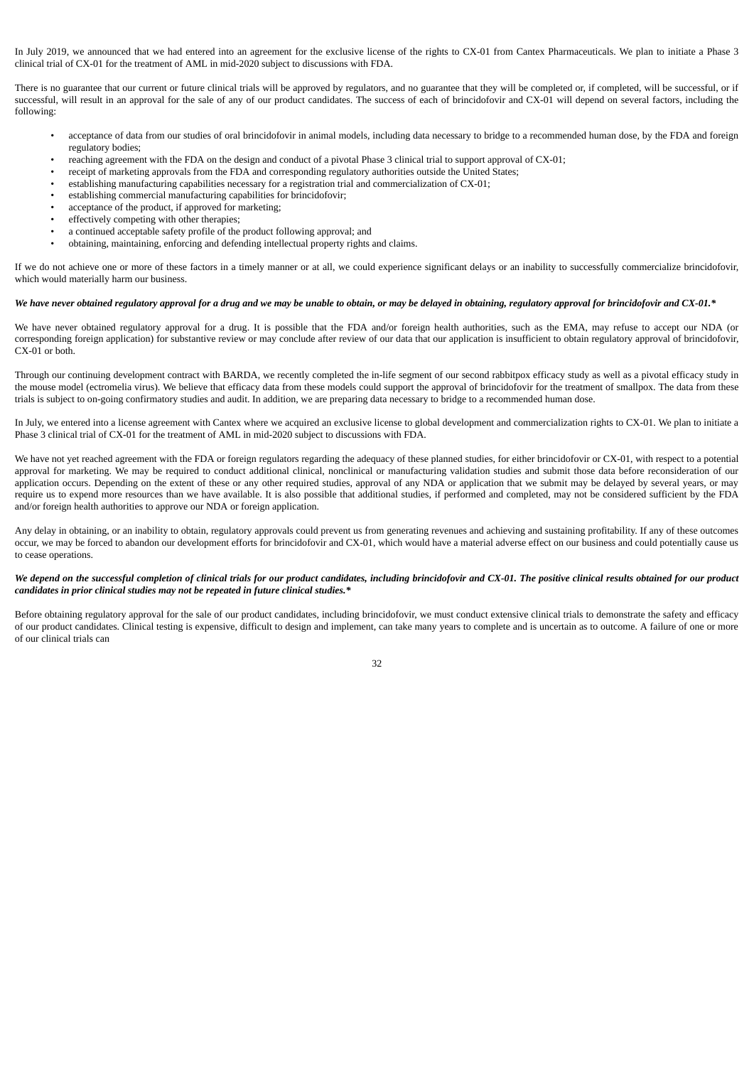In July 2019, we announced that we had entered into an agreement for the exclusive license of the rights to CX-01 from Cantex Pharmaceuticals. We plan to initiate a Phase 3 clinical trial of CX-01 for the treatment of AML in mid-2020 subject to discussions with FDA.

There is no guarantee that our current or future clinical trials will be approved by regulators, and no guarantee that they will be completed or, if completed, will be successful, or if successful, will result in an approval for the sale of any of our product candidates. The success of each of brincidofovir and CX-01 will depend on several factors, including the following:

- acceptance of data from our studies of oral brincidofovir in animal models, including data necessary to bridge to a recommended human dose, by the FDA and foreign regulatory bodies;
- reaching agreement with the FDA on the design and conduct of a pivotal Phase 3 clinical trial to support approval of CX-01;
- receipt of marketing approvals from the FDA and corresponding regulatory authorities outside the United States;
- establishing manufacturing capabilities necessary for a registration trial and commercialization of CX-01;
- establishing commercial manufacturing capabilities for brincidofovir;
- acceptance of the product, if approved for marketing;
- effectively competing with other therapies;
- a continued acceptable safety profile of the product following approval; and
- obtaining, maintaining, enforcing and defending intellectual property rights and claims.

If we do not achieve one or more of these factors in a timely manner or at all, we could experience significant delays or an inability to successfully commercialize brincidofovir, which would materially harm our business.

***We have never obtained regulatory approval for a drug and we may be unable to obtain, or may be delayed in obtaining, regulatory approval for brincidofovir and CX-01.****

We have never obtained regulatory approval for a drug. It is possible that the FDA and/or foreign health authorities, such as the EMA, may refuse to accept our NDA (or corresponding foreign application) for substantive review or may conclude after review of our data that our application is insufficient to obtain regulatory approval of brincidofovir, CX-01 or both.

Through our continuing development contract with BARDA, we recently completed the in-life segment of our second rabbitpox efficacy study as well as a pivotal efficacy study in the mouse model (ectromelia virus). We believe that efficacy data from these models could support the approval of brincidofovir for the treatment of smallpox. The data from these trials is subject to on-going confirmatory studies and audit. In addition, we are preparing data necessary to bridge to a recommended human dose.

In July, we entered into a license agreement with Cantex where we acquired an exclusive license to global development and commercialization rights to CX-01. We plan to initiate a Phase 3 clinical trial of CX-01 for the treatment of AML in mid-2020 subject to discussions with FDA.

We have not yet reached agreement with the FDA or foreign regulators regarding the adequacy of these planned studies, for either brincidofovir or CX-01, with respect to a potential approval for marketing. We may be required to conduct additional clinical, nonclinical or manufacturing validation studies and submit those data before reconsideration of our application occurs. Depending on the extent of these or any other required studies, approval of any NDA or application that we submit may be delayed by several years, or may require us to expend more resources than we have available. It is also possible that additional studies, if performed and completed, may not be considered sufficient by the FDA and/or foreign health authorities to approve our NDA or foreign application.

Any delay in obtaining, or an inability to obtain, regulatory approvals could prevent us from generating revenues and achieving and sustaining profitability. If any of these outcomes occur, we may be forced to abandon our development efforts for brincidofovir and CX-01, which would have a material adverse effect on our business and could potentially cause us to cease operations.

***We depend on the successful completion of clinical trials for our product candidates, including brincidofovir and CX-01. The positive clinical results obtained for our product candidates in prior clinical studies may not be repeated in future clinical studies.****

Before obtaining regulatory approval for the sale of our product candidates, including brincidofovir, we must conduct extensive clinical trials to demonstrate the safety and efficacy of our product candidates. Clinical testing is expensive, difficult to design and implement, can take many years to complete and is uncertain as to outcome. A failure of one or more of our clinical trials can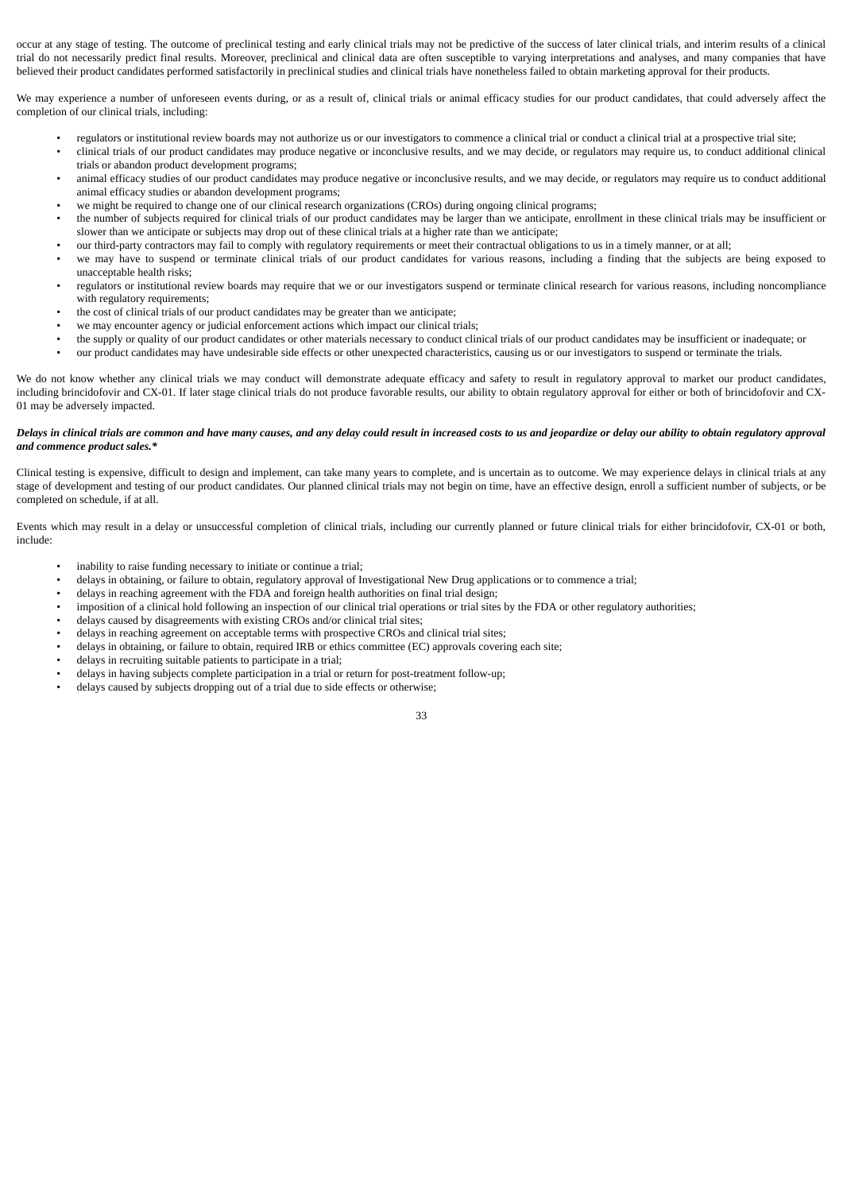occur at any stage of testing. The outcome of preclinical testing and early clinical trials may not be predictive of the success of later clinical trials, and interim results of a clinical trial do not necessarily predict final results. Moreover, preclinical and clinical data are often susceptible to varying interpretations and analyses, and many companies that have believed their product candidates performed satisfactorily in preclinical studies and clinical trials have nonetheless failed to obtain marketing approval for their products.

We may experience a number of unforeseen events during, or as a result of, clinical trials or animal efficacy studies for our product candidates, that could adversely affect the completion of our clinical trials, including:

- regulators or institutional review boards may not authorize us or our investigators to commence a clinical trial or conduct a clinical trial at a prospective trial site;
- clinical trials of our product candidates may produce negative or inconclusive results, and we may decide, or regulators may require us, to conduct additional clinical trials or abandon product development programs;
- animal efficacy studies of our product candidates may produce negative or inconclusive results, and we may decide, or regulators may require us to conduct additional animal efficacy studies or abandon development programs;
- we might be required to change one of our clinical research organizations (CROs) during ongoing clinical programs;
- the number of subjects required for clinical trials of our product candidates may be larger than we anticipate, enrollment in these clinical trials may be insufficient or slower than we anticipate or subjects may drop out of these clinical trials at a higher rate than we anticipate;
- our third-party contractors may fail to comply with regulatory requirements or meet their contractual obligations to us in a timely manner, or at all;
- we may have to suspend or terminate clinical trials of our product candidates for various reasons, including a finding that the subjects are being exposed to unacceptable health risks;
- regulators or institutional review boards may require that we or our investigators suspend or terminate clinical research for various reasons, including noncompliance with regulatory requirements;
- the cost of clinical trials of our product candidates may be greater than we anticipate;
- we may encounter agency or judicial enforcement actions which impact our clinical trials;
- the supply or quality of our product candidates or other materials necessary to conduct clinical trials of our product candidates may be insufficient or inadequate; or
- our product candidates may have undesirable side effects or other unexpected characteristics, causing us or our investigators to suspend or terminate the trials.

We do not know whether any clinical trials we may conduct will demonstrate adequate efficacy and safety to result in regulatory approval to market our product candidates, including brincidofovir and CX-01. If later stage clinical trials do not produce favorable results, our ability to obtain regulatory approval for either or both of brincidofovir and CX-01 may be adversely impacted.

***Delays in clinical trials are common and have many causes, and any delay could result in increased costs to us and jeopardize or delay our ability to obtain regulatory approval and commence product sales.****

Clinical testing is expensive, difficult to design and implement, can take many years to complete, and is uncertain as to outcome. We may experience delays in clinical trials at any stage of development and testing of our product candidates. Our planned clinical trials may not begin on time, have an effective design, enroll a sufficient number of subjects, or be completed on schedule, if at all.

Events which may result in a delay or unsuccessful completion of clinical trials, including our currently planned or future clinical trials for either brincidofovir, CX-01 or both, include:

- inability to raise funding necessary to initiate or continue a trial;
- delays in obtaining, or failure to obtain, regulatory approval of Investigational New Drug applications or to commence a trial;
- delays in reaching agreement with the FDA and foreign health authorities on final trial design;
- imposition of a clinical hold following an inspection of our clinical trial operations or trial sites by the FDA or other regulatory authorities;
- delays caused by disagreements with existing CROs and/or clinical trial sites;
- delays in reaching agreement on acceptable terms with prospective CROs and clinical trial sites;
- delays in obtaining, or failure to obtain, required IRB or ethics committee (EC) approvals covering each site;
- delays in recruiting suitable patients to participate in a trial;
- delays in having subjects complete participation in a trial or return for post-treatment follow-up;
- delays caused by subjects dropping out of a trial due to side effects or otherwise;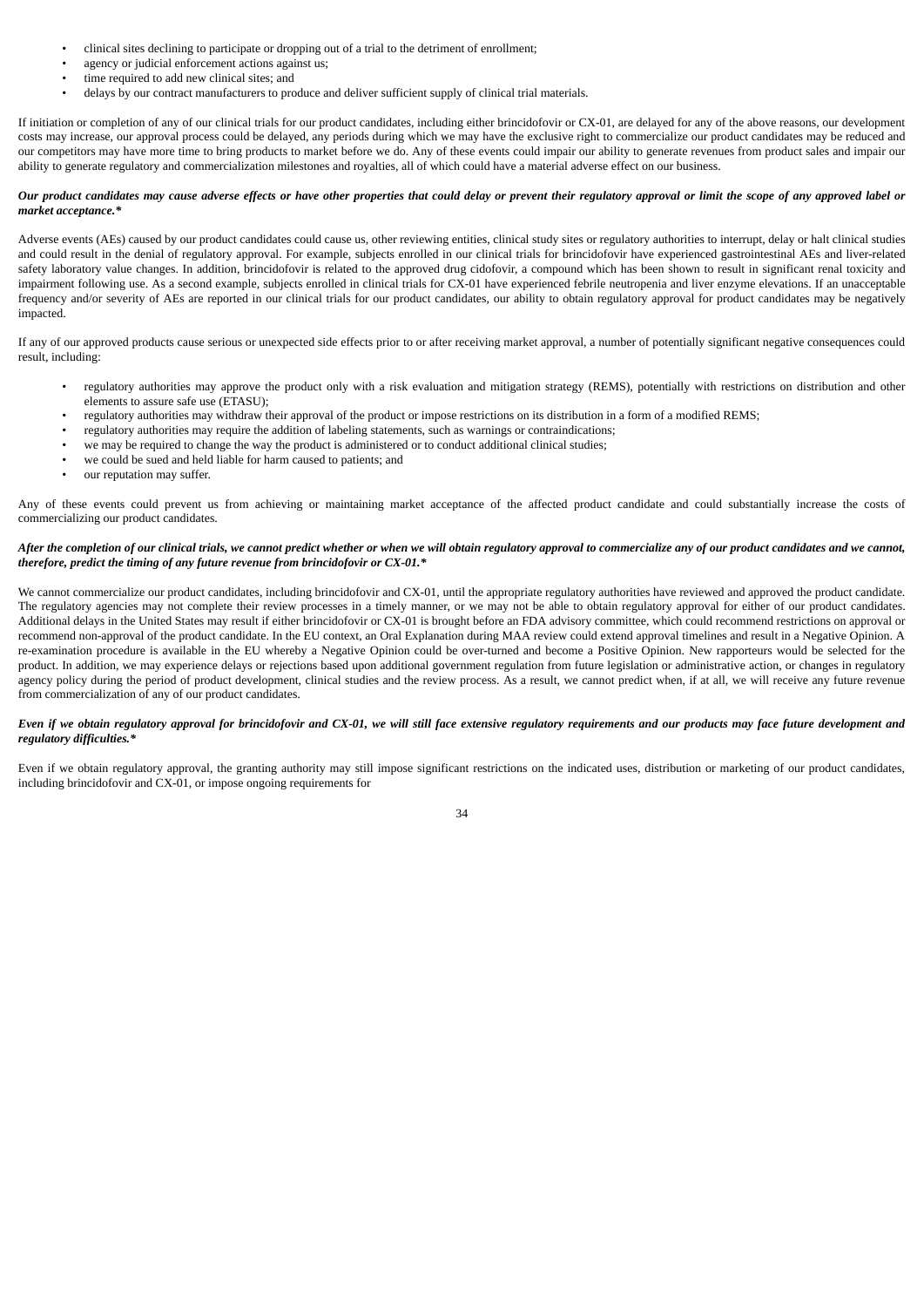- clinical sites declining to participate or dropping out of a trial to the detriment of enrollment;
- agency or judicial enforcement actions against us;
- time required to add new clinical sites; and
- delays by our contract manufacturers to produce and deliver sufficient supply of clinical trial materials.

If initiation or completion of any of our clinical trials for our product candidates, including either brincidofovir or CX-01, are delayed for any of the above reasons, our development costs may increase, our approval process could be delayed, any periods during which we may have the exclusive right to commercialize our product candidates may be reduced and our competitors may have more time to bring products to market before we do. Any of these events could impair our ability to generate revenues from product sales and impair our ability to generate regulatory and commercialization milestones and royalties, all of which could have a material adverse effect on our business.

***Our product candidates may cause adverse effects or have other properties that could delay or prevent their regulatory approval or limit the scope of any approved label or market acceptance.****

Adverse events (AEs) caused by our product candidates could cause us, other reviewing entities, clinical study sites or regulatory authorities to interrupt, delay or halt clinical studies and could result in the denial of regulatory approval. For example, subjects enrolled in our clinical trials for brincidofovir have experienced gastrointestinal AEs and liver-related safety laboratory value changes. In addition, brincidofovir is related to the approved drug cidofovir, a compound which has been shown to result in significant renal toxicity and impairment following use. As a second example, subjects enrolled in clinical trials for CX-01 have experienced febrile neutropenia and liver enzyme elevations. If an unacceptable frequency and/or severity of AEs are reported in our clinical trials for our product candidates, our ability to obtain regulatory approval for product candidates may be negatively impacted.

If any of our approved products cause serious or unexpected side effects prior to or after receiving market approval, a number of potentially significant negative consequences could result, including:

- regulatory authorities may approve the product only with a risk evaluation and mitigation strategy (REMS), potentially with restrictions on distribution and other elements to assure safe use (ETASU);
- regulatory authorities may withdraw their approval of the product or impose restrictions on its distribution in a form of a modified REMS;
- regulatory authorities may require the addition of labeling statements, such as warnings or contraindications;
- we may be required to change the way the product is administered or to conduct additional clinical studies;
- we could be sued and held liable for harm caused to patients; and
- our reputation may suffer.

Any of these events could prevent us from achieving or maintaining market acceptance of the affected product candidate and could substantially increase the costs of commercializing our product candidates.

***After the completion of our clinical trials, we cannot predict whether or when we will obtain regulatory approval to commercialize any of our product candidates and we cannot, therefore, predict the timing of any future revenue from brincidofovir or CX-01.****

We cannot commercialize our product candidates, including brincidofovir and CX-01, until the appropriate regulatory authorities have reviewed and approved the product candidate. The regulatory agencies may not complete their review processes in a timely manner, or we may not be able to obtain regulatory approval for either of our product candidates. Additional delays in the United States may result if either brincidofovir or CX-01 is brought before an FDA advisory committee, which could recommend restrictions on approval or recommend non-approval of the product candidate. In the EU context, an Oral Explanation during MAA review could extend approval timelines and result in a Negative Opinion. A re-examination procedure is available in the EU whereby a Negative Opinion could be over-turned and become a Positive Opinion. New rapporteurs would be selected for the product. In addition, we may experience delays or rejections based upon additional government regulation from future legislation or administrative action, or changes in regulatory agency policy during the period of product development, clinical studies and the review process. As a result, we cannot predict when, if at all, we will receive any future revenue from commercialization of any of our product candidates.

***Even if we obtain regulatory approval for brincidofovir and CX-01, we will still face extensive regulatory requirements and our products may face future development and regulatory difficulties.****

Even if we obtain regulatory approval, the granting authority may still impose significant restrictions on the indicated uses, distribution or marketing of our product candidates, including brincidofovir and CX-01, or impose ongoing requirements for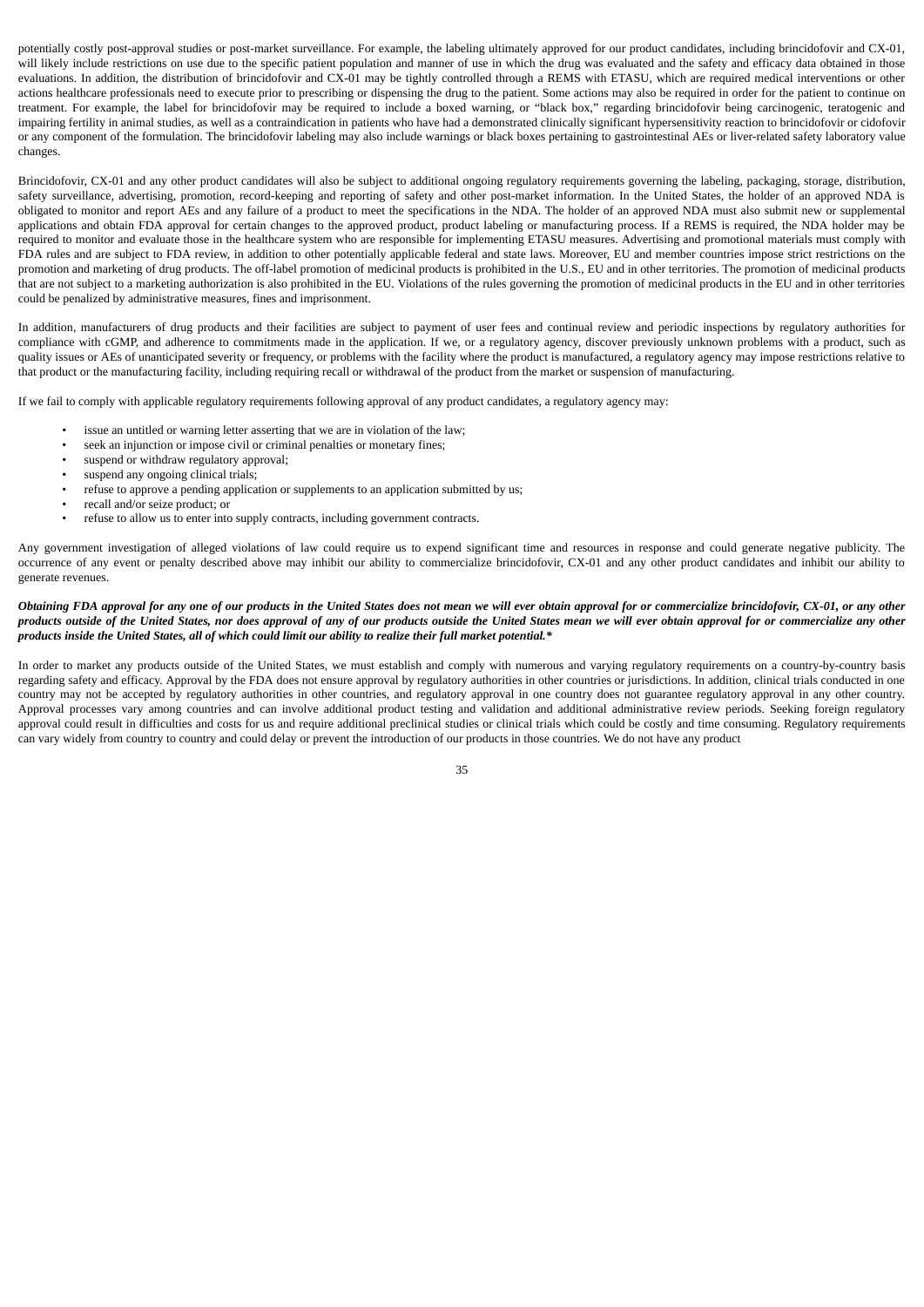potentially costly post-approval studies or post-market surveillance. For example, the labeling ultimately approved for our product candidates, including brincidofovir and CX-01, will likely include restrictions on use due to the specific patient population and manner of use in which the drug was evaluated and the safety and efficacy data obtained in those evaluations. In addition, the distribution of brincidofovir and CX-01 may be tightly controlled through a REMS with ETASU, which are required medical interventions or other actions healthcare professionals need to execute prior to prescribing or dispensing the drug to the patient. Some actions may also be required in order for the patient to continue on treatment. For example, the label for brincidofovir may be required to include a boxed warning, or "black box," regarding brincidofovir being carcinogenic, teratogenic and impairing fertility in animal studies, as well as a contraindication in patients who have had a demonstrated clinically significant hypersensitivity reaction to brincidofovir or cidofovir or any component of the formulation. The brincidofovir labeling may also include warnings or black boxes pertaining to gastrointestinal AEs or liver-related safety laboratory value changes.

Brincidofovir, CX-01 and any other product candidates will also be subject to additional ongoing regulatory requirements governing the labeling, packaging, storage, distribution, safety surveillance, advertising, promotion, record-keeping and reporting of safety and other post-market information. In the United States, the holder of an approved NDA is obligated to monitor and report AEs and any failure of a product to meet the specifications in the NDA. The holder of an approved NDA must also submit new or supplemental applications and obtain FDA approval for certain changes to the approved product, product labeling or manufacturing process. If a REMS is required, the NDA holder may be required to monitor and evaluate those in the healthcare system who are responsible for implementing ETASU measures. Advertising and promotional materials must comply with FDA rules and are subject to FDA review, in addition to other potentially applicable federal and state laws. Moreover, EU and member countries impose strict restrictions on the promotion and marketing of drug products. The off-label promotion of medicinal products is prohibited in the U.S., EU and in other territories. The promotion of medicinal products that are not subject to a marketing authorization is also prohibited in the EU. Violations of the rules governing the promotion of medicinal products in the EU and in other territories could be penalized by administrative measures, fines and imprisonment.

In addition, manufacturers of drug products and their facilities are subject to payment of user fees and continual review and periodic inspections by regulatory authorities for compliance with cGMP, and adherence to commitments made in the application. If we, or a regulatory agency, discover previously unknown problems with a product, such as quality issues or AEs of unanticipated severity or frequency, or problems with the facility where the product is manufactured, a regulatory agency may impose restrictions relative to that product or the manufacturing facility, including requiring recall or withdrawal of the product from the market or suspension of manufacturing.

If we fail to comply with applicable regulatory requirements following approval of any product candidates, a regulatory agency may:

- issue an untitled or warning letter asserting that we are in violation of the law;
- seek an injunction or impose civil or criminal penalties or monetary fines;
- suspend or withdraw regulatory approval;
- suspend any ongoing clinical trials;
- refuse to approve a pending application or supplements to an application submitted by us;
- recall and/or seize product; or
- refuse to allow us to enter into supply contracts, including government contracts.

Any government investigation of alleged violations of law could require us to expend significant time and resources in response and could generate negative publicity. The occurrence of any event or penalty described above may inhibit our ability to commercialize brincidofovir, CX-01 and any other product candidates and inhibit our ability to generate revenues.

***Obtaining FDA approval for any one of our products in the United States does not mean we will ever obtain approval for or commercialize brincidofovir, CX-01, or any other products outside of the United States, nor does approval of any of our products outside the United States mean we will ever obtain approval for or commercialize any other products inside the United States, all of which could limit our ability to realize their full market potential.****

In order to market any products outside of the United States, we must establish and comply with numerous and varying regulatory requirements on a country-by-country basis regarding safety and efficacy. Approval by the FDA does not ensure approval by regulatory authorities in other countries or jurisdictions. In addition, clinical trials conducted in one country may not be accepted by regulatory authorities in other countries, and regulatory approval in one country does not guarantee regulatory approval in any other country. Approval processes vary among countries and can involve additional product testing and validation and additional administrative review periods. Seeking foreign regulatory approval could result in difficulties and costs for us and require additional preclinical studies or clinical trials which could be costly and time consuming. Regulatory requirements can vary widely from country to country and could delay or prevent the introduction of our products in those countries. We do not have any product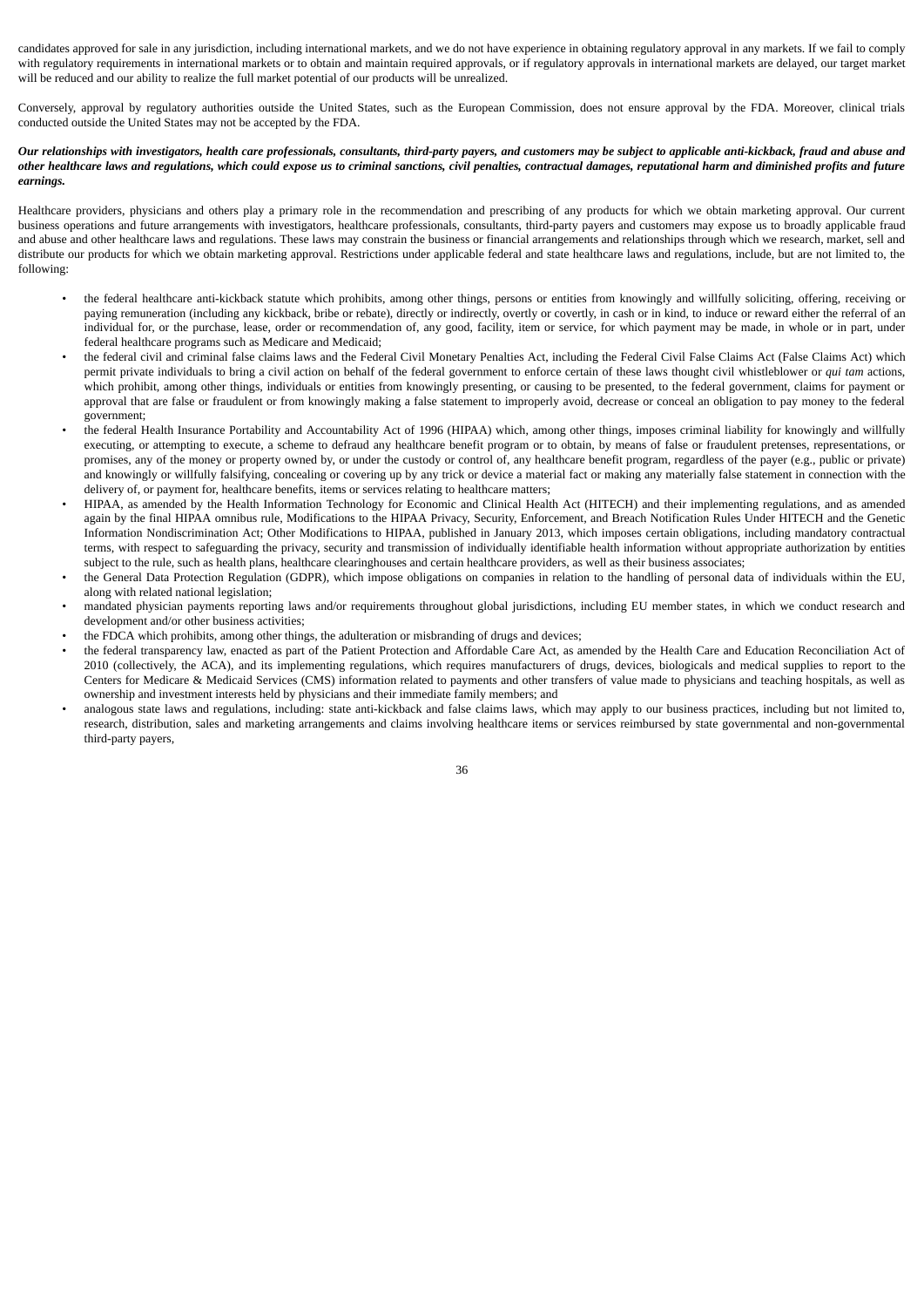candidates approved for sale in any jurisdiction, including international markets, and we do not have experience in obtaining regulatory approval in any markets. If we fail to comply with regulatory requirements in international markets or to obtain and maintain required approvals, or if regulatory approvals in international markets are delayed, our target market will be reduced and our ability to realize the full market potential of our products will be unrealized.

Conversely, approval by regulatory authorities outside the United States, such as the European Commission, does not ensure approval by the FDA. Moreover, clinical trials conducted outside the United States may not be accepted by the FDA.

***Our relationships with investigators, health care professionals, consultants, third-party payers, and customers may be subject to applicable anti-kickback, fraud and abuse and other healthcare laws and regulations, which could expose us to criminal sanctions, civil penalties, contractual damages, reputational harm and diminished profits and future earnings.***

Healthcare providers, physicians and others play a primary role in the recommendation and prescribing of any products for which we obtain marketing approval. Our current business operations and future arrangements with investigators, healthcare professionals, consultants, third-party payers and customers may expose us to broadly applicable fraud and abuse and other healthcare laws and regulations. These laws may constrain the business or financial arrangements and relationships through which we research, market, sell and distribute our products for which we obtain marketing approval. Restrictions under applicable federal and state healthcare laws and regulations, include, but are not limited to, the following:

- the federal healthcare anti-kickback statute which prohibits, among other things, persons or entities from knowingly and willfully soliciting, offering, receiving or paying remuneration (including any kickback, bribe or rebate), directly or indirectly, overtly or covertly, in cash or in kind, to induce or reward either the referral of an individual for, or the purchase, lease, order or recommendation of, any good, facility, item or service, for which payment may be made, in whole or in part, under federal healthcare programs such as Medicare and Medicaid;
- the federal civil and criminal false claims laws and the Federal Civil Monetary Penalties Act, including the Federal Civil False Claims Act (False Claims Act) which permit private individuals to bring a civil action on behalf of the federal government to enforce certain of these laws thought civil whistleblower or *qui tam* actions, which prohibit, among other things, individuals or entities from knowingly presenting, or causing to be presented, to the federal government, claims for payment or approval that are false or fraudulent or from knowingly making a false statement to improperly avoid, decrease or conceal an obligation to pay money to the federal government;
- the federal Health Insurance Portability and Accountability Act of 1996 (HIPAA) which, among other things, imposes criminal liability for knowingly and willfully executing, or attempting to execute, a scheme to defraud any healthcare benefit program or to obtain, by means of false or fraudulent pretenses, representations, or promises, any of the money or property owned by, or under the custody or control of, any healthcare benefit program, regardless of the payer (e.g., public or private) and knowingly or willfully falsifying, concealing or covering up by any trick or device a material fact or making any materially false statement in connection with the delivery of, or payment for, healthcare benefits, items or services relating to healthcare matters;
- HIPAA, as amended by the Health Information Technology for Economic and Clinical Health Act (HITECH) and their implementing regulations, and as amended again by the final HIPAA omnibus rule, Modifications to the HIPAA Privacy, Security, Enforcement, and Breach Notification Rules Under HITECH and the Genetic Information Nondiscrimination Act; Other Modifications to HIPAA, published in January 2013, which imposes certain obligations, including mandatory contractual terms, with respect to safeguarding the privacy, security and transmission of individually identifiable health information without appropriate authorization by entities subject to the rule, such as health plans, healthcare clearinghouses and certain healthcare providers, as well as their business associates;
- the General Data Protection Regulation (GDPR), which impose obligations on companies in relation to the handling of personal data of individuals within the EU, along with related national legislation;
- mandated physician payments reporting laws and/or requirements throughout global jurisdictions, including EU member states, in which we conduct research and development and/or other business activities;
- the FDCA which prohibits, among other things, the adulteration or misbranding of drugs and devices;
- the federal transparency law, enacted as part of the Patient Protection and Affordable Care Act, as amended by the Health Care and Education Reconciliation Act of 2010 (collectively, the ACA), and its implementing regulations, which requires manufacturers of drugs, devices, biologicals and medical supplies to report to the Centers for Medicare & Medicaid Services (CMS) information related to payments and other transfers of value made to physicians and teaching hospitals, as well as ownership and investment interests held by physicians and their immediate family members; and
- analogous state laws and regulations, including: state anti-kickback and false claims laws, which may apply to our business practices, including but not limited to, research, distribution, sales and marketing arrangements and claims involving healthcare items or services reimbursed by state governmental and non-governmental third-party payers,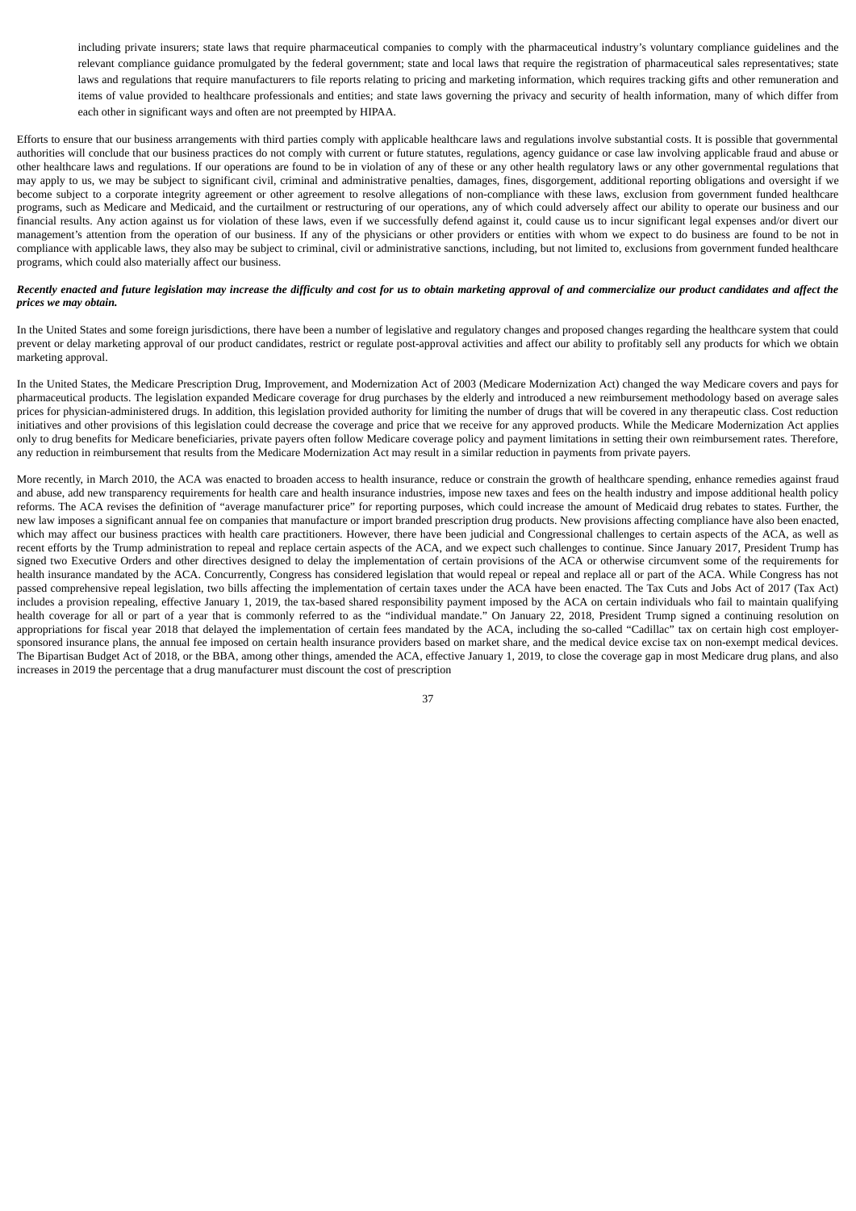including private insurers; state laws that require pharmaceutical companies to comply with the pharmaceutical industry's voluntary compliance guidelines and the relevant compliance guidance promulgated by the federal government; state and local laws that require the registration of pharmaceutical sales representatives; state laws and regulations that require manufacturers to file reports relating to pricing and marketing information, which requires tracking gifts and other remuneration and items of value provided to healthcare professionals and entities; and state laws governing the privacy and security of health information, many of which differ from each other in significant ways and often are not preempted by HIPAA.

Efforts to ensure that our business arrangements with third parties comply with applicable healthcare laws and regulations involve substantial costs. It is possible that governmental authorities will conclude that our business practices do not comply with current or future statutes, regulations, agency guidance or case law involving applicable fraud and abuse or other healthcare laws and regulations. If our operations are found to be in violation of any of these or any other health regulatory laws or any other governmental regulations that may apply to us, we may be subject to significant civil, criminal and administrative penalties, damages, fines, disgorgement, additional reporting obligations and oversight if we become subject to a corporate integrity agreement or other agreement to resolve allegations of non-compliance with these laws, exclusion from government funded healthcare programs, such as Medicare and Medicaid, and the curtailment or restructuring of our operations, any of which could adversely affect our ability to operate our business and our financial results. Any action against us for violation of these laws, even if we successfully defend against it, could cause us to incur significant legal expenses and/or divert our management's attention from the operation of our business. If any of the physicians or other providers or entities with whom we expect to do business are found to be not in compliance with applicable laws, they also may be subject to criminal, civil or administrative sanctions, including, but not limited to, exclusions from government funded healthcare programs, which could also materially affect our business.

***Recently enacted and future legislation may increase the difficulty and cost for us to obtain marketing approval of and commercialize our product candidates and affect the prices we may obtain.***

In the United States and some foreign jurisdictions, there have been a number of legislative and regulatory changes and proposed changes regarding the healthcare system that could prevent or delay marketing approval of our product candidates, restrict or regulate post-approval activities and affect our ability to profitably sell any products for which we obtain marketing approval.

In the United States, the Medicare Prescription Drug, Improvement, and Modernization Act of 2003 (Medicare Modernization Act) changed the way Medicare covers and pays for pharmaceutical products. The legislation expanded Medicare coverage for drug purchases by the elderly and introduced a new reimbursement methodology based on average sales prices for physician-administered drugs. In addition, this legislation provided authority for limiting the number of drugs that will be covered in any therapeutic class. Cost reduction initiatives and other provisions of this legislation could decrease the coverage and price that we receive for any approved products. While the Medicare Modernization Act applies only to drug benefits for Medicare beneficiaries, private payers often follow Medicare coverage policy and payment limitations in setting their own reimbursement rates. Therefore, any reduction in reimbursement that results from the Medicare Modernization Act may result in a similar reduction in payments from private payers.

More recently, in March 2010, the ACA was enacted to broaden access to health insurance, reduce or constrain the growth of healthcare spending, enhance remedies against fraud and abuse, add new transparency requirements for health care and health insurance industries, impose new taxes and fees on the health industry and impose additional health policy reforms. The ACA revises the definition of "average manufacturer price" for reporting purposes, which could increase the amount of Medicaid drug rebates to states. Further, the new law imposes a significant annual fee on companies that manufacture or import branded prescription drug products. New provisions affecting compliance have also been enacted, which may affect our business practices with health care practitioners. However, there have been judicial and Congressional challenges to certain aspects of the ACA, as well as recent efforts by the Trump administration to repeal and replace certain aspects of the ACA, and we expect such challenges to continue. Since January 2017, President Trump has signed two Executive Orders and other directives designed to delay the implementation of certain provisions of the ACA or otherwise circumvent some of the requirements for health insurance mandated by the ACA. Concurrently, Congress has considered legislation that would repeal or repeal and replace all or part of the ACA. While Congress has not passed comprehensive repeal legislation, two bills affecting the implementation of certain taxes under the ACA have been enacted. The Tax Cuts and Jobs Act of 2017 (Tax Act) includes a provision repealing, effective January 1, 2019, the tax-based shared responsibility payment imposed by the ACA on certain individuals who fail to maintain qualifying health coverage for all or part of a year that is commonly referred to as the "individual mandate." On January 22, 2018, President Trump signed a continuing resolution on appropriations for fiscal year 2018 that delayed the implementation of certain fees mandated by the ACA, including the so-called "Cadillac" tax on certain high cost employer-sponsored insurance plans, the annual fee imposed on certain health insurance providers based on market share, and the medical device excise tax on non-exempt medical devices. The Bipartisan Budget Act of 2018, or the BBA, among other things, amended the ACA, effective January 1, 2019, to close the coverage gap in most Medicare drug plans, and also increases in 2019 the percentage that a drug manufacturer must discount the cost of prescription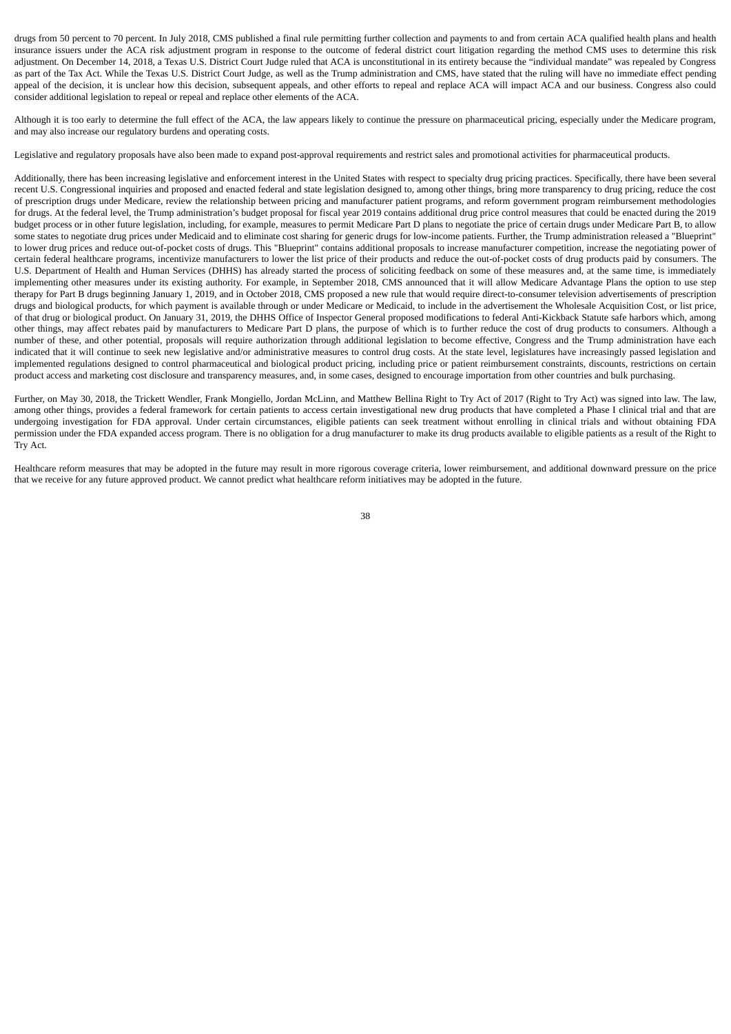drugs from 50 percent to 70 percent. In July 2018, CMS published a final rule permitting further collection and payments to and from certain ACA qualified health plans and health insurance issuers under the ACA risk adjustment program in response to the outcome of federal district court litigation regarding the method CMS uses to determine this risk adjustment. On December 14, 2018, a Texas U.S. District Court Judge ruled that ACA is unconstitutional in its entirety because the "individual mandate" was repealed by Congress as part of the Tax Act. While the Texas U.S. District Court Judge, as well as the Trump administration and CMS, have stated that the ruling will have no immediate effect pending appeal of the decision, it is unclear how this decision, subsequent appeals, and other efforts to repeal and replace ACA will impact ACA and our business. Congress also could consider additional legislation to repeal or repeal and replace other elements of the ACA.

Although it is too early to determine the full effect of the ACA, the law appears likely to continue the pressure on pharmaceutical pricing, especially under the Medicare program, and may also increase our regulatory burdens and operating costs.

Legislative and regulatory proposals have also been made to expand post-approval requirements and restrict sales and promotional activities for pharmaceutical products.

Additionally, there has been increasing legislative and enforcement interest in the United States with respect to specialty drug pricing practices. Specifically, there have been several recent U.S. Congressional inquiries and proposed and enacted federal and state legislation designed to, among other things, bring more transparency to drug pricing, reduce the cost of prescription drugs under Medicare, review the relationship between pricing and manufacturer patient programs, and reform government program reimbursement methodologies for drugs. At the federal level, the Trump administration's budget proposal for fiscal year 2019 contains additional drug price control measures that could be enacted during the 2019 budget process or in other future legislation, including, for example, measures to permit Medicare Part D plans to negotiate the price of certain drugs under Medicare Part B, to allow some states to negotiate drug prices under Medicaid and to eliminate cost sharing for generic drugs for low-income patients. Further, the Trump administration released a "Blueprint" to lower drug prices and reduce out-of-pocket costs of drugs. This "Blueprint" contains additional proposals to increase manufacturer competition, increase the negotiating power of certain federal healthcare programs, incentivize manufacturers to lower the list price of their products and reduce the out-of-pocket costs of drug products paid by consumers. The U.S. Department of Health and Human Services (DHHS) has already started the process of soliciting feedback on some of these measures and, at the same time, is immediately implementing other measures under its existing authority. For example, in September 2018, CMS announced that it will allow Medicare Advantage Plans the option to use step therapy for Part B drugs beginning January 1, 2019, and in October 2018, CMS proposed a new rule that would require direct-to-consumer television advertisements of prescription drugs and biological products, for which payment is available through or under Medicare or Medicaid, to include in the advertisement the Wholesale Acquisition Cost, or list price, of that drug or biological product. On January 31, 2019, the DHHS Office of Inspector General proposed modifications to federal Anti-Kickback Statute safe harbors which, among other things, may affect rebates paid by manufacturers to Medicare Part D plans, the purpose of which is to further reduce the cost of drug products to consumers. Although a number of these, and other potential, proposals will require authorization through additional legislation to become effective, Congress and the Trump administration have each indicated that it will continue to seek new legislative and/or administrative measures to control drug costs. At the state level, legislatures have increasingly passed legislation and implemented regulations designed to control pharmaceutical and biological product pricing, including price or patient reimbursement constraints, discounts, restrictions on certain product access and marketing cost disclosure and transparency measures, and, in some cases, designed to encourage importation from other countries and bulk purchasing.

Further, on May 30, 2018, the Trickett Wendler, Frank Mongiello, Jordan McLinn, and Matthew Bellina Right to Try Act of 2017 (Right to Try Act) was signed into law. The law, among other things, provides a federal framework for certain patients to access certain investigational new drug products that have completed a Phase I clinical trial and that are undergoing investigation for FDA approval. Under certain circumstances, eligible patients can seek treatment without enrolling in clinical trials and without obtaining FDA permission under the FDA expanded access program. There is no obligation for a drug manufacturer to make its drug products available to eligible patients as a result of the Right to Try Act.

Healthcare reform measures that may be adopted in the future may result in more rigorous coverage criteria, lower reimbursement, and additional downward pressure on the price that we receive for any future approved product. We cannot predict what healthcare reform initiatives may be adopted in the future.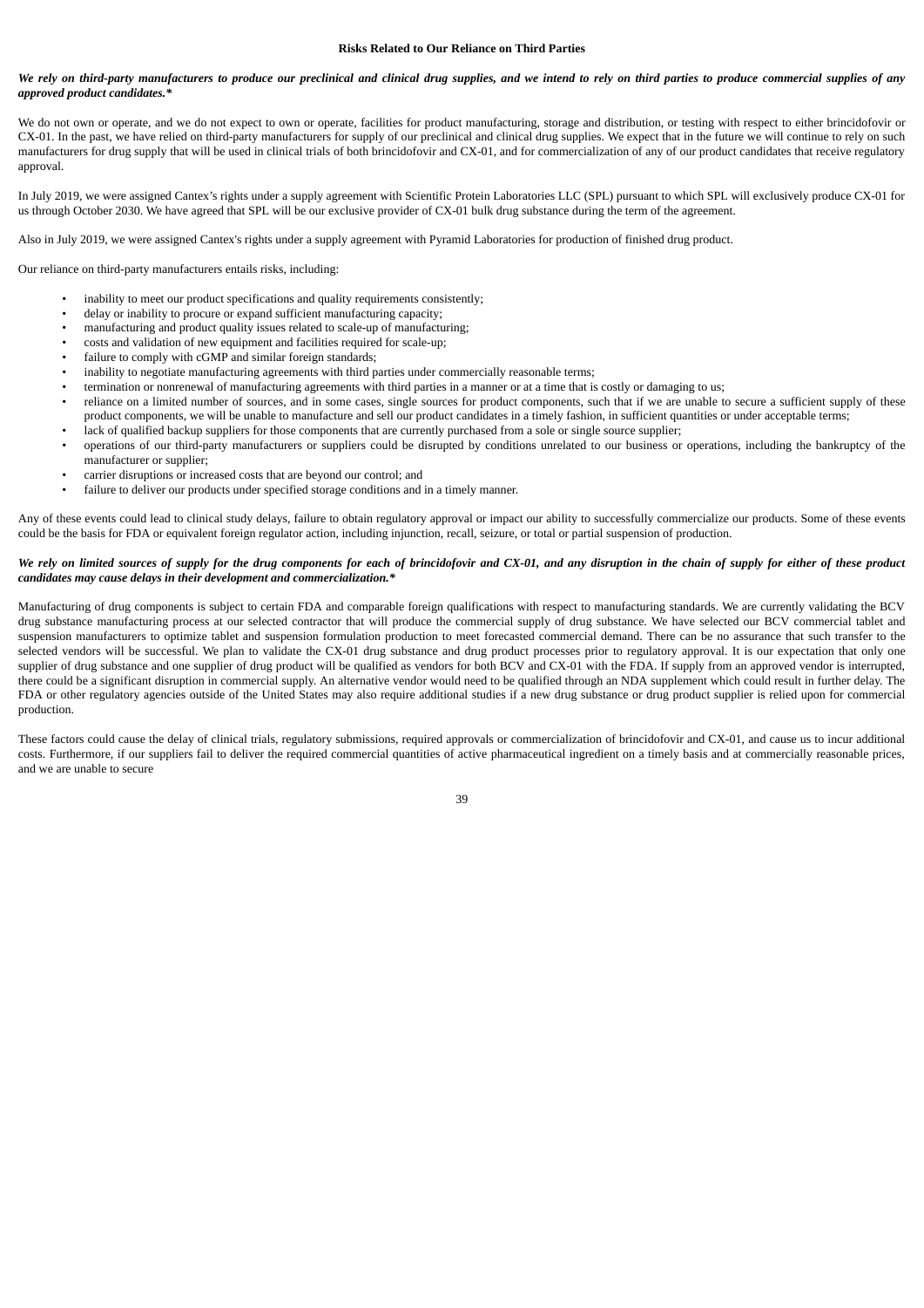## Risks Related to Our Reliance on Third Parties

***We rely on third-party manufacturers to produce our preclinical and clinical drug supplies, and we intend to rely on third parties to produce commercial supplies of any approved product candidates.****

We do not own or operate, and we do not expect to own or operate, facilities for product manufacturing, storage and distribution, or testing with respect to either brincidofovir or CX-01. In the past, we have relied on third-party manufacturers for supply of our preclinical and clinical drug supplies. We expect that in the future we will continue to rely on such manufacturers for drug supply that will be used in clinical trials of both brincidofovir and CX-01, and for commercialization of any of our product candidates that receive regulatory approval.

In July 2019, we were assigned Cantex's rights under a supply agreement with Scientific Protein Laboratories LLC (SPL) pursuant to which SPL will exclusively produce CX-01 for us through October 2030. We have agreed that SPL will be our exclusive provider of CX-01 bulk drug substance during the term of the agreement.

Also in July 2019, we were assigned Cantex's rights under a supply agreement with Pyramid Laboratories for production of finished drug product.

Our reliance on third-party manufacturers entails risks, including:

- inability to meet our product specifications and quality requirements consistently;
- delay or inability to procure or expand sufficient manufacturing capacity;
- manufacturing and product quality issues related to scale-up of manufacturing;
- costs and validation of new equipment and facilities required for scale-up;
- failure to comply with cGMP and similar foreign standards;
- inability to negotiate manufacturing agreements with third parties under commercially reasonable terms;
- termination or nonrenewal of manufacturing agreements with third parties in a manner or at a time that is costly or damaging to us;
- reliance on a limited number of sources, and in some cases, single sources for product components, such that if we are unable to secure a sufficient supply of these product components, we will be unable to manufacture and sell our product candidates in a timely fashion, in sufficient quantities or under acceptable terms;
- lack of qualified backup suppliers for those components that are currently purchased from a sole or single source supplier;
- operations of our third-party manufacturers or suppliers could be disrupted by conditions unrelated to our business or operations, including the bankruptcy of the manufacturer or supplier;
- carrier disruptions or increased costs that are beyond our control; and
- failure to deliver our products under specified storage conditions and in a timely manner.

Any of these events could lead to clinical study delays, failure to obtain regulatory approval or impact our ability to successfully commercialize our products. Some of these events could be the basis for FDA or equivalent foreign regulator action, including injunction, recall, seizure, or total or partial suspension of production.

***We rely on limited sources of supply for the drug components for each of brincidofovir and CX-01, and any disruption in the chain of supply for either of these product candidates may cause delays in their development and commercialization.****

Manufacturing of drug components is subject to certain FDA and comparable foreign qualifications with respect to manufacturing standards. We are currently validating the BCV drug substance manufacturing process at our selected contractor that will produce the commercial supply of drug substance. We have selected our BCV commercial tablet and suspension manufacturers to optimize tablet and suspension formulation production to meet forecasted commercial demand. There can be no assurance that such transfer to the selected vendors will be successful. We plan to validate the CX-01 drug substance and drug product processes prior to regulatory approval. It is our expectation that only one supplier of drug substance and one supplier of drug product will be qualified as vendors for both BCV and CX-01 with the FDA. If supply from an approved vendor is interrupted, there could be a significant disruption in commercial supply. An alternative vendor would need to be qualified through an NDA supplement which could result in further delay. The FDA or other regulatory agencies outside of the United States may also require additional studies if a new drug substance or drug product supplier is relied upon for commercial production.

These factors could cause the delay of clinical trials, regulatory submissions, required approvals or commercialization of brincidofovir and CX-01, and cause us to incur additional costs. Furthermore, if our suppliers fail to deliver the required commercial quantities of active pharmaceutical ingredient on a timely basis and at commercially reasonable prices, and we are unable to secure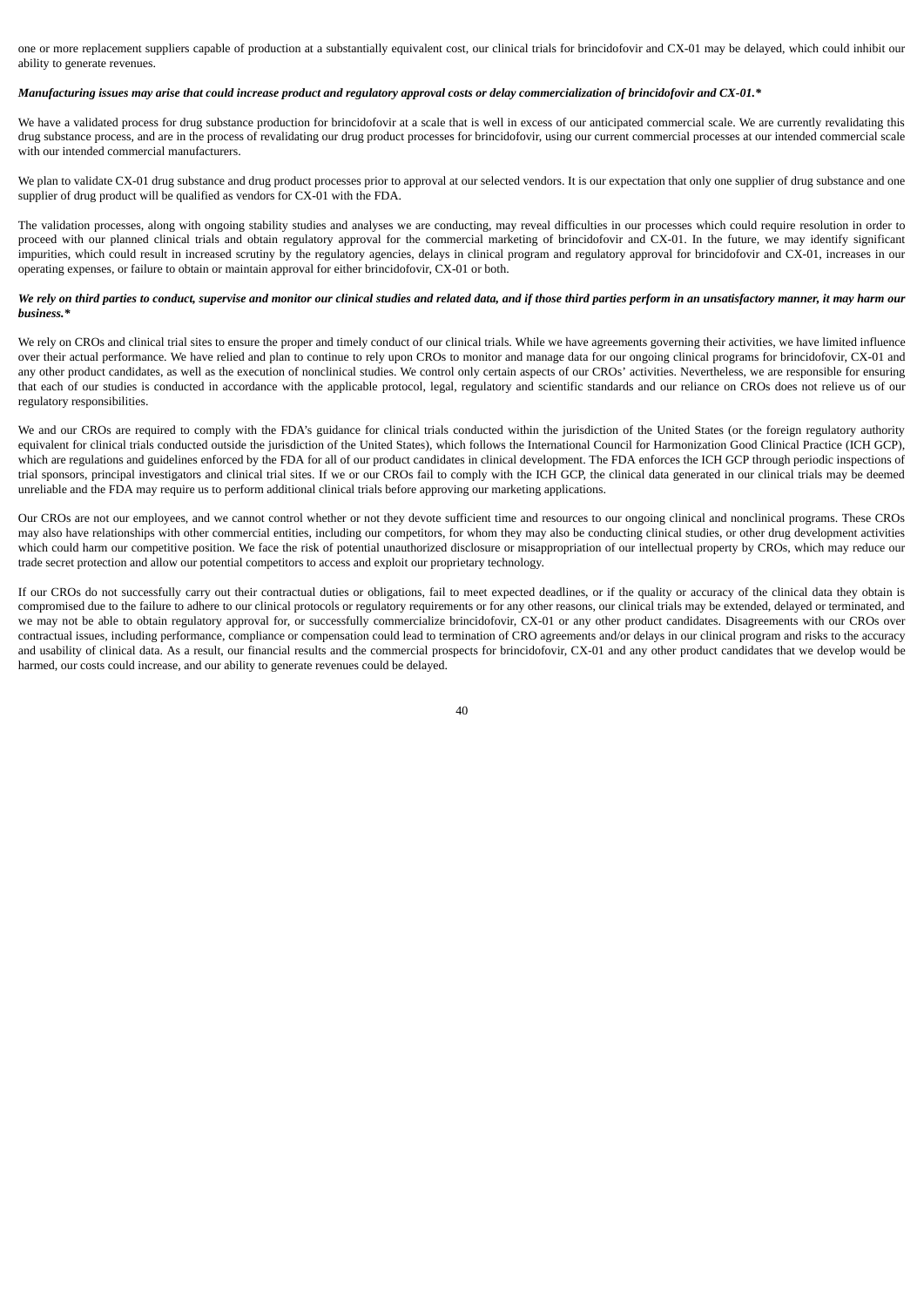one or more replacement suppliers capable of production at a substantially equivalent cost, our clinical trials for brincidofovir and CX-01 may be delayed, which could inhibit our ability to generate revenues.

***Manufacturing issues may arise that could increase product and regulatory approval costs or delay commercialization of brincidofovir and CX-01.****

We have a validated process for drug substance production for brincidofovir at a scale that is well in excess of our anticipated commercial scale. We are currently revalidating this drug substance process, and are in the process of revalidating our drug product processes for brincidofovir, using our current commercial processes at our intended commercial scale with our intended commercial manufacturers.

We plan to validate CX-01 drug substance and drug product processes prior to approval at our selected vendors. It is our expectation that only one supplier of drug substance and one supplier of drug product will be qualified as vendors for CX-01 with the FDA.

The validation processes, along with ongoing stability studies and analyses we are conducting, may reveal difficulties in our processes which could require resolution in order to proceed with our planned clinical trials and obtain regulatory approval for the commercial marketing of brincidofovir and CX-01. In the future, we may identify significant impurities, which could result in increased scrutiny by the regulatory agencies, delays in clinical program and regulatory approval for brincidofovir and CX-01, increases in our operating expenses, or failure to obtain or maintain approval for either brincidofovir, CX-01 or both.

***We rely on third parties to conduct, supervise and monitor our clinical studies and related data, and if those third parties perform in an unsatisfactory manner, it may harm our business.****

We rely on CROs and clinical trial sites to ensure the proper and timely conduct of our clinical trials. While we have agreements governing their activities, we have limited influence over their actual performance. We have relied and plan to continue to rely upon CROs to monitor and manage data for our ongoing clinical programs for brincidofovir, CX-01 and any other product candidates, as well as the execution of nonclinical studies. We control only certain aspects of our CROs' activities. Nevertheless, we are responsible for ensuring that each of our studies is conducted in accordance with the applicable protocol, legal, regulatory and scientific standards and our reliance on CROs does not relieve us of our regulatory responsibilities.

We and our CROs are required to comply with the FDA's guidance for clinical trials conducted within the jurisdiction of the United States (or the foreign regulatory authority equivalent for clinical trials conducted outside the jurisdiction of the United States), which follows the International Council for Harmonization Good Clinical Practice (ICH GCP), which are regulations and guidelines enforced by the FDA for all of our product candidates in clinical development. The FDA enforces the ICH GCP through periodic inspections of trial sponsors, principal investigators and clinical trial sites. If we or our CROs fail to comply with the ICH GCP, the clinical data generated in our clinical trials may be deemed unreliable and the FDA may require us to perform additional clinical trials before approving our marketing applications.

Our CROs are not our employees, and we cannot control whether or not they devote sufficient time and resources to our ongoing clinical and nonclinical programs. These CROs may also have relationships with other commercial entities, including our competitors, for whom they may also be conducting clinical studies, or other drug development activities which could harm our competitive position. We face the risk of potential unauthorized disclosure or misappropriation of our intellectual property by CROs, which may reduce our trade secret protection and allow our potential competitors to access and exploit our proprietary technology.

If our CROs do not successfully carry out their contractual duties or obligations, fail to meet expected deadlines, or if the quality or accuracy of the clinical data they obtain is compromised due to the failure to adhere to our clinical protocols or regulatory requirements or for any other reasons, our clinical trials may be extended, delayed or terminated, and we may not be able to obtain regulatory approval for, or successfully commercialize brincidofovir, CX-01 or any other product candidates. Disagreements with our CROs over contractual issues, including performance, compliance or compensation could lead to termination of CRO agreements and/or delays in our clinical program and risks to the accuracy and usability of clinical data. As a result, our financial results and the commercial prospects for brincidofovir, CX-01 and any other product candidates that we develop would be harmed, our costs could increase, and our ability to generate revenues could be delayed.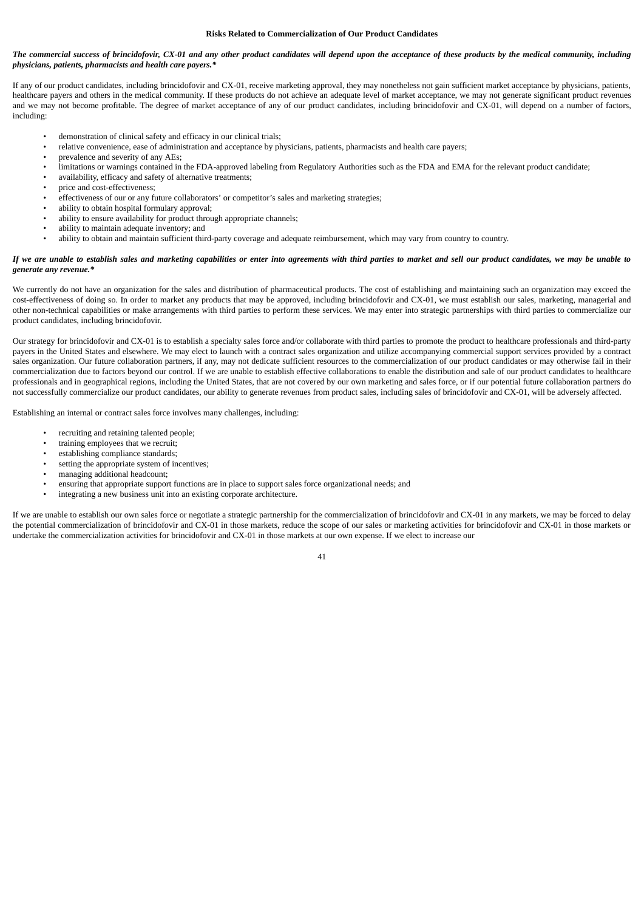### Risks Related to Commercialization of Our Product Candidates

***The commercial success of brincidofovir, CX-01 and any other product candidates will depend upon the acceptance of these products by the medical community, including physicians, patients, pharmacists and health care payers.****

If any of our product candidates, including brincidofovir and CX-01, receive marketing approval, they may nonetheless not gain sufficient market acceptance by physicians, patients, healthcare payers and others in the medical community. If these products do not achieve an adequate level of market acceptance, we may not generate significant product revenues and we may not become profitable. The degree of market acceptance of any of our product candidates, including brincidofovir and CX-01, will depend on a number of factors, including:

- demonstration of clinical safety and efficacy in our clinical trials;
- relative convenience, ease of administration and acceptance by physicians, patients, pharmacists and health care payers;
- prevalence and severity of any AEs;
- limitations or warnings contained in the FDA-approved labeling from Regulatory Authorities such as the FDA and EMA for the relevant product candidate;
- availability, efficacy and safety of alternative treatments;
- price and cost-effectiveness;
- effectiveness of our or any future collaborators' or competitor's sales and marketing strategies;
- ability to obtain hospital formulary approval;
- ability to ensure availability for product through appropriate channels;
- ability to maintain adequate inventory; and
- ability to obtain and maintain sufficient third-party coverage and adequate reimbursement, which may vary from country to country.

***If we are unable to establish sales and marketing capabilities or enter into agreements with third parties to market and sell our product candidates, we may be unable to generate any revenue.****

We currently do not have an organization for the sales and distribution of pharmaceutical products. The cost of establishing and maintaining such an organization may exceed the cost-effectiveness of doing so. In order to market any products that may be approved, including brincidofovir and CX-01, we must establish our sales, marketing, managerial and other non-technical capabilities or make arrangements with third parties to perform these services. We may enter into strategic partnerships with third parties to commercialize our product candidates, including brincidofovir.

Our strategy for brincidofovir and CX-01 is to establish a specialty sales force and/or collaborate with third parties to promote the product to healthcare professionals and third-party payers in the United States and elsewhere. We may elect to launch with a contract sales organization and utilize accompanying commercial support services provided by a contract sales organization. Our future collaboration partners, if any, may not dedicate sufficient resources to the commercialization of our product candidates or may otherwise fail in their commercialization due to factors beyond our control. If we are unable to establish effective collaborations to enable the distribution and sale of our product candidates to healthcare professionals and in geographical regions, including the United States, that are not covered by our own marketing and sales force, or if our potential future collaboration partners do not successfully commercialize our product candidates, our ability to generate revenues from product sales, including sales of brincidofovir and CX-01, will be adversely affected.

Establishing an internal or contract sales force involves many challenges, including:

- recruiting and retaining talented people;
- training employees that we recruit;
- establishing compliance standards;
- setting the appropriate system of incentives;
- managing additional headcount;
- ensuring that appropriate support functions are in place to support sales force organizational needs; and
- integrating a new business unit into an existing corporate architecture.

If we are unable to establish our own sales force or negotiate a strategic partnership for the commercialization of brincidofovir and CX-01 in any markets, we may be forced to delay the potential commercialization of brincidofovir and CX-01 in those markets, reduce the scope of our sales or marketing activities for brincidofovir and CX-01 in those markets or undertake the commercialization activities for brincidofovir and CX-01 in those markets at our own expense. If we elect to increase our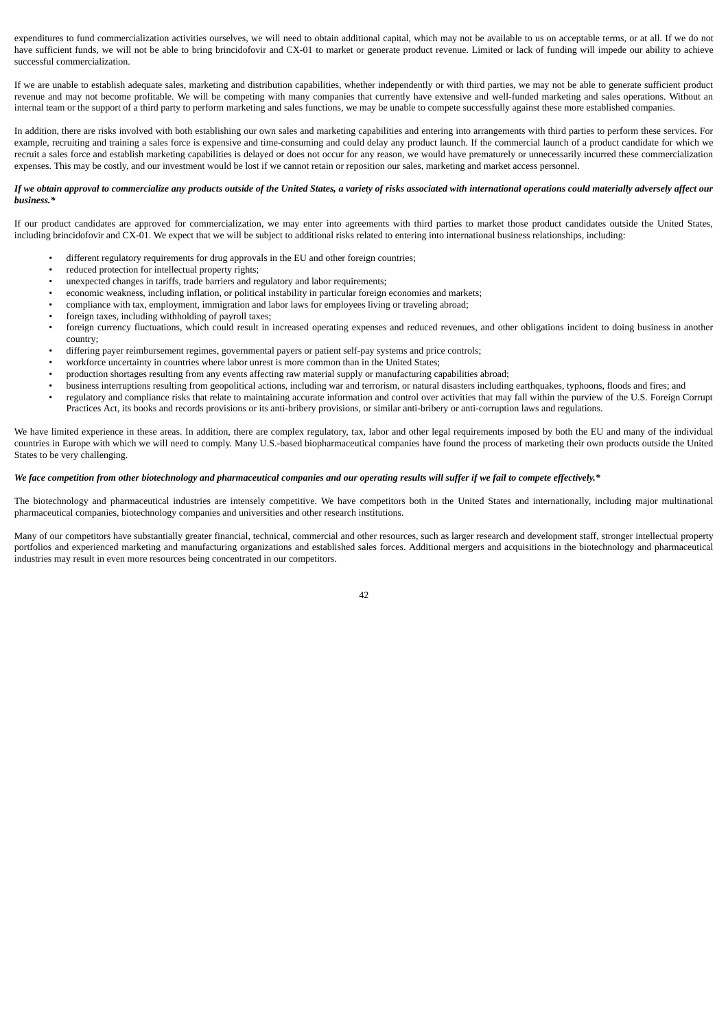expenditures to fund commercialization activities ourselves, we will need to obtain additional capital, which may not be available to us on acceptable terms, or at all. If we do not have sufficient funds, we will not be able to bring brincidofovir and CX-01 to market or generate product revenue. Limited or lack of funding will impede our ability to achieve successful commercialization.

If we are unable to establish adequate sales, marketing and distribution capabilities, whether independently or with third parties, we may not be able to generate sufficient product revenue and may not become profitable. We will be competing with many companies that currently have extensive and well-funded marketing and sales operations. Without an internal team or the support of a third party to perform marketing and sales functions, we may be unable to compete successfully against these more established companies.

In addition, there are risks involved with both establishing our own sales and marketing capabilities and entering into arrangements with third parties to perform these services. For example, recruiting and training a sales force is expensive and time-consuming and could delay any product launch. If the commercial launch of a product candidate for which we recruit a sales force and establish marketing capabilities is delayed or does not occur for any reason, we would have prematurely or unnecessarily incurred these commercialization expenses. This may be costly, and our investment would be lost if we cannot retain or reposition our sales, marketing and market access personnel.

***If we obtain approval to commercialize any products outside of the United States, a variety of risks associated with international operations could materially adversely affect our business.****

If our product candidates are approved for commercialization, we may enter into agreements with third parties to market those product candidates outside the United States, including brincidofovir and CX-01. We expect that we will be subject to additional risks related to entering into international business relationships, including:

- different regulatory requirements for drug approvals in the EU and other foreign countries;
- reduced protection for intellectual property rights;
- unexpected changes in tariffs, trade barriers and regulatory and labor requirements;
- economic weakness, including inflation, or political instability in particular foreign economies and markets;
- compliance with tax, employment, immigration and labor laws for employees living or traveling abroad;
- foreign taxes, including withholding of payroll taxes;
- foreign currency fluctuations, which could result in increased operating expenses and reduced revenues, and other obligations incident to doing business in another country;
- differing payer reimbursement regimes, governmental payers or patient self-pay systems and price controls;
- workforce uncertainty in countries where labor unrest is more common than in the United States;
- production shortages resulting from any events affecting raw material supply or manufacturing capabilities abroad;
- business interruptions resulting from geopolitical actions, including war and terrorism, or natural disasters including earthquakes, typhoons, floods and fires; and
- regulatory and compliance risks that relate to maintaining accurate information and control over activities that may fall within the purview of the U.S. Foreign Corrupt Practices Act, its books and records provisions or its anti-bribery provisions, or similar anti-bribery or anti-corruption laws and regulations.

We have limited experience in these areas. In addition, there are complex regulatory, tax, labor and other legal requirements imposed by both the EU and many of the individual countries in Europe with which we will need to comply. Many U.S.-based biopharmaceutical companies have found the process of marketing their own products outside the United States to be very challenging.

***We face competition from other biotechnology and pharmaceutical companies and our operating results will suffer if we fail to compete effectively.****

The biotechnology and pharmaceutical industries are intensely competitive. We have competitors both in the United States and internationally, including major multinational pharmaceutical companies, biotechnology companies and universities and other research institutions.

Many of our competitors have substantially greater financial, technical, commercial and other resources, such as larger research and development staff, stronger intellectual property portfolios and experienced marketing and manufacturing organizations and established sales forces. Additional mergers and acquisitions in the biotechnology and pharmaceutical industries may result in even more resources being concentrated in our competitors.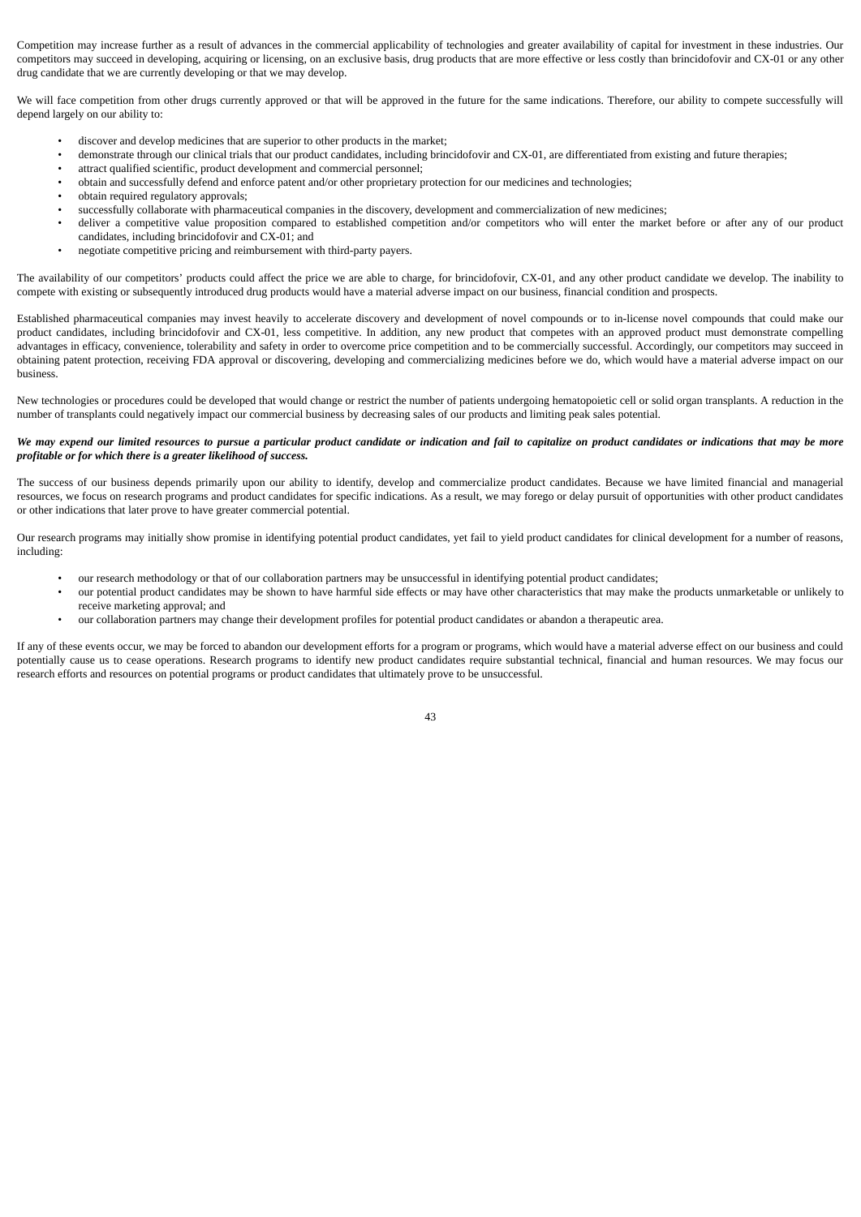Competition may increase further as a result of advances in the commercial applicability of technologies and greater availability of capital for investment in these industries. Our competitors may succeed in developing, acquiring or licensing, on an exclusive basis, drug products that are more effective or less costly than brincidofovir and CX-01 or any other drug candidate that we are currently developing or that we may develop.

We will face competition from other drugs currently approved or that will be approved in the future for the same indications. Therefore, our ability to compete successfully will depend largely on our ability to:

- discover and develop medicines that are superior to other products in the market;
- demonstrate through our clinical trials that our product candidates, including brincidofovir and CX-01, are differentiated from existing and future therapies;
- attract qualified scientific, product development and commercial personnel;
- obtain and successfully defend and enforce patent and/or other proprietary protection for our medicines and technologies;
- obtain required regulatory approvals;
- successfully collaborate with pharmaceutical companies in the discovery, development and commercialization of new medicines;
- deliver a competitive value proposition compared to established competition and/or competitors who will enter the market before or after any of our product candidates, including brincidofovir and CX-01; and
- negotiate competitive pricing and reimbursement with third-party payers.

The availability of our competitors' products could affect the price we are able to charge, for brincidofovir, CX-01, and any other product candidate we develop. The inability to compete with existing or subsequently introduced drug products would have a material adverse impact on our business, financial condition and prospects.

Established pharmaceutical companies may invest heavily to accelerate discovery and development of novel compounds or to in-license novel compounds that could make our product candidates, including brincidofovir and CX-01, less competitive. In addition, any new product that competes with an approved product must demonstrate compelling advantages in efficacy, convenience, tolerability and safety in order to overcome price competition and to be commercially successful. Accordingly, our competitors may succeed in obtaining patent protection, receiving FDA approval or discovering, developing and commercializing medicines before we do, which would have a material adverse impact on our business.

New technologies or procedures could be developed that would change or restrict the number of patients undergoing hematopoietic cell or solid organ transplants. A reduction in the number of transplants could negatively impact our commercial business by decreasing sales of our products and limiting peak sales potential.

***We may expend our limited resources to pursue a particular product candidate or indication and fail to capitalize on product candidates or indications that may be more profitable or for which there is a greater likelihood of success.***

The success of our business depends primarily upon our ability to identify, develop and commercialize product candidates. Because we have limited financial and managerial resources, we focus on research programs and product candidates for specific indications. As a result, we may forego or delay pursuit of opportunities with other product candidates or other indications that later prove to have greater commercial potential.

Our research programs may initially show promise in identifying potential product candidates, yet fail to yield product candidates for clinical development for a number of reasons, including:

- our research methodology or that of our collaboration partners may be unsuccessful in identifying potential product candidates;
- our potential product candidates may be shown to have harmful side effects or may have other characteristics that may make the products unmarketable or unlikely to receive marketing approval; and
- our collaboration partners may change their development profiles for potential product candidates or abandon a therapeutic area.

If any of these events occur, we may be forced to abandon our development efforts for a program or programs, which would have a material adverse effect on our business and could potentially cause us to cease operations. Research programs to identify new product candidates require substantial technical, financial and human resources. We may focus our research efforts and resources on potential programs or product candidates that ultimately prove to be unsuccessful.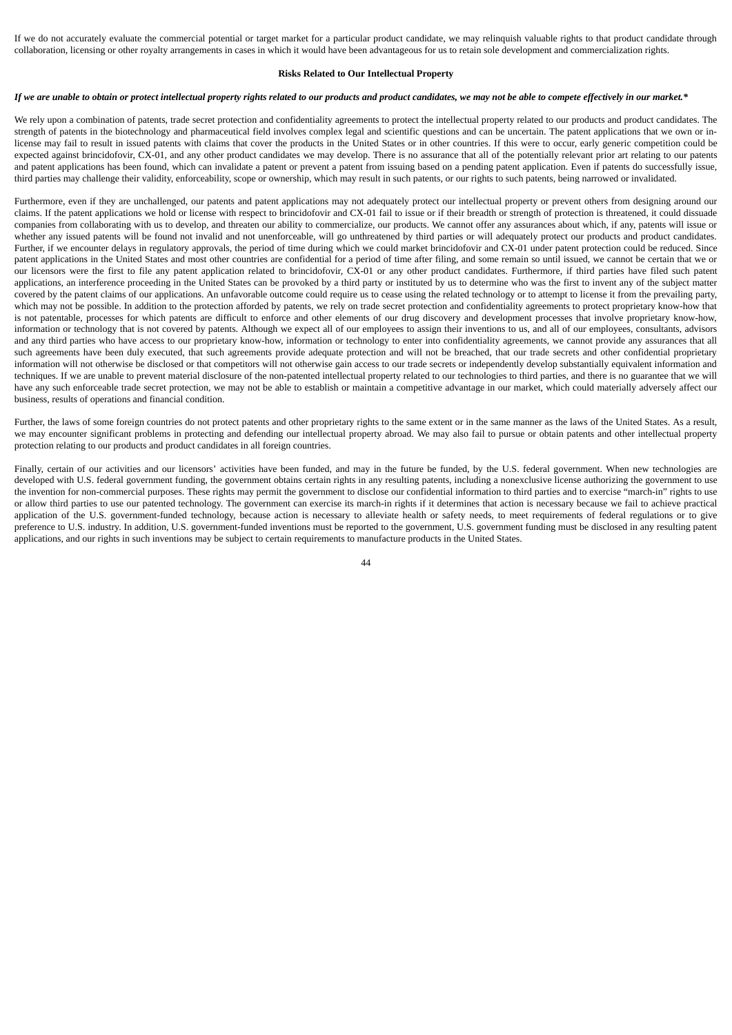If we do not accurately evaluate the commercial potential or target market for a particular product candidate, we may relinquish valuable rights to that product candidate through collaboration, licensing or other royalty arrangements in cases in which it would have been advantageous for us to retain sole development and commercialization rights.

**Risks Related to Our Intellectual Property**

***If we are unable to obtain or protect intellectual property rights related to our products and product candidates, we may not be able to compete effectively in our market.****

We rely upon a combination of patents, trade secret protection and confidentiality agreements to protect the intellectual property related to our products and product candidates. The strength of patents in the biotechnology and pharmaceutical field involves complex legal and scientific questions and can be uncertain. The patent applications that we own or in-license may fail to result in issued patents with claims that cover the products in the United States or in other countries. If this were to occur, early generic competition could be expected against brincidofovir, CX-01, and any other product candidates we may develop. There is no assurance that all of the potentially relevant prior art relating to our patents and patent applications has been found, which can invalidate a patent or prevent a patent from issuing based on a pending patent application. Even if patents do successfully issue, third parties may challenge their validity, enforceability, scope or ownership, which may result in such patents, or our rights to such patents, being narrowed or invalidated.

Furthermore, even if they are unchallenged, our patents and patent applications may not adequately protect our intellectual property or prevent others from designing around our claims. If the patent applications we hold or license with respect to brincidofovir and CX-01 fail to issue or if their breadth or strength of protection is threatened, it could dissuade companies from collaborating with us to develop, and threaten our ability to commercialize, our products. We cannot offer any assurances about which, if any, patents will issue or whether any issued patents will be found not invalid and not unenforceable, will go unthreatened by third parties or will adequately protect our products and product candidates. Further, if we encounter delays in regulatory approvals, the period of time during which we could market brincidofovir and CX-01 under patent protection could be reduced. Since patent applications in the United States and most other countries are confidential for a period of time after filing, and some remain so until issued, we cannot be certain that we or our licensors were the first to file any patent application related to brincidofovir, CX-01 or any other product candidates. Furthermore, if third parties have filed such patent applications, an interference proceeding in the United States can be provoked by a third party or instituted by us to determine who was the first to invent any of the subject matter covered by the patent claims of our applications. An unfavorable outcome could require us to cease using the related technology or to attempt to license it from the prevailing party, which may not be possible. In addition to the protection afforded by patents, we rely on trade secret protection and confidentiality agreements to protect proprietary know-how that is not patentable, processes for which patents are difficult to enforce and other elements of our drug discovery and development processes that involve proprietary know-how, information or technology that is not covered by patents. Although we expect all of our employees to assign their inventions to us, and all of our employees, consultants, advisors and any third parties who have access to our proprietary know-how, information or technology to enter into confidentiality agreements, we cannot provide any assurances that all such agreements have been duly executed, that such agreements provide adequate protection and will not be breached, that our trade secrets and other confidential proprietary information will not otherwise be disclosed or that competitors will not otherwise gain access to our trade secrets or independently develop substantially equivalent information and techniques. If we are unable to prevent material disclosure of the non-patented intellectual property related to our technologies to third parties, and there is no guarantee that we will have any such enforceable trade secret protection, we may not be able to establish or maintain a competitive advantage in our market, which could materially adversely affect our business, results of operations and financial condition.

Further, the laws of some foreign countries do not protect patents and other proprietary rights to the same extent or in the same manner as the laws of the United States. As a result, we may encounter significant problems in protecting and defending our intellectual property abroad. We may also fail to pursue or obtain patents and other intellectual property protection relating to our products and product candidates in all foreign countries.

Finally, certain of our activities and our licensors' activities have been funded, and may in the future be funded, by the U.S. federal government. When new technologies are developed with U.S. federal government funding, the government obtains certain rights in any resulting patents, including a nonexclusive license authorizing the government to use the invention for non-commercial purposes. These rights may permit the government to disclose our confidential information to third parties and to exercise "march-in" rights to use or allow third parties to use our patented technology. The government can exercise its march-in rights if it determines that action is necessary because we fail to achieve practical application of the U.S. government-funded technology, because action is necessary to alleviate health or safety needs, to meet requirements of federal regulations or to give preference to U.S. industry. In addition, U.S. government-funded inventions must be reported to the government, U.S. government funding must be disclosed in any resulting patent applications, and our rights in such inventions may be subject to certain requirements to manufacture products in the United States.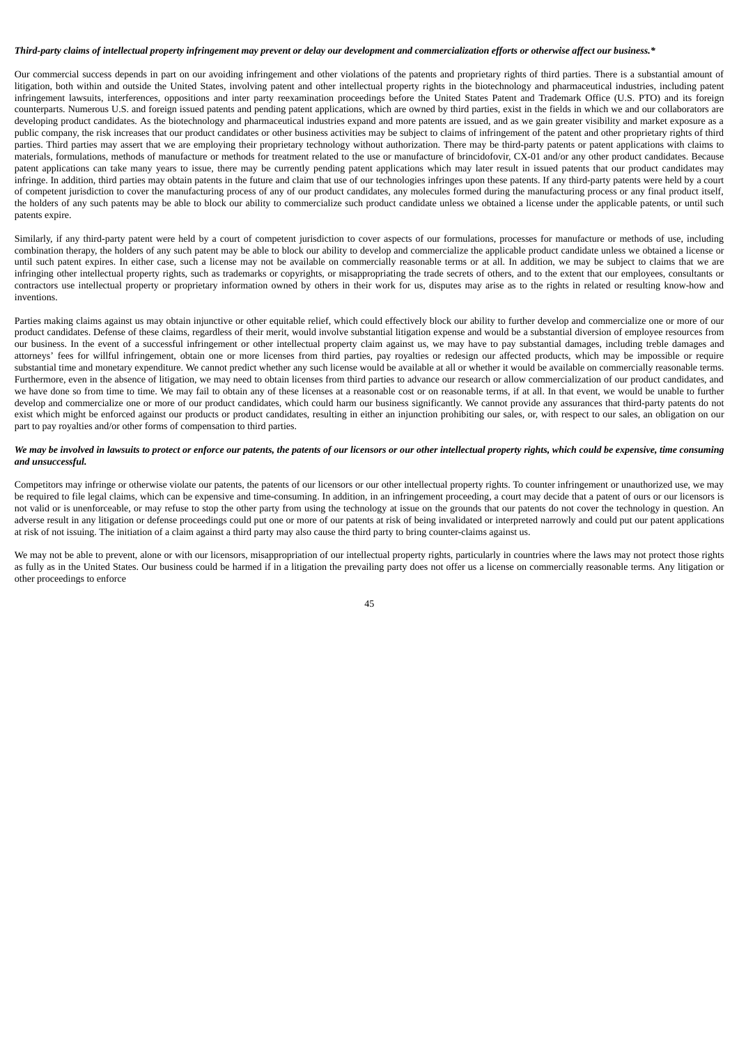***Third-party claims of intellectual property infringement may prevent or delay our development and commercialization efforts or otherwise affect our business.****

Our commercial success depends in part on our avoiding infringement and other violations of the patents and proprietary rights of third parties. There is a substantial amount of litigation, both within and outside the United States, involving patent and other intellectual property rights in the biotechnology and pharmaceutical industries, including patent infringement lawsuits, interferences, oppositions and inter party reexamination proceedings before the United States Patent and Trademark Office (U.S. PTO) and its foreign counterparts. Numerous U.S. and foreign issued patents and pending patent applications, which are owned by third parties, exist in the fields in which we and our collaborators are developing product candidates. As the biotechnology and pharmaceutical industries expand and more patents are issued, and as we gain greater visibility and market exposure as a public company, the risk increases that our product candidates or other business activities may be subject to claims of infringement of the patent and other proprietary rights of third parties. Third parties may assert that we are employing their proprietary technology without authorization. There may be third-party patents or patent applications with claims to materials, formulations, methods of manufacture or methods for treatment related to the use or manufacture of brincidofovir, CX-01 and/or any other product candidates. Because patent applications can take many years to issue, there may be currently pending patent applications which may later result in issued patents that our product candidates may infringe. In addition, third parties may obtain patents in the future and claim that use of our technologies infringes upon these patents. If any third-party patents were held by a court of competent jurisdiction to cover the manufacturing process of any of our product candidates, any molecules formed during the manufacturing process or any final product itself, the holders of any such patents may be able to block our ability to commercialize such product candidate unless we obtained a license under the applicable patents, or until such patents expire.

Similarly, if any third-party patent were held by a court of competent jurisdiction to cover aspects of our formulations, processes for manufacture or methods of use, including combination therapy, the holders of any such patent may be able to block our ability to develop and commercialize the applicable product candidate unless we obtained a license or until such patent expires. In either case, such a license may not be available on commercially reasonable terms or at all. In addition, we may be subject to claims that we are infringing other intellectual property rights, such as trademarks or copyrights, or misappropriating the trade secrets of others, and to the extent that our employees, consultants or contractors use intellectual property or proprietary information owned by others in their work for us, disputes may arise as to the rights in related or resulting know-how and inventions.

Parties making claims against us may obtain injunctive or other equitable relief, which could effectively block our ability to further develop and commercialize one or more of our product candidates. Defense of these claims, regardless of their merit, would involve substantial litigation expense and would be a substantial diversion of employee resources from our business. In the event of a successful infringement or other intellectual property claim against us, we may have to pay substantial damages, including treble damages and attorneys' fees for willful infringement, obtain one or more licenses from third parties, pay royalties or redesign our affected products, which may be impossible or require substantial time and monetary expenditure. We cannot predict whether any such license would be available at all or whether it would be available on commercially reasonable terms. Furthermore, even in the absence of litigation, we may need to obtain licenses from third parties to advance our research or allow commercialization of our product candidates, and we have done so from time to time. We may fail to obtain any of these licenses at a reasonable cost or on reasonable terms, if at all. In that event, we would be unable to further develop and commercialize one or more of our product candidates, which could harm our business significantly. We cannot provide any assurances that third-party patents do not exist which might be enforced against our products or product candidates, resulting in either an injunction prohibiting our sales, or, with respect to our sales, an obligation on our part to pay royalties and/or other forms of compensation to third parties.

***We may be involved in lawsuits to protect or enforce our patents, the patents of our licensors or our other intellectual property rights, which could be expensive, time consuming and unsuccessful.***

Competitors may infringe or otherwise violate our patents, the patents of our licensors or our other intellectual property rights. To counter infringement or unauthorized use, we may be required to file legal claims, which can be expensive and time-consuming. In addition, in an infringement proceeding, a court may decide that a patent of ours or our licensors is not valid or is unenforceable, or may refuse to stop the other party from using the technology at issue on the grounds that our patents do not cover the technology in question. An adverse result in any litigation or defense proceedings could put one or more of our patents at risk of being invalidated or interpreted narrowly and could put our patent applications at risk of not issuing. The initiation of a claim against a third party may also cause the third party to bring counter-claims against us.

We may not be able to prevent, alone or with our licensors, misappropriation of our intellectual property rights, particularly in countries where the laws may not protect those rights as fully as in the United States. Our business could be harmed if in a litigation the prevailing party does not offer us a license on commercially reasonable terms. Any litigation or other proceedings to enforce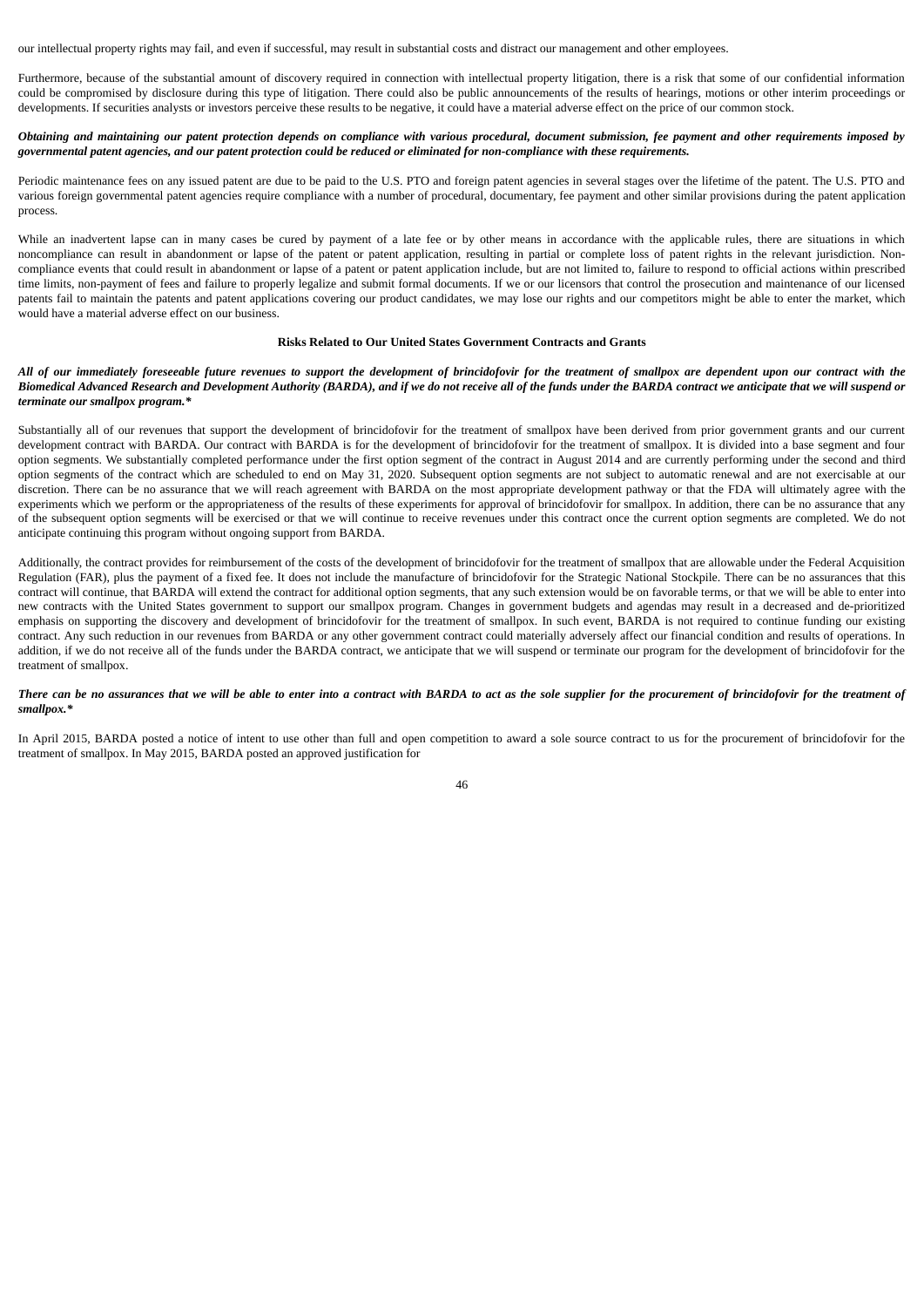our intellectual property rights may fail, and even if successful, may result in substantial costs and distract our management and other employees.

Furthermore, because of the substantial amount of discovery required in connection with intellectual property litigation, there is a risk that some of our confidential information could be compromised by disclosure during this type of litigation. There could also be public announcements of the results of hearings, motions or other interim proceedings or developments. If securities analysts or investors perceive these results to be negative, it could have a material adverse effect on the price of our common stock.

***Obtaining and maintaining our patent protection depends on compliance with various procedural, document submission, fee payment and other requirements imposed by governmental patent agencies, and our patent protection could be reduced or eliminated for non-compliance with these requirements.***

Periodic maintenance fees on any issued patent are due to be paid to the U.S. PTO and foreign patent agencies in several stages over the lifetime of the patent. The U.S. PTO and various foreign governmental patent agencies require compliance with a number of procedural, documentary, fee payment and other similar provisions during the patent application process.

While an inadvertent lapse can in many cases be cured by payment of a late fee or by other means in accordance with the applicable rules, there are situations in which noncompliance can result in abandonment or lapse of the patent or patent application, resulting in partial or complete loss of patent rights in the relevant jurisdiction. Non-compliance events that could result in abandonment or lapse of a patent or patent application include, but are not limited to, failure to respond to official actions within prescribed time limits, non-payment of fees and failure to properly legalize and submit formal documents. If we or our licensors that control the prosecution and maintenance of our licensed patents fail to maintain the patents and patent applications covering our product candidates, we may lose our rights and our competitors might be able to enter the market, which would have a material adverse effect on our business.

**Risks Related to Our United States Government Contracts and Grants**

***All of our immediately foreseeable future revenues to support the development of brincidofovir for the treatment of smallpox are dependent upon our contract with the Biomedical Advanced Research and Development Authority (BARDA), and if we do not receive all of the funds under the BARDA contract we anticipate that we will suspend or terminate our smallpox program.****

Substantially all of our revenues that support the development of brincidofovir for the treatment of smallpox have been derived from prior government grants and our current development contract with BARDA. Our contract with BARDA is for the development of brincidofovir for the treatment of smallpox. It is divided into a base segment and four option segments. We substantially completed performance under the first option segment of the contract in August 2014 and are currently performing under the second and third option segments of the contract which are scheduled to end on May 31, 2020. Subsequent option segments are not subject to automatic renewal and are not exercisable at our discretion. There can be no assurance that we will reach agreement with BARDA on the most appropriate development pathway or that the FDA will ultimately agree with the experiments which we perform or the appropriateness of the results of these experiments for approval of brincidofovir for smallpox. In addition, there can be no assurance that any of the subsequent option segments will be exercised or that we will continue to receive revenues under this contract once the current option segments are completed. We do not anticipate continuing this program without ongoing support from BARDA.

Additionally, the contract provides for reimbursement of the costs of the development of brincidofovir for the treatment of smallpox that are allowable under the Federal Acquisition Regulation (FAR), plus the payment of a fixed fee. It does not include the manufacture of brincidofovir for the Strategic National Stockpile. There can be no assurances that this contract will continue, that BARDA will extend the contract for additional option segments, that any such extension would be on favorable terms, or that we will be able to enter into new contracts with the United States government to support our smallpox program. Changes in government budgets and agendas may result in a decreased and de-prioritized emphasis on supporting the discovery and development of brincidofovir for the treatment of smallpox. In such event, BARDA is not required to continue funding our existing contract. Any such reduction in our revenues from BARDA or any other government contract could materially adversely affect our financial condition and results of operations. In addition, if we do not receive all of the funds under the BARDA contract, we anticipate that we will suspend or terminate our program for the development of brincidofovir for the treatment of smallpox.

***There can be no assurances that we will be able to enter into a contract with BARDA to act as the sole supplier for the procurement of brincidofovir for the treatment of smallpox.****

In April 2015, BARDA posted a notice of intent to use other than full and open competition to award a sole source contract to us for the procurement of brincidofovir for the treatment of smallpox. In May 2015, BARDA posted an approved justification for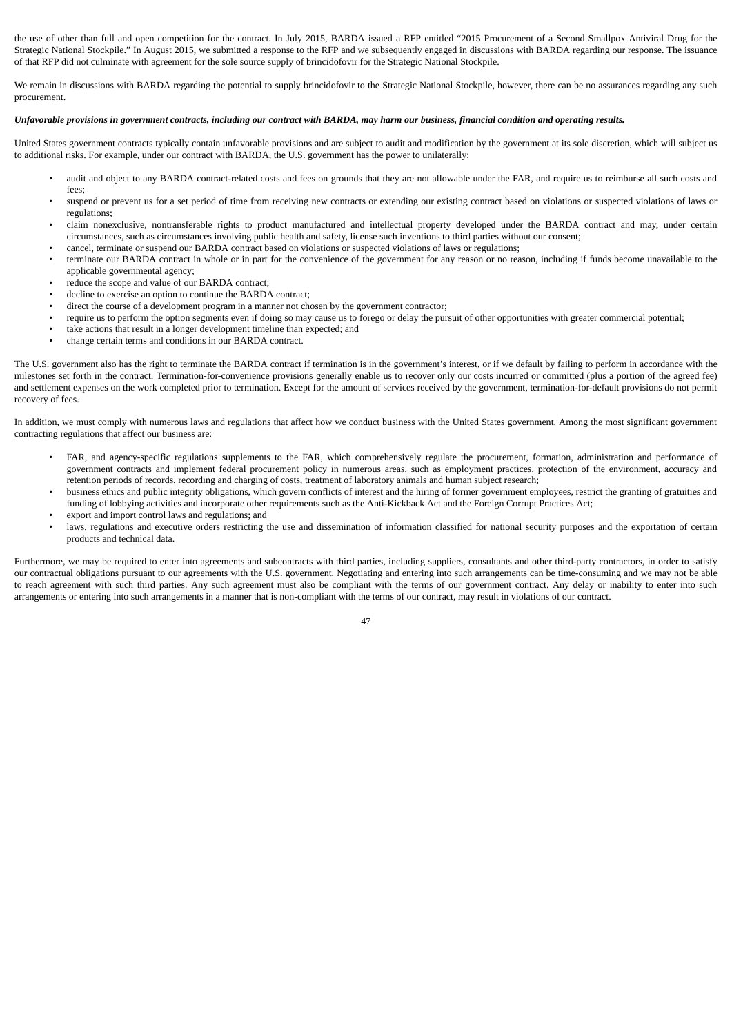the use of other than full and open competition for the contract. In July 2015, BARDA issued a RFP entitled "2015 Procurement of a Second Smallpox Antiviral Drug for the Strategic National Stockpile." In August 2015, we submitted a response to the RFP and we subsequently engaged in discussions with BARDA regarding our response. The issuance of that RFP did not culminate with agreement for the sole source supply of brincidofovir for the Strategic National Stockpile.

We remain in discussions with BARDA regarding the potential to supply brincidofovir to the Strategic National Stockpile, however, there can be no assurances regarding any such procurement.

***Unfavorable provisions in government contracts, including our contract with BARDA, may harm our business, financial condition and operating results.***

United States government contracts typically contain unfavorable provisions and are subject to audit and modification by the government at its sole discretion, which will subject us to additional risks. For example, under our contract with BARDA, the U.S. government has the power to unilaterally:

- audit and object to any BARDA contract-related costs and fees on grounds that they are not allowable under the FAR, and require us to reimburse all such costs and fees;
- suspend or prevent us for a set period of time from receiving new contracts or extending our existing contract based on violations or suspected violations of laws or regulations;
- claim nonexclusive, nontransferable rights to product manufactured and intellectual property developed under the BARDA contract and may, under certain circumstances, such as circumstances involving public health and safety, license such inventions to third parties without our consent;
- cancel, terminate or suspend our BARDA contract based on violations or suspected violations of laws or regulations;
- terminate our BARDA contract in whole or in part for the convenience of the government for any reason or no reason, including if funds become unavailable to the applicable governmental agency;
- reduce the scope and value of our BARDA contract;
- decline to exercise an option to continue the BARDA contract;
- direct the course of a development program in a manner not chosen by the government contractor;
- require us to perform the option segments even if doing so may cause us to forego or delay the pursuit of other opportunities with greater commercial potential;
- take actions that result in a longer development timeline than expected; and
- change certain terms and conditions in our BARDA contract.

The U.S. government also has the right to terminate the BARDA contract if termination is in the government's interest, or if we default by failing to perform in accordance with the milestones set forth in the contract. Termination-for-convenience provisions generally enable us to recover only our costs incurred or committed (plus a portion of the agreed fee) and settlement expenses on the work completed prior to termination. Except for the amount of services received by the government, termination-for-default provisions do not permit recovery of fees.

In addition, we must comply with numerous laws and regulations that affect how we conduct business with the United States government. Among the most significant government contracting regulations that affect our business are:

- FAR, and agency-specific regulations supplements to the FAR, which comprehensively regulate the procurement, formation, administration and performance of government contracts and implement federal procurement policy in numerous areas, such as employment practices, protection of the environment, accuracy and retention periods of records, recording and charging of costs, treatment of laboratory animals and human subject research;
- business ethics and public integrity obligations, which govern conflicts of interest and the hiring of former government employees, restrict the granting of gratuities and funding of lobbying activities and incorporate other requirements such as the Anti-Kickback Act and the Foreign Corrupt Practices Act;
- export and import control laws and regulations; and
- laws, regulations and executive orders restricting the use and dissemination of information classified for national security purposes and the exportation of certain products and technical data.

Furthermore, we may be required to enter into agreements and subcontracts with third parties, including suppliers, consultants and other third-party contractors, in order to satisfy our contractual obligations pursuant to our agreements with the U.S. government. Negotiating and entering into such arrangements can be time-consuming and we may not be able to reach agreement with such third parties. Any such agreement must also be compliant with the terms of our government contract. Any delay or inability to enter into such arrangements or entering into such arrangements in a manner that is non-compliant with the terms of our contract, may result in violations of our contract.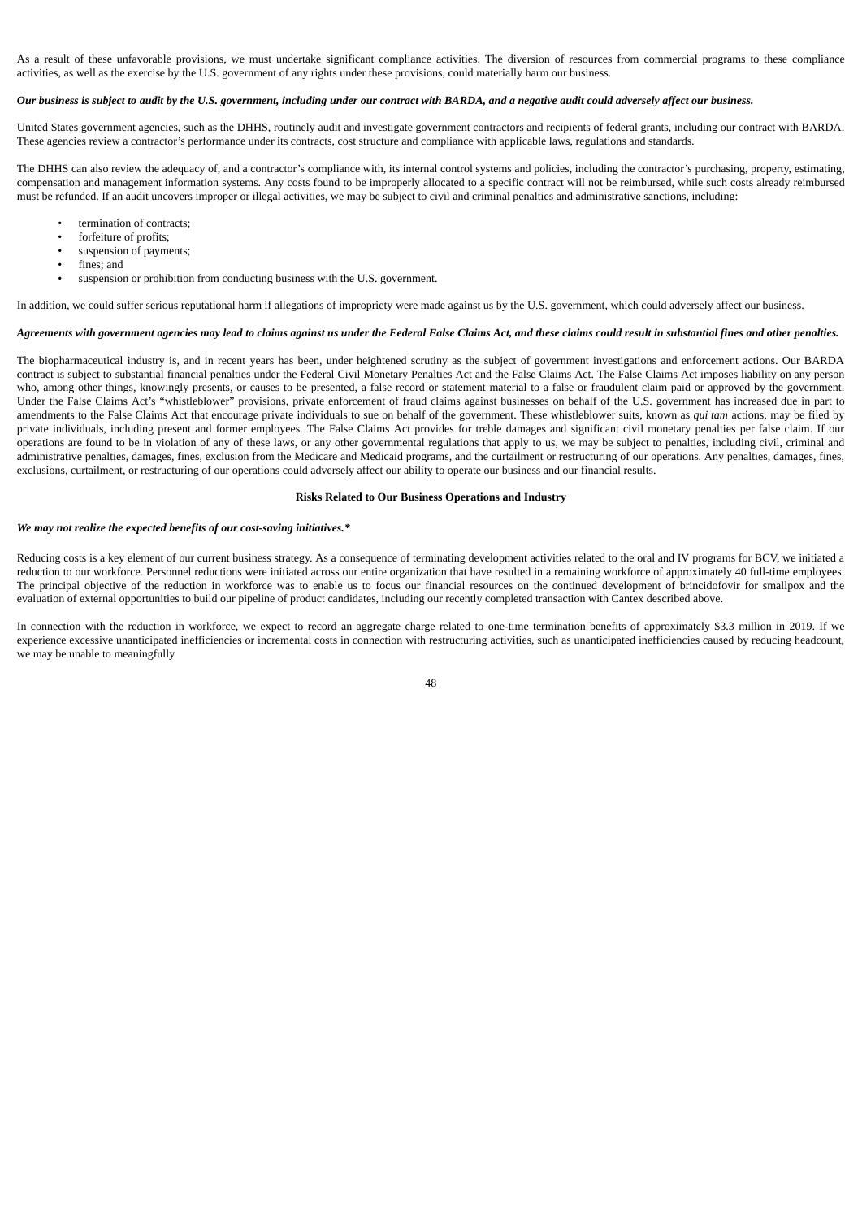As a result of these unfavorable provisions, we must undertake significant compliance activities. The diversion of resources from commercial programs to these compliance activities, as well as the exercise by the U.S. government of any rights under these provisions, could materially harm our business.

***Our business is subject to audit by the U.S. government, including under our contract with BARDA, and a negative audit could adversely affect our business.***

United States government agencies, such as the DHHS, routinely audit and investigate government contractors and recipients of federal grants, including our contract with BARDA. These agencies review a contractor's performance under its contracts, cost structure and compliance with applicable laws, regulations and standards.

The DHHS can also review the adequacy of, and a contractor's compliance with, its internal control systems and policies, including the contractor's purchasing, property, estimating, compensation and management information systems. Any costs found to be improperly allocated to a specific contract will not be reimbursed, while such costs already reimbursed must be refunded. If an audit uncovers improper or illegal activities, we may be subject to civil and criminal penalties and administrative sanctions, including:

- termination of contracts;
- forfeiture of profits;
- suspension of payments;
- fines; and
- suspension or prohibition from conducting business with the U.S. government.

In addition, we could suffer serious reputational harm if allegations of impropriety were made against us by the U.S. government, which could adversely affect our business.

***Agreements with government agencies may lead to claims against us under the Federal False Claims Act, and these claims could result in substantial fines and other penalties.***

The biopharmaceutical industry is, and in recent years has been, under heightened scrutiny as the subject of government investigations and enforcement actions. Our BARDA contract is subject to substantial financial penalties under the Federal Civil Monetary Penalties Act and the False Claims Act. The False Claims Act imposes liability on any person who, among other things, knowingly presents, or causes to be presented, a false record or statement material to a false or fraudulent claim paid or approved by the government. Under the False Claims Act's "whistleblower" provisions, private enforcement of fraud claims against businesses on behalf of the U.S. government has increased due in part to amendments to the False Claims Act that encourage private individuals to sue on behalf of the government. These whistleblower suits, known as *qui tam* actions, may be filed by private individuals, including present and former employees. The False Claims Act provides for treble damages and significant civil monetary penalties per false claim. If our operations are found to be in violation of any of these laws, or any other governmental regulations that apply to us, we may be subject to penalties, including civil, criminal and administrative penalties, damages, fines, exclusion from the Medicare and Medicaid programs, and the curtailment or restructuring of our operations. Any penalties, damages, fines, exclusions, curtailment, or restructuring of our operations could adversely affect our ability to operate our business and our financial results.

**Risks Related to Our Business Operations and Industry**

***We may not realize the expected benefits of our cost-saving initiatives.****

Reducing costs is a key element of our current business strategy. As a consequence of terminating development activities related to the oral and IV programs for BCV, we initiated a reduction to our workforce. Personnel reductions were initiated across our entire organization that have resulted in a remaining workforce of approximately 40 full-time employees. The principal objective of the reduction in workforce was to enable us to focus our financial resources on the continued development of brincidofovir for smallpox and the evaluation of external opportunities to build our pipeline of product candidates, including our recently completed transaction with Cantex described above.

In connection with the reduction in workforce, we expect to record an aggregate charge related to one-time termination benefits of approximately $3.3 million in 2019. If we experience excessive unanticipated inefficiencies or incremental costs in connection with restructuring activities, such as unanticipated inefficiencies caused by reducing headcount, we may be unable to meaningfully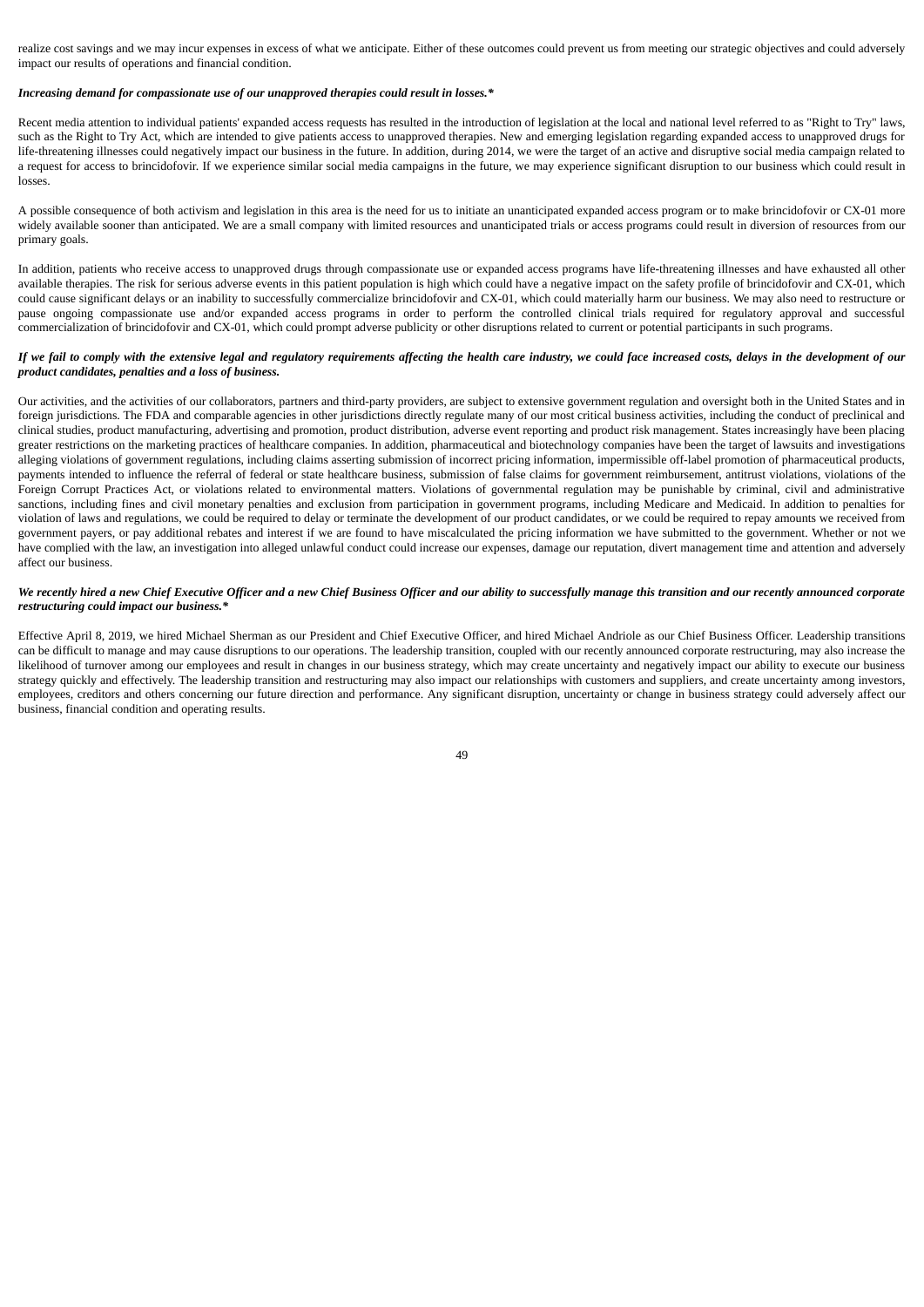realize cost savings and we may incur expenses in excess of what we anticipate. Either of these outcomes could prevent us from meeting our strategic objectives and could adversely impact our results of operations and financial condition.

***Increasing demand for compassionate use of our unapproved therapies could result in losses.****

Recent media attention to individual patients' expanded access requests has resulted in the introduction of legislation at the local and national level referred to as "Right to Try" laws, such as the Right to Try Act, which are intended to give patients access to unapproved therapies. New and emerging legislation regarding expanded access to unapproved drugs for life-threatening illnesses could negatively impact our business in the future. In addition, during 2014, we were the target of an active and disruptive social media campaign related to a request for access to brincidofovir. If we experience similar social media campaigns in the future, we may experience significant disruption to our business which could result in losses.

A possible consequence of both activism and legislation in this area is the need for us to initiate an unanticipated expanded access program or to make brincidofovir or CX-01 more widely available sooner than anticipated. We are a small company with limited resources and unanticipated trials or access programs could result in diversion of resources from our primary goals.

In addition, patients who receive access to unapproved drugs through compassionate use or expanded access programs have life-threatening illnesses and have exhausted all other available therapies. The risk for serious adverse events in this patient population is high which could have a negative impact on the safety profile of brincidofovir and CX-01, which could cause significant delays or an inability to successfully commercialize brincidofovir and CX-01, which could materially harm our business. We may also need to restructure or pause ongoing compassionate use and/or expanded access programs in order to perform the controlled clinical trials required for regulatory approval and successful commercialization of brincidofovir and CX-01, which could prompt adverse publicity or other disruptions related to current or potential participants in such programs.

***If we fail to comply with the extensive legal and regulatory requirements affecting the health care industry, we could face increased costs, delays in the development of our product candidates, penalties and a loss of business.***

Our activities, and the activities of our collaborators, partners and third-party providers, are subject to extensive government regulation and oversight both in the United States and in foreign jurisdictions. The FDA and comparable agencies in other jurisdictions directly regulate many of our most critical business activities, including the conduct of preclinical and clinical studies, product manufacturing, advertising and promotion, product distribution, adverse event reporting and product risk management. States increasingly have been placing greater restrictions on the marketing practices of healthcare companies. In addition, pharmaceutical and biotechnology companies have been the target of lawsuits and investigations alleging violations of government regulations, including claims asserting submission of incorrect pricing information, impermissible off-label promotion of pharmaceutical products, payments intended to influence the referral of federal or state healthcare business, submission of false claims for government reimbursement, antitrust violations, violations of the Foreign Corrupt Practices Act, or violations related to environmental matters. Violations of governmental regulation may be punishable by criminal, civil and administrative sanctions, including fines and civil monetary penalties and exclusion from participation in government programs, including Medicare and Medicaid. In addition to penalties for violation of laws and regulations, we could be required to delay or terminate the development of our product candidates, or we could be required to repay amounts we received from government payers, or pay additional rebates and interest if we are found to have miscalculated the pricing information we have submitted to the government. Whether or not we have complied with the law, an investigation into alleged unlawful conduct could increase our expenses, damage our reputation, divert management time and attention and adversely affect our business.

***We recently hired a new Chief Executive Officer and a new Chief Business Officer and our ability to successfully manage this transition and our recently announced corporate restructuring could impact our business.****

Effective April 8, 2019, we hired Michael Sherman as our President and Chief Executive Officer, and hired Michael Andriole as our Chief Business Officer. Leadership transitions can be difficult to manage and may cause disruptions to our operations. The leadership transition, coupled with our recently announced corporate restructuring, may also increase the likelihood of turnover among our employees and result in changes in our business strategy, which may create uncertainty and negatively impact our ability to execute our business strategy quickly and effectively. The leadership transition and restructuring may also impact our relationships with customers and suppliers, and create uncertainty among investors, employees, creditors and others concerning our future direction and performance. Any significant disruption, uncertainty or change in business strategy could adversely affect our business, financial condition and operating results.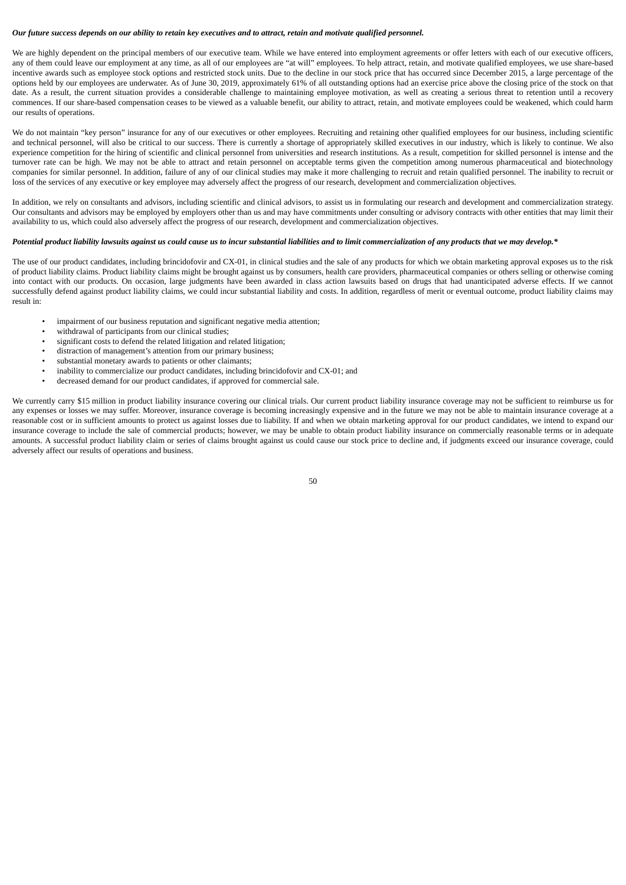***Our future success depends on our ability to retain key executives and to attract, retain and motivate qualified personnel.***

We are highly dependent on the principal members of our executive team. While we have entered into employment agreements or offer letters with each of our executive officers, any of them could leave our employment at any time, as all of our employees are "at will" employees. To help attract, retain, and motivate qualified employees, we use share-based incentive awards such as employee stock options and restricted stock units. Due to the decline in our stock price that has occurred since December 2015, a large percentage of the options held by our employees are underwater. As of June 30, 2019, approximately 61% of all outstanding options had an exercise price above the closing price of the stock on that date. As a result, the current situation provides a considerable challenge to maintaining employee motivation, as well as creating a serious threat to retention until a recovery commences. If our share-based compensation ceases to be viewed as a valuable benefit, our ability to attract, retain, and motivate employees could be weakened, which could harm our results of operations.

We do not maintain "key person" insurance for any of our executives or other employees. Recruiting and retaining other qualified employees for our business, including scientific and technical personnel, will also be critical to our success. There is currently a shortage of appropriately skilled executives in our industry, which is likely to continue. We also experience competition for the hiring of scientific and clinical personnel from universities and research institutions. As a result, competition for skilled personnel is intense and the turnover rate can be high. We may not be able to attract and retain personnel on acceptable terms given the competition among numerous pharmaceutical and biotechnology companies for similar personnel. In addition, failure of any of our clinical studies may make it more challenging to recruit and retain qualified personnel. The inability to recruit or loss of the services of any executive or key employee may adversely affect the progress of our research, development and commercialization objectives.

In addition, we rely on consultants and advisors, including scientific and clinical advisors, to assist us in formulating our research and development and commercialization strategy. Our consultants and advisors may be employed by employers other than us and may have commitments under consulting or advisory contracts with other entities that may limit their availability to us, which could also adversely affect the progress of our research, development and commercialization objectives.

***Potential product liability lawsuits against us could cause us to incur substantial liabilities and to limit commercialization of any products that we may develop.****

The use of our product candidates, including brincidofovir and CX-01, in clinical studies and the sale of any products for which we obtain marketing approval exposes us to the risk of product liability claims. Product liability claims might be brought against us by consumers, health care providers, pharmaceutical companies or others selling or otherwise coming into contact with our products. On occasion, large judgments have been awarded in class action lawsuits based on drugs that had unanticipated adverse effects. If we cannot successfully defend against product liability claims, we could incur substantial liability and costs. In addition, regardless of merit or eventual outcome, product liability claims may result in:

- impairment of our business reputation and significant negative media attention;
- withdrawal of participants from our clinical studies;
- significant costs to defend the related litigation and related litigation;
- distraction of management's attention from our primary business;
- substantial monetary awards to patients or other claimants;
- inability to commercialize our product candidates, including brincidofovir and CX-01; and
- decreased demand for our product candidates, if approved for commercial sale.

We currently carry $15 million in product liability insurance covering our clinical trials. Our current product liability insurance coverage may not be sufficient to reimburse us for any expenses or losses we may suffer. Moreover, insurance coverage is becoming increasingly expensive and in the future we may not be able to maintain insurance coverage at a reasonable cost or in sufficient amounts to protect us against losses due to liability. If and when we obtain marketing approval for our product candidates, we intend to expand our insurance coverage to include the sale of commercial products; however, we may be unable to obtain product liability insurance on commercially reasonable terms or in adequate amounts. A successful product liability claim or series of claims brought against us could cause our stock price to decline and, if judgments exceed our insurance coverage, could adversely affect our results of operations and business.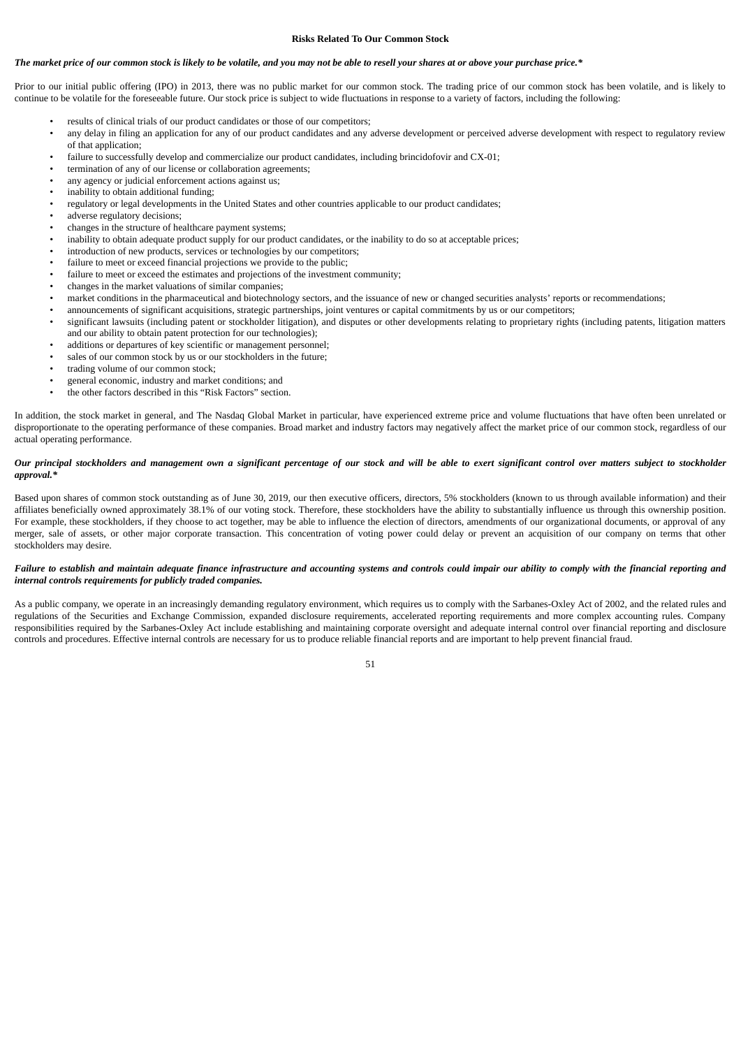## Risks Related To Our Common Stock

***The market price of our common stock is likely to be volatile, and you may not be able to resell your shares at or above your purchase price.****

Prior to our initial public offering (IPO) in 2013, there was no public market for our common stock. The trading price of our common stock has been volatile, and is likely to continue to be volatile for the foreseeable future. Our stock price is subject to wide fluctuations in response to a variety of factors, including the following:

- results of clinical trials of our product candidates or those of our competitors;
- any delay in filing an application for any of our product candidates and any adverse development or perceived adverse development with respect to regulatory review of that application;
- failure to successfully develop and commercialize our product candidates, including brincidofovir and CX-01;
- termination of any of our license or collaboration agreements;
- any agency or judicial enforcement actions against us;
- inability to obtain additional funding;
- regulatory or legal developments in the United States and other countries applicable to our product candidates;
- adverse regulatory decisions;
- changes in the structure of healthcare payment systems;
- inability to obtain adequate product supply for our product candidates, or the inability to do so at acceptable prices;
- introduction of new products, services or technologies by our competitors;
- failure to meet or exceed financial projections we provide to the public;
- failure to meet or exceed the estimates and projections of the investment community;
- changes in the market valuations of similar companies;
- market conditions in the pharmaceutical and biotechnology sectors, and the issuance of new or changed securities analysts' reports or recommendations;
- announcements of significant acquisitions, strategic partnerships, joint ventures or capital commitments by us or our competitors;
- significant lawsuits (including patent or stockholder litigation), and disputes or other developments relating to proprietary rights (including patents, litigation matters and our ability to obtain patent protection for our technologies);
- additions or departures of key scientific or management personnel;
- sales of our common stock by us or our stockholders in the future;
- trading volume of our common stock;
- general economic, industry and market conditions; and
- the other factors described in this "Risk Factors" section.

In addition, the stock market in general, and The Nasdaq Global Market in particular, have experienced extreme price and volume fluctuations that have often been unrelated or disproportionate to the operating performance of these companies. Broad market and industry factors may negatively affect the market price of our common stock, regardless of our actual operating performance.

***Our principal stockholders and management own a significant percentage of our stock and will be able to exert significant control over matters subject to stockholder approval.****

Based upon shares of common stock outstanding as of June 30, 2019, our then executive officers, directors, 5% stockholders (known to us through available information) and their affiliates beneficially owned approximately 38.1% of our voting stock. Therefore, these stockholders have the ability to substantially influence us through this ownership position. For example, these stockholders, if they choose to act together, may be able to influence the election of directors, amendments of our organizational documents, or approval of any merger, sale of assets, or other major corporate transaction. This concentration of voting power could delay or prevent an acquisition of our company on terms that other stockholders may desire.

***Failure to establish and maintain adequate finance infrastructure and accounting systems and controls could impair our ability to comply with the financial reporting and internal controls requirements for publicly traded companies.***

As a public company, we operate in an increasingly demanding regulatory environment, which requires us to comply with the Sarbanes-Oxley Act of 2002, and the related rules and regulations of the Securities and Exchange Commission, expanded disclosure requirements, accelerated reporting requirements and more complex accounting rules. Company responsibilities required by the Sarbanes-Oxley Act include establishing and maintaining corporate oversight and adequate internal control over financial reporting and disclosure controls and procedures. Effective internal controls are necessary for us to produce reliable financial reports and are important to help prevent financial fraud.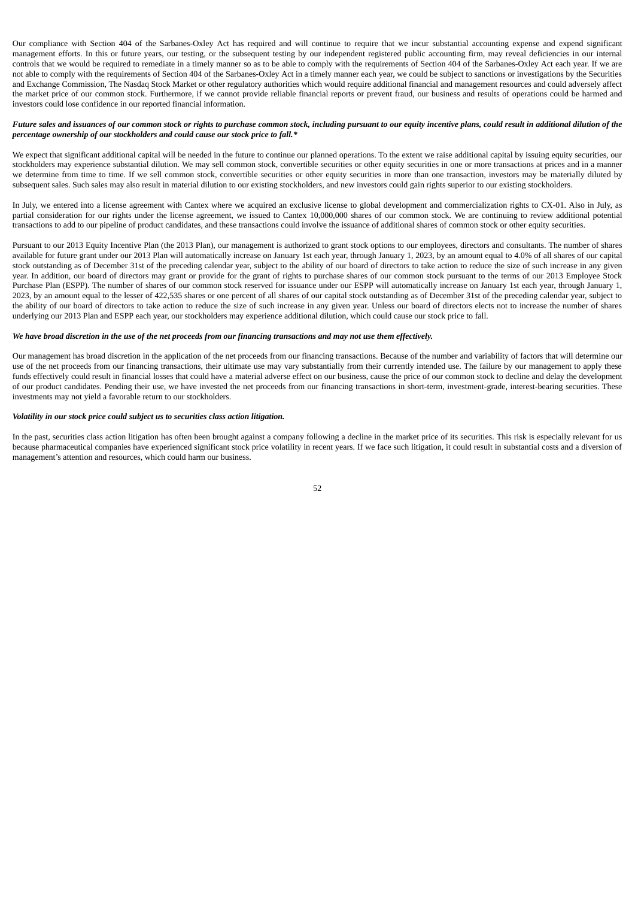Our compliance with Section 404 of the Sarbanes-Oxley Act has required and will continue to require that we incur substantial accounting expense and expend significant management efforts. In this or future years, our testing, or the subsequent testing by our independent registered public accounting firm, may reveal deficiencies in our internal controls that we would be required to remediate in a timely manner so as to be able to comply with the requirements of Section 404 of the Sarbanes-Oxley Act each year. If we are not able to comply with the requirements of Section 404 of the Sarbanes-Oxley Act in a timely manner each year, we could be subject to sanctions or investigations by the Securities and Exchange Commission, The Nasdaq Stock Market or other regulatory authorities which would require additional financial and management resources and could adversely affect the market price of our common stock. Furthermore, if we cannot provide reliable financial reports or prevent fraud, our business and results of operations could be harmed and investors could lose confidence in our reported financial information.

***Future sales and issuances of our common stock or rights to purchase common stock, including pursuant to our equity incentive plans, could result in additional dilution of the percentage ownership of our stockholders and could cause our stock price to fall.****

We expect that significant additional capital will be needed in the future to continue our planned operations. To the extent we raise additional capital by issuing equity securities, our stockholders may experience substantial dilution. We may sell common stock, convertible securities or other equity securities in one or more transactions at prices and in a manner we determine from time to time. If we sell common stock, convertible securities or other equity securities in more than one transaction, investors may be materially diluted by subsequent sales. Such sales may also result in material dilution to our existing stockholders, and new investors could gain rights superior to our existing stockholders.

In July, we entered into a license agreement with Cantex where we acquired an exclusive license to global development and commercialization rights to CX-01. Also in July, as partial consideration for our rights under the license agreement, we issued to Cantex 10,000,000 shares of our common stock. We are continuing to review additional potential transactions to add to our pipeline of product candidates, and these transactions could involve the issuance of additional shares of common stock or other equity securities.

Pursuant to our 2013 Equity Incentive Plan (the 2013 Plan), our management is authorized to grant stock options to our employees, directors and consultants. The number of shares available for future grant under our 2013 Plan will automatically increase on January 1st each year, through January 1, 2023, by an amount equal to 4.0% of all shares of our capital stock outstanding as of December 31st of the preceding calendar year, subject to the ability of our board of directors to take action to reduce the size of such increase in any given year. In addition, our board of directors may grant or provide for the grant of rights to purchase shares of our common stock pursuant to the terms of our 2013 Employee Stock Purchase Plan (ESPP). The number of shares of our common stock reserved for issuance under our ESPP will automatically increase on January 1st each year, through January 1, 2023, by an amount equal to the lesser of 422,535 shares or one percent of all shares of our capital stock outstanding as of December 31st of the preceding calendar year, subject to the ability of our board of directors to take action to reduce the size of such increase in any given year. Unless our board of directors elects not to increase the number of shares underlying our 2013 Plan and ESPP each year, our stockholders may experience additional dilution, which could cause our stock price to fall.

***We have broad discretion in the use of the net proceeds from our financing transactions and may not use them effectively.***

Our management has broad discretion in the application of the net proceeds from our financing transactions. Because of the number and variability of factors that will determine our use of the net proceeds from our financing transactions, their ultimate use may vary substantially from their currently intended use. The failure by our management to apply these funds effectively could result in financial losses that could have a material adverse effect on our business, cause the price of our common stock to decline and delay the development of our product candidates. Pending their use, we have invested the net proceeds from our financing transactions in short-term, investment-grade, interest-bearing securities. These investments may not yield a favorable return to our stockholders.

***Volatility in our stock price could subject us to securities class action litigation.***

In the past, securities class action litigation has often been brought against a company following a decline in the market price of its securities. This risk is especially relevant for us because pharmaceutical companies have experienced significant stock price volatility in recent years. If we face such litigation, it could result in substantial costs and a diversion of management's attention and resources, which could harm our business.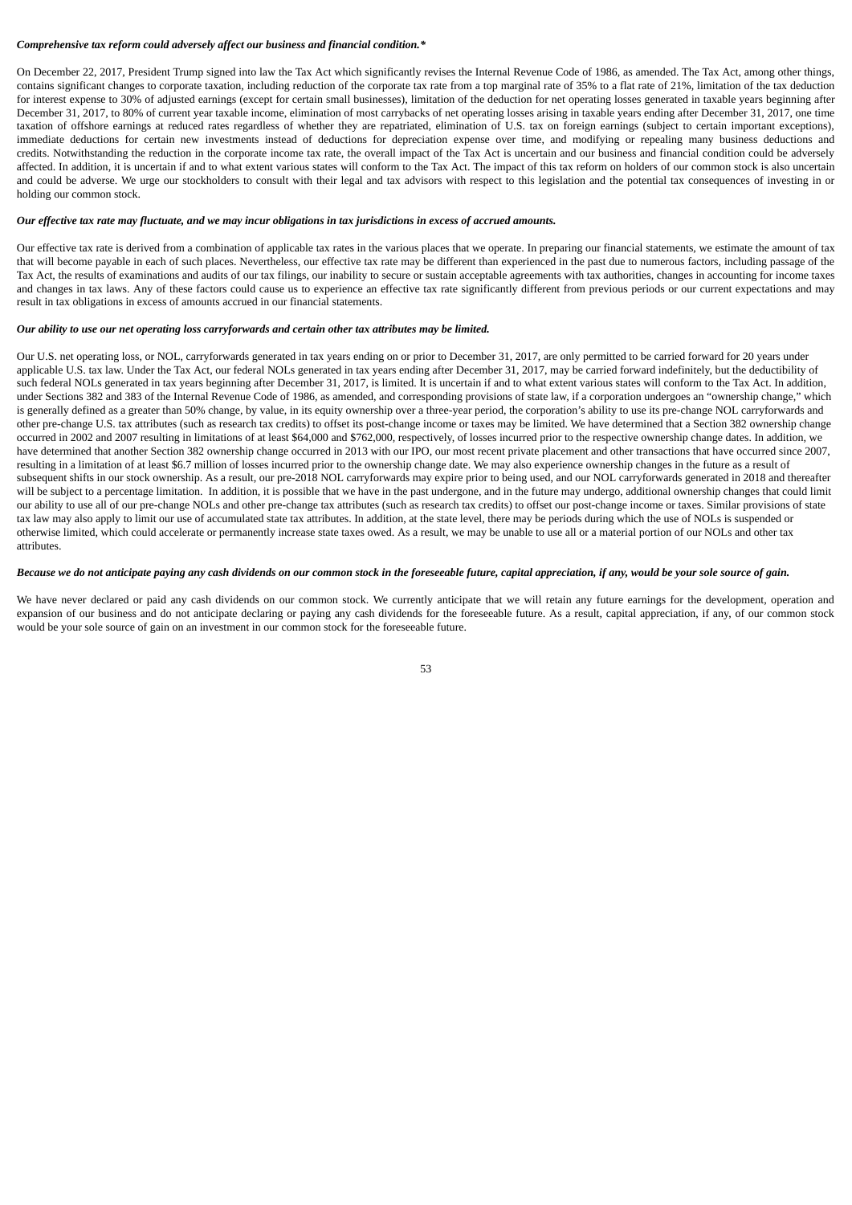***Comprehensive tax reform could adversely affect our business and financial condition.****

On December 22, 2017, President Trump signed into law the Tax Act which significantly revises the Internal Revenue Code of 1986, as amended. The Tax Act, among other things, contains significant changes to corporate taxation, including reduction of the corporate tax rate from a top marginal rate of 35% to a flat rate of 21%, limitation of the tax deduction for interest expense to 30% of adjusted earnings (except for certain small businesses), limitation of the deduction for net operating losses generated in taxable years beginning after December 31, 2017, to 80% of current year taxable income, elimination of most carrybacks of net operating losses arising in taxable years ending after December 31, 2017, one time taxation of offshore earnings at reduced rates regardless of whether they are repatriated, elimination of U.S. tax on foreign earnings (subject to certain important exceptions), immediate deductions for certain new investments instead of deductions for depreciation expense over time, and modifying or repealing many business deductions and credits. Notwithstanding the reduction in the corporate income tax rate, the overall impact of the Tax Act is uncertain and our business and financial condition could be adversely affected. In addition, it is uncertain if and to what extent various states will conform to the Tax Act. The impact of this tax reform on holders of our common stock is also uncertain and could be adverse. We urge our stockholders to consult with their legal and tax advisors with respect to this legislation and the potential tax consequences of investing in or holding our common stock.

***Our effective tax rate may fluctuate, and we may incur obligations in tax jurisdictions in excess of accrued amounts.***

Our effective tax rate is derived from a combination of applicable tax rates in the various places that we operate. In preparing our financial statements, we estimate the amount of tax that will become payable in each of such places. Nevertheless, our effective tax rate may be different than experienced in the past due to numerous factors, including passage of the Tax Act, the results of examinations and audits of our tax filings, our inability to secure or sustain acceptable agreements with tax authorities, changes in accounting for income taxes and changes in tax laws. Any of these factors could cause us to experience an effective tax rate significantly different from previous periods or our current expectations and may result in tax obligations in excess of amounts accrued in our financial statements.

***Our ability to use our net operating loss carryforwards and certain other tax attributes may be limited.***

Our U.S. net operating loss, or NOL, carryforwards generated in tax years ending on or prior to December 31, 2017, are only permitted to be carried forward for 20 years under applicable U.S. tax law. Under the Tax Act, our federal NOLs generated in tax years ending after December 31, 2017, may be carried forward indefinitely, but the deductibility of such federal NOLs generated in tax years beginning after December 31, 2017, is limited. It is uncertain if and to what extent various states will conform to the Tax Act. In addition, under Sections 382 and 383 of the Internal Revenue Code of 1986, as amended, and corresponding provisions of state law, if a corporation undergoes an "ownership change," which is generally defined as a greater than 50% change, by value, in its equity ownership over a three-year period, the corporation's ability to use its pre-change NOL carryforwards and other pre-change U.S. tax attributes (such as research tax credits) to offset its post-change income or taxes may be limited. We have determined that a Section 382 ownership change occurred in 2002 and 2007 resulting in limitations of at least $64,000 and $762,000, respectively, of losses incurred prior to the respective ownership change dates. In addition, we have determined that another Section 382 ownership change occurred in 2013 with our IPO, our most recent private placement and other transactions that have occurred since 2007, resulting in a limitation of at least $6.7 million of losses incurred prior to the ownership change date. We may also experience ownership changes in the future as a result of subsequent shifts in our stock ownership. As a result, our pre-2018 NOL carryforwards may expire prior to being used, and our NOL carryforwards generated in 2018 and thereafter will be subject to a percentage limitation. In addition, it is possible that we have in the past undergone, and in the future may undergo, additional ownership changes that could limit our ability to use all of our pre-change NOLs and other pre-change tax attributes (such as research tax credits) to offset our post-change income or taxes. Similar provisions of state tax law may also apply to limit our use of accumulated state tax attributes. In addition, at the state level, there may be periods during which the use of NOLs is suspended or otherwise limited, which could accelerate or permanently increase state taxes owed. As a result, we may be unable to use all or a material portion of our NOLs and other tax attributes.

***Because we do not anticipate paying any cash dividends on our common stock in the foreseeable future, capital appreciation, if any, would be your sole source of gain.***

We have never declared or paid any cash dividends on our common stock. We currently anticipate that we will retain any future earnings for the development, operation and expansion of our business and do not anticipate declaring or paying any cash dividends for the foreseeable future. As a result, capital appreciation, if any, of our common stock would be your sole source of gain on an investment in our common stock for the foreseeable future.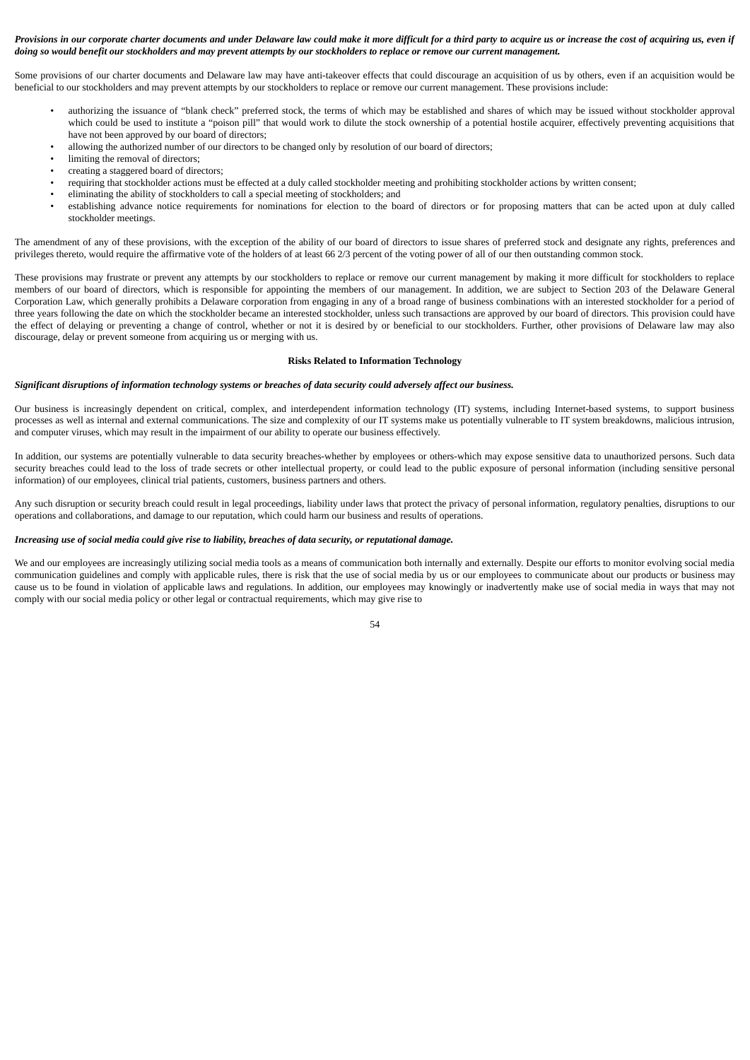***Provisions in our corporate charter documents and under Delaware law could make it more difficult for a third party to acquire us or increase the cost of acquiring us, even if doing so would benefit our stockholders and may prevent attempts by our stockholders to replace or remove our current management.***

Some provisions of our charter documents and Delaware law may have anti-takeover effects that could discourage an acquisition of us by others, even if an acquisition would be beneficial to our stockholders and may prevent attempts by our stockholders to replace or remove our current management. These provisions include:

- authorizing the issuance of "blank check" preferred stock, the terms of which may be established and shares of which may be issued without stockholder approval which could be used to institute a "poison pill" that would work to dilute the stock ownership of a potential hostile acquirer, effectively preventing acquisitions that have not been approved by our board of directors;
- allowing the authorized number of our directors to be changed only by resolution of our board of directors;
- limiting the removal of directors;
- creating a staggered board of directors;
- requiring that stockholder actions must be effected at a duly called stockholder meeting and prohibiting stockholder actions by written consent;
- eliminating the ability of stockholders to call a special meeting of stockholders; and
- establishing advance notice requirements for nominations for election to the board of directors or for proposing matters that can be acted upon at duly called stockholder meetings.

The amendment of any of these provisions, with the exception of the ability of our board of directors to issue shares of preferred stock and designate any rights, preferences and privileges thereto, would require the affirmative vote of the holders of at least 66 2/3 percent of the voting power of all of our then outstanding common stock.

These provisions may frustrate or prevent any attempts by our stockholders to replace or remove our current management by making it more difficult for stockholders to replace members of our board of directors, which is responsible for appointing the members of our management. In addition, we are subject to Section 203 of the Delaware General Corporation Law, which generally prohibits a Delaware corporation from engaging in any of a broad range of business combinations with an interested stockholder for a period of three years following the date on which the stockholder became an interested stockholder, unless such transactions are approved by our board of directors. This provision could have the effect of delaying or preventing a change of control, whether or not it is desired by or beneficial to our stockholders. Further, other provisions of Delaware law may also discourage, delay or prevent someone from acquiring us or merging with us.

**Risks Related to Information Technology**

***Significant disruptions of information technology systems or breaches of data security could adversely affect our business.***

Our business is increasingly dependent on critical, complex, and interdependent information technology (IT) systems, including Internet-based systems, to support business processes as well as internal and external communications. The size and complexity of our IT systems make us potentially vulnerable to IT system breakdowns, malicious intrusion, and computer viruses, which may result in the impairment of our ability to operate our business effectively.

In addition, our systems are potentially vulnerable to data security breaches-whether by employees or others-which may expose sensitive data to unauthorized persons. Such data security breaches could lead to the loss of trade secrets or other intellectual property, or could lead to the public exposure of personal information (including sensitive personal information) of our employees, clinical trial patients, customers, business partners and others.

Any such disruption or security breach could result in legal proceedings, liability under laws that protect the privacy of personal information, regulatory penalties, disruptions to our operations and collaborations, and damage to our reputation, which could harm our business and results of operations.

***Increasing use of social media could give rise to liability, breaches of data security, or reputational damage.***

We and our employees are increasingly utilizing social media tools as a means of communication both internally and externally. Despite our efforts to monitor evolving social media communication guidelines and comply with applicable rules, there is risk that the use of social media by us or our employees to communicate about our products or business may cause us to be found in violation of applicable laws and regulations. In addition, our employees may knowingly or inadvertently make use of social media in ways that may not comply with our social media policy or other legal or contractual requirements, which may give rise to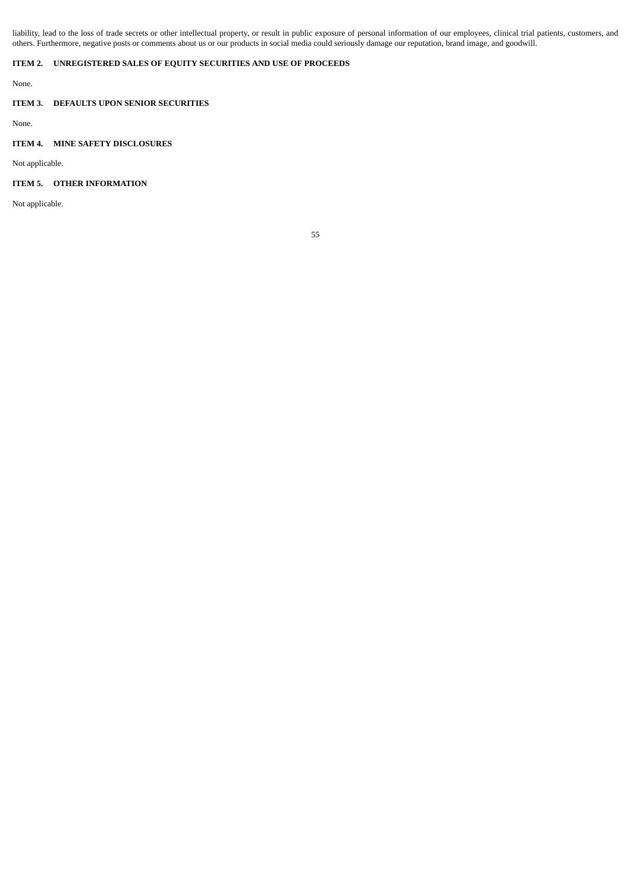liability, lead to the loss of trade secrets or other intellectual property, or result in public exposure of personal information of our employees, clinical trial patients, customers, and others. Furthermore, negative posts or comments about us or our products in social media could seriously damage our reputation, brand image, and goodwill.

## ITEM 2. UNREGISTERED SALES OF EQUITY SECURITIES AND USE OF PROCEEDS

None.

## ITEM 3. DEFAULTS UPON SENIOR SECURITIES

None.

## ITEM 4. MINE SAFETY DISCLOSURES

Not applicable.

## ITEM 5. OTHER INFORMATION

Not applicable.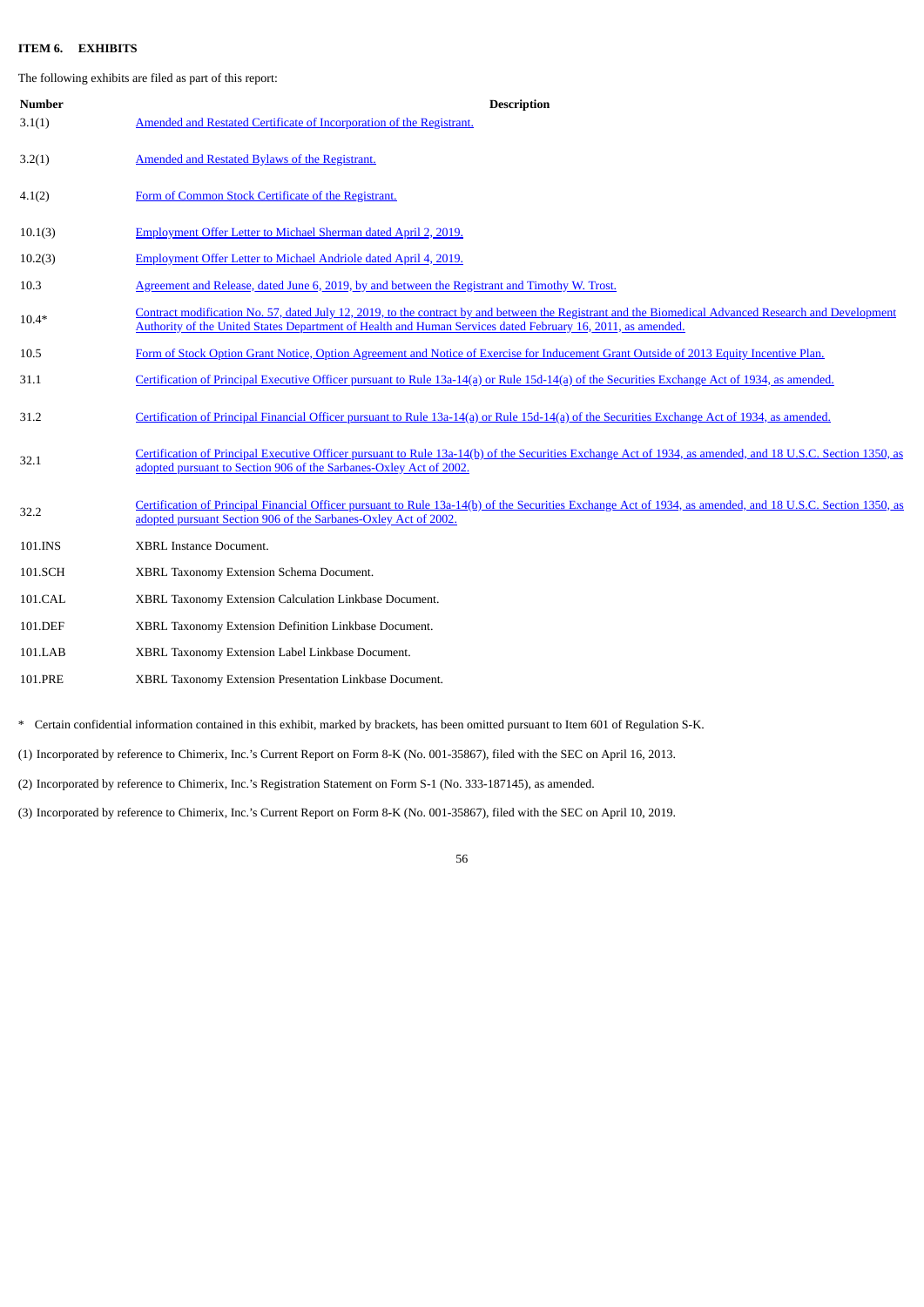**ITEM 6. EXHIBITS**

The following exhibits are filed as part of this report:

| Number | Description |
|---|---|
| 3.1(1) | Amended and Restated Certificate of Incorporation of the Registrant. |
| 3.2(1) | Amended and Restated Bylaws of the Registrant. |
| 4.1(2) | Form of Common Stock Certificate of the Registrant. |
| 10.1(3) | Employment Offer Letter to Michael Sherman dated April 2, 2019. |
| 10.2(3) | Employment Offer Letter to Michael Andriole dated April 4, 2019. |
| 10.3 | Agreement and Release, dated June 6, 2019, by and between the Registrant and Timothy W. Trost. |
| 10.4* | Contract modification No. 57, dated July 12, 2019, to the contract by and between the Registrant and the Biomedical Advanced Research and Development Authority of the United States Department of Health and Human Services dated February 16, 2011, as amended. |
| 10.5 | Form of Stock Option Grant Notice, Option Agreement and Notice of Exercise for Inducement Grant Outside of 2013 Equity Incentive Plan. |
| 31.1 | Certification of Principal Executive Officer pursuant to Rule 13a-14(a) or Rule 15d-14(a) of the Securities Exchange Act of 1934, as amended. |
| 31.2 | Certification of Principal Financial Officer pursuant to Rule 13a-14(a) or Rule 15d-14(a) of the Securities Exchange Act of 1934, as amended. |
| 32.1 | Certification of Principal Executive Officer pursuant to Rule 13a-14(b) of the Securities Exchange Act of 1934, as amended, and 18 U.S.C. Section 1350, as adopted pursuant to Section 906 of the Sarbanes-Oxley Act of 2002. |
| 32.2 | Certification of Principal Financial Officer pursuant to Rule 13a-14(b) of the Securities Exchange Act of 1934, as amended, and 18 U.S.C. Section 1350, as adopted pursuant Section 906 of the Sarbanes-Oxley Act of 2002. |
| 101.INS | XBRL Instance Document. |
| 101.SCH | XBRL Taxonomy Extension Schema Document. |
| 101.CAL | XBRL Taxonomy Extension Calculation Linkbase Document. |
| 101.DEF | XBRL Taxonomy Extension Definition Linkbase Document. |
| 101.LAB | XBRL Taxonomy Extension Label Linkbase Document. |
| 101.PRE | XBRL Taxonomy Extension Presentation Linkbase Document. |

\* Certain confidential information contained in this exhibit, marked by brackets, has been omitted pursuant to Item 601 of Regulation S-K.

(1) Incorporated by reference to Chimerix, Inc.'s Current Report on Form 8-K (No. 001-35867), filed with the SEC on April 16, 2013.

(2) Incorporated by reference to Chimerix, Inc.'s Registration Statement on Form S-1 (No. 333-187145), as amended.

(3) Incorporated by reference to Chimerix, Inc.'s Current Report on Form 8-K (No. 001-35867), filed with the SEC on April 10, 2019.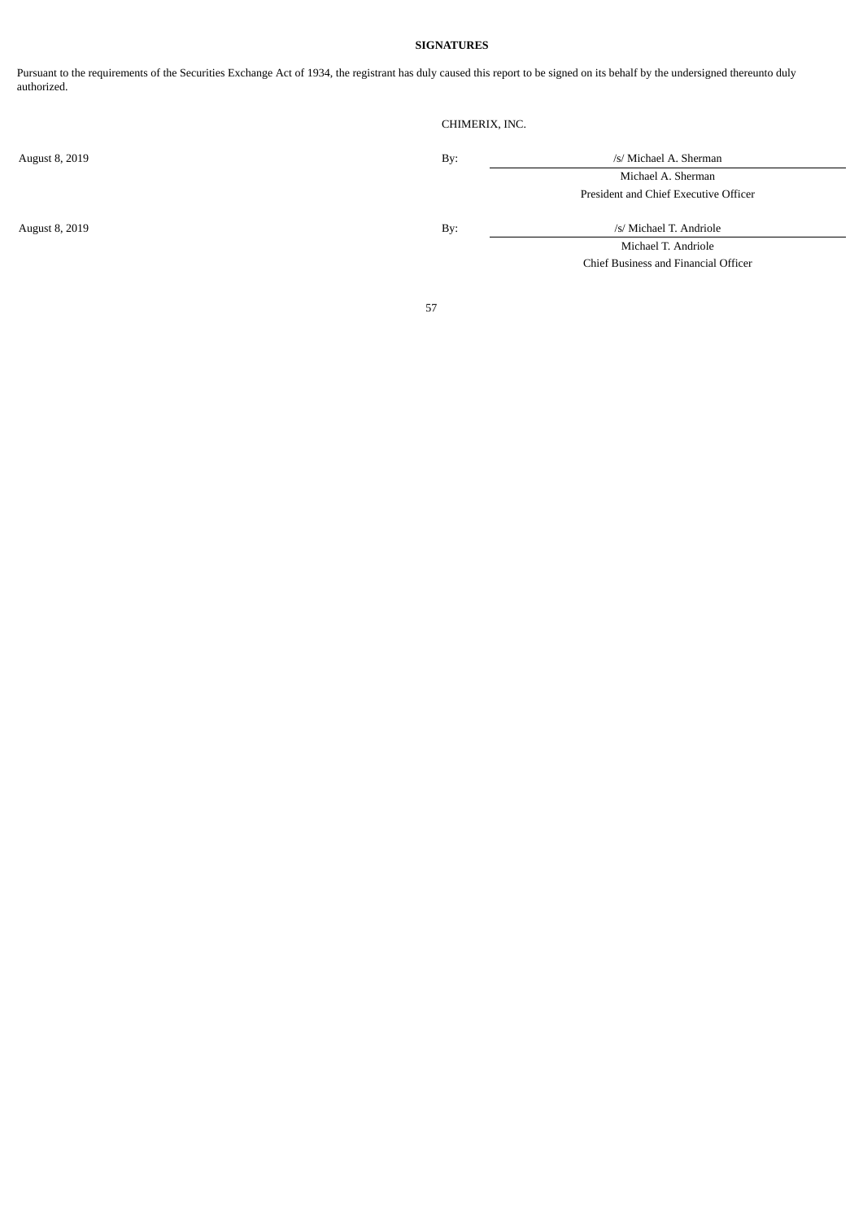**SIGNATURES**

Pursuant to the requirements of the Securities Exchange Act of 1934, the registrant has duly caused this report to be signed on its behalf by the undersigned thereunto duly authorized.

CHIMERIX, INC.

| | | |
|---|---|---|
| August 8, 2019 | By: | /s/ Michael A. Sherman |
| | | Michael A. Sherman |
| | | President and Chief Executive Officer |
| August 8, 2019 | By: | /s/ Michael T. Andriole |
| | | Michael T. Andriole |
| | | Chief Business and Financial Officer |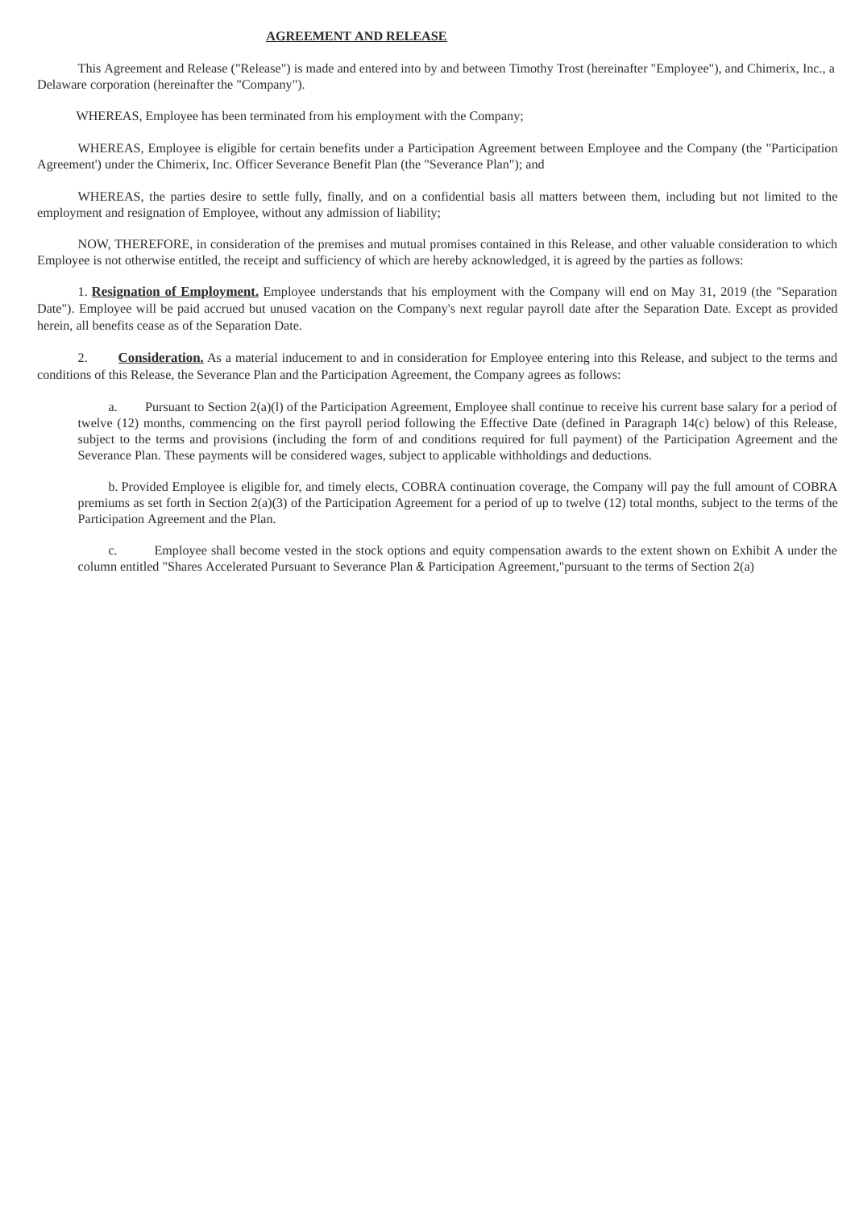**AGREEMENT AND RELEASE**

This Agreement and Release ("Release") is made and entered into by and between Timothy Trost (hereinafter "Employee"), and Chimerix, Inc., a Delaware corporation (hereinafter the "Company").

WHEREAS, Employee has been terminated from his employment with the Company;

WHEREAS, Employee is eligible for certain benefits under a Participation Agreement between Employee and the Company (the "Participation Agreement') under the Chimerix, Inc. Officer Severance Benefit Plan (the "Severance Plan"); and

WHEREAS, the parties desire to settle fully, finally, and on a confidential basis all matters between them, including but not limited to the employment and resignation of Employee, without any admission of liability;

NOW, THEREFORE, in consideration of the premises and mutual promises contained in this Release, and other valuable consideration to which Employee is not otherwise entitled, the receipt and sufficiency of which are hereby acknowledged, it is agreed by the parties as follows:

1. **Resignation of Employment.** Employee understands that his employment with the Company will end on May 31, 2019 (the "Separation Date"). Employee will be paid accrued but unused vacation on the Company's next regular payroll date after the Separation Date. Except as provided herein, all benefits cease as of the Separation Date.

2. **Consideration.** As a material inducement to and in consideration for Employee entering into this Release, and subject to the terms and conditions of this Release, the Severance Plan and the Participation Agreement, the Company agrees as follows:

a. Pursuant to Section 2(a)(l) of the Participation Agreement, Employee shall continue to receive his current base salary for a period of twelve (12) months, commencing on the first payroll period following the Effective Date (defined in Paragraph 14(c) below) of this Release, subject to the terms and provisions (including the form of and conditions required for full payment) of the Participation Agreement and the Severance Plan. These payments will be considered wages, subject to applicable withholdings and deductions.

b. Provided Employee is eligible for, and timely elects, COBRA continuation coverage, the Company will pay the full amount of COBRA premiums as set forth in Section 2(a)(3) of the Participation Agreement for a period of up to twelve (12) total months, subject to the terms of the Participation Agreement and the Plan.

c. Employee shall become vested in the stock options and equity compensation awards to the extent shown on Exhibit A under the column entitled "Shares Accelerated Pursuant to Severance Plan & Participation Agreement,"pursuant to the terms of Section 2(a)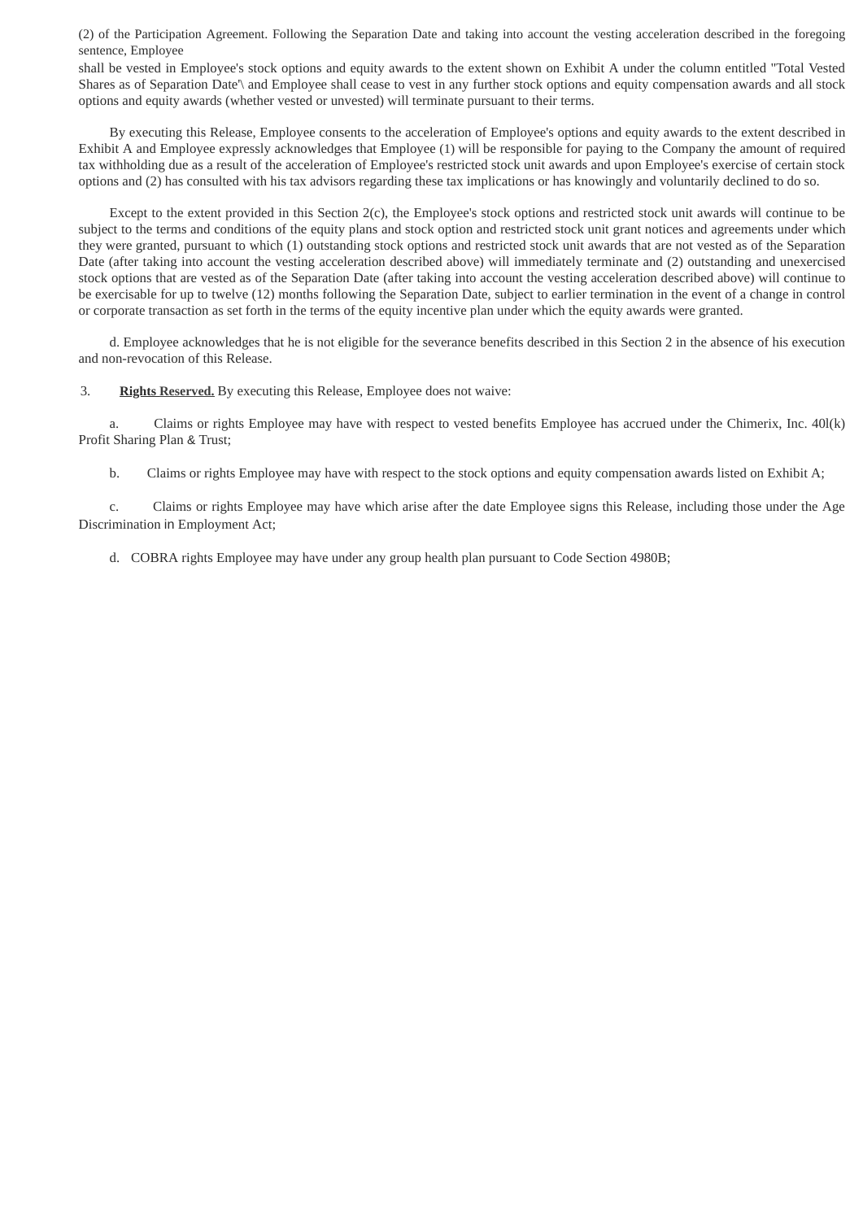(2) of the Participation Agreement. Following the Separation Date and taking into account the vesting acceleration described in the foregoing sentence, Employee shall be vested in Employee's stock options and equity awards to the extent shown on Exhibit A under the column entitled "Total Vested Shares as of Separation Date"\ and Employee shall cease to vest in any further stock options and equity compensation awards and all stock options and equity awards (whether vested or unvested) will terminate pursuant to their terms.

By executing this Release, Employee consents to the acceleration of Employee's options and equity awards to the extent described in Exhibit A and Employee expressly acknowledges that Employee (1) will be responsible for paying to the Company the amount of required tax withholding due as a result of the acceleration of Employee's restricted stock unit awards and upon Employee's exercise of certain stock options and (2) has consulted with his tax advisors regarding these tax implications or has knowingly and voluntarily declined to do so.

Except to the extent provided in this Section 2(c), the Employee's stock options and restricted stock unit awards will continue to be subject to the terms and conditions of the equity plans and stock option and restricted stock unit grant notices and agreements under which they were granted, pursuant to which (1) outstanding stock options and restricted stock unit awards that are not vested as of the Separation Date (after taking into account the vesting acceleration described above) will immediately terminate and (2) outstanding and unexercised stock options that are vested as of the Separation Date (after taking into account the vesting acceleration described above) will continue to be exercisable for up to twelve (12) months following the Separation Date, subject to earlier termination in the event of a change in control or corporate transaction as set forth in the terms of the equity incentive plan under which the equity awards were granted.

d. Employee acknowledges that he is not eligible for the severance benefits described in this Section 2 in the absence of his execution and non-revocation of this Release.

3. **Rights Reserved.** By executing this Release, Employee does not waive:

a. Claims or rights Employee may have with respect to vested benefits Employee has accrued under the Chimerix, Inc. 40l(k) Profit Sharing Plan & Trust;

b. Claims or rights Employee may have with respect to the stock options and equity compensation awards listed on Exhibit A;

c. Claims or rights Employee may have which arise after the date Employee signs this Release, including those under the Age Discrimination in Employment Act;

d. COBRA rights Employee may have under any group health plan pursuant to Code Section 4980B;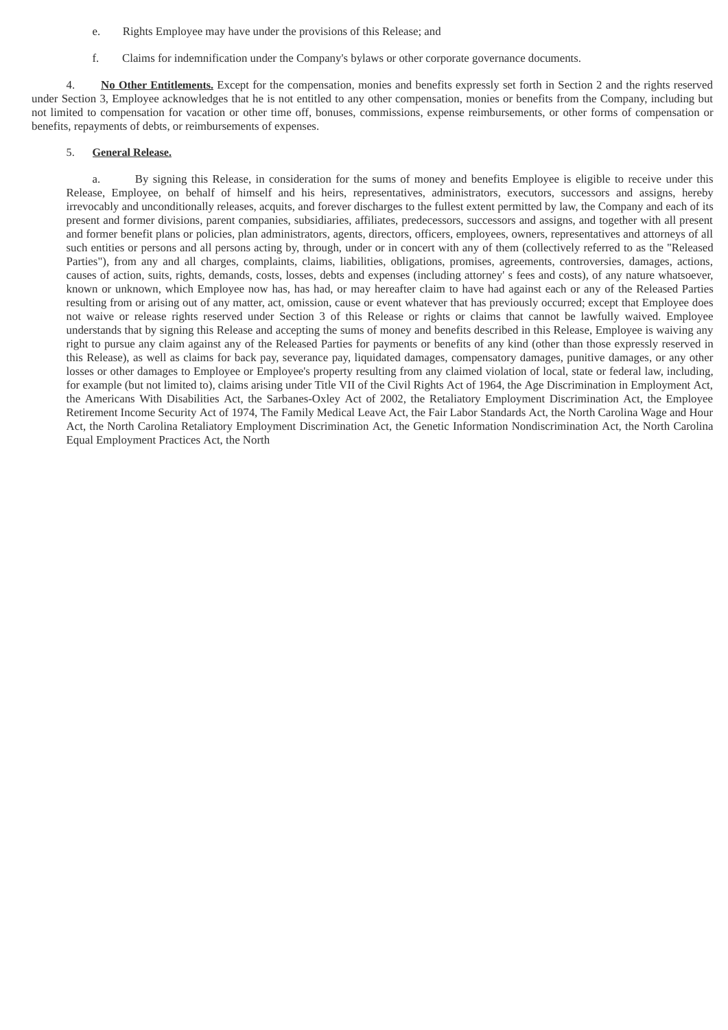e. Rights Employee may have under the provisions of this Release; and

f. Claims for indemnification under the Company's bylaws or other corporate governance documents.

4. **No Other Entitlements.** Except for the compensation, monies and benefits expressly set forth in Section 2 and the rights reserved under Section 3, Employee acknowledges that he is not entitled to any other compensation, monies or benefits from the Company, including but not limited to compensation for vacation or other time off, bonuses, commissions, expense reimbursements, or other forms of compensation or benefits, repayments of debts, or reimbursements of expenses.

5. **General Release.**

a. By signing this Release, in consideration for the sums of money and benefits Employee is eligible to receive under this Release, Employee, on behalf of himself and his heirs, representatives, administrators, executors, successors and assigns, hereby irrevocably and unconditionally releases, acquits, and forever discharges to the fullest extent permitted by law, the Company and each of its present and former divisions, parent companies, subsidiaries, affiliates, predecessors, successors and assigns, and together with all present and former benefit plans or policies, plan administrators, agents, directors, officers, employees, owners, representatives and attorneys of all such entities or persons and all persons acting by, through, under or in concert with any of them (collectively referred to as the "Released Parties"), from any and all charges, complaints, claims, liabilities, obligations, promises, agreements, controversies, damages, actions, causes of action, suits, rights, demands, costs, losses, debts and expenses (including attorney' s fees and costs), of any nature whatsoever, known or unknown, which Employee now has, has had, or may hereafter claim to have had against each or any of the Released Parties resulting from or arising out of any matter, act, omission, cause or event whatever that has previously occurred; except that Employee does not waive or release rights reserved under Section 3 of this Release or rights or claims that cannot be lawfully waived. Employee understands that by signing this Release and accepting the sums of money and benefits described in this Release, Employee is waiving any right to pursue any claim against any of the Released Parties for payments or benefits of any kind (other than those expressly reserved in this Release), as well as claims for back pay, severance pay, liquidated damages, compensatory damages, punitive damages, or any other losses or other damages to Employee or Employee's property resulting from any claimed violation of local, state or federal law, including, for example (but not limited to), claims arising under Title VII of the Civil Rights Act of 1964, the Age Discrimination in Employment Act, the Americans With Disabilities Act, the Sarbanes-Oxley Act of 2002, the Retaliatory Employment Discrimination Act, the Employee Retirement Income Security Act of 1974, The Family Medical Leave Act, the Fair Labor Standards Act, the North Carolina Wage and Hour Act, the North Carolina Retaliatory Employment Discrimination Act, the Genetic Information Nondiscrimination Act, the North Carolina Equal Employment Practices Act, the North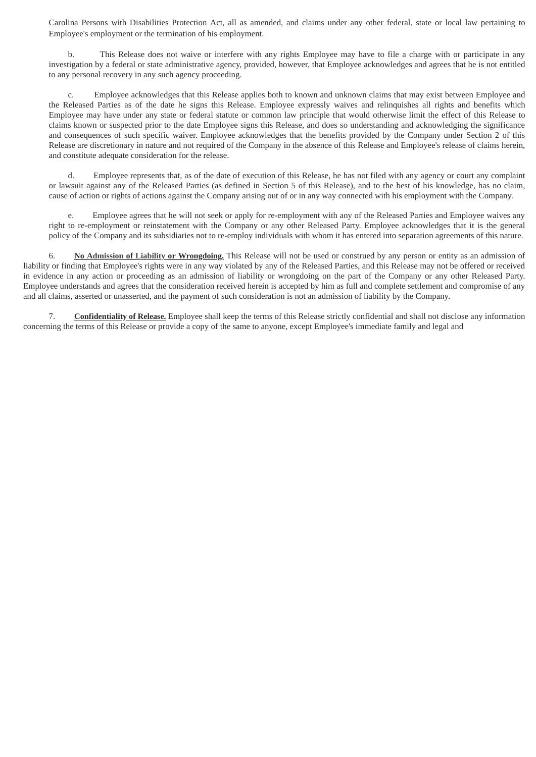Carolina Persons with Disabilities Protection Act, all as amended, and claims under any other federal, state or local law pertaining to Employee's employment or the termination of his employment.

b. This Release does not waive or interfere with any rights Employee may have to file a charge with or participate in any investigation by a federal or state administrative agency, provided, however, that Employee acknowledges and agrees that he is not entitled to any personal recovery in any such agency proceeding.

c. Employee acknowledges that this Release applies both to known and unknown claims that may exist between Employee and the Released Parties as of the date he signs this Release. Employee expressly waives and relinquishes all rights and benefits which Employee may have under any state or federal statute or common law principle that would otherwise limit the effect of this Release to claims known or suspected prior to the date Employee signs this Release, and does so understanding and acknowledging the significance and consequences of such specific waiver. Employee acknowledges that the benefits provided by the Company under Section 2 of this Release are discretionary in nature and not required of the Company in the absence of this Release and Employee's release of claims herein, and constitute adequate consideration for the release.

d. Employee represents that, as of the date of execution of this Release, he has not filed with any agency or court any complaint or lawsuit against any of the Released Parties (as defined in Section 5 of this Release), and to the best of his knowledge, has no claim, cause of action or rights of actions against the Company arising out of or in any way connected with his employment with the Company.

e. Employee agrees that he will not seek or apply for re-employment with any of the Released Parties and Employee waives any right to re-employment or reinstatement with the Company or any other Released Party. Employee acknowledges that it is the general policy of the Company and its subsidiaries not to re-employ individuals with whom it has entered into separation agreements of this nature.

6. **No Admission of Liability or Wrongdoing.** This Release will not be used or construed by any person or entity as an admission of liability or finding that Employee's rights were in any way violated by any of the Released Parties, and this Release may not be offered or received in evidence in any action or proceeding as an admission of liability or wrongdoing on the part of the Company or any other Released Party. Employee understands and agrees that the consideration received herein is accepted by him as full and complete settlement and compromise of any and all claims, asserted or unasserted, and the payment of such consideration is not an admission of liability by the Company.

7. **Confidentiality of Release.** Employee shall keep the terms of this Release strictly confidential and shall not disclose any information concerning the terms of this Release or provide a copy of the same to anyone, except Employee's immediate family and legal and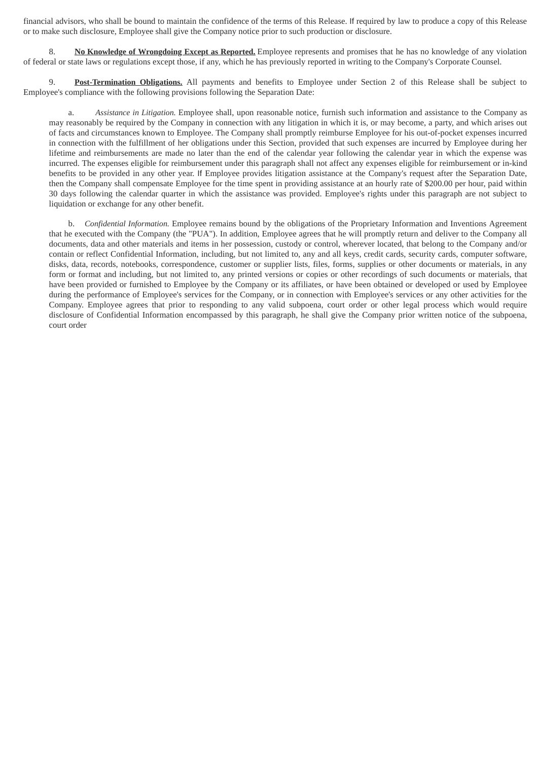financial advisors, who shall be bound to maintain the confidence of the terms of this Release. If required by law to produce a copy of this Release or to make such disclosure, Employee shall give the Company notice prior to such production or disclosure.

8. **No Knowledge of Wrongdoing Except as Reported.** Employee represents and promises that he has no knowledge of any violation of federal or state laws or regulations except those, if any, which he has previously reported in writing to the Company's Corporate Counsel.

9. **Post-Termination Obligations.** All payments and benefits to Employee under Section 2 of this Release shall be subject to Employee's compliance with the following provisions following the Separation Date:

a. *Assistance in Litigation.* Employee shall, upon reasonable notice, furnish such information and assistance to the Company as may reasonably be required by the Company in connection with any litigation in which it is, or may become, a party, and which arises out of facts and circumstances known to Employee. The Company shall promptly reimburse Employee for his out-of-pocket expenses incurred in connection with the fulfillment of her obligations under this Section, provided that such expenses are incurred by Employee during her lifetime and reimbursements are made no later than the end of the calendar year following the calendar year in which the expense was incurred. The expenses eligible for reimbursement under this paragraph shall not affect any expenses eligible for reimbursement or in-kind benefits to be provided in any other year. If Employee provides litigation assistance at the Company's request after the Separation Date, then the Company shall compensate Employee for the time spent in providing assistance at an hourly rate of $200.00 per hour, paid within 30 days following the calendar quarter in which the assistance was provided. Employee's rights under this paragraph are not subject to liquidation or exchange for any other benefit.

b. *Confidential Information.* Employee remains bound by the obligations of the Proprietary Information and Inventions Agreement that he executed with the Company (the "PUA"). In addition, Employee agrees that he will promptly return and deliver to the Company all documents, data and other materials and items in her possession, custody or control, wherever located, that belong to the Company and/or contain or reflect Confidential Information, including, but not limited to, any and all keys, credit cards, security cards, computer software, disks, data, records, notebooks, correspondence, customer or supplier lists, files, forms, supplies or other documents or materials, in any form or format and including, but not limited to, any printed versions or copies or other recordings of such documents or materials, that have been provided or furnished to Employee by the Company or its affiliates, or have been obtained or developed or used by Employee during the performance of Employee's services for the Company, or in connection with Employee's services or any other activities for the Company. Employee agrees that prior to responding to any valid subpoena, court order or other legal process which would require disclosure of Confidential Information encompassed by this paragraph, he shall give the Company prior written notice of the subpoena, court order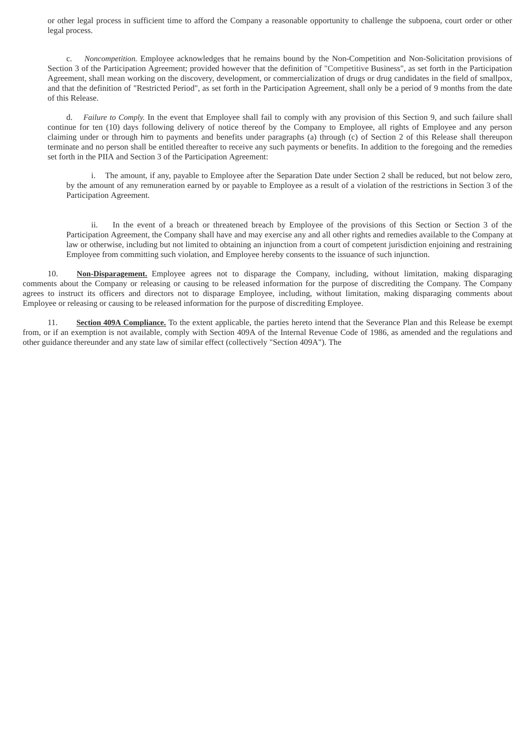or other legal process in sufficient time to afford the Company a reasonable opportunity to challenge the subpoena, court order or other legal process.

c. *Noncompetition.* Employee acknowledges that he remains bound by the Non-Competition and Non-Solicitation provisions of Section 3 of the Participation Agreement; provided however that the definition of "Competitive Business", as set forth in the Participation Agreement, shall mean working on the discovery, development, or commercialization of drugs or drug candidates in the field of smallpox, and that the definition of "Restricted Period", as set forth in the Participation Agreement, shall only be a period of 9 months from the date of this Release.

d. *Failure to Comply.* In the event that Employee shall fail to comply with any provision of this Section 9, and such failure shall continue for ten (10) days following delivery of notice thereof by the Company to Employee, all rights of Employee and any person claiming under or through him to payments and benefits under paragraphs (a) through (c) of Section 2 of this Release shall thereupon terminate and no person shall be entitled thereafter to receive any such payments or benefits. In addition to the foregoing and the remedies set forth in the PIIA and Section 3 of the Participation Agreement:

i. The amount, if any, payable to Employee after the Separation Date under Section 2 shall be reduced, but not below zero, by the amount of any remuneration earned by or payable to Employee as a result of a violation of the restrictions in Section 3 of the Participation Agreement.

ii. In the event of a breach or threatened breach by Employee of the provisions of this Section or Section 3 of the Participation Agreement, the Company shall have and may exercise any and all other rights and remedies available to the Company at law or otherwise, including but not limited to obtaining an injunction from a court of competent jurisdiction enjoining and restraining Employee from committing such violation, and Employee hereby consents to the issuance of such injunction.

10. **Non-Disparagement.** Employee agrees not to disparage the Company, including, without limitation, making disparaging comments about the Company or releasing or causing to be released information for the purpose of discrediting the Company. The Company agrees to instruct its officers and directors not to disparage Employee, including, without limitation, making disparaging comments about Employee or releasing or causing to be released information for the purpose of discrediting Employee.

11. **Section 409A Compliance.** To the extent applicable, the parties hereto intend that the Severance Plan and this Release be exempt from, or if an exemption is not available, comply with Section 409A of the Internal Revenue Code of 1986, as amended and the regulations and other guidance thereunder and any state law of similar effect (collectively "Section 409A"). The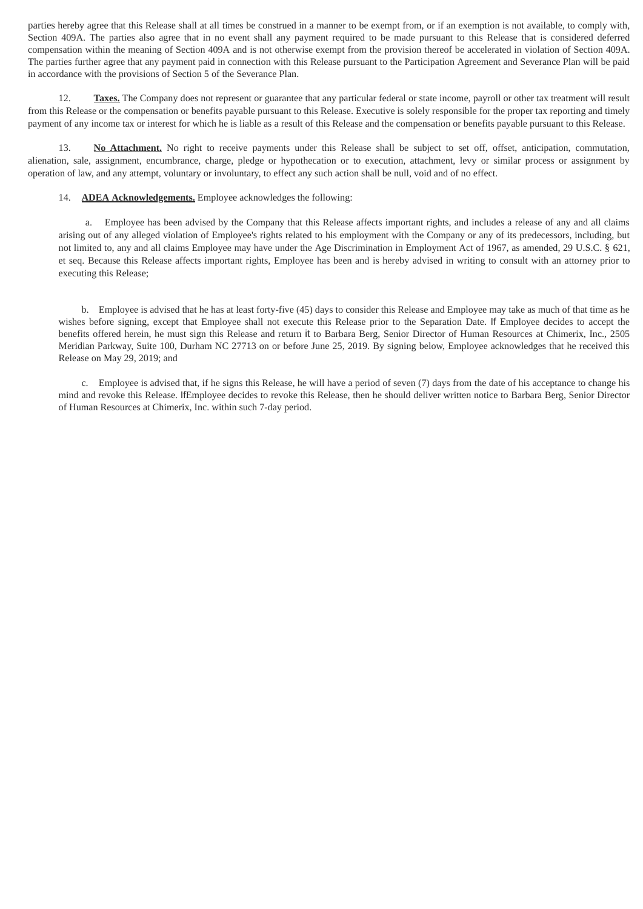parties hereby agree that this Release shall at all times be construed in a manner to be exempt from, or if an exemption is not available, to comply with, Section 409A. The parties also agree that in no event shall any payment required to be made pursuant to this Release that is considered deferred compensation within the meaning of Section 409A and is not otherwise exempt from the provision thereof be accelerated in violation of Section 409A. The parties further agree that any payment paid in connection with this Release pursuant to the Participation Agreement and Severance Plan will be paid in accordance with the provisions of Section 5 of the Severance Plan.

12. **Taxes.** The Company does not represent or guarantee that any particular federal or state income, payroll or other tax treatment will result from this Release or the compensation or benefits payable pursuant to this Release. Executive is solely responsible for the proper tax reporting and timely payment of any income tax or interest for which he is liable as a result of this Release and the compensation or benefits payable pursuant to this Release.

13. **No Attachment.** No right to receive payments under this Release shall be subject to set off, offset, anticipation, commutation, alienation, sale, assignment, encumbrance, charge, pledge or hypothecation or to execution, attachment, levy or similar process or assignment by operation of law, and any attempt, voluntary or involuntary, to effect any such action shall be null, void and of no effect.

14. **ADEA Acknowledgements.** Employee acknowledges the following:

a. Employee has been advised by the Company that this Release affects important rights, and includes a release of any and all claims arising out of any alleged violation of Employee's rights related to his employment with the Company or any of its predecessors, including, but not limited to, any and all claims Employee may have under the Age Discrimination in Employment Act of 1967, as amended, 29 U.S.C. § 621, et seq. Because this Release affects important rights, Employee has been and is hereby advised in writing to consult with an attorney prior to executing this Release;

b. Employee is advised that he has at least forty-five (45) days to consider this Release and Employee may take as much of that time as he wishes before signing, except that Employee shall not execute this Release prior to the Separation Date. If Employee decides to accept the benefits offered herein, he must sign this Release and return it to Barbara Berg, Senior Director of Human Resources at Chimerix, Inc., 2505 Meridian Parkway, Suite 100, Durham NC 27713 on or before June 25, 2019. By signing below, Employee acknowledges that he received this Release on May 29, 2019; and

c. Employee is advised that, if he signs this Release, he will have a period of seven (7) days from the date of his acceptance to change his mind and revoke this Release. IfEmployee decides to revoke this Release, then he should deliver written notice to Barbara Berg, Senior Director of Human Resources at Chimerix, Inc. within such 7-day period.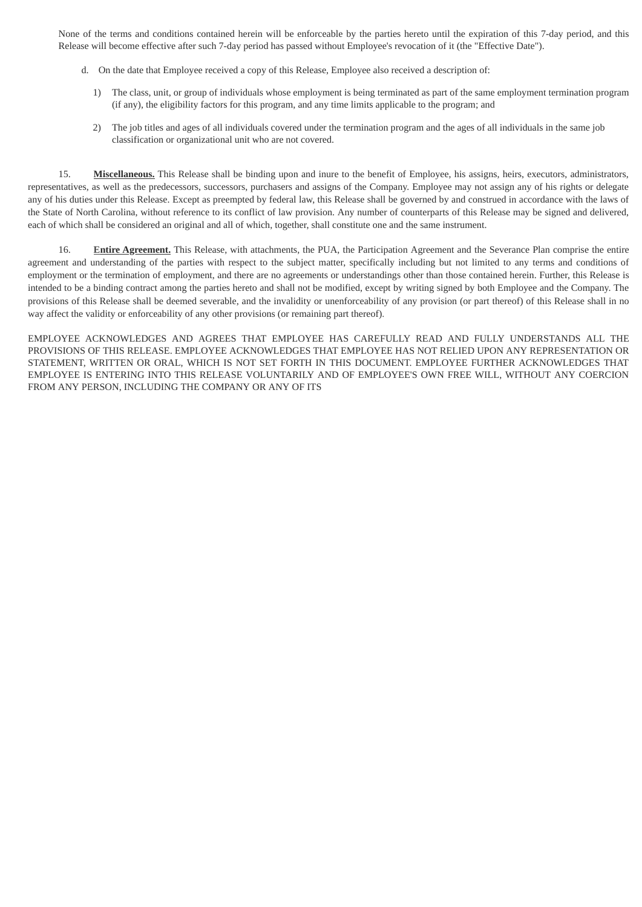None of the terms and conditions contained herein will be enforceable by the parties hereto until the expiration of this 7-day period, and this Release will become effective after such 7-day period has passed without Employee's revocation of it (the "Effective Date").

d. On the date that Employee received a copy of this Release, Employee also received a description of:

1) The class, unit, or group of individuals whose employment is being terminated as part of the same employment termination program (if any), the eligibility factors for this program, and any time limits applicable to the program; and

2) The job titles and ages of all individuals covered under the termination program and the ages of all individuals in the same job classification or organizational unit who are not covered.

15. **Miscellaneous.** This Release shall be binding upon and inure to the benefit of Employee, his assigns, heirs, executors, administrators, representatives, as well as the predecessors, successors, purchasers and assigns of the Company. Employee may not assign any of his rights or delegate any of his duties under this Release. Except as preempted by federal law, this Release shall be governed by and construed in accordance with the laws of the State of North Carolina, without reference to its conflict of law provision. Any number of counterparts of this Release may be signed and delivered, each of which shall be considered an original and all of which, together, shall constitute one and the same instrument.

16. **Entire Agreement.** This Release, with attachments, the PUA, the Participation Agreement and the Severance Plan comprise the entire agreement and understanding of the parties with respect to the subject matter, specifically including but not limited to any terms and conditions of employment or the termination of employment, and there are no agreements or understandings other than those contained herein. Further, this Release is intended to be a binding contract among the parties hereto and shall not be modified, except by writing signed by both Employee and the Company. The provisions of this Release shall be deemed severable, and the invalidity or unenforceability of any provision (or part thereof) of this Release shall in no way affect the validity or enforceability of any other provisions (or remaining part thereof).

EMPLOYEE ACKNOWLEDGES AND AGREES THAT EMPLOYEE HAS CAREFULLY READ AND FULLY UNDERSTANDS ALL THE PROVISIONS OF THIS RELEASE. EMPLOYEE ACKNOWLEDGES THAT EMPLOYEE HAS NOT RELIED UPON ANY REPRESENTATION OR STATEMENT, WRITTEN OR ORAL, WHICH IS NOT SET FORTH IN THIS DOCUMENT. EMPLOYEE FURTHER ACKNOWLEDGES THAT EMPLOYEE IS ENTERING INTO THIS RELEASE VOLUNTARILY AND OF EMPLOYEE'S OWN FREE WILL, WITHOUT ANY COERCION FROM ANY PERSON, INCLUDING THE COMPANY OR ANY OF ITS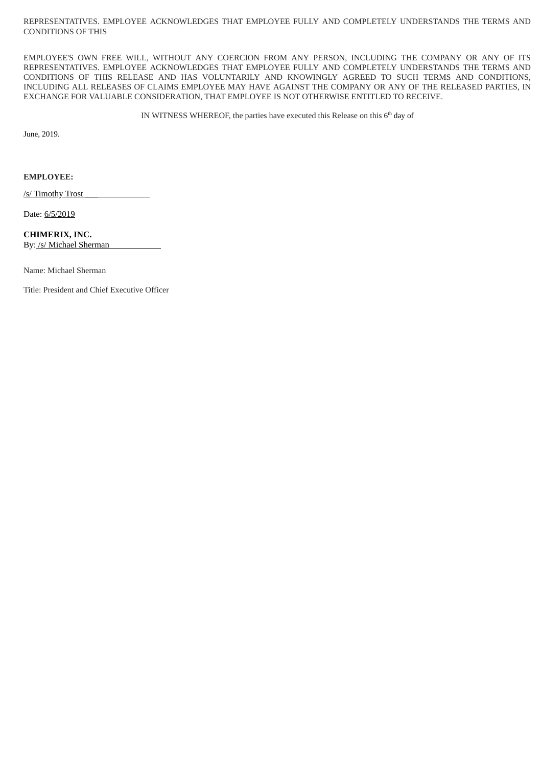REPRESENTATIVES. EMPLOYEE ACKNOWLEDGES THAT EMPLOYEE FULLY AND COMPLETELY UNDERSTANDS THE TERMS AND CONDITIONS OF THIS

EMPLOYEE'S OWN FREE WILL, WITHOUT ANY COERCION FROM ANY PERSON, INCLUDING THE COMPANY OR ANY OF ITS REPRESENTATIVES. EMPLOYEE ACKNOWLEDGES THAT EMPLOYEE FULLY AND COMPLETELY UNDERSTANDS THE TERMS AND CONDITIONS OF THIS RELEASE AND HAS VOLUNTARILY AND KNOWINGLY AGREED TO SUCH TERMS AND CONDITIONS, INCLUDING ALL RELEASES OF CLAIMS EMPLOYEE MAY HAVE AGAINST THE COMPANY OR ANY OF THE RELEASED PARTIES, IN EXCHANGE FOR VALUABLE CONSIDERATION, THAT EMPLOYEE IS NOT OTHERWISE ENTITLED TO RECEIVE.

IN WITNESS WHEREOF, the parties have executed this Release on this 6th day of

June, 2019.

**EMPLOYEE:**

/s/ Timothy Trost

Date: 6/5/2019

**CHIMERIX, INC.**
By: /s/ Michael Sherman

Name: Michael Sherman

Title: President and Chief Executive Officer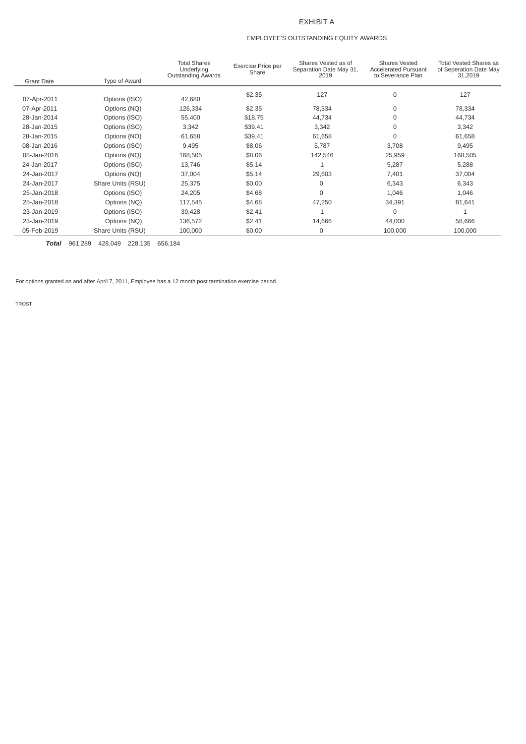# EXHIBIT A

## EMPLOYEE'S OUTSTANDING EQUITY AWARDS

| Grant Date | Type of Award | Total Shares Underlying Outstanding Awards | Exercise Price per Share | Shares Vested as of Separation Date May 31, 2019 | Shares Vested Accelerated Pursuant to Severance Plan | Total Vested Shares as of Seperation Date May 31,2019 |
|---|---|---|---|---|---|---|
| 07-Apr-2011 | Options (ISO) | 42,680 | $2.35 | 127 | 0 | 127 |
| 07-Apr-2011 | Options (NQ) | 126,334 | $2.35 | 78,334 | 0 | 78,334 |
| 28-Jan-2014 | Options (ISO) | 55,400 | $18.75 | 44,734 | 0 | 44,734 |
| 28-Jan-2015 | Options (ISO) | 3,342 | $39.41 | 3,342 | 0 | 3,342 |
| 28-Jan-2015 | Options {NO) | 61,658 | $39.41 | 61,658 | 0 | 61,658 |
| 08-Jan-2016 | Options (ISO) | 9,495 | $8.06 | 5,787 | 3,708 | 9,495 |
| 08-Jan-2016 | Options (NQ) | 168,505 | $8.06 | 142,546 | 25,959 | 168,505 |
| 24-Jan-2017 | Options (ISO) | 13,746 | $5.14 | 1 | 5,287 | 5,288 |
| 24-Jan-2017 | Options (NQ) | 37,004 | $5.14 | 29,603 | 7,401 | 37,004 |
| 24-Jan-2017 | Share Units (RSU) | 25,375 | $0.00 | 0 | 6,343 | 6,343 |
| 25-Jan-2018 | Options (ISO) | 24,205 | $4.68 | 0 | 1,046 | 1,046 |
| 25-Jan-2018 | Options (NQ) | 117,545 | $4.68 | 47,250 | 34,391 | 81,641 |
| 23-Jan-2019 | Options (ISO) | 39,428 | $2.41 | 1 | 0 | 1 |
| 23-Jan-2019 | Options (NQ) | 136,572 | $2.41 | 14,666 | 44,000 | 58,666 |
| 05-Feb-2019 | Share Units (RSU) | 100,000 | $0.00 | 0 | 100,000 | 100,000 |

***Total*** 961,289 428,049 228,135 656,184

For options granted on and after April 7, 2011, Employee has a 12 month post termination exercise period.

TROST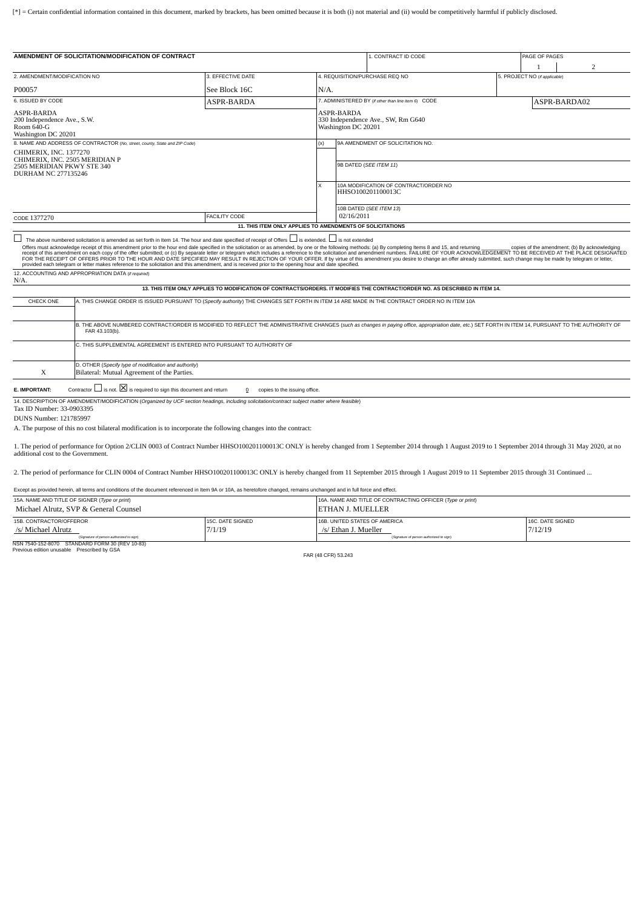[*] = Certain confidential information contained in this document, marked by brackets, has been omitted because it is both (i) not material and (ii) would be competitively harmful if publicly disclosed.

**AMENDMENT OF SOLICITATION/MODIFICATION OF CONTRACT**

| 1. CONTRACT ID CODE | PAGE OF PAGES |
|---|---|
| | 1 / 2 |

| 2. AMENDMENT/MODIFICATION NO | 3. EFFECTIVE DATE | 4. REQUISITION/PURCHASE REQ NO | 5. PROJECT NO (if applicable) |
|---|---|---|---|
| P00057 | See Block 16C | N/A. | |

| 6. ISSUED BY CODE | ASPR-BARDA | 7. ADMINISTERED BY (if other than line item 6) CODE | ASPR-BARDA02 |
|---|---|---|---|
| ASPR-BARDA<br>200 Independence Ave., S.W.<br>Room 640-G<br>Washington DC 20201 | | ASPR-BARDA<br>330 Independence Ave., SW, Rm G640<br>Washington DC 20201 | |

8. NAME AND ADDRESS OF CONTRACTOR (No, street, county, State and ZIP Code)
CHIMERIX, INC. 1377270
CHIMERIX, INC. 2505 MERIDIAN P
2505 MERIDIAN PKWY STE 340
DURHAM NC 277135246

CODE 1377270 | FACILITY CODE

| (x) | |
|---|---|
| | 9A AMENDMENT OF SOLICITATION NO. |
| | 9B DATED (SEE ITEM 11) |
| X | 10A MODIFICATION OF CONTRACT/ORDER NO<br>HHSO100201100013C |
| | 10B DATED (SEE ITEM 13)<br>02/16/2011 |

**11. THIS ITEM ONLY APPLIES TO AMENDMENTS OF SOLICITATIONS**

☐ The above numbered solicitation is amended as set forth in Item 14. The hour and date specified of receipt of Offers ☐ is extended. ☐ is not extended

Offers must acknowledge receipt of this amendment prior to the hour end dale specified in the solicitation or as amended, by one or the following methods: (a) By completing Items 8 and 15, and returning _______ copies of the amendment; (b) By acknowledging receipt of this amendment on each copy of the offer submitted; or (c) By separate letter or telegram which includes a reference to the solicitation and amendment numbers. FAILURE OF YOUR ACKNOWLEDGEMENT TO BE RECEIVED AT THE PLACE DESIGNATED FOR THE RECEIPT OF OFFERS PRIOR TO THE HOUR AND DATE SPECIFIED MAY RESULT IN REJECTION OF YOUR OFFER. If by virtue of this amendment you desire to change an offer already submitted, such change may be made by telegram or letter, provided each telegram or letter makes reference to the solicitation and this amendment, and is received prior to the opening hour and date specified.

12. ACCOUNTING AND APPROPRIATION DATA (if required)
N/A.

**13. THIS ITEM ONLY APPLIES TO MODIFICATION OF CONTRACTS/ORDERS. IT MODIFIES THE CONTRACT/ORDER NO. AS DESCRIBED IN ITEM 14.**

| CHECK ONE | |
|---|---|
| | A. THIS CHANGE ORDER IS ISSUED PURSUANT TO (Specify authority) THE CHANGES SET FORTH IN ITEM 14 ARE MADE IN THE CONTRACT ORDER NO IN ITEM 10A |
| | B. THE ABOVE NUMBERED CONTRACT/ORDER IS MODIFIED TO REFLECT THE ADMINISTRATIVE CHANGES (such as changes in paying office, appropriation date, etc.) SET FORTH IN ITEM 14, PURSUANT TO THE AUTHORITY OF FAR 43.103(b). |
| | C. THIS SUPPLEMENTAL AGREEMENT IS ENTERED INTO PURSUANT TO AUTHORITY OF |
| X | D. OTHER (Specify type of modification and authority)<br>Bilateral: Mutual Agreement of the Parties. |

**E. IMPORTANT:** Contractor ☐ is not. ☒ is required to sign this document and return 0 copies to the issuing office.

14. DESCRIPTION OF AMENDMENT/MODIFICATION (Organized by UCF section headings, including solicitation/contract subject matter where feasible)

Tax ID Number: 33-0903395

DUNS Number: 121785997

A. The purpose of this no cost bilateral modification is to incorporate the following changes into the contract:

1. The period of performance for Option 2/CLIN 0003 of Contract Number HHSO100201100013C ONLY is hereby changed from 1 September 2014 through 1 August 2019 to 1 September 2014 through 31 May 2020, at no additional cost to the Government.

2. The period of performance for CLIN 0004 of Contract Number HHSO100201100013C ONLY is hereby changed from 11 September 2015 through 1 August 2019 to 11 September 2015 through 31 Continued ...

Except as provided herein, all terms and conditions of the document referenced in Item 9A or 10A, as heretofore changed, remains unchanged and in full force and effect.

| 15A. NAME AND TITLE OF SIGNER (Type or print) | | 16A. NAME AND TITLE OF CONTRACTING OFFICER (Type or print) | |
|---|---|---|---|
| Michael Alrutz, SVP & General Counsel | | ETHAN J. MUELLER | |
| **15B. CONTRACTOR/OFFEROR** | **15C. DATE SIGNED** | **16B. UNITED STATES OF AMERICA** | **16C. DATE SIGNED** |
| /s/ Michael Alrutz<br>(Signature of person authorized to sign) | 7/1/19 | /s/ Ethan J. Mueller<br>(Signature of person authorized to sign) | 7/12/19 |

NSN 7540-152-8070 STANDARD FORM 30 (REV 10-83)
Previous edition unusable Prescribed by GSA
FAR (48 CFR) 53.243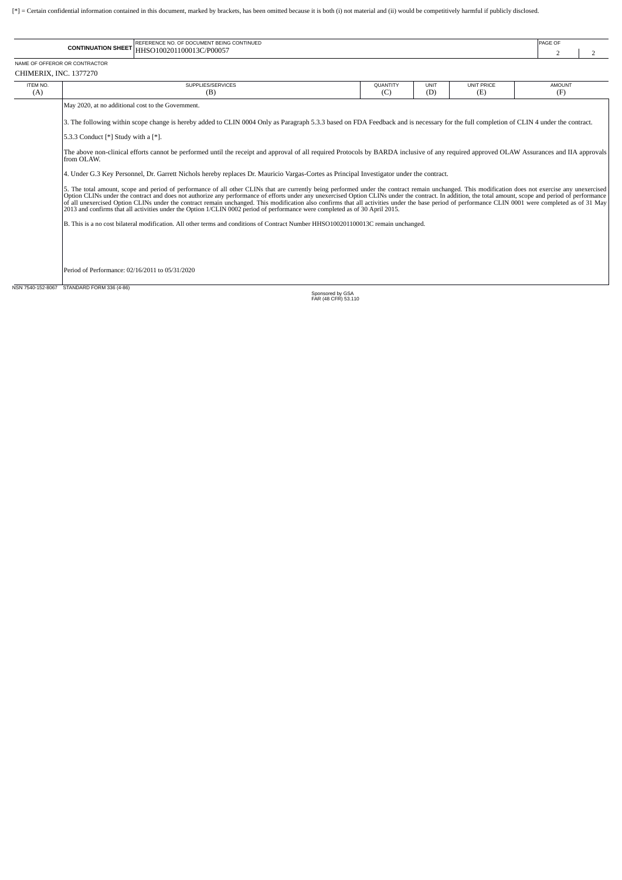[*] = Certain confidential information contained in this document, marked by brackets, has been omitted because it is both (i) not material and (ii) would be competitively harmful if publicly disclosed.

| CONTINUATION SHEET | REFERENCE NO. OF DOCUMENT BEING CONTINUED HHSO100201100013C/P00057 | PAGE 2 OF 2 |
|---|---|---|

NAME OF OFFEROR OR CONTRACTOR
CHIMERIX, INC. 1377270

| ITEM NO. (A) | SUPPLIES/SERVICES (B) | QUANTITY (C) | UNIT (D) | UNIT PRICE (E) | AMOUNT (F) |
|---|---|---|---|---|---|
| | May 2020, at no additional cost to the Government. | | | | |
| | 3. The following within scope change is hereby added to CLIN 0004 Only as Paragraph 5.3.3 based on FDA Feedback and is necessary for the full completion of CLIN 4 under the contract. | | | | |
| | 5.3.3 Conduct [*] Study with a [*]. | | | | |
| | The above non-clinical efforts cannot be performed until the receipt and approval of all required Protocols by BARDA inclusive of any required approved OLAW Assurances and IIA approvals from OLAW. | | | | |
| | 4. Under G.3 Key Personnel, Dr. Garrett Nichols hereby replaces Dr. Mauricio Vargas-Cortes as Principal Investigator under the contract. | | | | |
| | 5. The total amount, scope and period of performance of all other CLINs that are currently being performed under the contract remain unchanged. This modification does not exercise any unexercised Option CLINs under the contract and does not authorize any performance of efforts under any unexercised Option CLINs under the contract. In addition, the total amount, scope and period of performance of all unexercised Option CLINs under the contract remain unchanged. This modification also confirms that all activities under the base period of performance CLIN 0001 were completed as of 31 May 2013 and confirms that all activities under the Option 1/CLIN 0002 period of performance were completed as of 30 April 2015. | | | | |
| | B. This is a no cost bilateral modification. All other terms and conditions of Contract Number HHSO100201100013C remain unchanged. | | | | |
| | Period of Performance: 02/16/2011 to 05/31/2020 | | | | |

NSN 7540-152-8067 STANDARD FORM 336 (4-86)
Sponsored by GSA
FAR (48 CFR) 53.110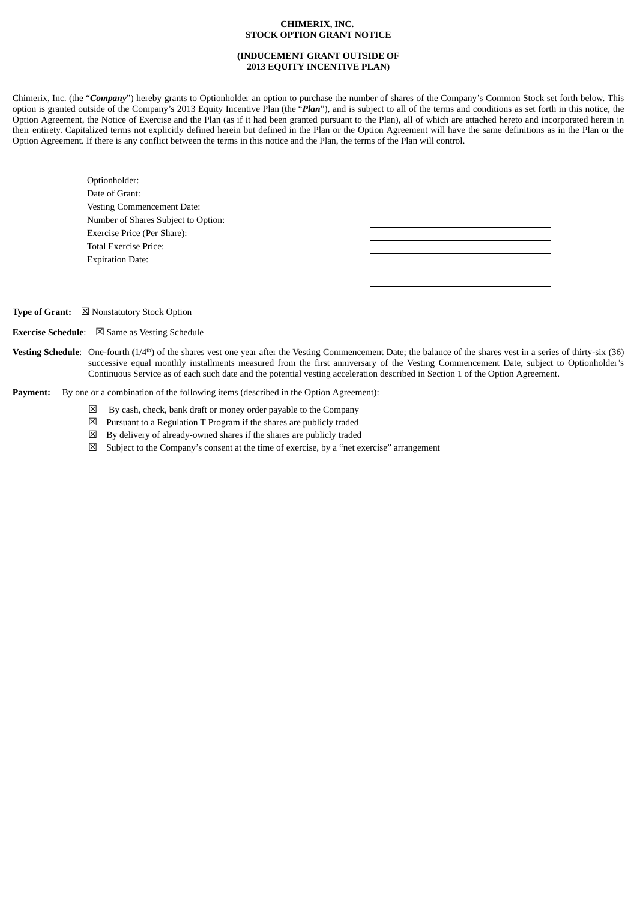**CHIMERIX, INC.**
**STOCK OPTION GRANT NOTICE**

**(INDUCEMENT GRANT OUTSIDE OF**
**2013 EQUITY INCENTIVE PLAN)**

Chimerix, Inc. (the "***Company***") hereby grants to Optionholder an option to purchase the number of shares of the Company's Common Stock set forth below. This option is granted outside of the Company's 2013 Equity Incentive Plan (the "***Plan***"), and is subject to all of the terms and conditions as set forth in this notice, the Option Agreement, the Notice of Exercise and the Plan (as if it had been granted pursuant to the Plan), all of which are attached hereto and incorporated herein in their entirety. Capitalized terms not explicitly defined herein but defined in the Plan or the Option Agreement will have the same definitions as in the Plan or the Option Agreement. If there is any conflict between the terms in this notice and the Plan, the terms of the Plan will control.

| | |
|---|---|
| Optionholder: | ______________________ |
| Date of Grant: | ______________________ |
| Vesting Commencement Date: | ______________________ |
| Number of Shares Subject to Option: | ______________________ |
| Exercise Price (Per Share): | ______________________ |
| Total Exercise Price: | ______________________ |
| Expiration Date: | ______________________ |

**Type of Grant:** ☒ Nonstatutory Stock Option

**Exercise Schedule**: ☒ Same as Vesting Schedule

**Vesting Schedule**: One-fourth **(**1/4th) of the shares vest one year after the Vesting Commencement Date; the balance of the shares vest in a series of thirty-six (36) successive equal monthly installments measured from the first anniversary of the Vesting Commencement Date, subject to Optionholder's Continuous Service as of each such date and the potential vesting acceleration described in Section 1 of the Option Agreement.

**Payment:** By one or a combination of the following items (described in the Option Agreement):

- ☒ By cash, check, bank draft or money order payable to the Company
- ☒ Pursuant to a Regulation T Program if the shares are publicly traded
- ☒ By delivery of already-owned shares if the shares are publicly traded
- ☒ Subject to the Company's consent at the time of exercise, by a "net exercise" arrangement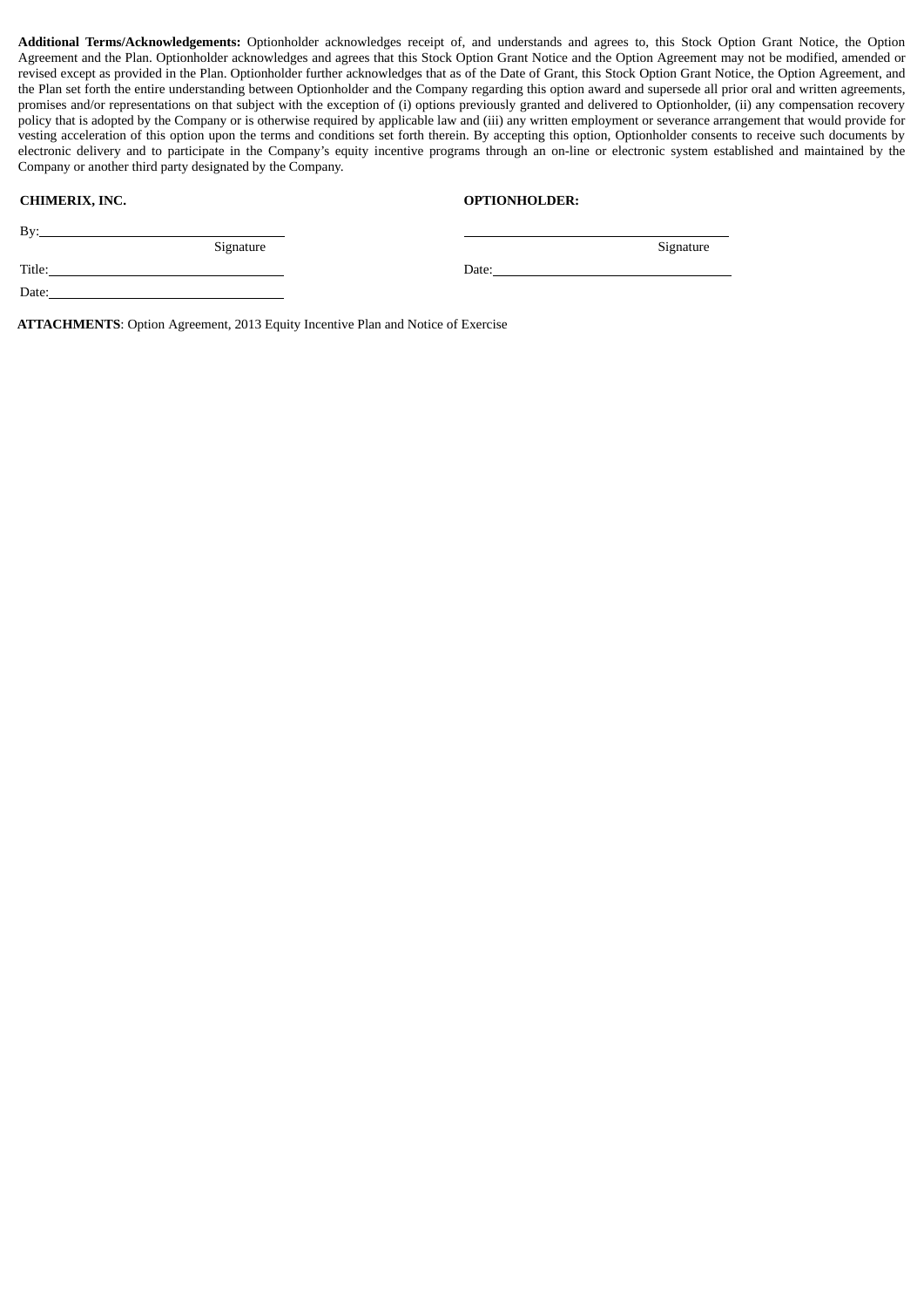**Additional Terms/Acknowledgements:** Optionholder acknowledges receipt of, and understands and agrees to, this Stock Option Grant Notice, the Option Agreement and the Plan. Optionholder acknowledges and agrees that this Stock Option Grant Notice and the Option Agreement may not be modified, amended or revised except as provided in the Plan. Optionholder further acknowledges that as of the Date of Grant, this Stock Option Grant Notice, the Option Agreement, and the Plan set forth the entire understanding between Optionholder and the Company regarding this option award and supersede all prior oral and written agreements, promises and/or representations on that subject with the exception of (i) options previously granted and delivered to Optionholder, (ii) any compensation recovery policy that is adopted by the Company or is otherwise required by applicable law and (iii) any written employment or severance arrangement that would provide for vesting acceleration of this option upon the terms and conditions set forth therein. By accepting this option, Optionholder consents to receive such documents by electronic delivery and to participate in the Company's equity incentive programs through an on-line or electronic system established and maintained by the Company or another third party designated by the Company.

| **CHIMERIX, INC.** | **OPTIONHOLDER:** |
|---|---|
| By: \_\_\_\_\_\_\_\_\_\_\_\_\_\_\_\_\_\_\_\_ Signature | \_\_\_\_\_\_\_\_\_\_\_\_\_\_\_\_\_\_\_\_ Signature |
| Title: \_\_\_\_\_\_\_\_\_\_\_\_\_\_\_\_\_\_\_\_ | Date: \_\_\_\_\_\_\_\_\_\_\_\_\_\_\_\_\_\_\_\_ |
| Date: \_\_\_\_\_\_\_\_\_\_\_\_\_\_\_\_\_\_\_\_ | |

**ATTACHMENTS**: Option Agreement, 2013 Equity Incentive Plan and Notice of Exercise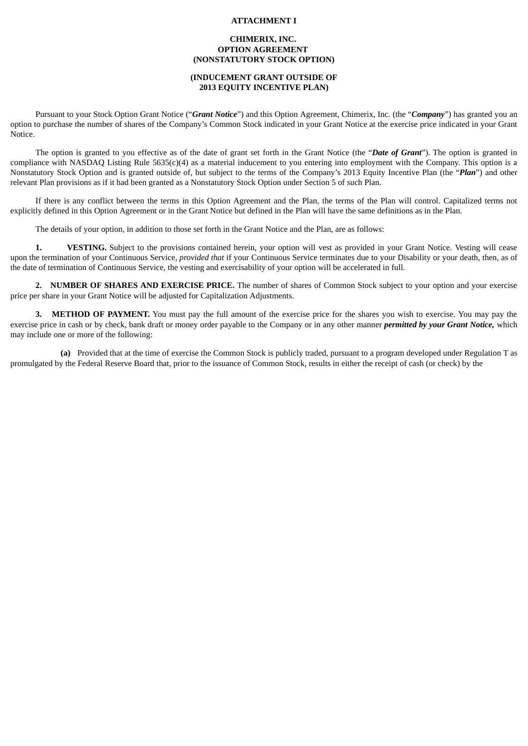**ATTACHMENT I**

**CHIMERIX, INC.**
**OPTION AGREEMENT**
**(NONSTATUTORY STOCK OPTION)**

**(INDUCEMENT GRANT OUTSIDE OF**
**2013 EQUITY INCENTIVE PLAN)**

Pursuant to your Stock Option Grant Notice ("***Grant Notice***") and this Option Agreement, Chimerix, Inc. (the "***Company***") has granted you an option to purchase the number of shares of the Company's Common Stock indicated in your Grant Notice at the exercise price indicated in your Grant Notice.

The option is granted to you effective as of the date of grant set forth in the Grant Notice (the "***Date of Grant***"). The option is granted in compliance with NASDAQ Listing Rule 5635(c)(4) as a material inducement to you entering into employment with the Company. This option is a Nonstatutory Stock Option and is granted outside of, but subject to the terms of the Company's 2013 Equity Incentive Plan (the "***Plan***") and other relevant Plan provisions as if it had been granted as a Nonstatutory Stock Option under Section 5 of such Plan.

If there is any conflict between the terms in this Option Agreement and the Plan, the terms of the Plan will control. Capitalized terms not explicitly defined in this Option Agreement or in the Grant Notice but defined in the Plan will have the same definitions as in the Plan.

The details of your option, in addition to those set forth in the Grant Notice and the Plan, are as follows:

**1. VESTING.** Subject to the provisions contained herein, your option will vest as provided in your Grant Notice. Vesting will cease upon the termination of your Continuous Service, *provided that* if your Continuous Service terminates due to your Disability or your death, then, as of the date of termination of Continuous Service, the vesting and exercisability of your option will be accelerated in full.

**2. NUMBER OF SHARES AND EXERCISE PRICE.** The number of shares of Common Stock subject to your option and your exercise price per share in your Grant Notice will be adjusted for Capitalization Adjustments.

**3. METHOD OF PAYMENT.** You must pay the full amount of the exercise price for the shares you wish to exercise. You may pay the exercise price in cash or by check, bank draft or money order payable to the Company or in any other manner ***permitted by your Grant Notice,*** which may include one or more of the following:

**(a)** Provided that at the time of exercise the Common Stock is publicly traded, pursuant to a program developed under Regulation T as promulgated by the Federal Reserve Board that, prior to the issuance of Common Stock, results in either the receipt of cash (or check) by the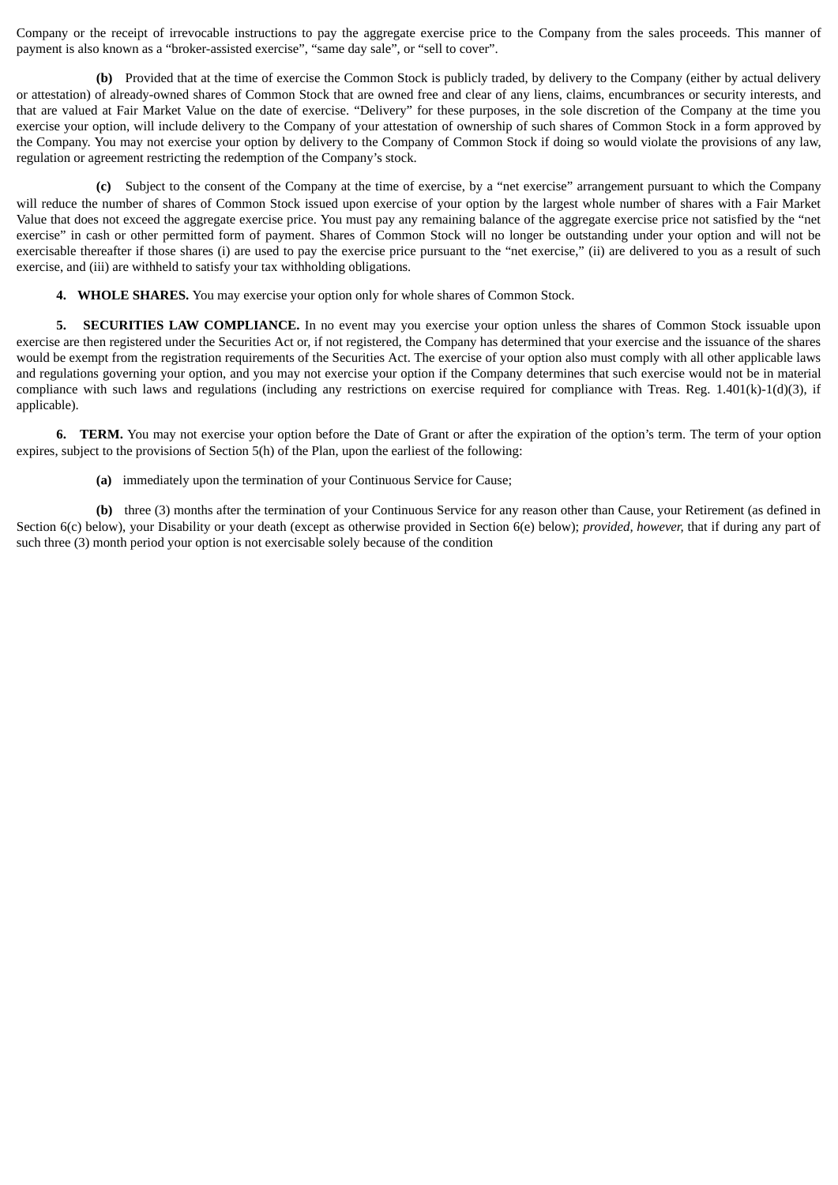Company or the receipt of irrevocable instructions to pay the aggregate exercise price to the Company from the sales proceeds. This manner of payment is also known as a "broker-assisted exercise", "same day sale", or "sell to cover".

**(b)** Provided that at the time of exercise the Common Stock is publicly traded, by delivery to the Company (either by actual delivery or attestation) of already-owned shares of Common Stock that are owned free and clear of any liens, claims, encumbrances or security interests, and that are valued at Fair Market Value on the date of exercise. "Delivery" for these purposes, in the sole discretion of the Company at the time you exercise your option, will include delivery to the Company of your attestation of ownership of such shares of Common Stock in a form approved by the Company. You may not exercise your option by delivery to the Company of Common Stock if doing so would violate the provisions of any law, regulation or agreement restricting the redemption of the Company's stock.

**(c)** Subject to the consent of the Company at the time of exercise, by a "net exercise" arrangement pursuant to which the Company will reduce the number of shares of Common Stock issued upon exercise of your option by the largest whole number of shares with a Fair Market Value that does not exceed the aggregate exercise price. You must pay any remaining balance of the aggregate exercise price not satisfied by the "net exercise" in cash or other permitted form of payment. Shares of Common Stock will no longer be outstanding under your option and will not be exercisable thereafter if those shares (i) are used to pay the exercise price pursuant to the "net exercise," (ii) are delivered to you as a result of such exercise, and (iii) are withheld to satisfy your tax withholding obligations.

**4. WHOLE SHARES.** You may exercise your option only for whole shares of Common Stock.

**5. SECURITIES LAW COMPLIANCE.** In no event may you exercise your option unless the shares of Common Stock issuable upon exercise are then registered under the Securities Act or, if not registered, the Company has determined that your exercise and the issuance of the shares would be exempt from the registration requirements of the Securities Act. The exercise of your option also must comply with all other applicable laws and regulations governing your option, and you may not exercise your option if the Company determines that such exercise would not be in material compliance with such laws and regulations (including any restrictions on exercise required for compliance with Treas. Reg. 1.401(k)-1(d)(3), if applicable).

**6. TERM.** You may not exercise your option before the Date of Grant or after the expiration of the option's term. The term of your option expires, subject to the provisions of Section 5(h) of the Plan, upon the earliest of the following:

**(a)** immediately upon the termination of your Continuous Service for Cause;

**(b)** three (3) months after the termination of your Continuous Service for any reason other than Cause, your Retirement (as defined in Section 6(c) below), your Disability or your death (except as otherwise provided in Section 6(e) below); *provided, however,* that if during any part of such three (3) month period your option is not exercisable solely because of the condition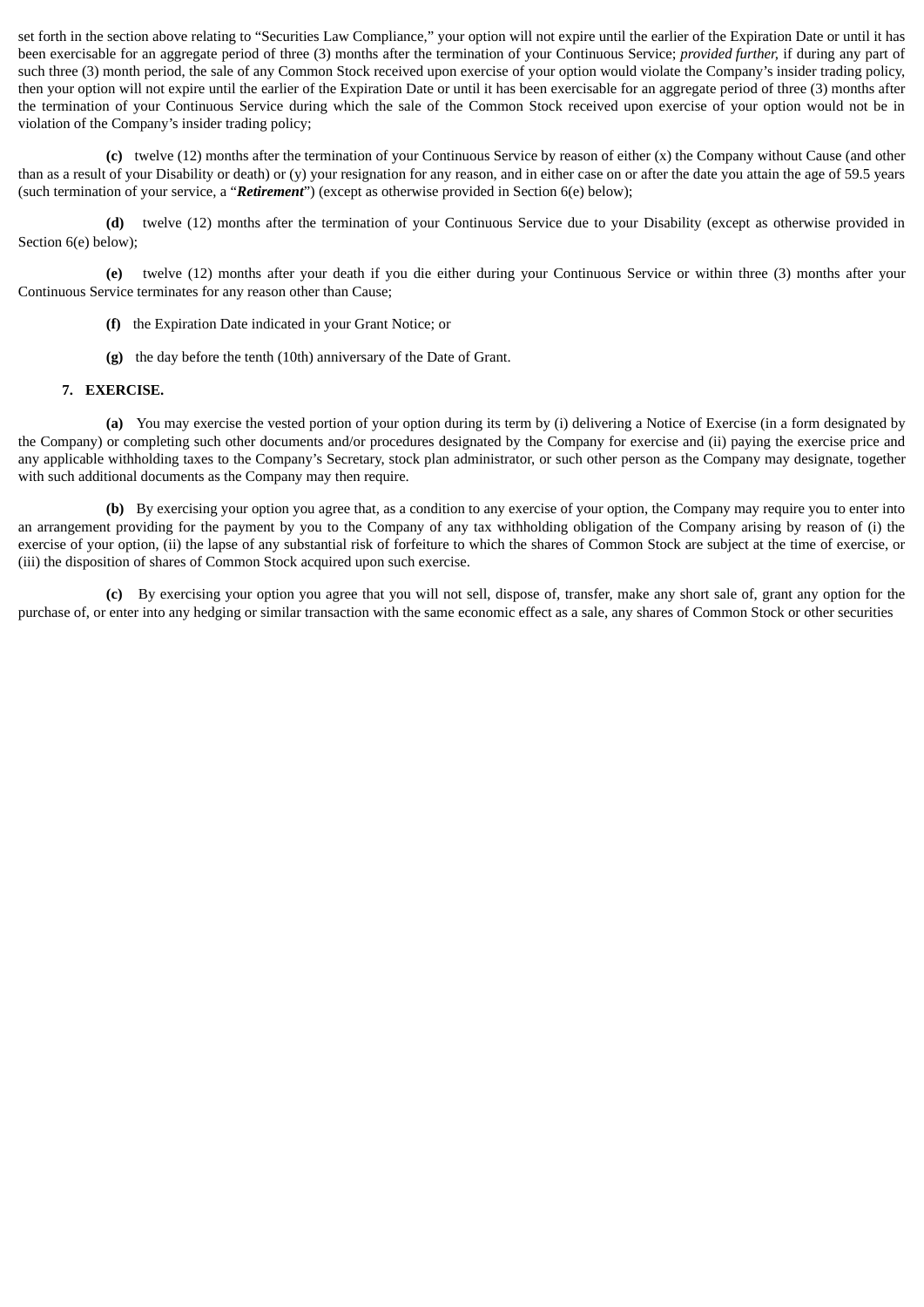set forth in the section above relating to "Securities Law Compliance," your option will not expire until the earlier of the Expiration Date or until it has been exercisable for an aggregate period of three (3) months after the termination of your Continuous Service; *provided further,* if during any part of such three (3) month period, the sale of any Common Stock received upon exercise of your option would violate the Company's insider trading policy, then your option will not expire until the earlier of the Expiration Date or until it has been exercisable for an aggregate period of three (3) months after the termination of your Continuous Service during which the sale of the Common Stock received upon exercise of your option would not be in violation of the Company's insider trading policy;

**(c)** twelve (12) months after the termination of your Continuous Service by reason of either (x) the Company without Cause (and other than as a result of your Disability or death) or (y) your resignation for any reason, and in either case on or after the date you attain the age of 59.5 years (such termination of your service, a "***Retirement***") (except as otherwise provided in Section 6(e) below);

**(d)** twelve (12) months after the termination of your Continuous Service due to your Disability (except as otherwise provided in Section 6(e) below);

**(e)** twelve (12) months after your death if you die either during your Continuous Service or within three (3) months after your Continuous Service terminates for any reason other than Cause;

**(f)** the Expiration Date indicated in your Grant Notice; or

**(g)** the day before the tenth (10th) anniversary of the Date of Grant.

**7. EXERCISE.**

**(a)** You may exercise the vested portion of your option during its term by (i) delivering a Notice of Exercise (in a form designated by the Company) or completing such other documents and/or procedures designated by the Company for exercise and (ii) paying the exercise price and any applicable withholding taxes to the Company's Secretary, stock plan administrator, or such other person as the Company may designate, together with such additional documents as the Company may then require.

**(b)** By exercising your option you agree that, as a condition to any exercise of your option, the Company may require you to enter into an arrangement providing for the payment by you to the Company of any tax withholding obligation of the Company arising by reason of (i) the exercise of your option, (ii) the lapse of any substantial risk of forfeiture to which the shares of Common Stock are subject at the time of exercise, or (iii) the disposition of shares of Common Stock acquired upon such exercise.

**(c)** By exercising your option you agree that you will not sell, dispose of, transfer, make any short sale of, grant any option for the purchase of, or enter into any hedging or similar transaction with the same economic effect as a sale, any shares of Common Stock or other securities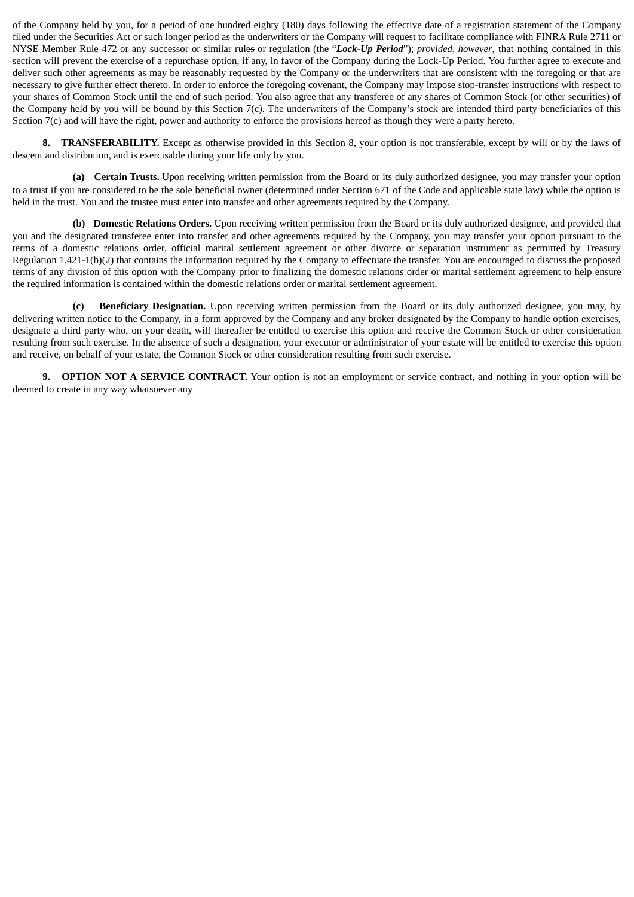of the Company held by you, for a period of one hundred eighty (180) days following the effective date of a registration statement of the Company filed under the Securities Act or such longer period as the underwriters or the Company will request to facilitate compliance with FINRA Rule 2711 or NYSE Member Rule 472 or any successor or similar rules or regulation (the "***Lock-Up Period***"); *provided, however,* that nothing contained in this section will prevent the exercise of a repurchase option, if any, in favor of the Company during the Lock-Up Period. You further agree to execute and deliver such other agreements as may be reasonably requested by the Company or the underwriters that are consistent with the foregoing or that are necessary to give further effect thereto. In order to enforce the foregoing covenant, the Company may impose stop-transfer instructions with respect to your shares of Common Stock until the end of such period. You also agree that any transferee of any shares of Common Stock (or other securities) of the Company held by you will be bound by this Section 7(c). The underwriters of the Company's stock are intended third party beneficiaries of this Section 7(c) and will have the right, power and authority to enforce the provisions hereof as though they were a party hereto.

**8. TRANSFERABILITY.** Except as otherwise provided in this Section 8, your option is not transferable, except by will or by the laws of descent and distribution, and is exercisable during your life only by you.

**(a) Certain Trusts.** Upon receiving written permission from the Board or its duly authorized designee, you may transfer your option to a trust if you are considered to be the sole beneficial owner (determined under Section 671 of the Code and applicable state law) while the option is held in the trust. You and the trustee must enter into transfer and other agreements required by the Company.

**(b) Domestic Relations Orders.** Upon receiving written permission from the Board or its duly authorized designee, and provided that you and the designated transferee enter into transfer and other agreements required by the Company, you may transfer your option pursuant to the terms of a domestic relations order, official marital settlement agreement or other divorce or separation instrument as permitted by Treasury Regulation 1.421-1(b)(2) that contains the information required by the Company to effectuate the transfer. You are encouraged to discuss the proposed terms of any division of this option with the Company prior to finalizing the domestic relations order or marital settlement agreement to help ensure the required information is contained within the domestic relations order or marital settlement agreement.

**(c) Beneficiary Designation.** Upon receiving written permission from the Board or its duly authorized designee, you may, by delivering written notice to the Company, in a form approved by the Company and any broker designated by the Company to handle option exercises, designate a third party who, on your death, will thereafter be entitled to exercise this option and receive the Common Stock or other consideration resulting from such exercise. In the absence of such a designation, your executor or administrator of your estate will be entitled to exercise this option and receive, on behalf of your estate, the Common Stock or other consideration resulting from such exercise.

**9. OPTION NOT A SERVICE CONTRACT.** Your option is not an employment or service contract, and nothing in your option will be deemed to create in any way whatsoever any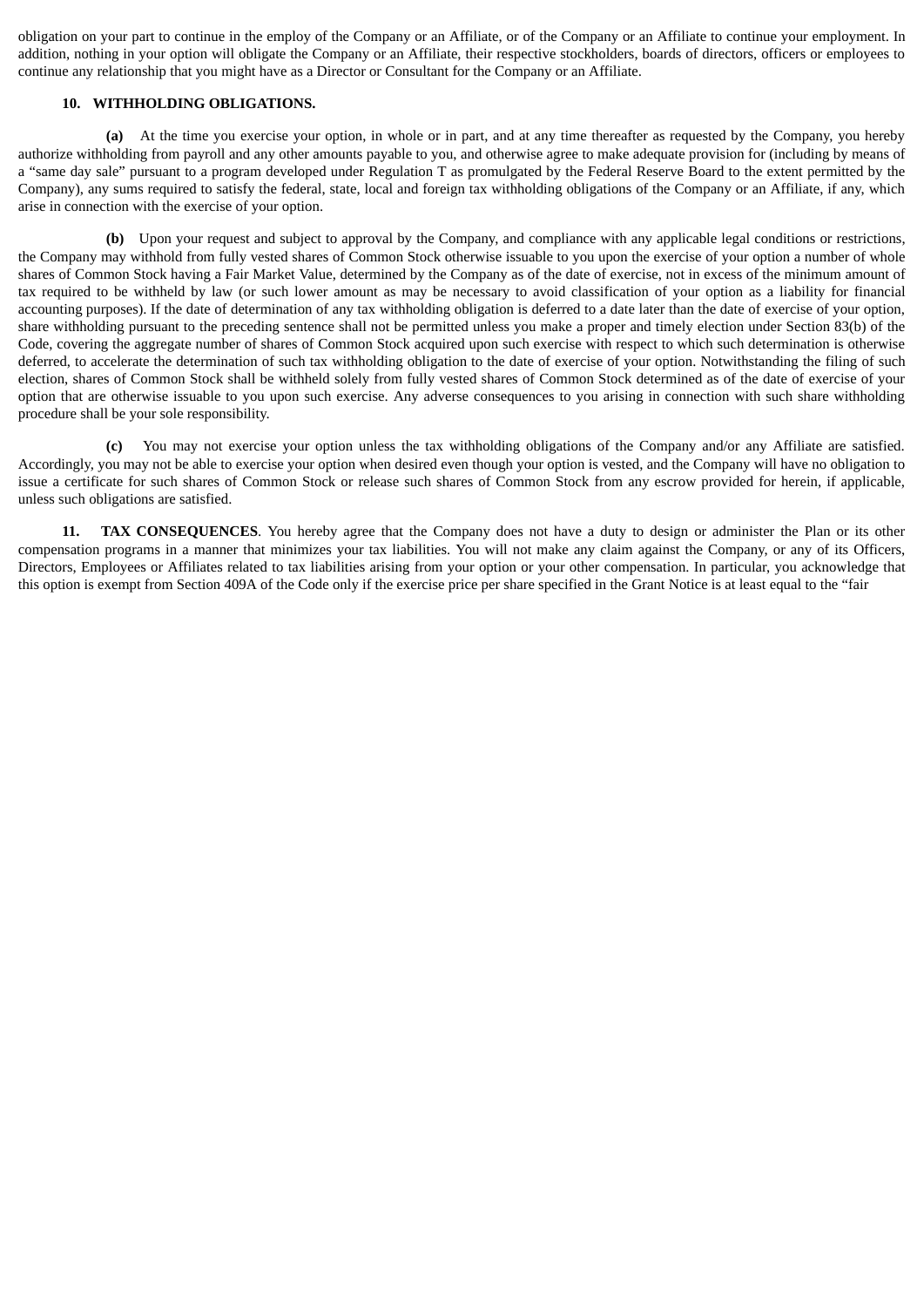obligation on your part to continue in the employ of the Company or an Affiliate, or of the Company or an Affiliate to continue your employment. In addition, nothing in your option will obligate the Company or an Affiliate, their respective stockholders, boards of directors, officers or employees to continue any relationship that you might have as a Director or Consultant for the Company or an Affiliate.

**10. WITHHOLDING OBLIGATIONS.**

**(a)** At the time you exercise your option, in whole or in part, and at any time thereafter as requested by the Company, you hereby authorize withholding from payroll and any other amounts payable to you, and otherwise agree to make adequate provision for (including by means of a "same day sale" pursuant to a program developed under Regulation T as promulgated by the Federal Reserve Board to the extent permitted by the Company), any sums required to satisfy the federal, state, local and foreign tax withholding obligations of the Company or an Affiliate, if any, which arise in connection with the exercise of your option.

**(b)** Upon your request and subject to approval by the Company, and compliance with any applicable legal conditions or restrictions, the Company may withhold from fully vested shares of Common Stock otherwise issuable to you upon the exercise of your option a number of whole shares of Common Stock having a Fair Market Value, determined by the Company as of the date of exercise, not in excess of the minimum amount of tax required to be withheld by law (or such lower amount as may be necessary to avoid classification of your option as a liability for financial accounting purposes). If the date of determination of any tax withholding obligation is deferred to a date later than the date of exercise of your option, share withholding pursuant to the preceding sentence shall not be permitted unless you make a proper and timely election under Section 83(b) of the Code, covering the aggregate number of shares of Common Stock acquired upon such exercise with respect to which such determination is otherwise deferred, to accelerate the determination of such tax withholding obligation to the date of exercise of your option. Notwithstanding the filing of such election, shares of Common Stock shall be withheld solely from fully vested shares of Common Stock determined as of the date of exercise of your option that are otherwise issuable to you upon such exercise. Any adverse consequences to you arising in connection with such share withholding procedure shall be your sole responsibility.

**(c)** You may not exercise your option unless the tax withholding obligations of the Company and/or any Affiliate are satisfied. Accordingly, you may not be able to exercise your option when desired even though your option is vested, and the Company will have no obligation to issue a certificate for such shares of Common Stock or release such shares of Common Stock from any escrow provided for herein, if applicable, unless such obligations are satisfied.

**11. TAX CONSEQUENCES**. You hereby agree that the Company does not have a duty to design or administer the Plan or its other compensation programs in a manner that minimizes your tax liabilities. You will not make any claim against the Company, or any of its Officers, Directors, Employees or Affiliates related to tax liabilities arising from your option or your other compensation. In particular, you acknowledge that this option is exempt from Section 409A of the Code only if the exercise price per share specified in the Grant Notice is at least equal to the "fair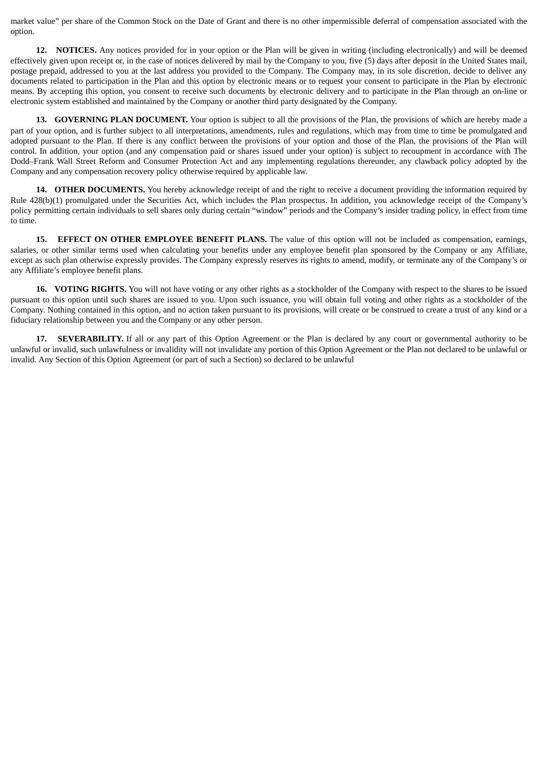market value" per share of the Common Stock on the Date of Grant and there is no other impermissible deferral of compensation associated with the option.

**12. NOTICES.** Any notices provided for in your option or the Plan will be given in writing (including electronically) and will be deemed effectively given upon receipt or, in the case of notices delivered by mail by the Company to you, five (5) days after deposit in the United States mail, postage prepaid, addressed to you at the last address you provided to the Company. The Company may, in its sole discretion, decide to deliver any documents related to participation in the Plan and this option by electronic means or to request your consent to participate in the Plan by electronic means. By accepting this option, you consent to receive such documents by electronic delivery and to participate in the Plan through an on-line or electronic system established and maintained by the Company or another third party designated by the Company.

**13. GOVERNING PLAN DOCUMENT.** Your option is subject to all the provisions of the Plan, the provisions of which are hereby made a part of your option, and is further subject to all interpretations, amendments, rules and regulations, which may from time to time be promulgated and adopted pursuant to the Plan. If there is any conflict between the provisions of your option and those of the Plan, the provisions of the Plan will control. In addition, your option (and any compensation paid or shares issued under your option) is subject to recoupment in accordance with The Dodd–Frank Wall Street Reform and Consumer Protection Act and any implementing regulations thereunder, any clawback policy adopted by the Company and any compensation recovery policy otherwise required by applicable law.

**14. OTHER DOCUMENTS.** You hereby acknowledge receipt of and the right to receive a document providing the information required by Rule 428(b)(1) promulgated under the Securities Act, which includes the Plan prospectus. In addition, you acknowledge receipt of the Company's policy permitting certain individuals to sell shares only during certain "window" periods and the Company's insider trading policy, in effect from time to time.

**15. EFFECT ON OTHER EMPLOYEE BENEFIT PLANS.** The value of this option will not be included as compensation, earnings, salaries, or other similar terms used when calculating your benefits under any employee benefit plan sponsored by the Company or any Affiliate, except as such plan otherwise expressly provides. The Company expressly reserves its rights to amend, modify, or terminate any of the Company's or any Affiliate's employee benefit plans.

**16. VOTING RIGHTS.** You will not have voting or any other rights as a stockholder of the Company with respect to the shares to be issued pursuant to this option until such shares are issued to you. Upon such issuance, you will obtain full voting and other rights as a stockholder of the Company. Nothing contained in this option, and no action taken pursuant to its provisions, will create or be construed to create a trust of any kind or a fiduciary relationship between you and the Company or any other person.

**17. SEVERABILITY.** If all or any part of this Option Agreement or the Plan is declared by any court or governmental authority to be unlawful or invalid, such unlawfulness or invalidity will not invalidate any portion of this Option Agreement or the Plan not declared to be unlawful or invalid. Any Section of this Option Agreement (or part of such a Section) so declared to be unlawful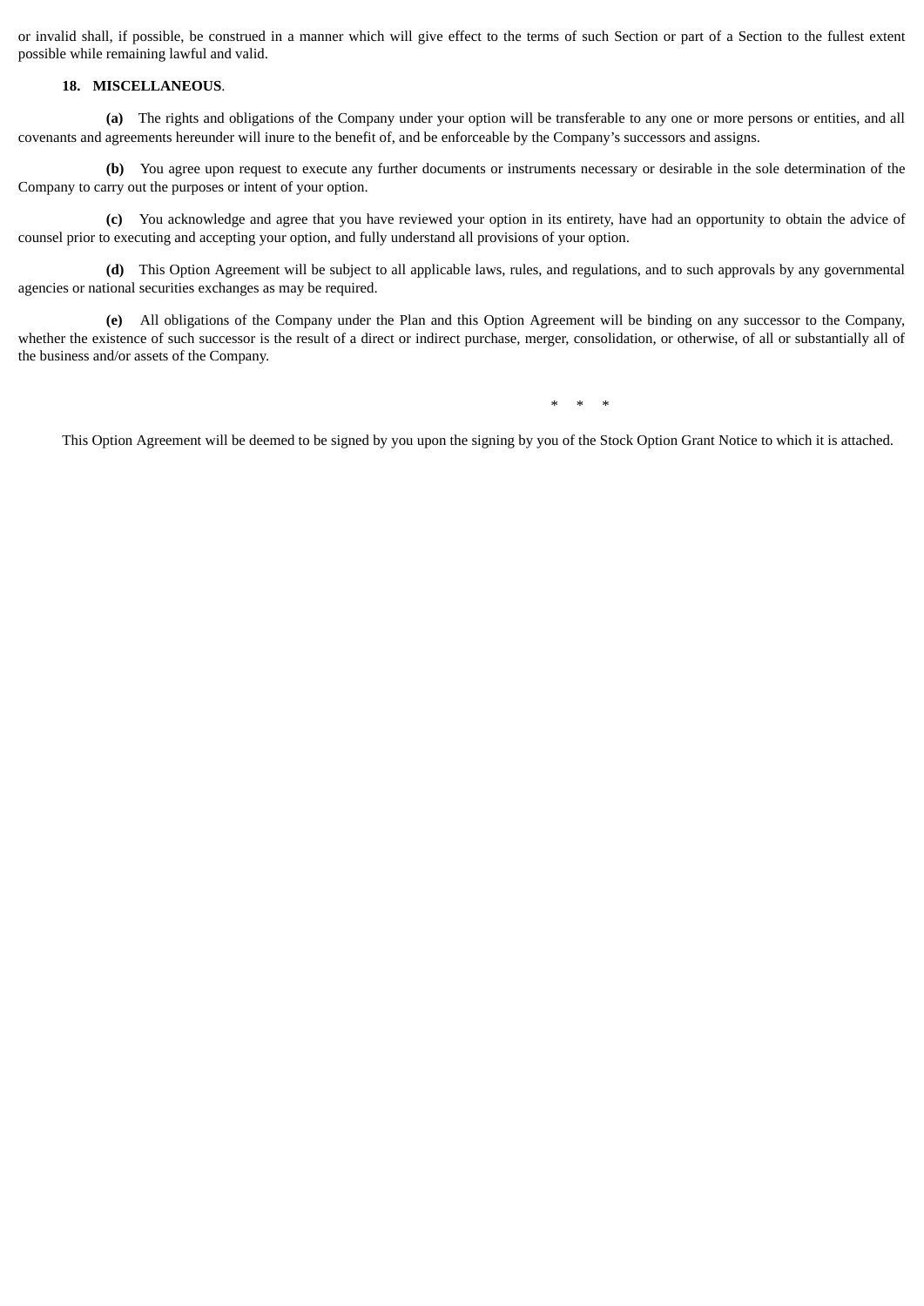or invalid shall, if possible, be construed in a manner which will give effect to the terms of such Section or part of a Section to the fullest extent possible while remaining lawful and valid.

**18. MISCELLANEOUS**.

**(a)** The rights and obligations of the Company under your option will be transferable to any one or more persons or entities, and all covenants and agreements hereunder will inure to the benefit of, and be enforceable by the Company's successors and assigns.

**(b)** You agree upon request to execute any further documents or instruments necessary or desirable in the sole determination of the Company to carry out the purposes or intent of your option.

**(c)** You acknowledge and agree that you have reviewed your option in its entirety, have had an opportunity to obtain the advice of counsel prior to executing and accepting your option, and fully understand all provisions of your option.

**(d)** This Option Agreement will be subject to all applicable laws, rules, and regulations, and to such approvals by any governmental agencies or national securities exchanges as may be required.

**(e)** All obligations of the Company under the Plan and this Option Agreement will be binding on any successor to the Company, whether the existence of such successor is the result of a direct or indirect purchase, merger, consolidation, or otherwise, of all or substantially all of the business and/or assets of the Company.

\* \* \*

This Option Agreement will be deemed to be signed by you upon the signing by you of the Stock Option Grant Notice to which it is attached.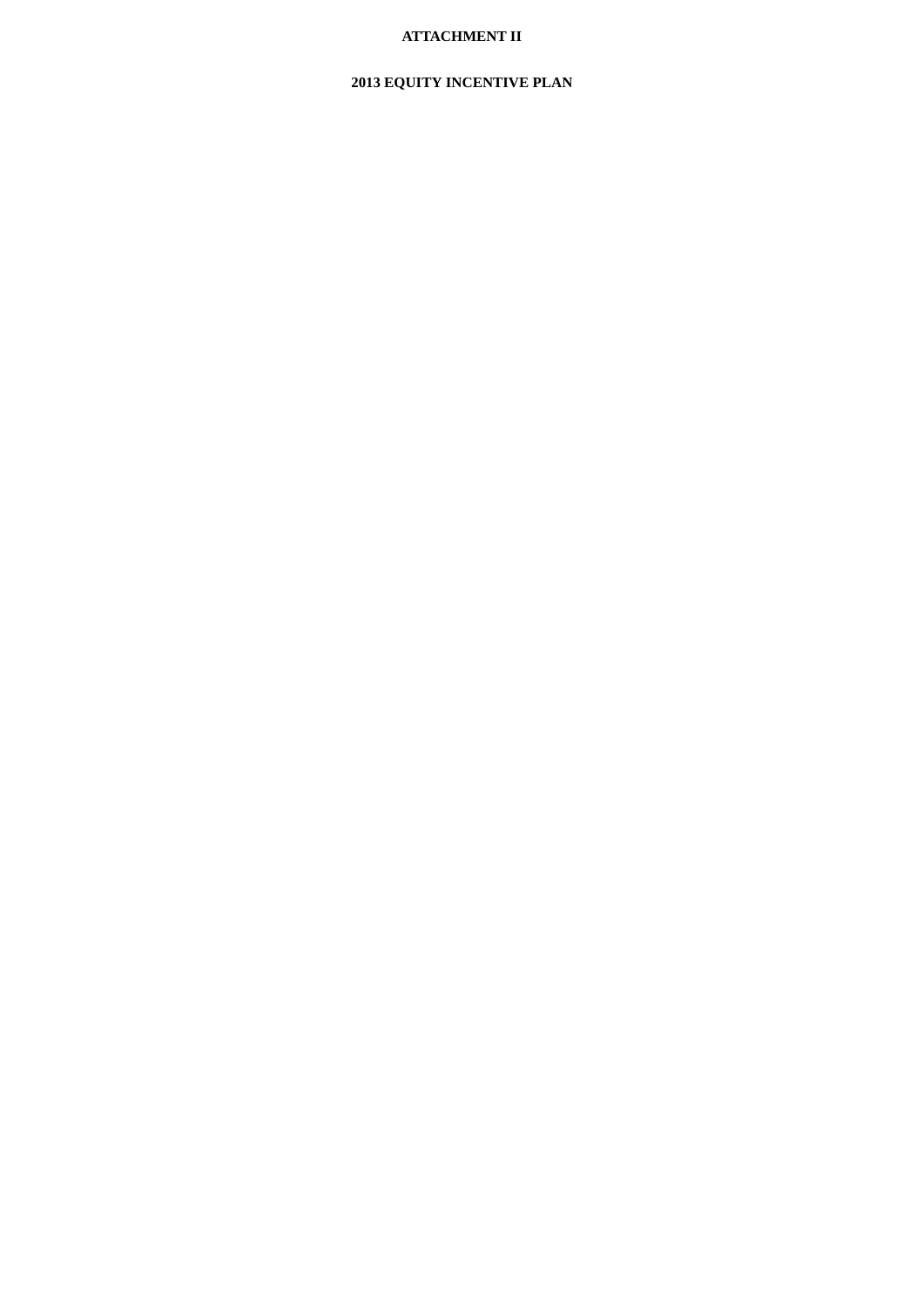**ATTACHMENT II**

**2013 EQUITY INCENTIVE PLAN**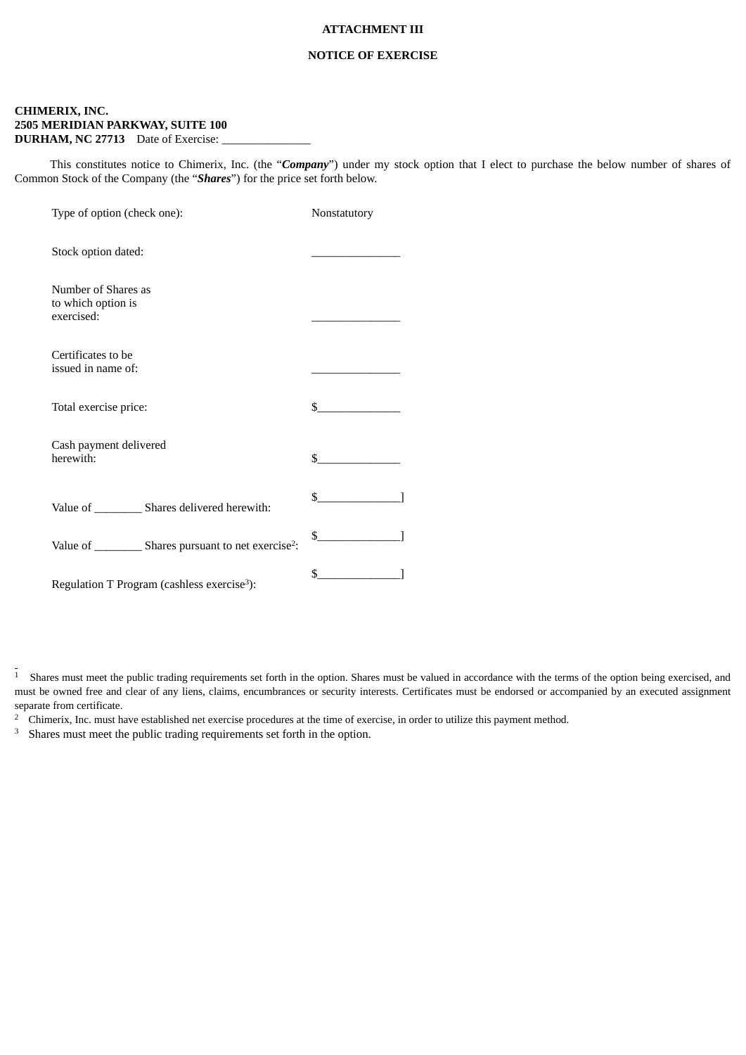**ATTACHMENT III**

**NOTICE OF EXERCISE**

**CHIMERIX, INC.**
**2505 MERIDIAN PARKWAY, SUITE 100**
**DURHAM, NC 27713** Date of Exercise: _______________

This constitutes notice to Chimerix, Inc. (the "***Company***") under my stock option that I elect to purchase the below number of shares of Common Stock of the Company (the "***Shares***") for the price set forth below.

| | |
|---|---|
| Type of option (check one): | Nonstatutory |
| Stock option dated: | _______________ |
| Number of Shares as to which option is exercised: | _______________ |
| Certificates to be issued in name of: | _______________ |
| Total exercise price: | $______________ |
| Cash payment delivered herewith: | $______________ |
| Value of ________ Shares delivered herewith: | $______________] |
| Value of ________ Shares pursuant to net exercise[2]: | $______________] |
| Regulation T Program (cashless exercise[3]): | $______________] |

---

[1] Shares must meet the public trading requirements set forth in the option. Shares must be valued in accordance with the terms of the option being exercised, and must be owned free and clear of any liens, claims, encumbrances or security interests. Certificates must be endorsed or accompanied by an executed assignment separate from certificate.

[2] Chimerix, Inc. must have established net exercise procedures at the time of exercise, in order to utilize this payment method.

[3] Shares must meet the public trading requirements set forth in the option.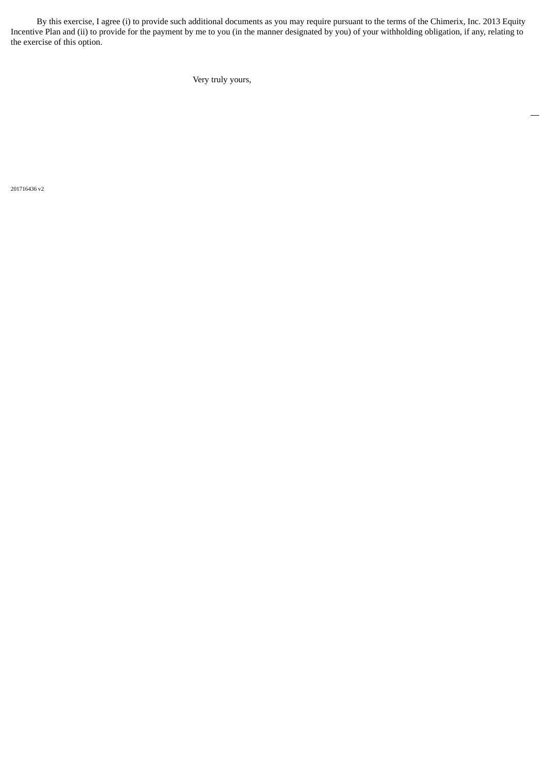By this exercise, I agree (i) to provide such additional documents as you may require pursuant to the terms of the Chimerix, Inc. 2013 Equity Incentive Plan and (ii) to provide for the payment by me to you (in the manner designated by you) of your withholding obligation, if any, relating to the exercise of this option.

Very truly yours,

201716436 v2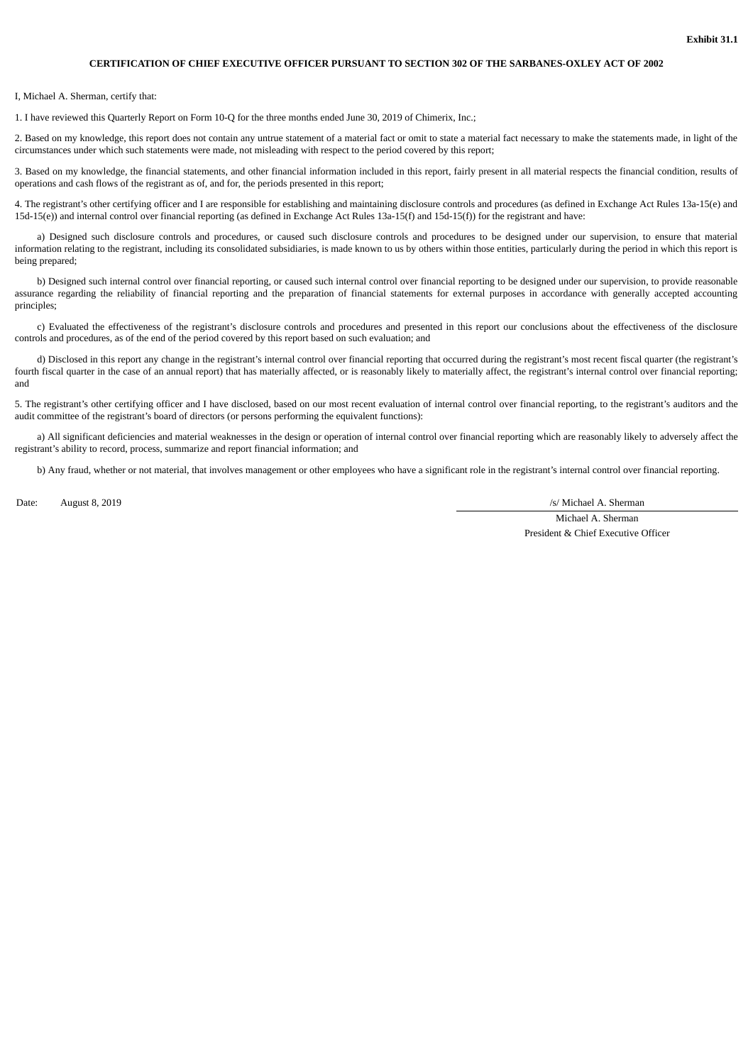**Exhibit 31.1**

**CERTIFICATION OF CHIEF EXECUTIVE OFFICER PURSUANT TO SECTION 302 OF THE SARBANES-OXLEY ACT OF 2002**

I, Michael A. Sherman, certify that:

1. I have reviewed this Quarterly Report on Form 10-Q for the three months ended June 30, 2019 of Chimerix, Inc.;

2. Based on my knowledge, this report does not contain any untrue statement of a material fact or omit to state a material fact necessary to make the statements made, in light of the circumstances under which such statements were made, not misleading with respect to the period covered by this report;

3. Based on my knowledge, the financial statements, and other financial information included in this report, fairly present in all material respects the financial condition, results of operations and cash flows of the registrant as of, and for, the periods presented in this report;

4. The registrant's other certifying officer and I are responsible for establishing and maintaining disclosure controls and procedures (as defined in Exchange Act Rules 13a-15(e) and 15d-15(e)) and internal control over financial reporting (as defined in Exchange Act Rules 13a-15(f) and 15d-15(f)) for the registrant and have:

a) Designed such disclosure controls and procedures, or caused such disclosure controls and procedures to be designed under our supervision, to ensure that material information relating to the registrant, including its consolidated subsidiaries, is made known to us by others within those entities, particularly during the period in which this report is being prepared;

b) Designed such internal control over financial reporting, or caused such internal control over financial reporting to be designed under our supervision, to provide reasonable assurance regarding the reliability of financial reporting and the preparation of financial statements for external purposes in accordance with generally accepted accounting principles;

c) Evaluated the effectiveness of the registrant's disclosure controls and procedures and presented in this report our conclusions about the effectiveness of the disclosure controls and procedures, as of the end of the period covered by this report based on such evaluation; and

d) Disclosed in this report any change in the registrant's internal control over financial reporting that occurred during the registrant's most recent fiscal quarter (the registrant's fourth fiscal quarter in the case of an annual report) that has materially affected, or is reasonably likely to materially affect, the registrant's internal control over financial reporting; and

5. The registrant's other certifying officer and I have disclosed, based on our most recent evaluation of internal control over financial reporting, to the registrant's auditors and the audit committee of the registrant's board of directors (or persons performing the equivalent functions):

a) All significant deficiencies and material weaknesses in the design or operation of internal control over financial reporting which are reasonably likely to adversely affect the registrant's ability to record, process, summarize and report financial information; and

b) Any fraud, whether or not material, that involves management or other employees who have a significant role in the registrant's internal control over financial reporting.

Date: August 8, 2019

/s/ Michael A. Sherman

Michael A. Sherman

President & Chief Executive Officer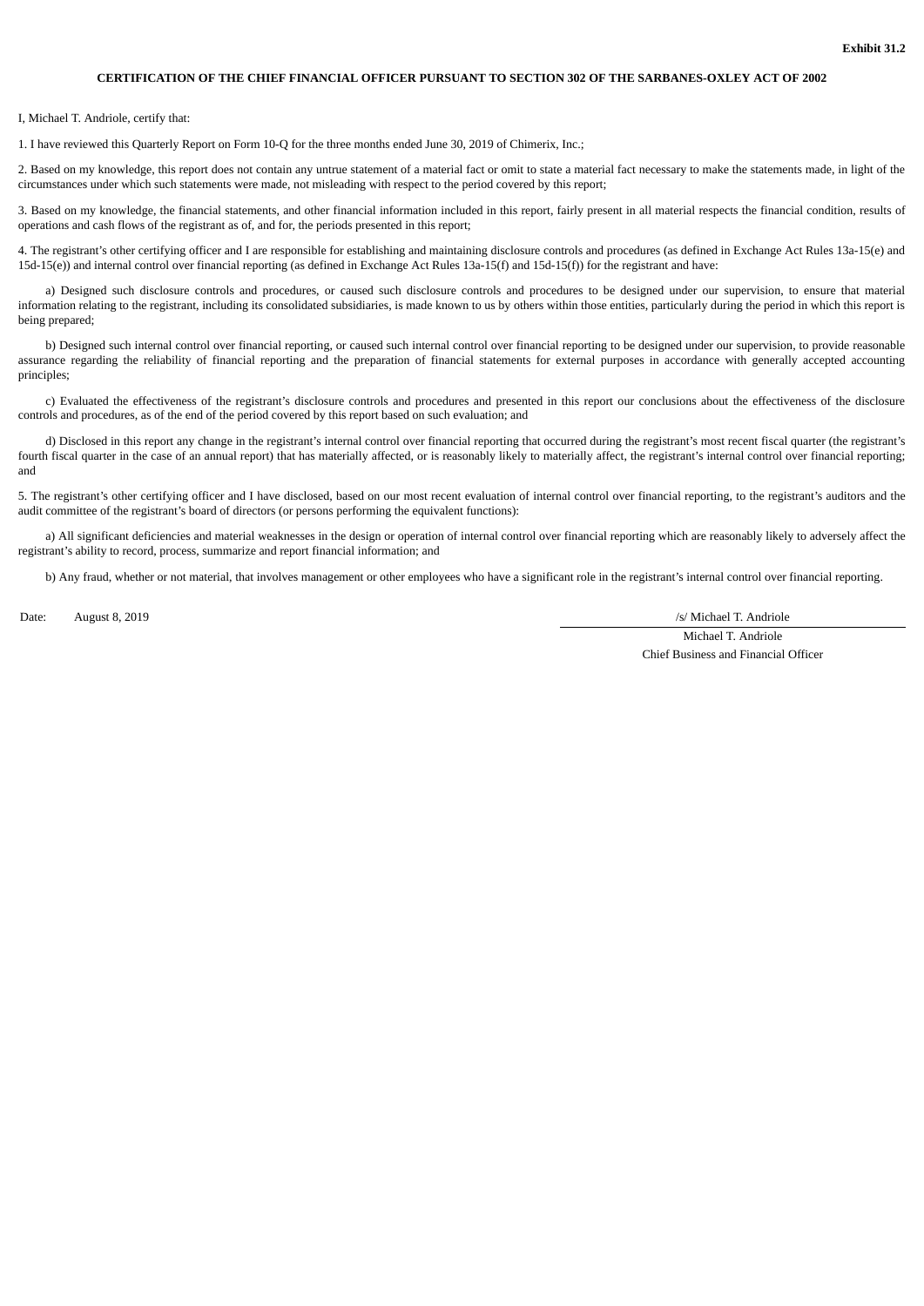**Exhibit 31.2**

**CERTIFICATION OF THE CHIEF FINANCIAL OFFICER PURSUANT TO SECTION 302 OF THE SARBANES-OXLEY ACT OF 2002**

I, Michael T. Andriole, certify that:

1. I have reviewed this Quarterly Report on Form 10-Q for the three months ended June 30, 2019 of Chimerix, Inc.;

2. Based on my knowledge, this report does not contain any untrue statement of a material fact or omit to state a material fact necessary to make the statements made, in light of the circumstances under which such statements were made, not misleading with respect to the period covered by this report;

3. Based on my knowledge, the financial statements, and other financial information included in this report, fairly present in all material respects the financial condition, results of operations and cash flows of the registrant as of, and for, the periods presented in this report;

4. The registrant's other certifying officer and I are responsible for establishing and maintaining disclosure controls and procedures (as defined in Exchange Act Rules 13a-15(e) and 15d-15(e)) and internal control over financial reporting (as defined in Exchange Act Rules 13a-15(f) and 15d-15(f)) for the registrant and have:

a) Designed such disclosure controls and procedures, or caused such disclosure controls and procedures to be designed under our supervision, to ensure that material information relating to the registrant, including its consolidated subsidiaries, is made known to us by others within those entities, particularly during the period in which this report is being prepared;

b) Designed such internal control over financial reporting, or caused such internal control over financial reporting to be designed under our supervision, to provide reasonable assurance regarding the reliability of financial reporting and the preparation of financial statements for external purposes in accordance with generally accepted accounting principles;

c) Evaluated the effectiveness of the registrant's disclosure controls and procedures and presented in this report our conclusions about the effectiveness of the disclosure controls and procedures, as of the end of the period covered by this report based on such evaluation; and

d) Disclosed in this report any change in the registrant's internal control over financial reporting that occurred during the registrant's most recent fiscal quarter (the registrant's fourth fiscal quarter in the case of an annual report) that has materially affected, or is reasonably likely to materially affect, the registrant's internal control over financial reporting; and

5. The registrant's other certifying officer and I have disclosed, based on our most recent evaluation of internal control over financial reporting, to the registrant's auditors and the audit committee of the registrant's board of directors (or persons performing the equivalent functions):

a) All significant deficiencies and material weaknesses in the design or operation of internal control over financial reporting which are reasonably likely to adversely affect the registrant's ability to record, process, summarize and report financial information; and

b) Any fraud, whether or not material, that involves management or other employees who have a significant role in the registrant's internal control over financial reporting.

Date: August 8, 2019

/s/ Michael T. Andriole

Michael T. Andriole
Chief Business and Financial Officer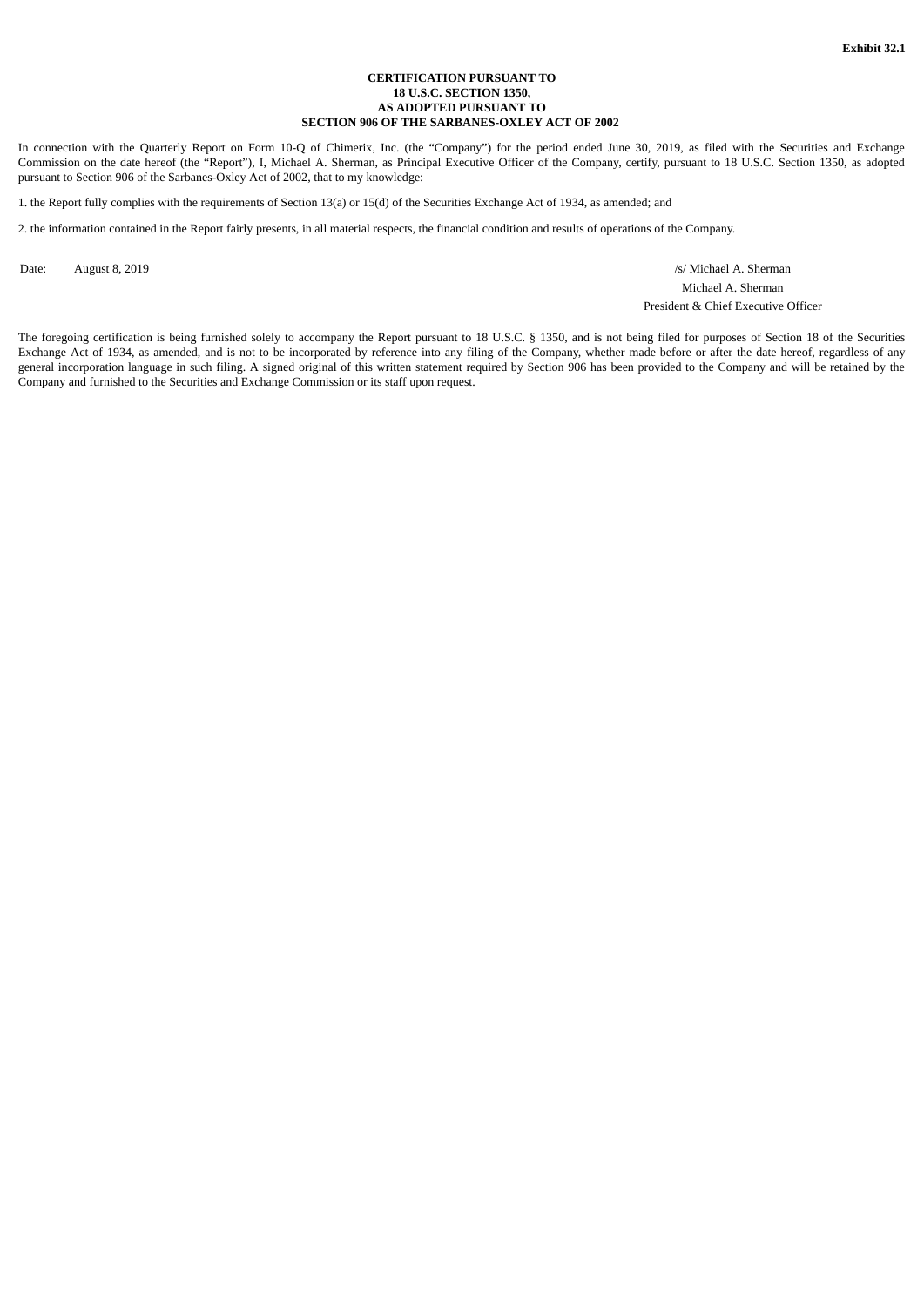**Exhibit 32.1**

**CERTIFICATION PURSUANT TO**
**18 U.S.C. SECTION 1350,**
**AS ADOPTED PURSUANT TO**
**SECTION 906 OF THE SARBANES-OXLEY ACT OF 2002**

In connection with the Quarterly Report on Form 10-Q of Chimerix, Inc. (the “Company”) for the period ended June 30, 2019, as filed with the Securities and Exchange Commission on the date hereof (the “Report”), I, Michael A. Sherman, as Principal Executive Officer of the Company, certify, pursuant to 18 U.S.C. Section 1350, as adopted pursuant to Section 906 of the Sarbanes-Oxley Act of 2002, that to my knowledge:

1. the Report fully complies with the requirements of Section 13(a) or 15(d) of the Securities Exchange Act of 1934, as amended; and

2. the information contained in the Report fairly presents, in all material respects, the financial condition and results of operations of the Company.

Date: August 8, 2019

/s/ Michael A. Sherman
Michael A. Sherman
President & Chief Executive Officer

The foregoing certification is being furnished solely to accompany the Report pursuant to 18 U.S.C. § 1350, and is not being filed for purposes of Section 18 of the Securities Exchange Act of 1934, as amended, and is not to be incorporated by reference into any filing of the Company, whether made before or after the date hereof, regardless of any general incorporation language in such filing. A signed original of this written statement required by Section 906 has been provided to the Company and will be retained by the Company and furnished to the Securities and Exchange Commission or its staff upon request.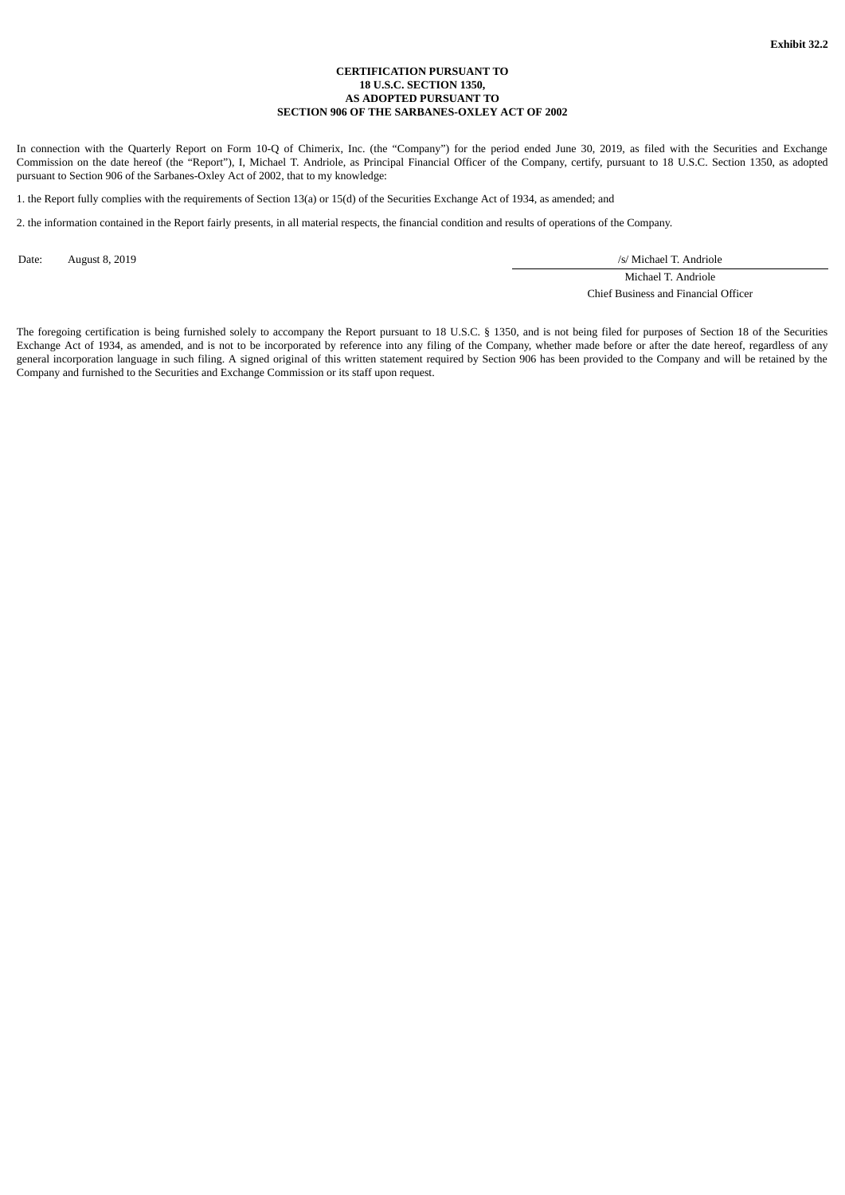**Exhibit 32.2**

**CERTIFICATION PURSUANT TO**
**18 U.S.C. SECTION 1350,**
**AS ADOPTED PURSUANT TO**
**SECTION 906 OF THE SARBANES-OXLEY ACT OF 2002**

In connection with the Quarterly Report on Form 10-Q of Chimerix, Inc. (the "Company") for the period ended June 30, 2019, as filed with the Securities and Exchange Commission on the date hereof (the "Report"), I, Michael T. Andriole, as Principal Financial Officer of the Company, certify, pursuant to 18 U.S.C. Section 1350, as adopted pursuant to Section 906 of the Sarbanes-Oxley Act of 2002, that to my knowledge:

1. the Report fully complies with the requirements of Section 13(a) or 15(d) of the Securities Exchange Act of 1934, as amended; and

2. the information contained in the Report fairly presents, in all material respects, the financial condition and results of operations of the Company.

Date: August 8, 2019

/s/ Michael T. Andriole
Michael T. Andriole
Chief Business and Financial Officer

The foregoing certification is being furnished solely to accompany the Report pursuant to 18 U.S.C. § 1350, and is not being filed for purposes of Section 18 of the Securities Exchange Act of 1934, as amended, and is not to be incorporated by reference into any filing of the Company, whether made before or after the date hereof, regardless of any general incorporation language in such filing. A signed original of this written statement required by Section 906 has been provided to the Company and will be retained by the Company and furnished to the Securities and Exchange Commission or its staff upon request.